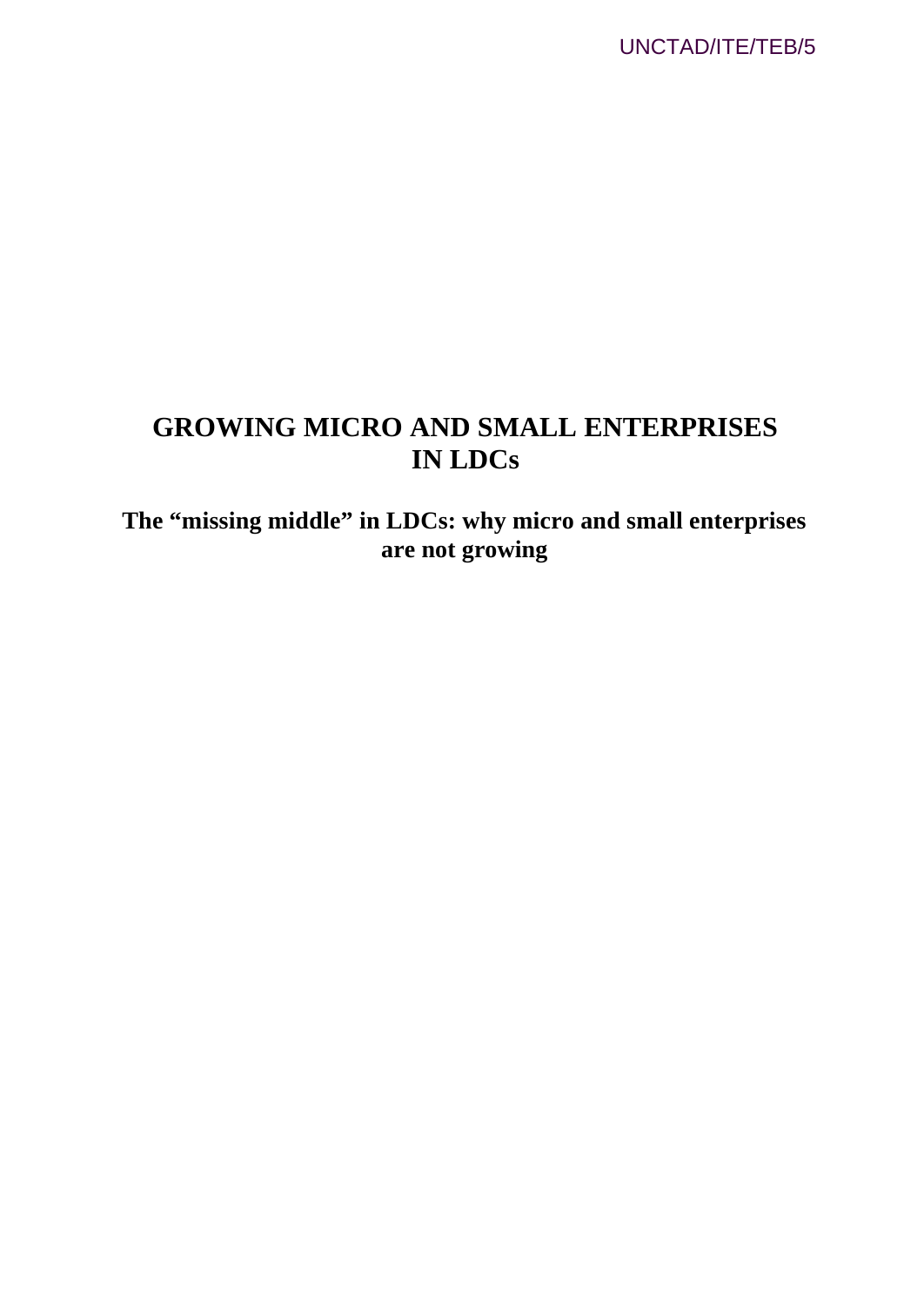UNCTAD/ITE/TEB/5

# GROWING MICRO AND SMALL ENTERPRISES IN LDCs

## The "missing middle" in LDCs: why micro and small enterprises are not growing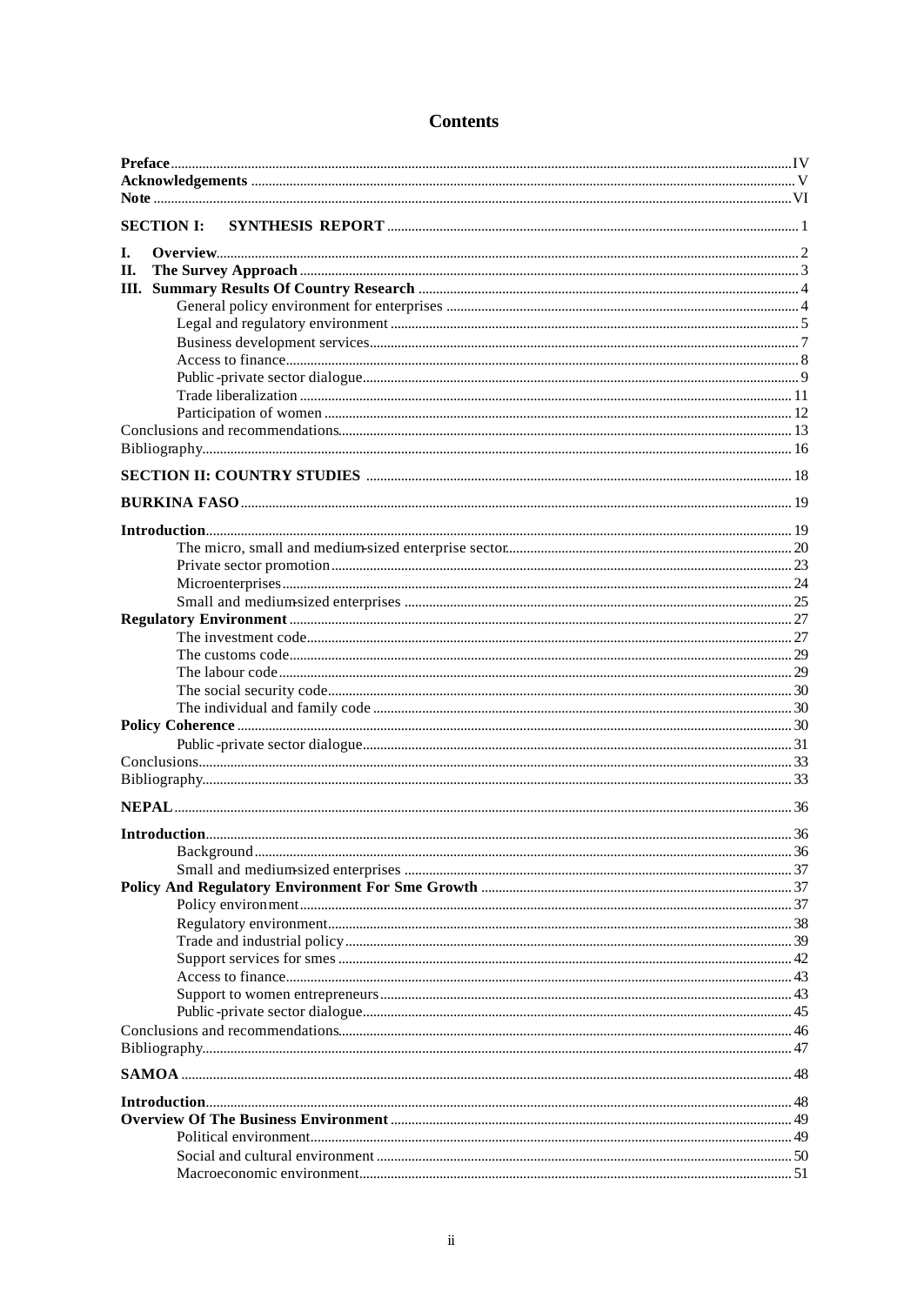# Contents

**Preface** ....... IV
**Acknowledgements** ....... V
**Note** ....... VI

**SECTION I: SYNTHESIS REPORT** ....... 1

**I. Overview** ....... 2
**II. The Survey Approach** ....... 3
**III. Summary Results Of Country Research** ....... 4
- General policy environment for enterprises ....... 4
- Legal and regulatory environment ....... 5
- Business development services ....... 7
- Access to finance ....... 8
- Public-private sector dialogue ....... 9
- Trade liberalization ....... 11
- Participation of women ....... 12

Conclusions and recommendations ....... 13
Bibliography ....... 16

**SECTION II: COUNTRY STUDIES** ....... 18

**BURKINA FASO** ....... 19

**Introduction** ....... 19
- The micro, small and medium-sized enterprise sector ....... 20
- Private sector promotion ....... 23
- Microenterprises ....... 24
- Small and medium-sized enterprises ....... 25

**Regulatory Environment** ....... 27
- The investment code ....... 27
- The customs code ....... 29
- The labour code ....... 29
- The social security code ....... 30
- The individual and family code ....... 30

**Policy Coherence** ....... 30
- Public-private sector dialogue ....... 31

Conclusions ....... 33
Bibliography ....... 33

**NEPAL** ....... 36

**Introduction** ....... 36
- Background ....... 36
- Small and medium-sized enterprises ....... 37

**Policy And Regulatory Environment For Sme Growth** ....... 37
- Policy environment ....... 37
- Regulatory environment ....... 38
- Trade and industrial policy ....... 39
- Support services for smes ....... 42
- Access to finance ....... 43
- Support to women entrepreneurs ....... 43
- Public-private sector dialogue ....... 45

Conclusions and recommendations ....... 46
Bibliography ....... 47

**SAMOA** ....... 48

**Introduction** ....... 48
**Overview Of The Business Environment** ....... 49
- Political environment ....... 49
- Social and cultural environment ....... 50
- Macroeconomic environment ....... 51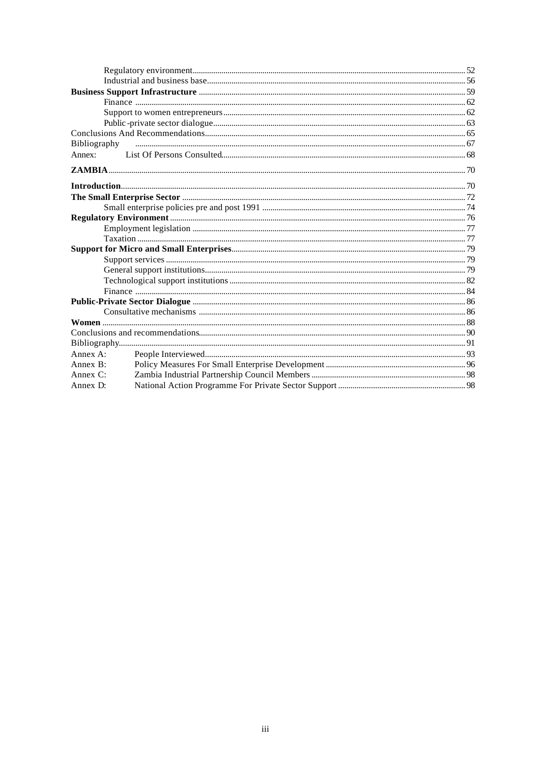- Regulatory environment ........ 52
- Industrial and business base ........ 56

**Business Support Infrastructure** ........ 59

- Finance ........ 62
- Support to women entrepreneurs ........ 62
- Public-private sector dialogue ........ 63

Conclusions And Recommendations ........ 65

Bibliography ........ 67

Annex: List Of Persons Consulted ........ 68

**ZAMBIA** ........ 70

**Introduction** ........ 70

**The Small Enterprise Sector** ........ 72

- Small enterprise policies pre and post 1991 ........ 74

**Regulatory Environment** ........ 76

- Employment legislation ........ 77
- Taxation ........ 77

**Support for Micro and Small Enterprises** ........ 79

- Support services ........ 79
- General support institutions ........ 79
- Technological support institutions ........ 82
- Finance ........ 84

**Public-Private Sector Dialogue** ........ 86

- Consultative mechanisms ........ 86

**Women** ........ 88

Conclusions and recommendations ........ 90

Bibliography ........ 91

Annex A: People Interviewed ........ 93

Annex B: Policy Measures For Small Enterprise Development ........ 96

Annex C: Zambia Industrial Partnership Council Members ........ 98

Annex D: National Action Programme For Private Sector Support ........ 98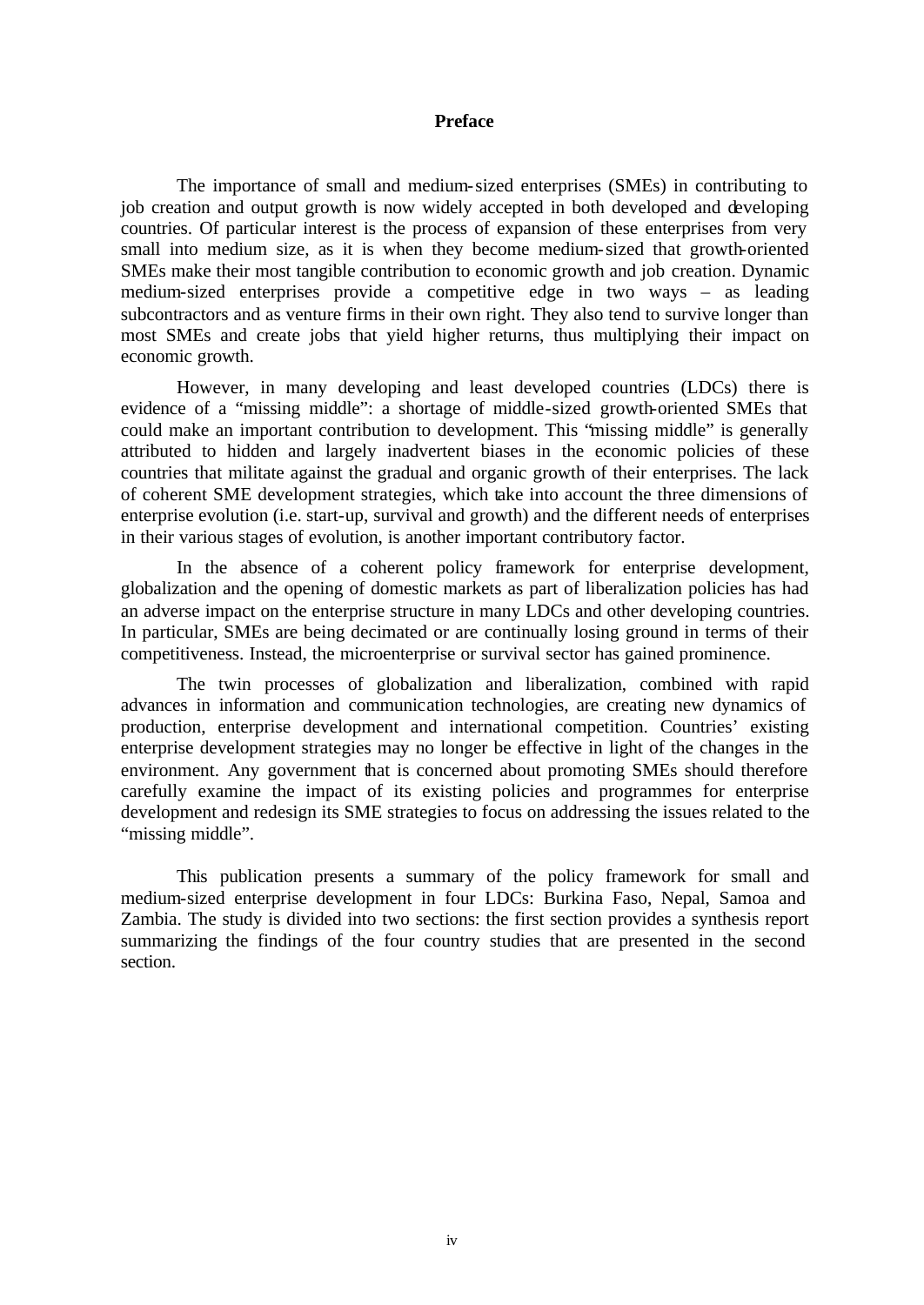# Preface

The importance of small and medium-sized enterprises (SMEs) in contributing to job creation and output growth is now widely accepted in both developed and developing countries. Of particular interest is the process of expansion of these enterprises from very small into medium size, as it is when they become medium-sized that growth-oriented SMEs make their most tangible contribution to economic growth and job creation. Dynamic medium-sized enterprises provide a competitive edge in two ways – as leading subcontractors and as venture firms in their own right. They also tend to survive longer than most SMEs and create jobs that yield higher returns, thus multiplying their impact on economic growth.

However, in many developing and least developed countries (LDCs) there is evidence of a "missing middle": a shortage of middle-sized growth-oriented SMEs that could make an important contribution to development. This "missing middle" is generally attributed to hidden and largely inadvertent biases in the economic policies of these countries that militate against the gradual and organic growth of their enterprises. The lack of coherent SME development strategies, which take into account the three dimensions of enterprise evolution (i.e. start-up, survival and growth) and the different needs of enterprises in their various stages of evolution, is another important contributory factor.

In the absence of a coherent policy framework for enterprise development, globalization and the opening of domestic markets as part of liberalization policies has had an adverse impact on the enterprise structure in many LDCs and other developing countries. In particular, SMEs are being decimated or are continually losing ground in terms of their competitiveness. Instead, the microenterprise or survival sector has gained prominence.

The twin processes of globalization and liberalization, combined with rapid advances in information and communication technologies, are creating new dynamics of production, enterprise development and international competition. Countries' existing enterprise development strategies may no longer be effective in light of the changes in the environment. Any government that is concerned about promoting SMEs should therefore carefully examine the impact of its existing policies and programmes for enterprise development and redesign its SME strategies to focus on addressing the issues related to the "missing middle".

This publication presents a summary of the policy framework for small and medium-sized enterprise development in four LDCs: Burkina Faso, Nepal, Samoa and Zambia. The study is divided into two sections: the first section provides a synthesis report summarizing the findings of the four country studies that are presented in the second section.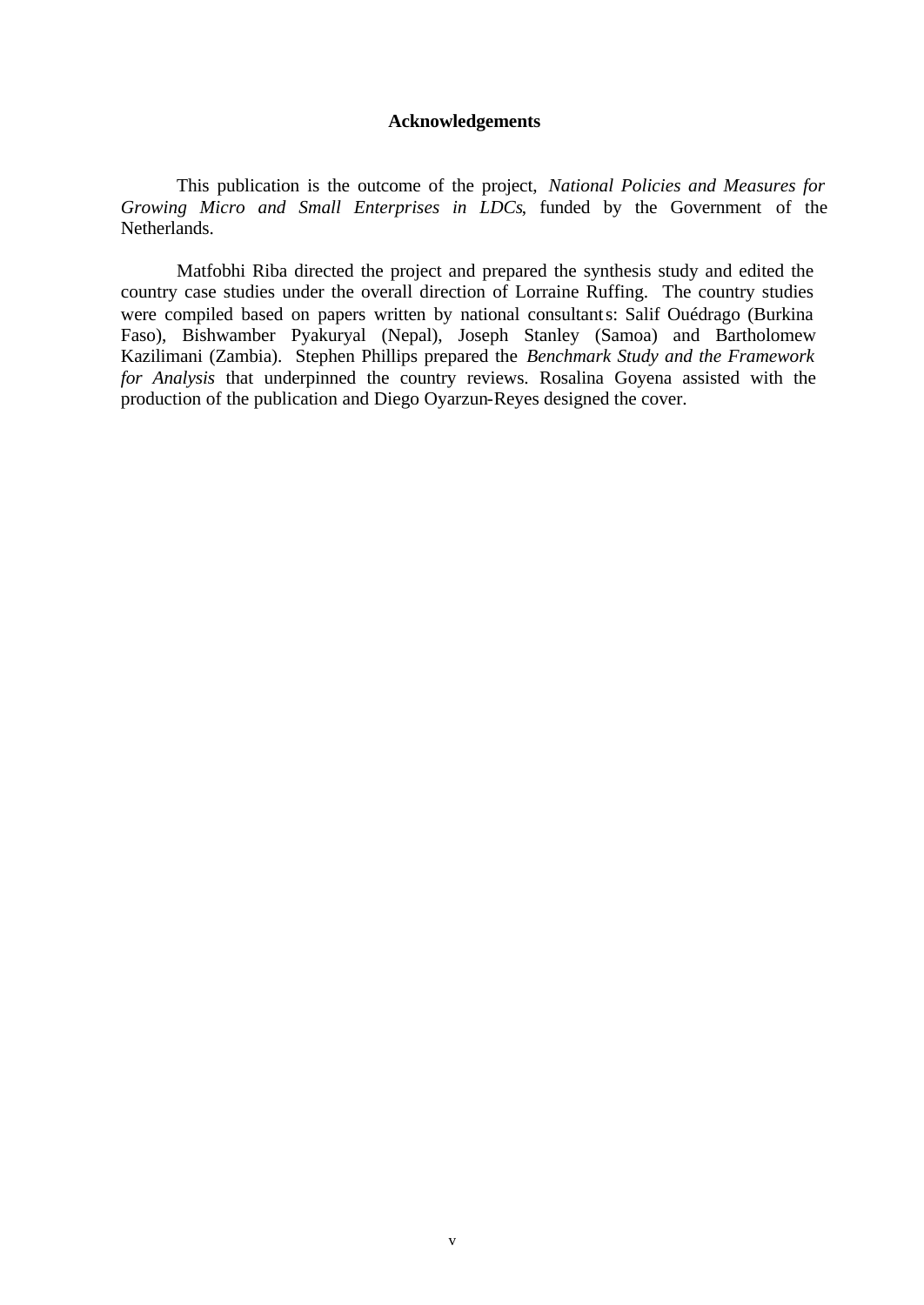# Acknowledgements

This publication is the outcome of the project, *National Policies and Measures for Growing Micro and Small Enterprises in LDCs*, funded by the Government of the Netherlands.

Matfobhi Riba directed the project and prepared the synthesis study and edited the country case studies under the overall direction of Lorraine Ruffing. The country studies were compiled based on papers written by national consultants: Salif Ouédrago (Burkina Faso), Bishwamber Pyakuryal (Nepal), Joseph Stanley (Samoa) and Bartholomew Kazilimani (Zambia). Stephen Phillips prepared the *Benchmark Study and the Framework for Analysis* that underpinned the country reviews. Rosalina Goyena assisted with the production of the publication and Diego Oyarzun-Reyes designed the cover.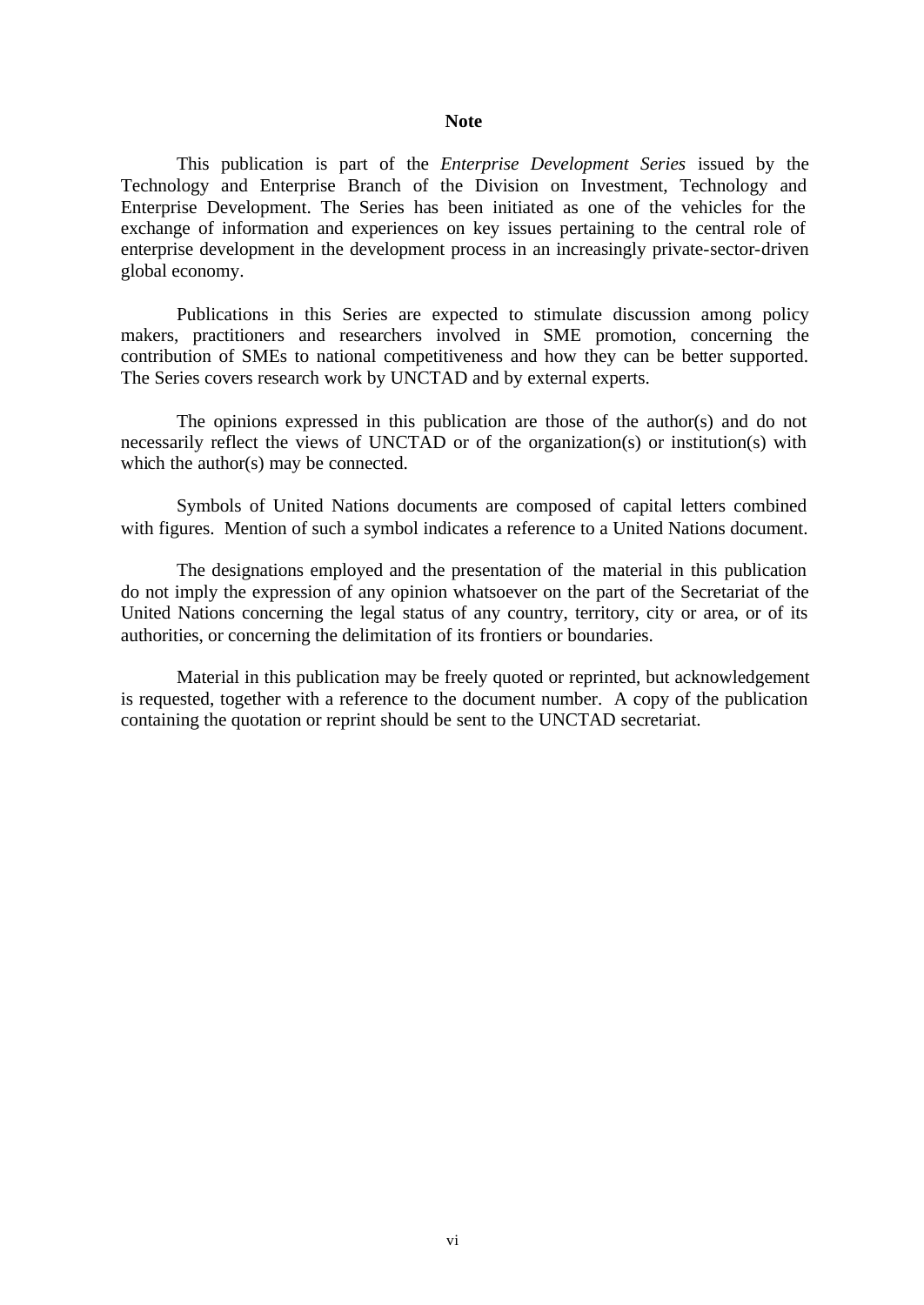## Note

This publication is part of the *Enterprise Development Series* issued by the Technology and Enterprise Branch of the Division on Investment, Technology and Enterprise Development. The Series has been initiated as one of the vehicles for the exchange of information and experiences on key issues pertaining to the central role of enterprise development in the development process in an increasingly private-sector-driven global economy.

Publications in this Series are expected to stimulate discussion among policy makers, practitioners and researchers involved in SME promotion, concerning the contribution of SMEs to national competitiveness and how they can be better supported. The Series covers research work by UNCTAD and by external experts.

The opinions expressed in this publication are those of the author(s) and do not necessarily reflect the views of UNCTAD or of the organization(s) or institution(s) with which the author(s) may be connected.

Symbols of United Nations documents are composed of capital letters combined with figures. Mention of such a symbol indicates a reference to a United Nations document.

The designations employed and the presentation of the material in this publication do not imply the expression of any opinion whatsoever on the part of the Secretariat of the United Nations concerning the legal status of any country, territory, city or area, or of its authorities, or concerning the delimitation of its frontiers or boundaries.

Material in this publication may be freely quoted or reprinted, but acknowledgement is requested, together with a reference to the document number. A copy of the publication containing the quotation or reprint should be sent to the UNCTAD secretariat.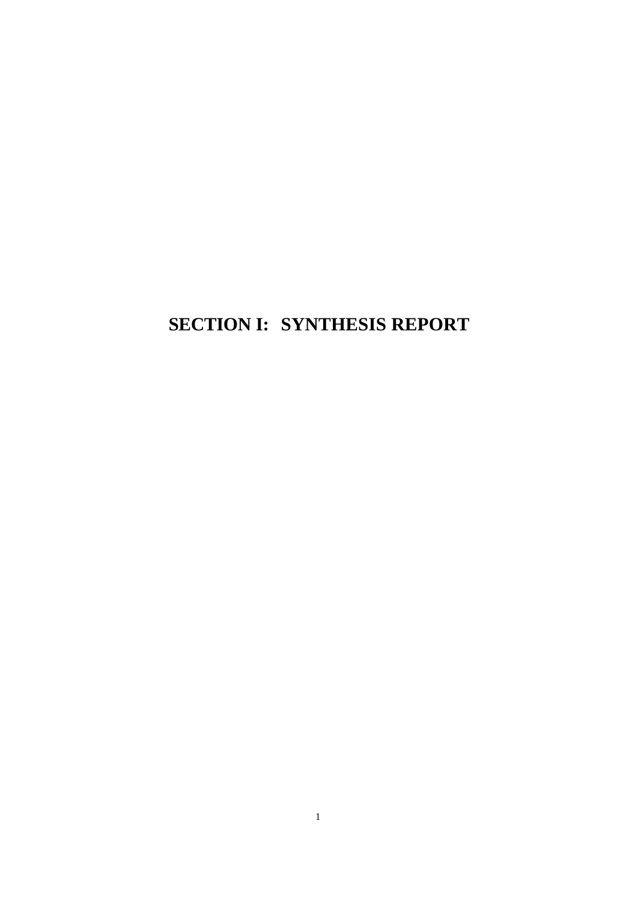# SECTION I: SYNTHESIS REPORT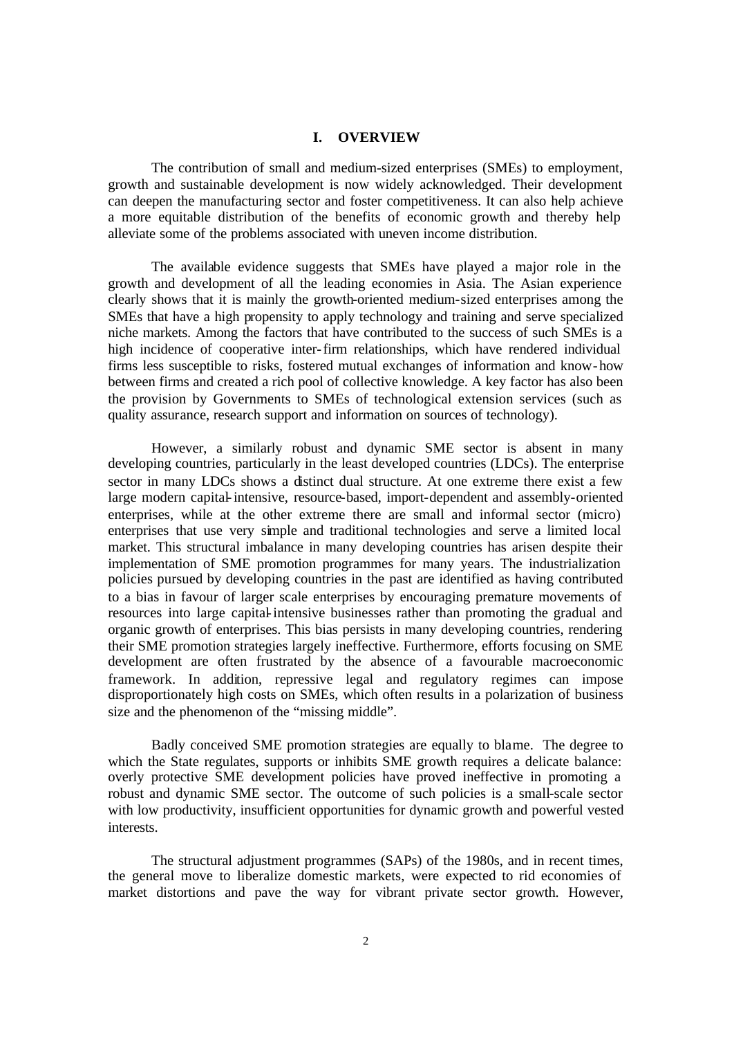# I. OVERVIEW

The contribution of small and medium-sized enterprises (SMEs) to employment, growth and sustainable development is now widely acknowledged. Their development can deepen the manufacturing sector and foster competitiveness. It can also help achieve a more equitable distribution of the benefits of economic growth and thereby help alleviate some of the problems associated with uneven income distribution.

The available evidence suggests that SMEs have played a major role in the growth and development of all the leading economies in Asia. The Asian experience clearly shows that it is mainly the growth-oriented medium-sized enterprises among the SMEs that have a high propensity to apply technology and training and serve specialized niche markets. Among the factors that have contributed to the success of such SMEs is a high incidence of cooperative inter-firm relationships, which have rendered individual firms less susceptible to risks, fostered mutual exchanges of information and know-how between firms and created a rich pool of collective knowledge. A key factor has also been the provision by Governments to SMEs of technological extension services (such as quality assurance, research support and information on sources of technology).

However, a similarly robust and dynamic SME sector is absent in many developing countries, particularly in the least developed countries (LDCs). The enterprise sector in many LDCs shows a distinct dual structure. At one extreme there exist a few large modern capital-intensive, resource-based, import-dependent and assembly-oriented enterprises, while at the other extreme there are small and informal sector (micro) enterprises that use very simple and traditional technologies and serve a limited local market. This structural imbalance in many developing countries has arisen despite their implementation of SME promotion programmes for many years. The industrialization policies pursued by developing countries in the past are identified as having contributed to a bias in favour of larger scale enterprises by encouraging premature movements of resources into large capital-intensive businesses rather than promoting the gradual and organic growth of enterprises. This bias persists in many developing countries, rendering their SME promotion strategies largely ineffective. Furthermore, efforts focusing on SME development are often frustrated by the absence of a favourable macroeconomic framework. In addition, repressive legal and regulatory regimes can impose disproportionately high costs on SMEs, which often results in a polarization of business size and the phenomenon of the "missing middle".

Badly conceived SME promotion strategies are equally to blame. The degree to which the State regulates, supports or inhibits SME growth requires a delicate balance: overly protective SME development policies have proved ineffective in promoting a robust and dynamic SME sector. The outcome of such policies is a small-scale sector with low productivity, insufficient opportunities for dynamic growth and powerful vested interests.

The structural adjustment programmes (SAPs) of the 1980s, and in recent times, the general move to liberalize domestic markets, were expected to rid economies of market distortions and pave the way for vibrant private sector growth. However,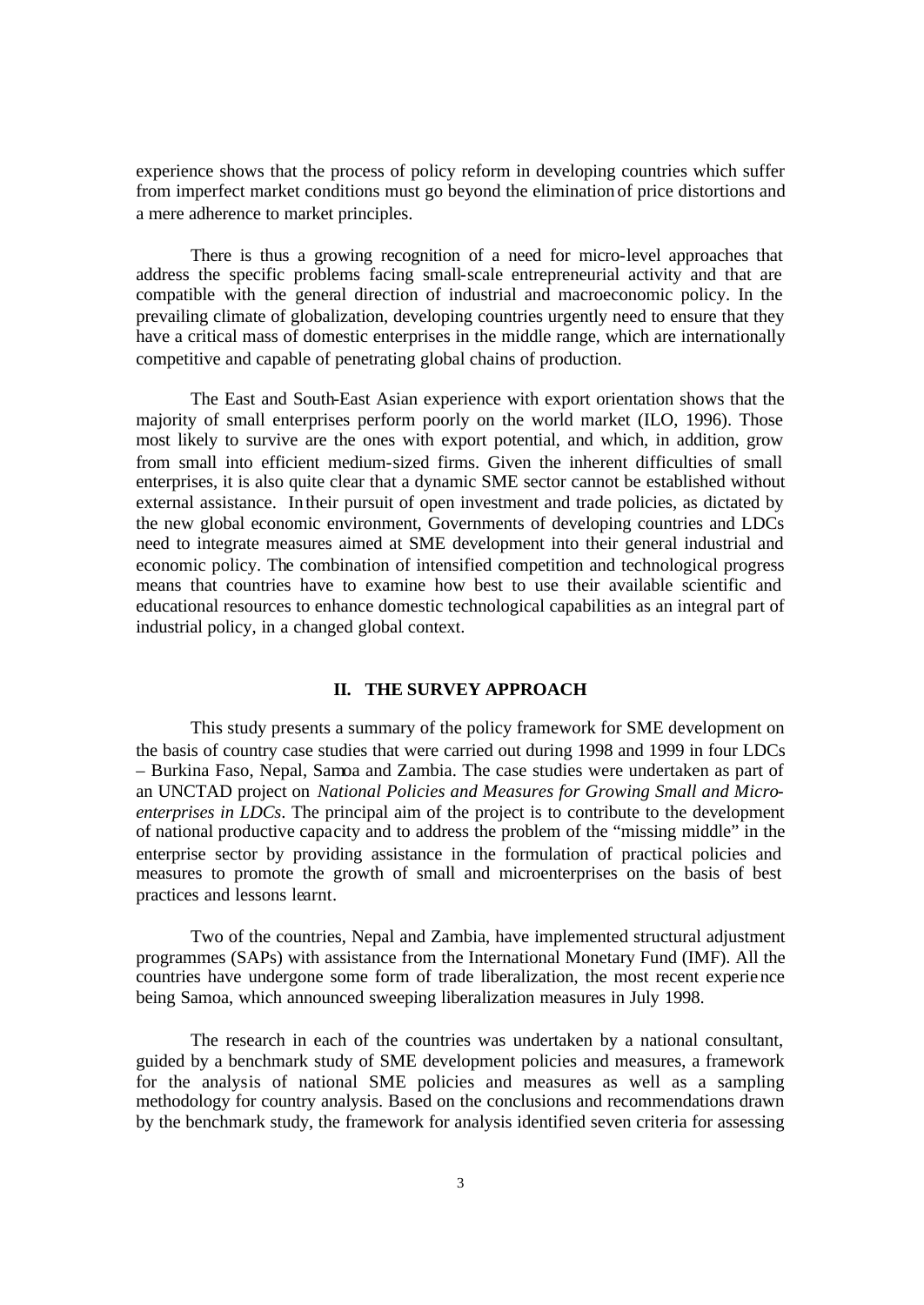experience shows that the process of policy reform in developing countries which suffer from imperfect market conditions must go beyond the elimination of price distortions and a mere adherence to market principles.

There is thus a growing recognition of a need for micro-level approaches that address the specific problems facing small-scale entrepreneurial activity and that are compatible with the general direction of industrial and macroeconomic policy. In the prevailing climate of globalization, developing countries urgently need to ensure that they have a critical mass of domestic enterprises in the middle range, which are internationally competitive and capable of penetrating global chains of production.

The East and South-East Asian experience with export orientation shows that the majority of small enterprises perform poorly on the world market (ILO, 1996). Those most likely to survive are the ones with export potential, and which, in addition, grow from small into efficient medium-sized firms. Given the inherent difficulties of small enterprises, it is also quite clear that a dynamic SME sector cannot be established without external assistance. In their pursuit of open investment and trade policies, as dictated by the new global economic environment, Governments of developing countries and LDCs need to integrate measures aimed at SME development into their general industrial and economic policy. The combination of intensified competition and technological progress means that countries have to examine how best to use their available scientific and educational resources to enhance domestic technological capabilities as an integral part of industrial policy, in a changed global context.

## II. THE SURVEY APPROACH

This study presents a summary of the policy framework for SME development on the basis of country case studies that were carried out during 1998 and 1999 in four LDCs – Burkina Faso, Nepal, Samoa and Zambia. The case studies were undertaken as part of an UNCTAD project on *National Policies and Measures for Growing Small and Micro-enterprises in LDCs*. The principal aim of the project is to contribute to the development of national productive capacity and to address the problem of the "missing middle" in the enterprise sector by providing assistance in the formulation of practical policies and measures to promote the growth of small and microenterprises on the basis of best practices and lessons learnt.

Two of the countries, Nepal and Zambia, have implemented structural adjustment programmes (SAPs) with assistance from the International Monetary Fund (IMF). All the countries have undergone some form of trade liberalization, the most recent experience being Samoa, which announced sweeping liberalization measures in July 1998.

The research in each of the countries was undertaken by a national consultant, guided by a benchmark study of SME development policies and measures, a framework for the analysis of national SME policies and measures as well as a sampling methodology for country analysis. Based on the conclusions and recommendations drawn by the benchmark study, the framework for analysis identified seven criteria for assessing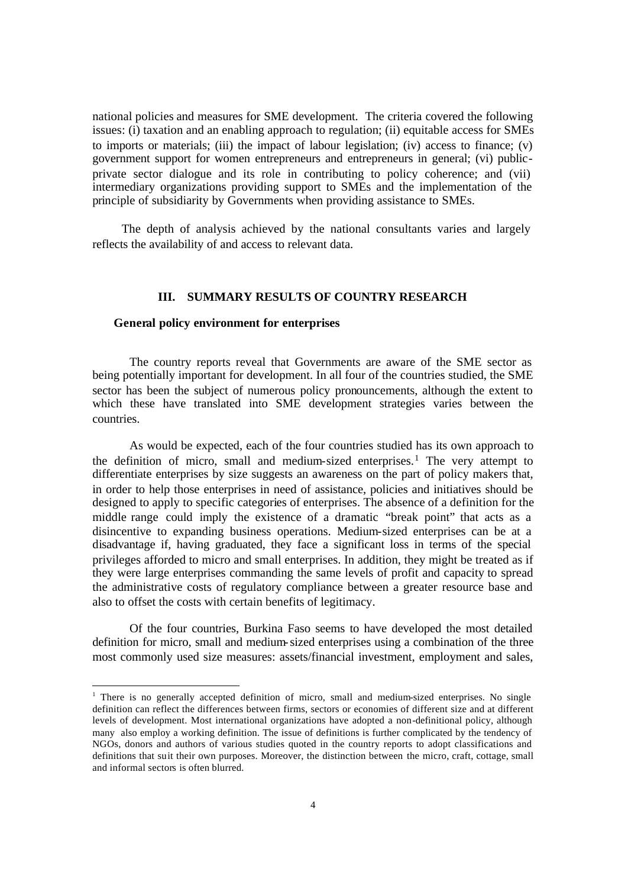national policies and measures for SME development. The criteria covered the following issues: (i) taxation and an enabling approach to regulation; (ii) equitable access for SMEs to imports or materials; (iii) the impact of labour legislation; (iv) access to finance; (v) government support for women entrepreneurs and entrepreneurs in general; (vi) public-private sector dialogue and its role in contributing to policy coherence; and (vii) intermediary organizations providing support to SMEs and the implementation of the principle of subsidiarity by Governments when providing assistance to SMEs.

The depth of analysis achieved by the national consultants varies and largely reflects the availability of and access to relevant data.

## III. SUMMARY RESULTS OF COUNTRY RESEARCH

### General policy environment for enterprises

The country reports reveal that Governments are aware of the SME sector as being potentially important for development. In all four of the countries studied, the SME sector has been the subject of numerous policy pronouncements, although the extent to which these have translated into SME development strategies varies between the countries.

As would be expected, each of the four countries studied has its own approach to the definition of micro, small and medium-sized enterprises.[1] The very attempt to differentiate enterprises by size suggests an awareness on the part of policy makers that, in order to help those enterprises in need of assistance, policies and initiatives should be designed to apply to specific categories of enterprises. The absence of a definition for the middle range could imply the existence of a dramatic "break point" that acts as a disincentive to expanding business operations. Medium-sized enterprises can be at a disadvantage if, having graduated, they face a significant loss in terms of the special privileges afforded to micro and small enterprises. In addition, they might be treated as if they were large enterprises commanding the same levels of profit and capacity to spread the administrative costs of regulatory compliance between a greater resource base and also to offset the costs with certain benefits of legitimacy.

Of the four countries, Burkina Faso seems to have developed the most detailed definition for micro, small and medium-sized enterprises using a combination of the three most commonly used size measures: assets/financial investment, employment and sales,

---

[1] There is no generally accepted definition of micro, small and medium-sized enterprises. No single definition can reflect the differences between firms, sectors or economies of different size and at different levels of development. Most international organizations have adopted a non-definitional policy, although many also employ a working definition. The issue of definitions is further complicated by the tendency of NGOs, donors and authors of various studies quoted in the country reports to adopt classifications and definitions that suit their own purposes. Moreover, the distinction between the micro, craft, cottage, small and informal sectors is often blurred.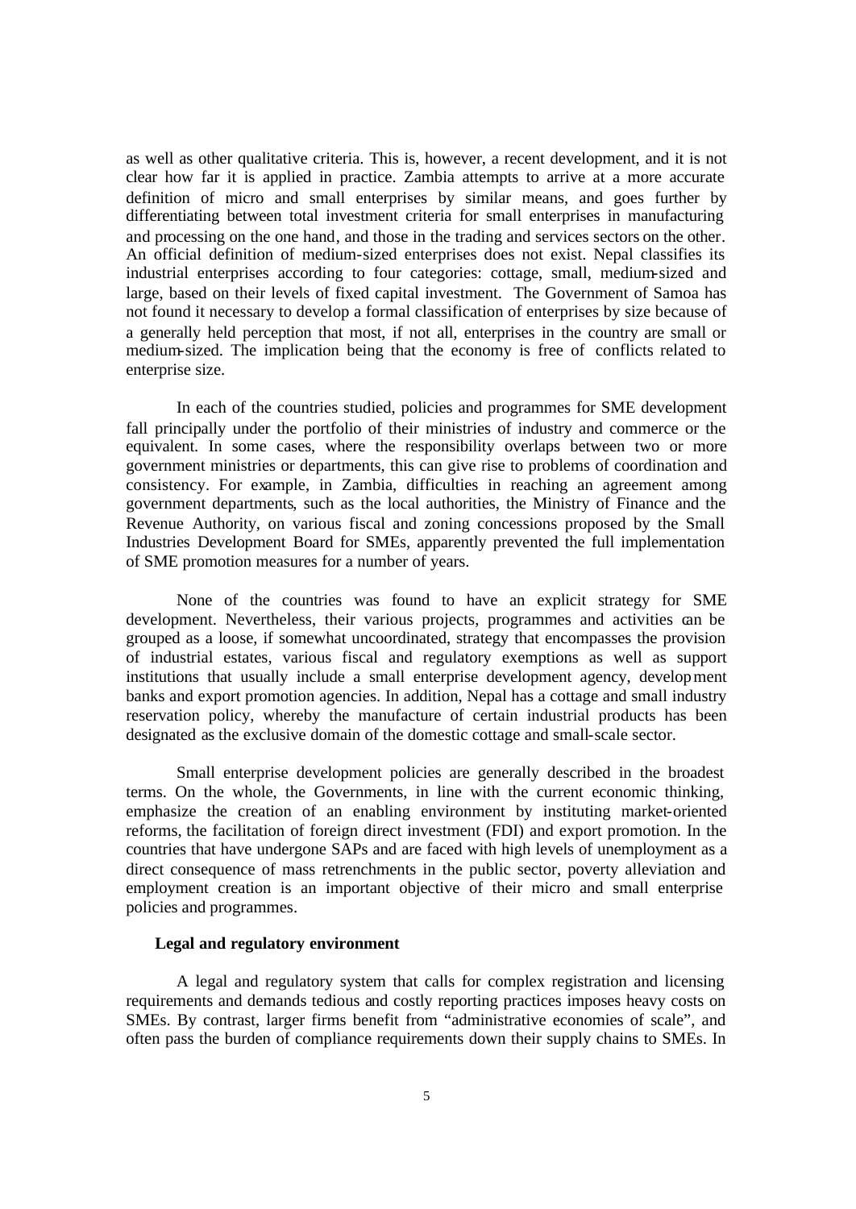as well as other qualitative criteria. This is, however, a recent development, and it is not clear how far it is applied in practice. Zambia attempts to arrive at a more accurate definition of micro and small enterprises by similar means, and goes further by differentiating between total investment criteria for small enterprises in manufacturing and processing on the one hand, and those in the trading and services sectors on the other. An official definition of medium-sized enterprises does not exist. Nepal classifies its industrial enterprises according to four categories: cottage, small, medium-sized and large, based on their levels of fixed capital investment. The Government of Samoa has not found it necessary to develop a formal classification of enterprises by size because of a generally held perception that most, if not all, enterprises in the country are small or medium-sized. The implication being that the economy is free of conflicts related to enterprise size.

In each of the countries studied, policies and programmes for SME development fall principally under the portfolio of their ministries of industry and commerce or the equivalent. In some cases, where the responsibility overlaps between two or more government ministries or departments, this can give rise to problems of coordination and consistency. For example, in Zambia, difficulties in reaching an agreement among government departments, such as the local authorities, the Ministry of Finance and the Revenue Authority, on various fiscal and zoning concessions proposed by the Small Industries Development Board for SMEs, apparently prevented the full implementation of SME promotion measures for a number of years.

None of the countries was found to have an explicit strategy for SME development. Nevertheless, their various projects, programmes and activities can be grouped as a loose, if somewhat uncoordinated, strategy that encompasses the provision of industrial estates, various fiscal and regulatory exemptions as well as support institutions that usually include a small enterprise development agency, development banks and export promotion agencies. In addition, Nepal has a cottage and small industry reservation policy, whereby the manufacture of certain industrial products has been designated as the exclusive domain of the domestic cottage and small-scale sector.

Small enterprise development policies are generally described in the broadest terms. On the whole, the Governments, in line with the current economic thinking, emphasize the creation of an enabling environment by instituting market-oriented reforms, the facilitation of foreign direct investment (FDI) and export promotion. In the countries that have undergone SAPs and are faced with high levels of unemployment as a direct consequence of mass retrenchments in the public sector, poverty alleviation and employment creation is an important objective of their micro and small enterprise policies and programmes.

**Legal and regulatory environment**

A legal and regulatory system that calls for complex registration and licensing requirements and demands tedious and costly reporting practices imposes heavy costs on SMEs. By contrast, larger firms benefit from "administrative economies of scale", and often pass the burden of compliance requirements down their supply chains to SMEs. In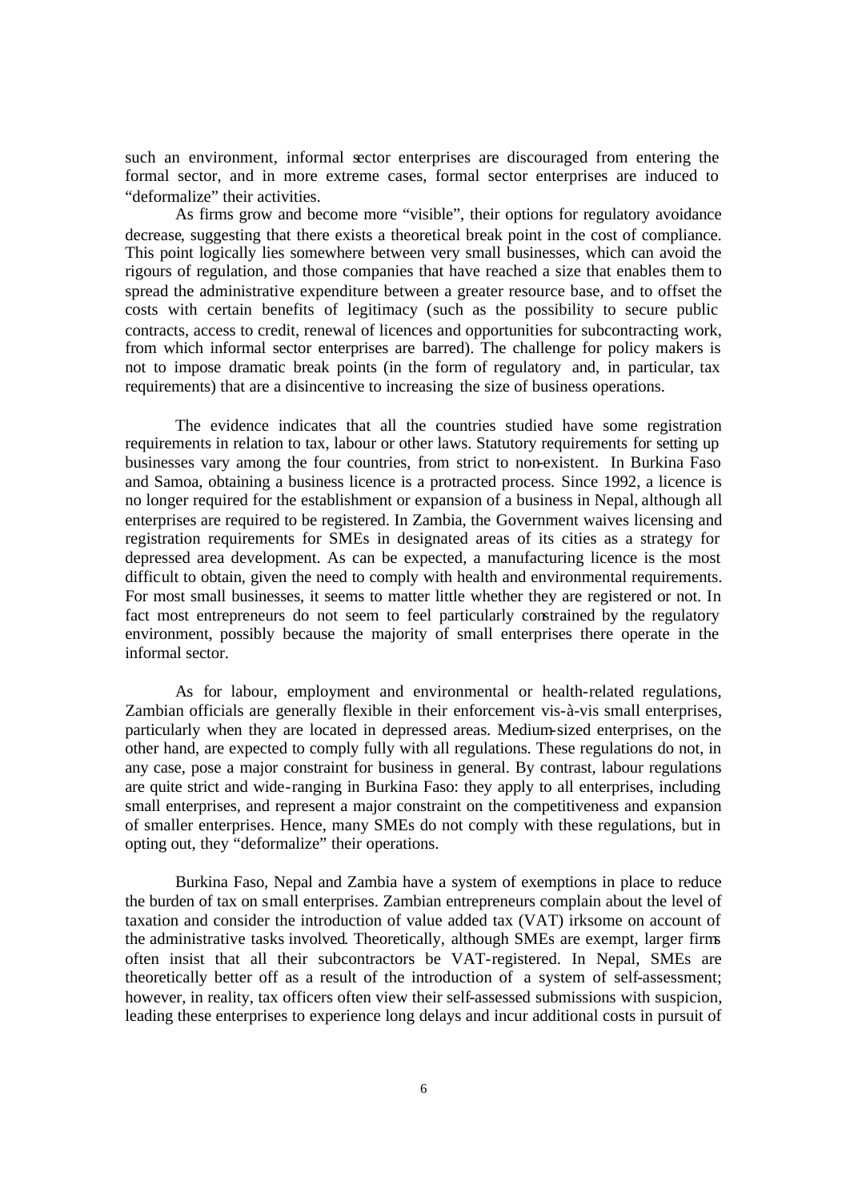such an environment, informal sector enterprises are discouraged from entering the formal sector, and in more extreme cases, formal sector enterprises are induced to "deformalize" their activities.

As firms grow and become more "visible", their options for regulatory avoidance decrease, suggesting that there exists a theoretical break point in the cost of compliance. This point logically lies somewhere between very small businesses, which can avoid the rigours of regulation, and those companies that have reached a size that enables them to spread the administrative expenditure between a greater resource base, and to offset the costs with certain benefits of legitimacy (such as the possibility to secure public contracts, access to credit, renewal of licences and opportunities for subcontracting work, from which informal sector enterprises are barred). The challenge for policy makers is not to impose dramatic break points (in the form of regulatory and, in particular, tax requirements) that are a disincentive to increasing the size of business operations.

The evidence indicates that all the countries studied have some registration requirements in relation to tax, labour or other laws. Statutory requirements for setting up businesses vary among the four countries, from strict to non-existent. In Burkina Faso and Samoa, obtaining a business licence is a protracted process. Since 1992, a licence is no longer required for the establishment or expansion of a business in Nepal, although all enterprises are required to be registered. In Zambia, the Government waives licensing and registration requirements for SMEs in designated areas of its cities as a strategy for depressed area development. As can be expected, a manufacturing licence is the most difficult to obtain, given the need to comply with health and environmental requirements. For most small businesses, it seems to matter little whether they are registered or not. In fact most entrepreneurs do not seem to feel particularly constrained by the regulatory environment, possibly because the majority of small enterprises there operate in the informal sector.

As for labour, employment and environmental or health-related regulations, Zambian officials are generally flexible in their enforcement vis-à-vis small enterprises, particularly when they are located in depressed areas. Medium-sized enterprises, on the other hand, are expected to comply fully with all regulations. These regulations do not, in any case, pose a major constraint for business in general. By contrast, labour regulations are quite strict and wide-ranging in Burkina Faso: they apply to all enterprises, including small enterprises, and represent a major constraint on the competitiveness and expansion of smaller enterprises. Hence, many SMEs do not comply with these regulations, but in opting out, they "deformalize" their operations.

Burkina Faso, Nepal and Zambia have a system of exemptions in place to reduce the burden of tax on small enterprises. Zambian entrepreneurs complain about the level of taxation and consider the introduction of value added tax (VAT) irksome on account of the administrative tasks involved. Theoretically, although SMEs are exempt, larger firms often insist that all their subcontractors be VAT-registered. In Nepal, SMEs are theoretically better off as a result of the introduction of a system of self-assessment; however, in reality, tax officers often view their self-assessed submissions with suspicion, leading these enterprises to experience long delays and incur additional costs in pursuit of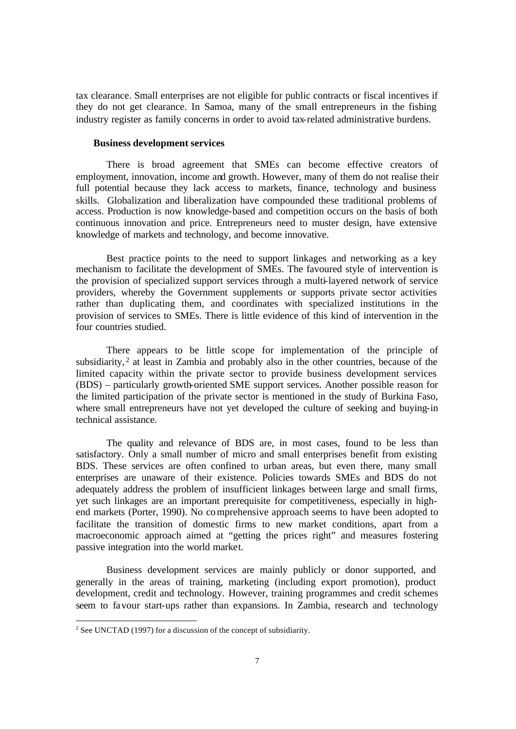tax clearance. Small enterprises are not eligible for public contracts or fiscal incentives if they do not get clearance. In Samoa, many of the small entrepreneurs in the fishing industry register as family concerns in order to avoid tax-related administrative burdens.

**Business development services**

There is broad agreement that SMEs can become effective creators of employment, innovation, income and growth. However, many of them do not realise their full potential because they lack access to markets, finance, technology and business skills. Globalization and liberalization have compounded these traditional problems of access. Production is now knowledge-based and competition occurs on the basis of both continuous innovation and price. Entrepreneurs need to muster design, have extensive knowledge of markets and technology, and become innovative.

Best practice points to the need to support linkages and networking as a key mechanism to facilitate the development of SMEs. The favoured style of intervention is the provision of specialized support services through a multi-layered network of service providers, whereby the Government supplements or supports private sector activities rather than duplicating them, and coordinates with specialized institutions in the provision of services to SMEs. There is little evidence of this kind of intervention in the four countries studied.

There appears to be little scope for implementation of the principle of subsidiarity,[2] at least in Zambia and probably also in the other countries, because of the limited capacity within the private sector to provide business development services (BDS) – particularly growth-oriented SME support services. Another possible reason for the limited participation of the private sector is mentioned in the study of Burkina Faso, where small entrepreneurs have not yet developed the culture of seeking and buying-in technical assistance.

The quality and relevance of BDS are, in most cases, found to be less than satisfactory. Only a small number of micro and small enterprises benefit from existing BDS. These services are often confined to urban areas, but even there, many small enterprises are unaware of their existence. Policies towards SMEs and BDS do not adequately address the problem of insufficient linkages between large and small firms, yet such linkages are an important prerequisite for competitiveness, especially in high-end markets (Porter, 1990). No comprehensive approach seems to have been adopted to facilitate the transition of domestic firms to new market conditions, apart from a macroeconomic approach aimed at "getting the prices right" and measures fostering passive integration into the world market.

Business development services are mainly publicly or donor supported, and generally in the areas of training, marketing (including export promotion), product development, credit and technology. However, training programmes and credit schemes seem to favour start-ups rather than expansions. In Zambia, research and technology

[2] See UNCTAD (1997) for a discussion of the concept of subsidiarity.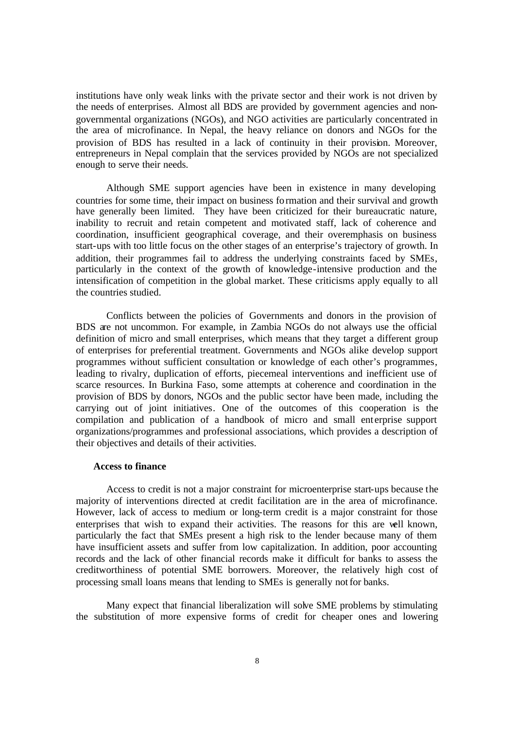institutions have only weak links with the private sector and their work is not driven by the needs of enterprises. Almost all BDS are provided by government agencies and non-governmental organizations (NGOs), and NGO activities are particularly concentrated in the area of microfinance. In Nepal, the heavy reliance on donors and NGOs for the provision of BDS has resulted in a lack of continuity in their provision. Moreover, entrepreneurs in Nepal complain that the services provided by NGOs are not specialized enough to serve their needs.

Although SME support agencies have been in existence in many developing countries for some time, their impact on business formation and their survival and growth have generally been limited. They have been criticized for their bureaucratic nature, inability to recruit and retain competent and motivated staff, lack of coherence and coordination, insufficient geographical coverage, and their overemphasis on business start-ups with too little focus on the other stages of an enterprise's trajectory of growth. In addition, their programmes fail to address the underlying constraints faced by SMEs, particularly in the context of the growth of knowledge-intensive production and the intensification of competition in the global market. These criticisms apply equally to all the countries studied.

Conflicts between the policies of Governments and donors in the provision of BDS are not uncommon. For example, in Zambia NGOs do not always use the official definition of micro and small enterprises, which means that they target a different group of enterprises for preferential treatment. Governments and NGOs alike develop support programmes without sufficient consultation or knowledge of each other's programmes, leading to rivalry, duplication of efforts, piecemeal interventions and inefficient use of scarce resources. In Burkina Faso, some attempts at coherence and coordination in the provision of BDS by donors, NGOs and the public sector have been made, including the carrying out of joint initiatives. One of the outcomes of this cooperation is the compilation and publication of a handbook of micro and small enterprise support organizations/programmes and professional associations, which provides a description of their objectives and details of their activities.

**Access to finance**

Access to credit is not a major constraint for microenterprise start-ups because the majority of interventions directed at credit facilitation are in the area of microfinance. However, lack of access to medium or long-term credit is a major constraint for those enterprises that wish to expand their activities. The reasons for this are well known, particularly the fact that SMEs present a high risk to the lender because many of them have insufficient assets and suffer from low capitalization. In addition, poor accounting records and the lack of other financial records make it difficult for banks to assess the creditworthiness of potential SME borrowers. Moreover, the relatively high cost of processing small loans means that lending to SMEs is generally not for banks.

Many expect that financial liberalization will solve SME problems by stimulating the substitution of more expensive forms of credit for cheaper ones and lowering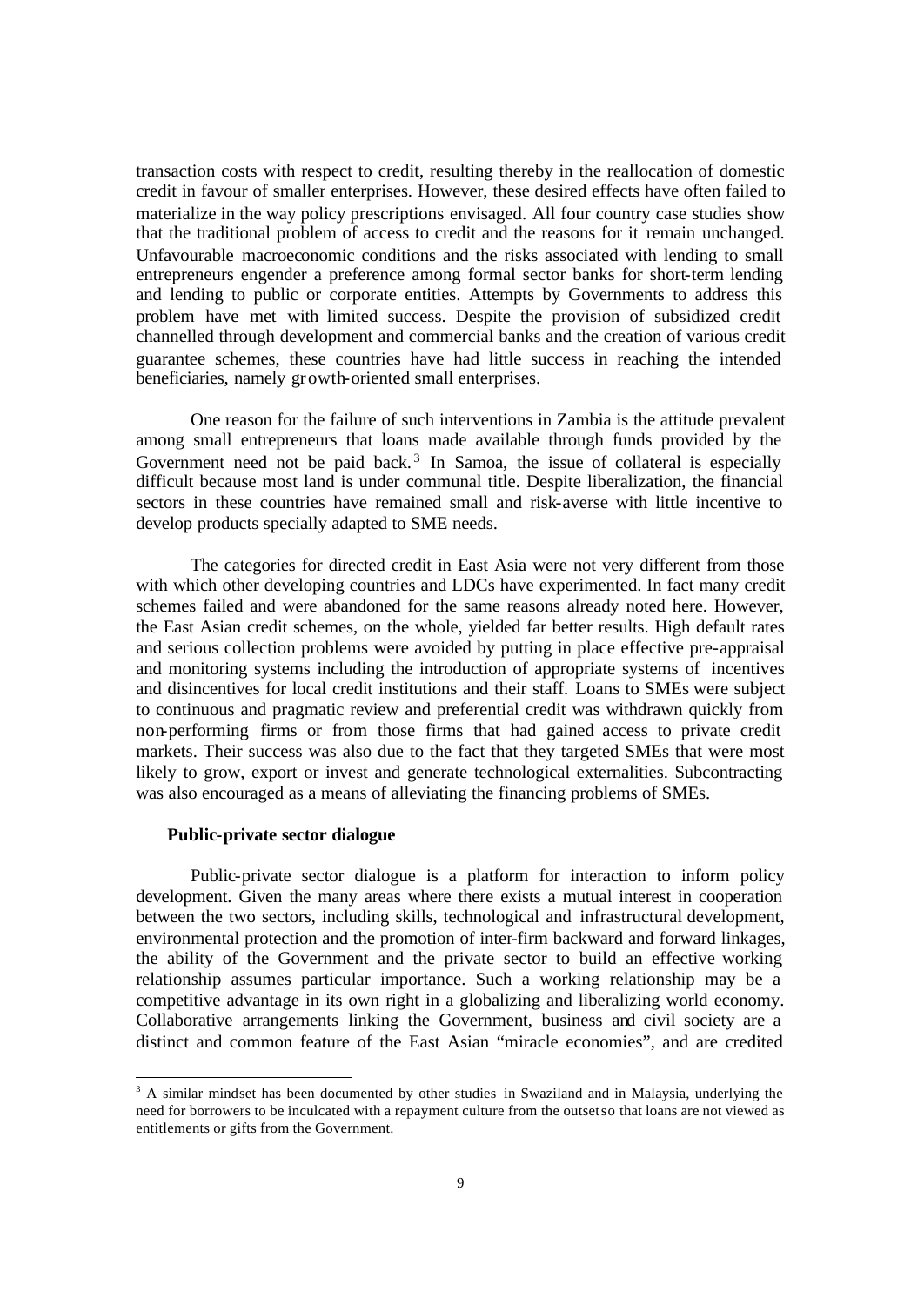transaction costs with respect to credit, resulting thereby in the reallocation of domestic credit in favour of smaller enterprises. However, these desired effects have often failed to materialize in the way policy prescriptions envisaged. All four country case studies show that the traditional problem of access to credit and the reasons for it remain unchanged. Unfavourable macroeconomic conditions and the risks associated with lending to small entrepreneurs engender a preference among formal sector banks for short-term lending and lending to public or corporate entities. Attempts by Governments to address this problem have met with limited success. Despite the provision of subsidized credit channelled through development and commercial banks and the creation of various credit guarantee schemes, these countries have had little success in reaching the intended beneficiaries, namely growth-oriented small enterprises.

One reason for the failure of such interventions in Zambia is the attitude prevalent among small entrepreneurs that loans made available through funds provided by the Government need not be paid back.[3] In Samoa, the issue of collateral is especially difficult because most land is under communal title. Despite liberalization, the financial sectors in these countries have remained small and risk-averse with little incentive to develop products specially adapted to SME needs.

The categories for directed credit in East Asia were not very different from those with which other developing countries and LDCs have experimented. In fact many credit schemes failed and were abandoned for the same reasons already noted here. However, the East Asian credit schemes, on the whole, yielded far better results. High default rates and serious collection problems were avoided by putting in place effective pre-appraisal and monitoring systems including the introduction of appropriate systems of incentives and disincentives for local credit institutions and their staff. Loans to SMEs were subject to continuous and pragmatic review and preferential credit was withdrawn quickly from non-performing firms or from those firms that had gained access to private credit markets. Their success was also due to the fact that they targeted SMEs that were most likely to grow, export or invest and generate technological externalities. Subcontracting was also encouraged as a means of alleviating the financing problems of SMEs.

**Public-private sector dialogue**

Public-private sector dialogue is a platform for interaction to inform policy development. Given the many areas where there exists a mutual interest in cooperation between the two sectors, including skills, technological and infrastructural development, environmental protection and the promotion of inter-firm backward and forward linkages, the ability of the Government and the private sector to build an effective working relationship assumes particular importance. Such a working relationship may be a competitive advantage in its own right in a globalizing and liberalizing world economy. Collaborative arrangements linking the Government, business and civil society are a distinct and common feature of the East Asian "miracle economies", and are credited

---

[3] A similar mindset has been documented by other studies in Swaziland and in Malaysia, underlying the need for borrowers to be inculcated with a repayment culture from the outset so that loans are not viewed as entitlements or gifts from the Government.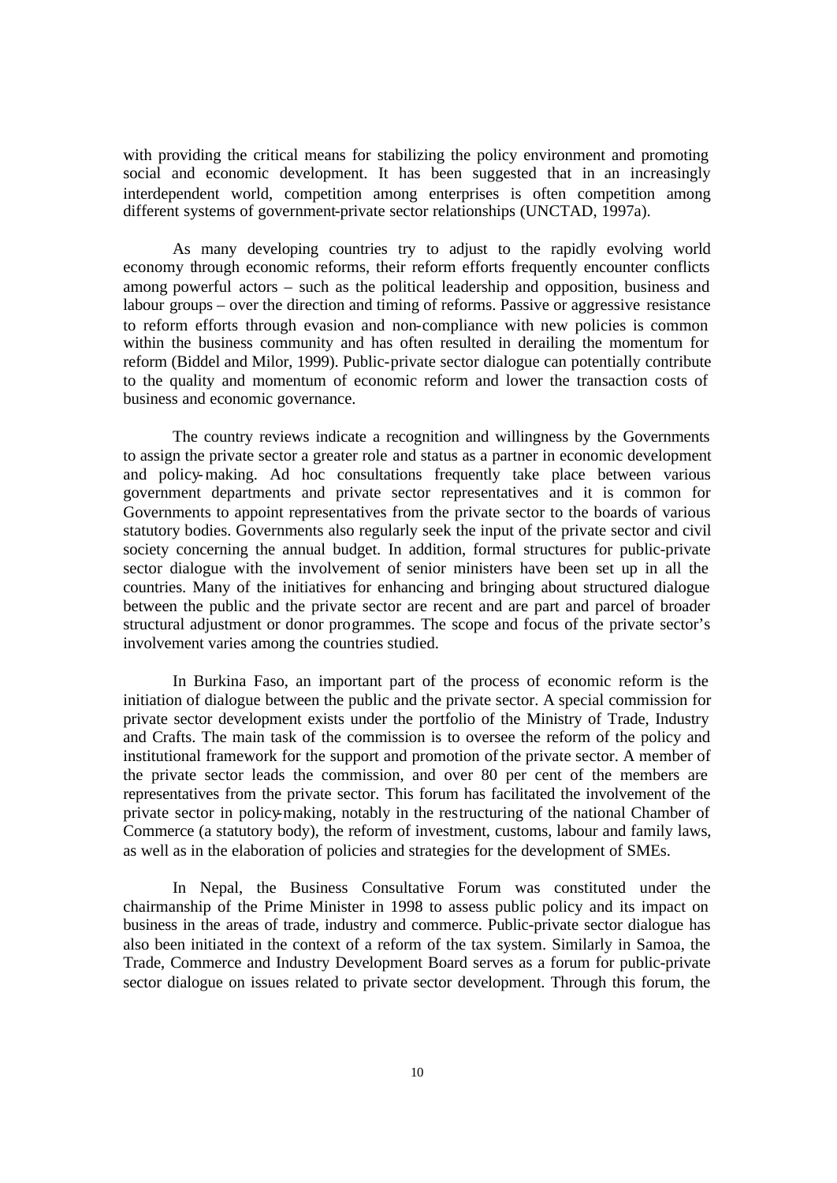with providing the critical means for stabilizing the policy environment and promoting social and economic development. It has been suggested that in an increasingly interdependent world, competition among enterprises is often competition among different systems of government-private sector relationships (UNCTAD, 1997a).

As many developing countries try to adjust to the rapidly evolving world economy through economic reforms, their reform efforts frequently encounter conflicts among powerful actors – such as the political leadership and opposition, business and labour groups – over the direction and timing of reforms. Passive or aggressive resistance to reform efforts through evasion and non-compliance with new policies is common within the business community and has often resulted in derailing the momentum for reform (Biddel and Milor, 1999). Public-private sector dialogue can potentially contribute to the quality and momentum of economic reform and lower the transaction costs of business and economic governance.

The country reviews indicate a recognition and willingness by the Governments to assign the private sector a greater role and status as a partner in economic development and policy-making. Ad hoc consultations frequently take place between various government departments and private sector representatives and it is common for Governments to appoint representatives from the private sector to the boards of various statutory bodies. Governments also regularly seek the input of the private sector and civil society concerning the annual budget. In addition, formal structures for public-private sector dialogue with the involvement of senior ministers have been set up in all the countries. Many of the initiatives for enhancing and bringing about structured dialogue between the public and the private sector are recent and are part and parcel of broader structural adjustment or donor programmes. The scope and focus of the private sector's involvement varies among the countries studied.

In Burkina Faso, an important part of the process of economic reform is the initiation of dialogue between the public and the private sector. A special commission for private sector development exists under the portfolio of the Ministry of Trade, Industry and Crafts. The main task of the commission is to oversee the reform of the policy and institutional framework for the support and promotion of the private sector. A member of the private sector leads the commission, and over 80 per cent of the members are representatives from the private sector. This forum has facilitated the involvement of the private sector in policy-making, notably in the restructuring of the national Chamber of Commerce (a statutory body), the reform of investment, customs, labour and family laws, as well as in the elaboration of policies and strategies for the development of SMEs.

In Nepal, the Business Consultative Forum was constituted under the chairmanship of the Prime Minister in 1998 to assess public policy and its impact on business in the areas of trade, industry and commerce. Public-private sector dialogue has also been initiated in the context of a reform of the tax system. Similarly in Samoa, the Trade, Commerce and Industry Development Board serves as a forum for public-private sector dialogue on issues related to private sector development. Through this forum, the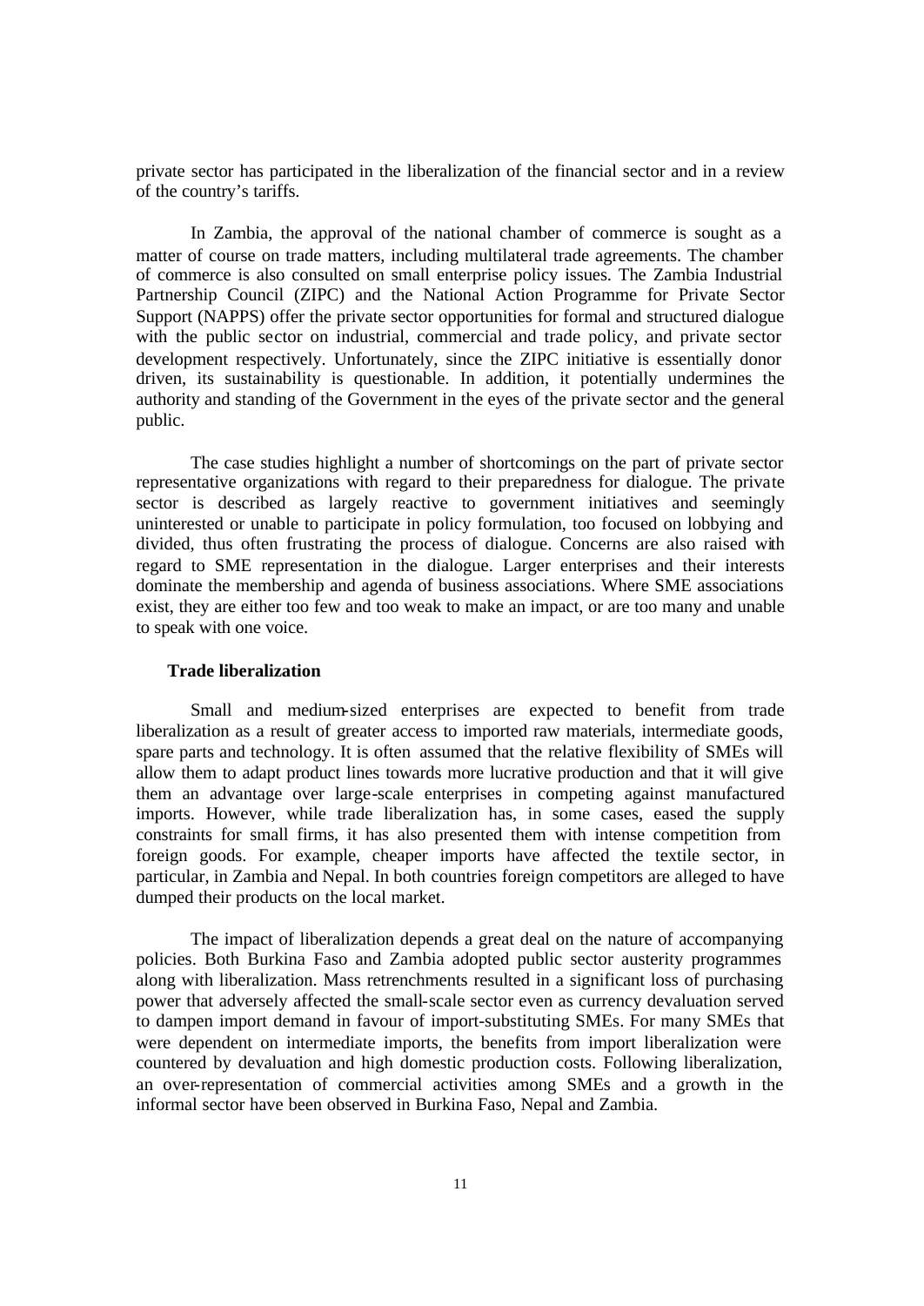private sector has participated in the liberalization of the financial sector and in a review of the country's tariffs.

In Zambia, the approval of the national chamber of commerce is sought as a matter of course on trade matters, including multilateral trade agreements. The chamber of commerce is also consulted on small enterprise policy issues. The Zambia Industrial Partnership Council (ZIPC) and the National Action Programme for Private Sector Support (NAPPS) offer the private sector opportunities for formal and structured dialogue with the public sector on industrial, commercial and trade policy, and private sector development respectively. Unfortunately, since the ZIPC initiative is essentially donor driven, its sustainability is questionable. In addition, it potentially undermines the authority and standing of the Government in the eyes of the private sector and the general public.

The case studies highlight a number of shortcomings on the part of private sector representative organizations with regard to their preparedness for dialogue. The private sector is described as largely reactive to government initiatives and seemingly uninterested or unable to participate in policy formulation, too focused on lobbying and divided, thus often frustrating the process of dialogue. Concerns are also raised with regard to SME representation in the dialogue. Larger enterprises and their interests dominate the membership and agenda of business associations. Where SME associations exist, they are either too few and too weak to make an impact, or are too many and unable to speak with one voice.

**Trade liberalization**

Small and medium-sized enterprises are expected to benefit from trade liberalization as a result of greater access to imported raw materials, intermediate goods, spare parts and technology. It is often assumed that the relative flexibility of SMEs will allow them to adapt product lines towards more lucrative production and that it will give them an advantage over large-scale enterprises in competing against manufactured imports. However, while trade liberalization has, in some cases, eased the supply constraints for small firms, it has also presented them with intense competition from foreign goods. For example, cheaper imports have affected the textile sector, in particular, in Zambia and Nepal. In both countries foreign competitors are alleged to have dumped their products on the local market.

The impact of liberalization depends a great deal on the nature of accompanying policies. Both Burkina Faso and Zambia adopted public sector austerity programmes along with liberalization. Mass retrenchments resulted in a significant loss of purchasing power that adversely affected the small-scale sector even as currency devaluation served to dampen import demand in favour of import-substituting SMEs. For many SMEs that were dependent on intermediate imports, the benefits from import liberalization were countered by devaluation and high domestic production costs. Following liberalization, an over-representation of commercial activities among SMEs and a growth in the informal sector have been observed in Burkina Faso, Nepal and Zambia.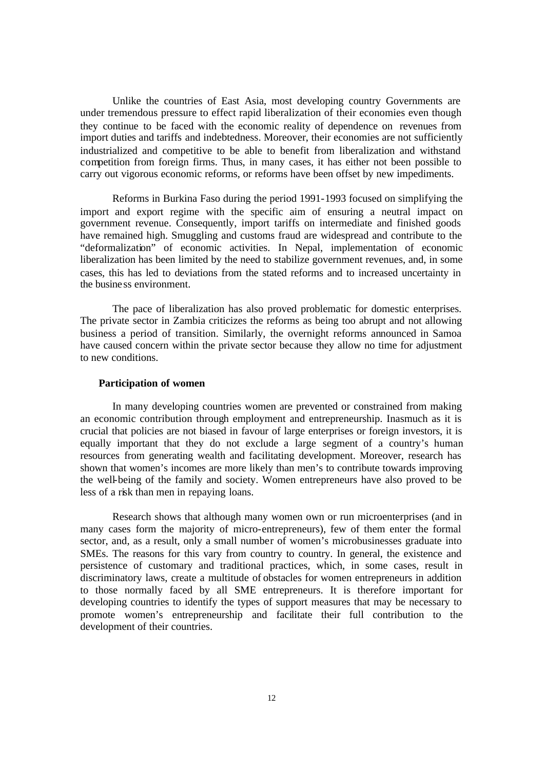Unlike the countries of East Asia, most developing country Governments are under tremendous pressure to effect rapid liberalization of their economies even though they continue to be faced with the economic reality of dependence on revenues from import duties and tariffs and indebtedness. Moreover, their economies are not sufficiently industrialized and competitive to be able to benefit from liberalization and withstand competition from foreign firms. Thus, in many cases, it has either not been possible to carry out vigorous economic reforms, or reforms have been offset by new impediments.

Reforms in Burkina Faso during the period 1991-1993 focused on simplifying the import and export regime with the specific aim of ensuring a neutral impact on government revenue. Consequently, import tariffs on intermediate and finished goods have remained high. Smuggling and customs fraud are widespread and contribute to the "deformalization" of economic activities. In Nepal, implementation of economic liberalization has been limited by the need to stabilize government revenues, and, in some cases, this has led to deviations from the stated reforms and to increased uncertainty in the business environment.

The pace of liberalization has also proved problematic for domestic enterprises. The private sector in Zambia criticizes the reforms as being too abrupt and not allowing business a period of transition. Similarly, the overnight reforms announced in Samoa have caused concern within the private sector because they allow no time for adjustment to new conditions.

**Participation of women**

In many developing countries women are prevented or constrained from making an economic contribution through employment and entrepreneurship. Inasmuch as it is crucial that policies are not biased in favour of large enterprises or foreign investors, it is equally important that they do not exclude a large segment of a country's human resources from generating wealth and facilitating development. Moreover, research has shown that women's incomes are more likely than men's to contribute towards improving the well-being of the family and society. Women entrepreneurs have also proved to be less of a risk than men in repaying loans.

Research shows that although many women own or run microenterprises (and in many cases form the majority of micro-entrepreneurs), few of them enter the formal sector, and, as a result, only a small number of women's microbusinesses graduate into SMEs. The reasons for this vary from country to country. In general, the existence and persistence of customary and traditional practices, which, in some cases, result in discriminatory laws, create a multitude of obstacles for women entrepreneurs in addition to those normally faced by all SME entrepreneurs. It is therefore important for developing countries to identify the types of support measures that may be necessary to promote women's entrepreneurship and facilitate their full contribution to the development of their countries.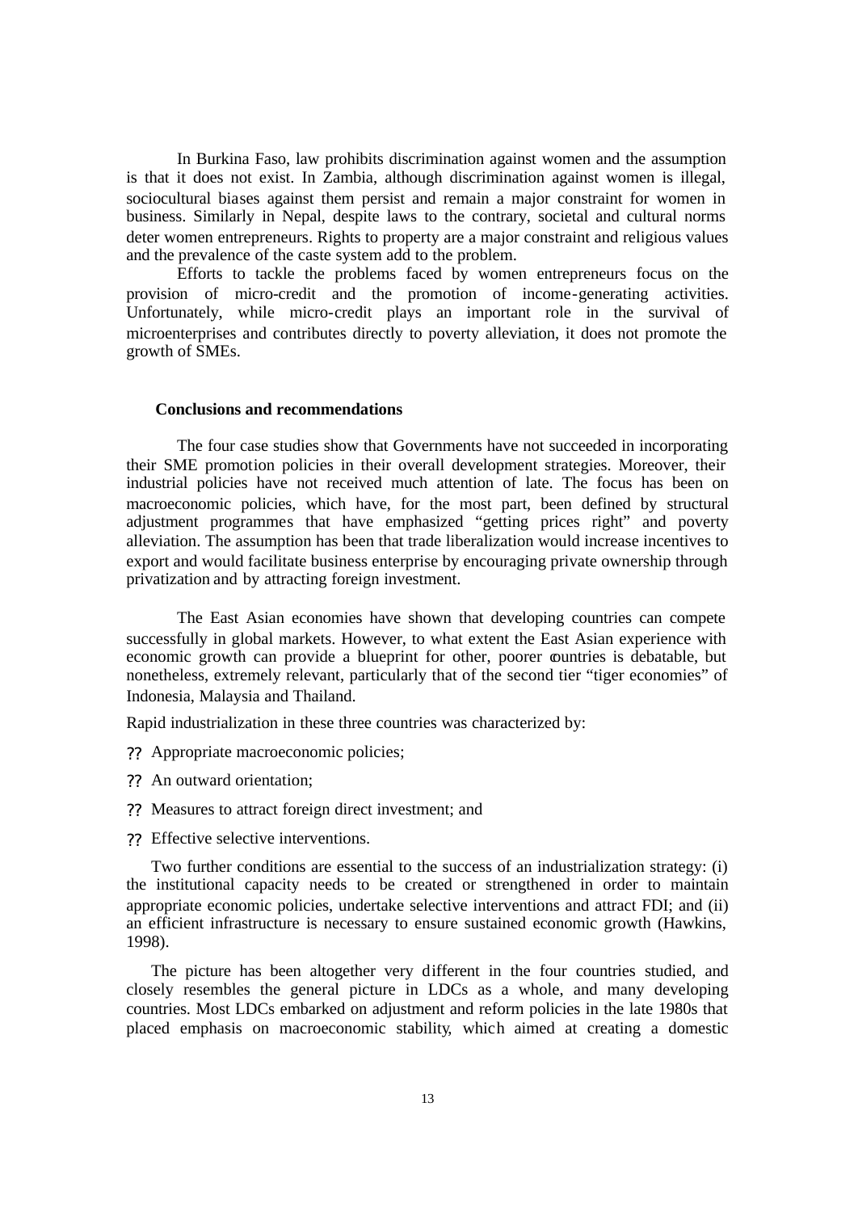In Burkina Faso, law prohibits discrimination against women and the assumption is that it does not exist. In Zambia, although discrimination against women is illegal, sociocultural biases against them persist and remain a major constraint for women in business. Similarly in Nepal, despite laws to the contrary, societal and cultural norms deter women entrepreneurs. Rights to property are a major constraint and religious values and the prevalence of the caste system add to the problem.

Efforts to tackle the problems faced by women entrepreneurs focus on the provision of micro-credit and the promotion of income-generating activities. Unfortunately, while micro-credit plays an important role in the survival of microenterprises and contributes directly to poverty alleviation, it does not promote the growth of SMEs.

## Conclusions and recommendations

The four case studies show that Governments have not succeeded in incorporating their SME promotion policies in their overall development strategies. Moreover, their industrial policies have not received much attention of late. The focus has been on macroeconomic policies, which have, for the most part, been defined by structural adjustment programmes that have emphasized "getting prices right" and poverty alleviation. The assumption has been that trade liberalization would increase incentives to export and would facilitate business enterprise by encouraging private ownership through privatization and by attracting foreign investment.

The East Asian economies have shown that developing countries can compete successfully in global markets. However, to what extent the East Asian experience with economic growth can provide a blueprint for other, poorer countries is debatable, but nonetheless, extremely relevant, particularly that of the second tier "tiger economies" of Indonesia, Malaysia and Thailand.

Rapid industrialization in these three countries was characterized by:

- Appropriate macroeconomic policies;
- An outward orientation;
- Measures to attract foreign direct investment; and
- Effective selective interventions.

Two further conditions are essential to the success of an industrialization strategy: (i) the institutional capacity needs to be created or strengthened in order to maintain appropriate economic policies, undertake selective interventions and attract FDI; and (ii) an efficient infrastructure is necessary to ensure sustained economic growth (Hawkins, 1998).

The picture has been altogether very different in the four countries studied, and closely resembles the general picture in LDCs as a whole, and many developing countries. Most LDCs embarked on adjustment and reform policies in the late 1980s that placed emphasis on macroeconomic stability, which aimed at creating a domestic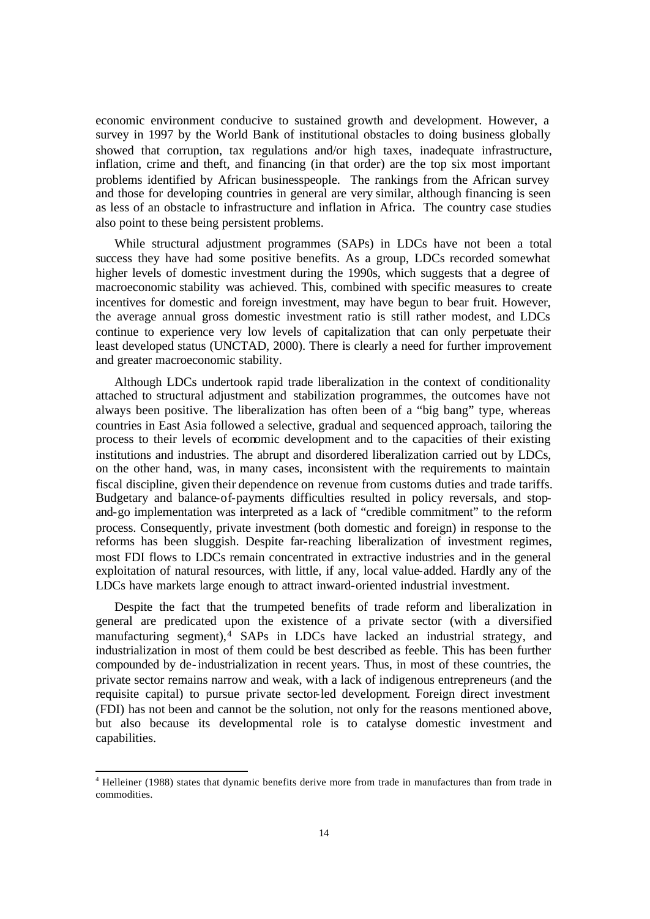economic environment conducive to sustained growth and development. However, a survey in 1997 by the World Bank of institutional obstacles to doing business globally showed that corruption, tax regulations and/or high taxes, inadequate infrastructure, inflation, crime and theft, and financing (in that order) are the top six most important problems identified by African businesspeople. The rankings from the African survey and those for developing countries in general are very similar, although financing is seen as less of an obstacle to infrastructure and inflation in Africa. The country case studies also point to these being persistent problems.

While structural adjustment programmes (SAPs) in LDCs have not been a total success they have had some positive benefits. As a group, LDCs recorded somewhat higher levels of domestic investment during the 1990s, which suggests that a degree of macroeconomic stability was achieved. This, combined with specific measures to create incentives for domestic and foreign investment, may have begun to bear fruit. However, the average annual gross domestic investment ratio is still rather modest, and LDCs continue to experience very low levels of capitalization that can only perpetuate their least developed status (UNCTAD, 2000). There is clearly a need for further improvement and greater macroeconomic stability.

Although LDCs undertook rapid trade liberalization in the context of conditionality attached to structural adjustment and stabilization programmes, the outcomes have not always been positive. The liberalization has often been of a "big bang" type, whereas countries in East Asia followed a selective, gradual and sequenced approach, tailoring the process to their levels of economic development and to the capacities of their existing institutions and industries. The abrupt and disordered liberalization carried out by LDCs, on the other hand, was, in many cases, inconsistent with the requirements to maintain fiscal discipline, given their dependence on revenue from customs duties and trade tariffs. Budgetary and balance-of-payments difficulties resulted in policy reversals, and stop-and-go implementation was interpreted as a lack of "credible commitment" to the reform process. Consequently, private investment (both domestic and foreign) in response to the reforms has been sluggish. Despite far-reaching liberalization of investment regimes, most FDI flows to LDCs remain concentrated in extractive industries and in the general exploitation of natural resources, with little, if any, local value-added. Hardly any of the LDCs have markets large enough to attract inward-oriented industrial investment.

Despite the fact that the trumpeted benefits of trade reform and liberalization in general are predicated upon the existence of a private sector (with a diversified manufacturing segment),[4] SAPs in LDCs have lacked an industrial strategy, and industrialization in most of them could be best described as feeble. This has been further compounded by de-industrialization in recent years. Thus, in most of these countries, the private sector remains narrow and weak, with a lack of indigenous entrepreneurs (and the requisite capital) to pursue private sector-led development. Foreign direct investment (FDI) has not been and cannot be the solution, not only for the reasons mentioned above, but also because its developmental role is to catalyse domestic investment and capabilities.

---

[4] Helleiner (1988) states that dynamic benefits derive more from trade in manufactures than from trade in commodities.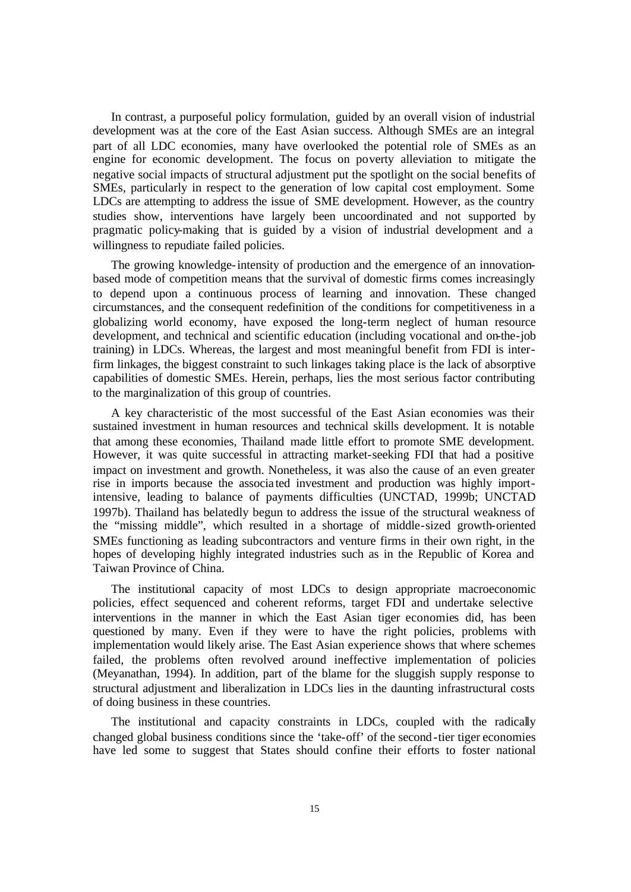In contrast, a purposeful policy formulation, guided by an overall vision of industrial development was at the core of the East Asian success. Although SMEs are an integral part of all LDC economies, many have overlooked the potential role of SMEs as an engine for economic development. The focus on poverty alleviation to mitigate the negative social impacts of structural adjustment put the spotlight on the social benefits of SMEs, particularly in respect to the generation of low capital cost employment. Some LDCs are attempting to address the issue of SME development. However, as the country studies show, interventions have largely been uncoordinated and not supported by pragmatic policy-making that is guided by a vision of industrial development and a willingness to repudiate failed policies.

The growing knowledge-intensity of production and the emergence of an innovation-based mode of competition means that the survival of domestic firms comes increasingly to depend upon a continuous process of learning and innovation. These changed circumstances, and the consequent redefinition of the conditions for competitiveness in a globalizing world economy, have exposed the long-term neglect of human resource development, and technical and scientific education (including vocational and on-the-job training) in LDCs. Whereas, the largest and most meaningful benefit from FDI is inter-firm linkages, the biggest constraint to such linkages taking place is the lack of absorptive capabilities of domestic SMEs. Herein, perhaps, lies the most serious factor contributing to the marginalization of this group of countries.

A key characteristic of the most successful of the East Asian economies was their sustained investment in human resources and technical skills development. It is notable that among these economies, Thailand made little effort to promote SME development. However, it was quite successful in attracting market-seeking FDI that had a positive impact on investment and growth. Nonetheless, it was also the cause of an even greater rise in imports because the associated investment and production was highly import-intensive, leading to balance of payments difficulties (UNCTAD, 1999b; UNCTAD 1997b). Thailand has belatedly begun to address the issue of the structural weakness of the "missing middle", which resulted in a shortage of middle-sized growth-oriented SMEs functioning as leading subcontractors and venture firms in their own right, in the hopes of developing highly integrated industries such as in the Republic of Korea and Taiwan Province of China.

The institutional capacity of most LDCs to design appropriate macroeconomic policies, effect sequenced and coherent reforms, target FDI and undertake selective interventions in the manner in which the East Asian tiger economies did, has been questioned by many. Even if they were to have the right policies, problems with implementation would likely arise. The East Asian experience shows that where schemes failed, the problems often revolved around ineffective implementation of policies (Meyanathan, 1994). In addition, part of the blame for the sluggish supply response to structural adjustment and liberalization in LDCs lies in the daunting infrastructural costs of doing business in these countries.

The institutional and capacity constraints in LDCs, coupled with the radically changed global business conditions since the 'take-off' of the second-tier tiger economies have led some to suggest that States should confine their efforts to foster national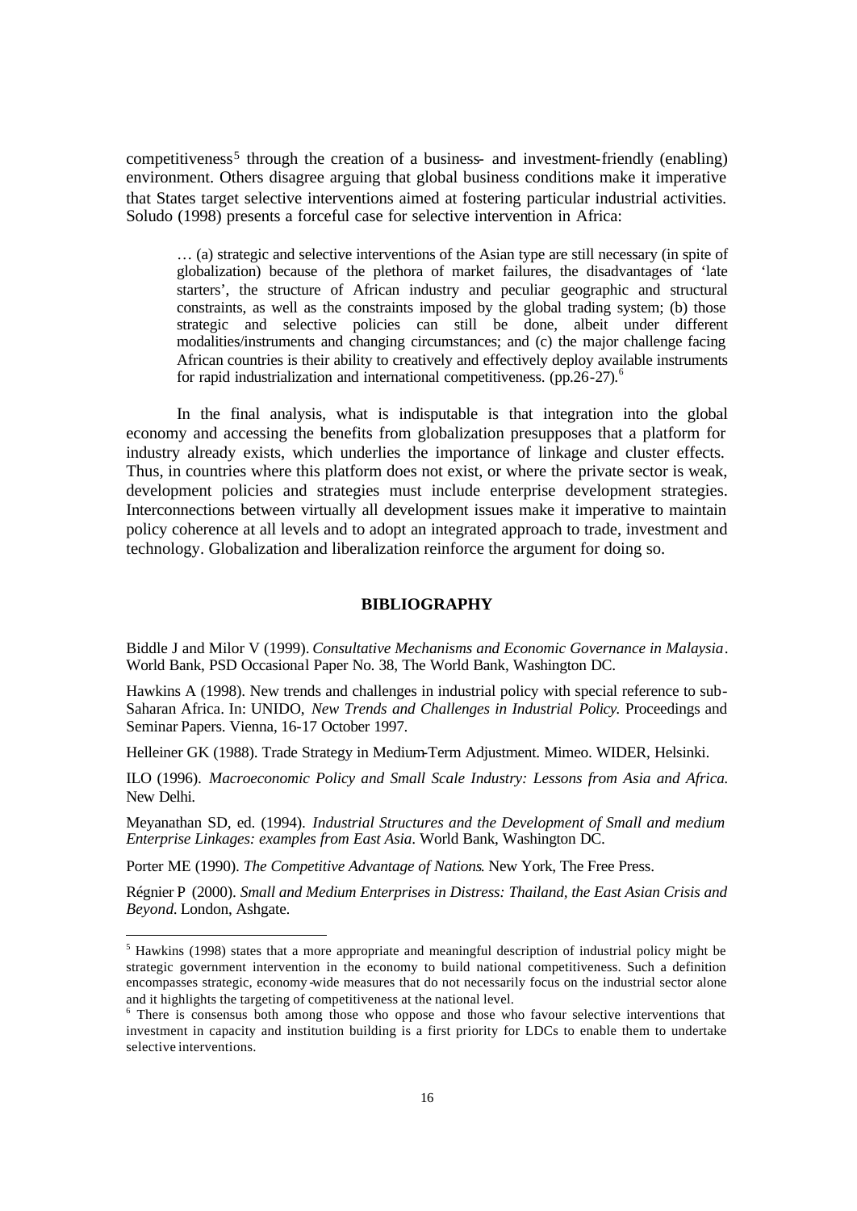competitiveness[5] through the creation of a business- and investment-friendly (enabling) environment. Others disagree arguing that global business conditions make it imperative that States target selective interventions aimed at fostering particular industrial activities. Soludo (1998) presents a forceful case for selective intervention in Africa:

> … (a) strategic and selective interventions of the Asian type are still necessary (in spite of globalization) because of the plethora of market failures, the disadvantages of 'late starters', the structure of African industry and peculiar geographic and structural constraints, as well as the constraints imposed by the global trading system; (b) those strategic and selective policies can still be done, albeit under different modalities/instruments and changing circumstances; and (c) the major challenge facing African countries is their ability to creatively and effectively deploy available instruments for rapid industrialization and international competitiveness. (pp.26-27).[6]

In the final analysis, what is indisputable is that integration into the global economy and accessing the benefits from globalization presupposes that a platform for industry already exists, which underlies the importance of linkage and cluster effects. Thus, in countries where this platform does not exist, or where the private sector is weak, development policies and strategies must include enterprise development strategies. Interconnections between virtually all development issues make it imperative to maintain policy coherence at all levels and to adopt an integrated approach to trade, investment and technology. Globalization and liberalization reinforce the argument for doing so.

## BIBLIOGRAPHY

Biddle J and Milor V (1999). *Consultative Mechanisms and Economic Governance in Malaysia*. World Bank, PSD Occasional Paper No. 38, The World Bank, Washington DC.

Hawkins A (1998). New trends and challenges in industrial policy with special reference to sub-Saharan Africa. In: UNIDO, *New Trends and Challenges in Industrial Policy.* Proceedings and Seminar Papers. Vienna, 16-17 October 1997.

Helleiner GK (1988). Trade Strategy in Medium-Term Adjustment. Mimeo. WIDER, Helsinki.

ILO (1996). *Macroeconomic Policy and Small Scale Industry: Lessons from Asia and Africa.* New Delhi.

Meyanathan SD, ed. (1994). *Industrial Structures and the Development of Small and medium Enterprise Linkages: examples from East Asia*. World Bank, Washington DC.

Porter ME (1990). *The Competitive Advantage of Nations*. New York, The Free Press.

Régnier P (2000). *Small and Medium Enterprises in Distress: Thailand, the East Asian Crisis and Beyond*. London, Ashgate.

---

[5] Hawkins (1998) states that a more appropriate and meaningful description of industrial policy might be strategic government intervention in the economy to build national competitiveness. Such a definition encompasses strategic, economy-wide measures that do not necessarily focus on the industrial sector alone and it highlights the targeting of competitiveness at the national level.

[6] There is consensus both among those who oppose and those who favour selective interventions that investment in capacity and institution building is a first priority for LDCs to enable them to undertake selective interventions.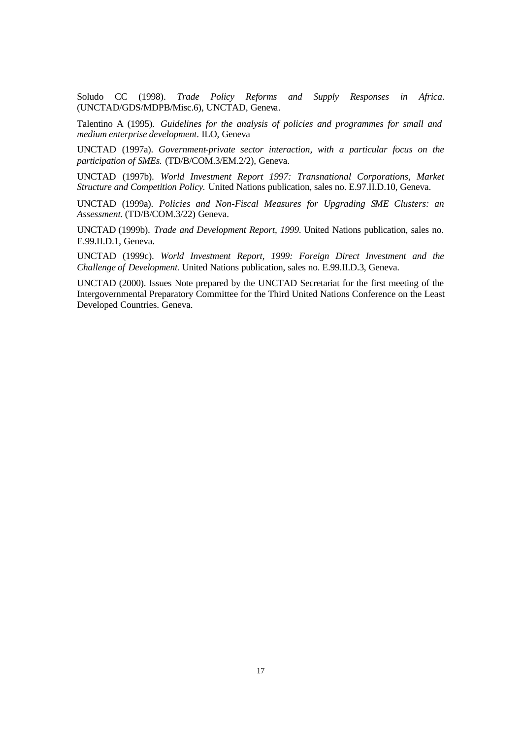Soludo CC (1998). *Trade Policy Reforms and Supply Responses in Africa*. (UNCTAD/GDS/MDPB/Misc.6), UNCTAD, Geneva.

Talentino A (1995). *Guidelines for the analysis of policies and programmes for small and medium enterprise development*. ILO, Geneva

UNCTAD (1997a). *Government-private sector interaction, with a particular focus on the participation of SMEs.* (TD/B/COM.3/EM.2/2), Geneva.

UNCTAD (1997b). *World Investment Report 1997: Transnational Corporations, Market Structure and Competition Policy.* United Nations publication, sales no. E.97.II.D.10, Geneva.

UNCTAD (1999a). *Policies and Non-Fiscal Measures for Upgrading SME Clusters: an Assessment*. (TD/B/COM.3/22) Geneva.

UNCTAD (1999b). *Trade and Development Report, 1999*. United Nations publication, sales no. E.99.II.D.1, Geneva.

UNCTAD (1999c). *World Investment Report, 1999: Foreign Direct Investment and the Challenge of Development.* United Nations publication, sales no. E.99.II.D.3, Geneva.

UNCTAD (2000). Issues Note prepared by the UNCTAD Secretariat for the first meeting of the Intergovernmental Preparatory Committee for the Third United Nations Conference on the Least Developed Countries. Geneva.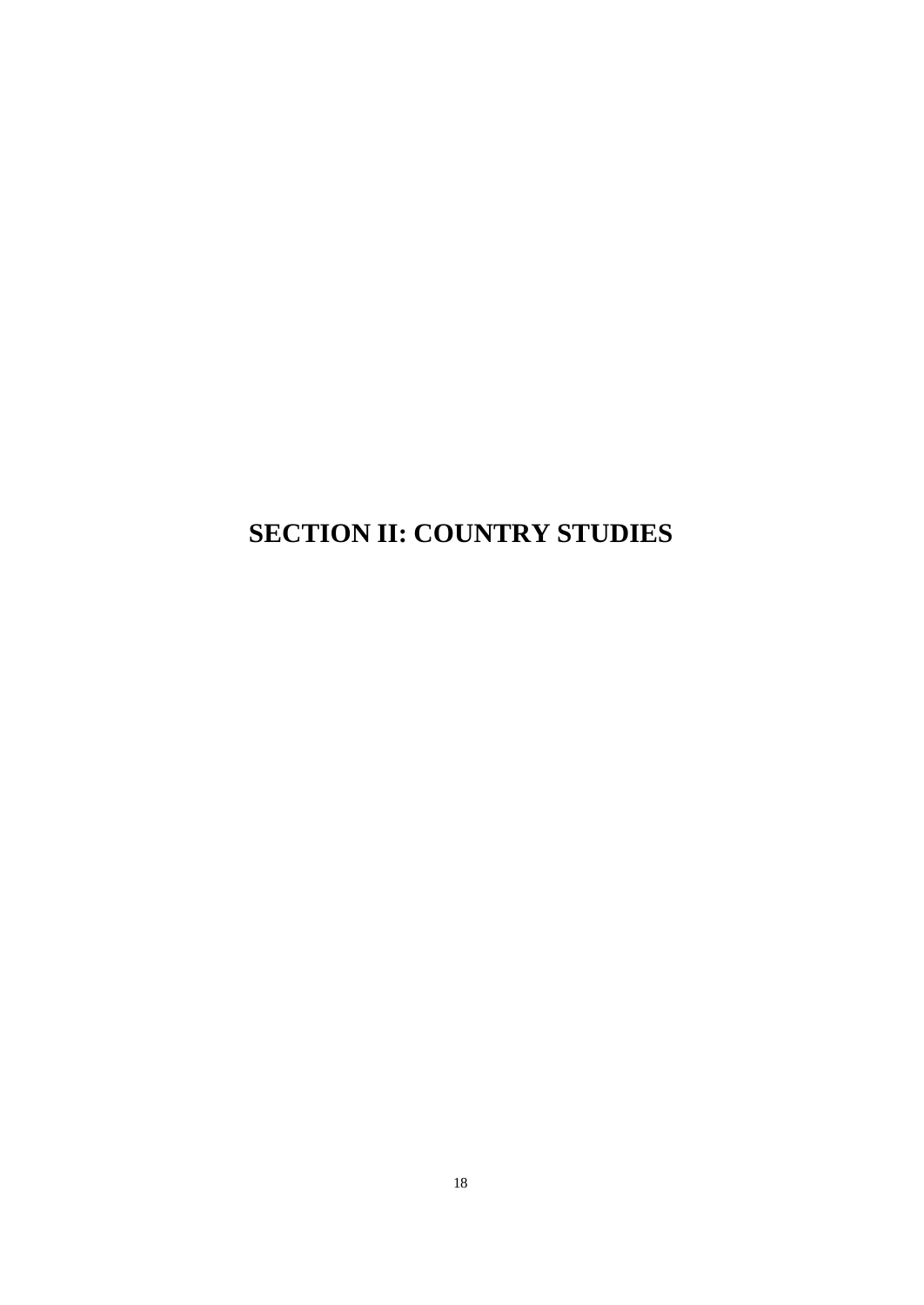# SECTION II: COUNTRY STUDIES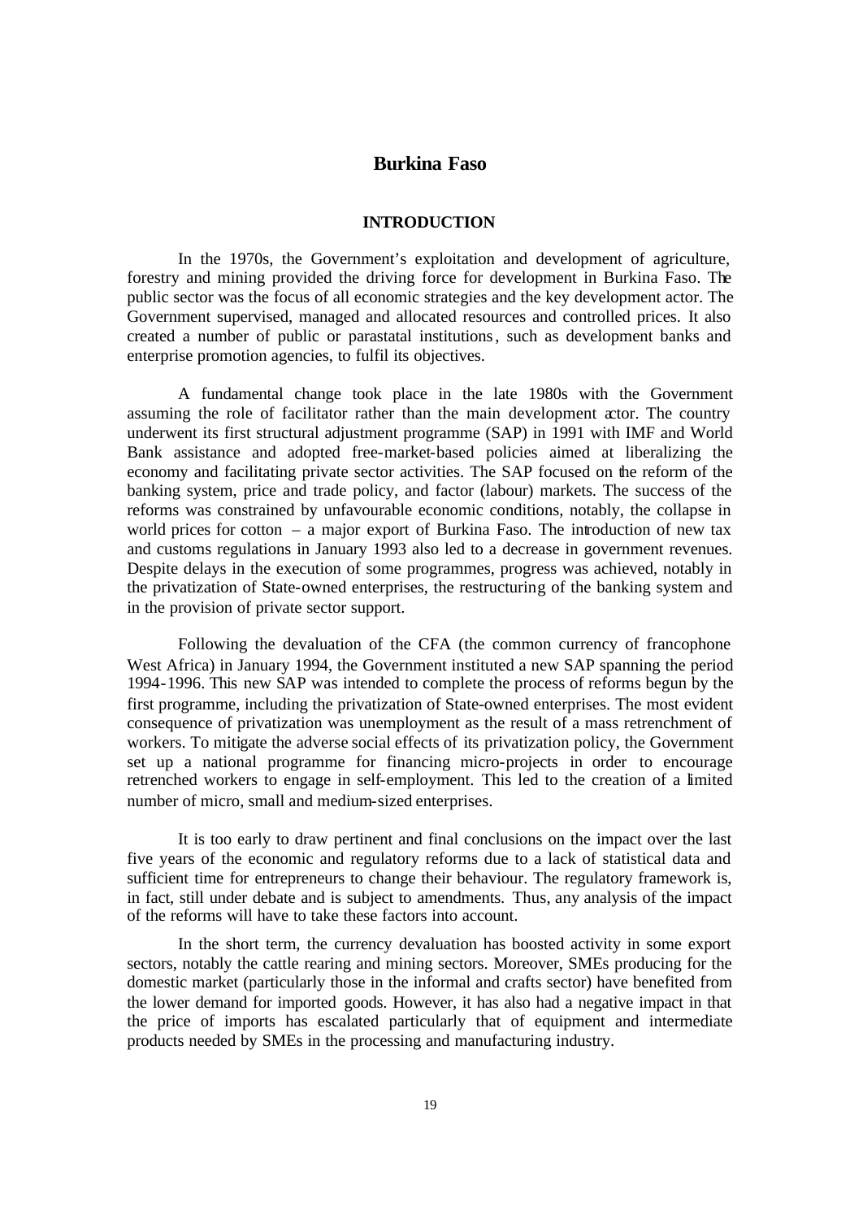# Burkina Faso

## INTRODUCTION

In the 1970s, the Government's exploitation and development of agriculture, forestry and mining provided the driving force for development in Burkina Faso. The public sector was the focus of all economic strategies and the key development actor. The Government supervised, managed and allocated resources and controlled prices. It also created a number of public or parastatal institutions, such as development banks and enterprise promotion agencies, to fulfil its objectives.

A fundamental change took place in the late 1980s with the Government assuming the role of facilitator rather than the main development actor. The country underwent its first structural adjustment programme (SAP) in 1991 with IMF and World Bank assistance and adopted free-market-based policies aimed at liberalizing the economy and facilitating private sector activities. The SAP focused on the reform of the banking system, price and trade policy, and factor (labour) markets. The success of the reforms was constrained by unfavourable economic conditions, notably, the collapse in world prices for cotton – a major export of Burkina Faso. The introduction of new tax and customs regulations in January 1993 also led to a decrease in government revenues. Despite delays in the execution of some programmes, progress was achieved, notably in the privatization of State-owned enterprises, the restructuring of the banking system and in the provision of private sector support.

Following the devaluation of the CFA (the common currency of francophone West Africa) in January 1994, the Government instituted a new SAP spanning the period 1994-1996. This new SAP was intended to complete the process of reforms begun by the first programme, including the privatization of State-owned enterprises. The most evident consequence of privatization was unemployment as the result of a mass retrenchment of workers. To mitigate the adverse social effects of its privatization policy, the Government set up a national programme for financing micro-projects in order to encourage retrenched workers to engage in self-employment. This led to the creation of a limited number of micro, small and medium-sized enterprises.

It is too early to draw pertinent and final conclusions on the impact over the last five years of the economic and regulatory reforms due to a lack of statistical data and sufficient time for entrepreneurs to change their behaviour. The regulatory framework is, in fact, still under debate and is subject to amendments. Thus, any analysis of the impact of the reforms will have to take these factors into account.

In the short term, the currency devaluation has boosted activity in some export sectors, notably the cattle rearing and mining sectors. Moreover, SMEs producing for the domestic market (particularly those in the informal and crafts sector) have benefited from the lower demand for imported goods. However, it has also had a negative impact in that the price of imports has escalated particularly that of equipment and intermediate products needed by SMEs in the processing and manufacturing industry.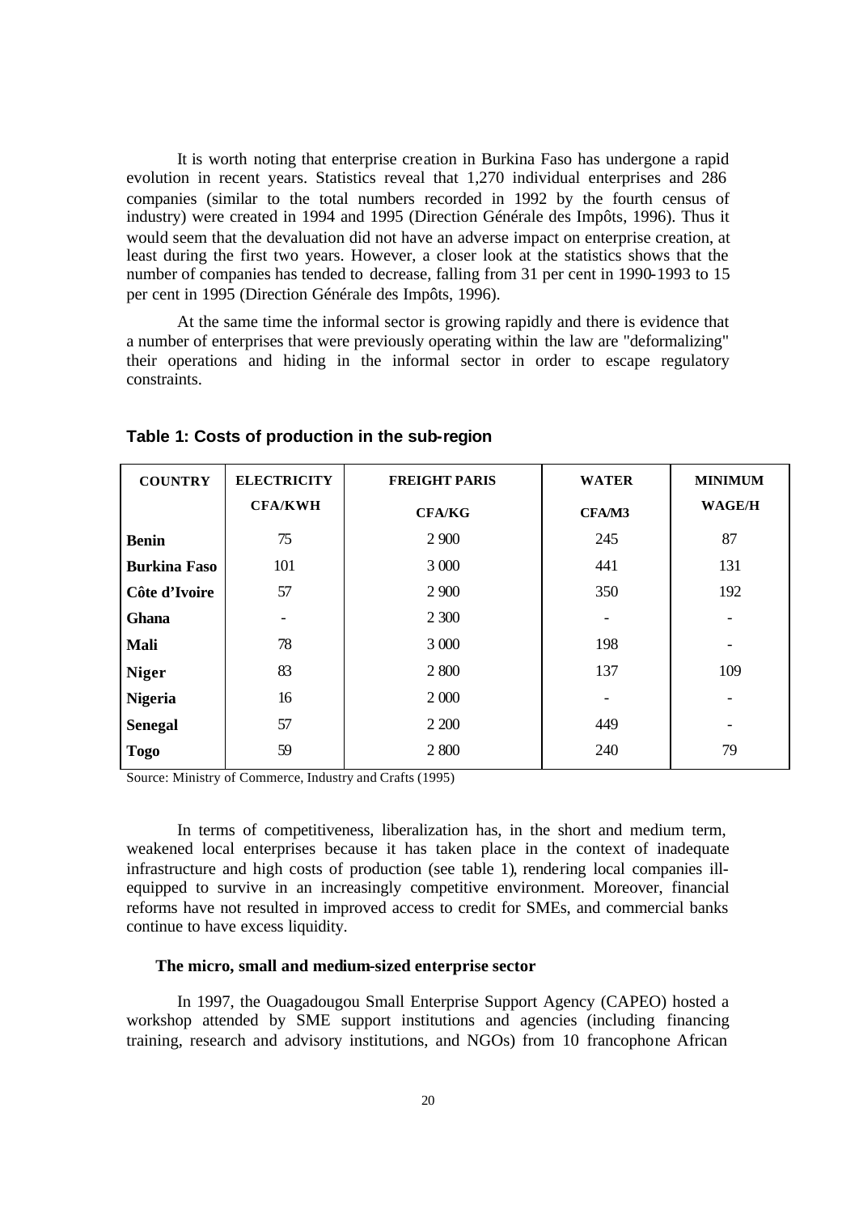It is worth noting that enterprise creation in Burkina Faso has undergone a rapid evolution in recent years. Statistics reveal that 1,270 individual enterprises and 286 companies (similar to the total numbers recorded in 1992 by the fourth census of industry) were created in 1994 and 1995 (Direction Générale des Impôts, 1996). Thus it would seem that the devaluation did not have an adverse impact on enterprise creation, at least during the first two years. However, a closer look at the statistics shows that the number of companies has tended to decrease, falling from 31 per cent in 1990-1993 to 15 per cent in 1995 (Direction Générale des Impôts, 1996).

At the same time the informal sector is growing rapidly and there is evidence that a number of enterprises that were previously operating within the law are "deformalizing" their operations and hiding in the informal sector in order to escape regulatory constraints.

**Table 1: Costs of production in the sub-region**

| COUNTRY | ELECTRICITY CFA/KWH | FREIGHT PARIS CFA/KG | WATER CFA/M3 | MINIMUM WAGE/H |
|---|---|---|---|---|
| **Benin** | 75 | 2 900 | 245 | 87 |
| **Burkina Faso** | 101 | 3 000 | 441 | 131 |
| **Côte d'Ivoire** | 57 | 2 900 | 350 | 192 |
| **Ghana** | - | 2 300 | - | - |
| **Mali** | 78 | 3 000 | 198 | - |
| **Niger** | 83 | 2 800 | 137 | 109 |
| **Nigeria** | 16 | 2 000 | - | - |
| **Senegal** | 57 | 2 200 | 449 | - |
| **Togo** | 59 | 2 800 | 240 | 79 |

Source: Ministry of Commerce, Industry and Crafts (1995)

In terms of competitiveness, liberalization has, in the short and medium term, weakened local enterprises because it has taken place in the context of inadequate infrastructure and high costs of production (see table 1), rendering local companies ill-equipped to survive in an increasingly competitive environment. Moreover, financial reforms have not resulted in improved access to credit for SMEs, and commercial banks continue to have excess liquidity.

### The micro, small and medium-sized enterprise sector

In 1997, the Ouagadougou Small Enterprise Support Agency (CAPEO) hosted a workshop attended by SME support institutions and agencies (including financing training, research and advisory institutions, and NGOs) from 10 francophone African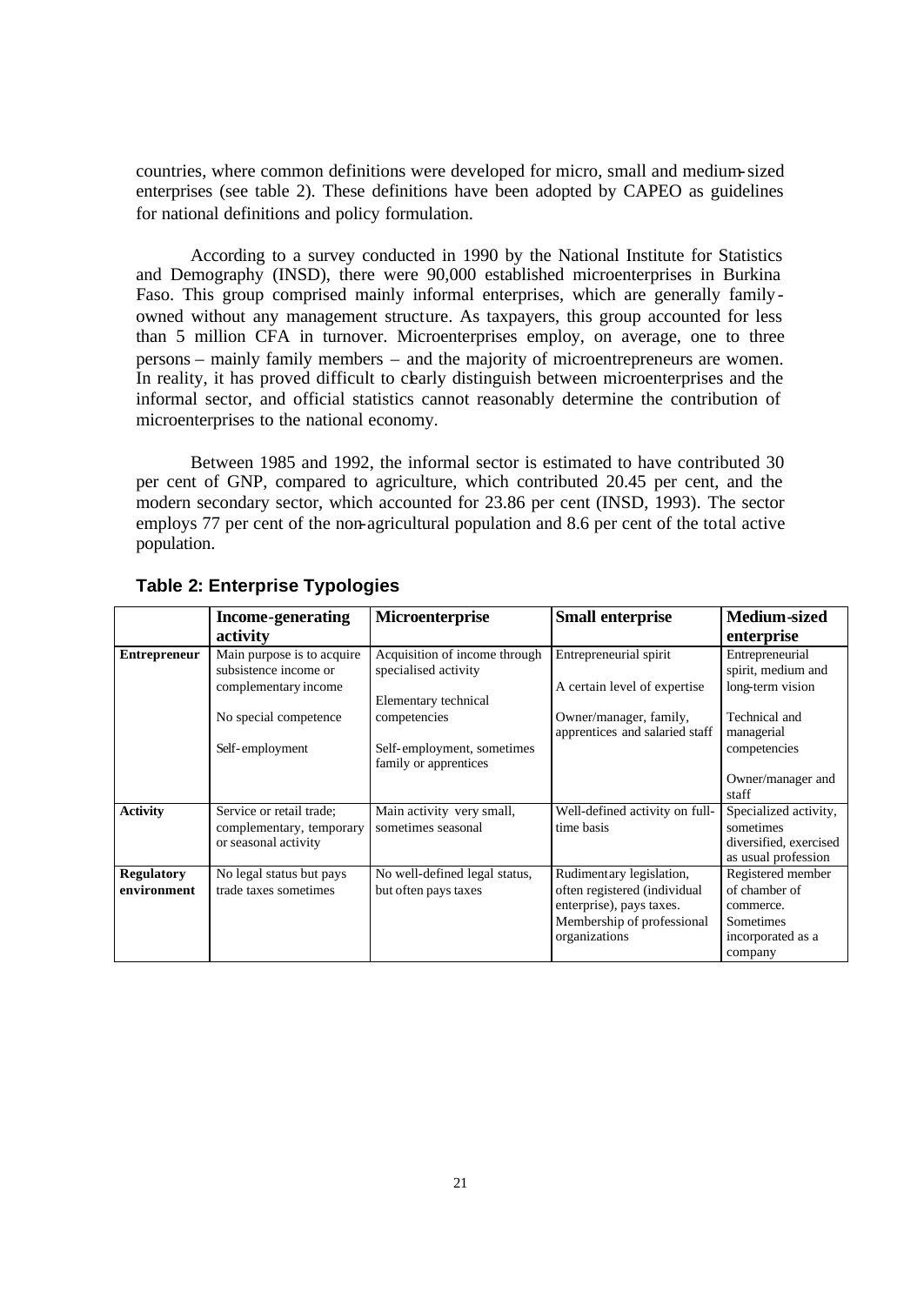countries, where common definitions were developed for micro, small and medium-sized enterprises (see table 2). These definitions have been adopted by CAPEO as guidelines for national definitions and policy formulation.

According to a survey conducted in 1990 by the National Institute for Statistics and Demography (INSD), there were 90,000 established microenterprises in Burkina Faso. This group comprised mainly informal enterprises, which are generally family-owned without any management structure. As taxpayers, this group accounted for less than 5 million CFA in turnover. Microenterprises employ, on average, one to three persons – mainly family members – and the majority of microentrepreneurs are women. In reality, it has proved difficult to clearly distinguish between microenterprises and the informal sector, and official statistics cannot reasonably determine the contribution of microenterprises to the national economy.

Between 1985 and 1992, the informal sector is estimated to have contributed 30 per cent of GNP, compared to agriculture, which contributed 20.45 per cent, and the modern secondary sector, which accounted for 23.86 per cent (INSD, 1993). The sector employs 77 per cent of the non-agricultural population and 8.6 per cent of the total active population.

**Table 2: Enterprise Typologies**

| | Income-generating activity | Microenterprise | Small enterprise | Medium-sized enterprise |
|---|---|---|---|---|
| **Entrepreneur** | Main purpose is to acquire subsistence income or complementary income<br><br>No special competence<br><br>Self-employment | Acquisition of income through specialised activity<br><br>Elementary technical competencies<br><br>Self-employment, sometimes family or apprentices | Entrepreneurial spirit<br><br>A certain level of expertise<br><br>Owner/manager, family, apprentices and salaried staff | Entrepreneurial spirit, medium and long-term vision<br><br>Technical and managerial competencies<br><br>Owner/manager and staff |
| **Activity** | Service or retail trade; complementary, temporary or seasonal activity | Main activity very small, sometimes seasonal | Well-defined activity on full-time basis | Specialized activity, sometimes diversified, exercised as usual profession |
| **Regulatory environment** | No legal status but pays trade taxes sometimes | No well-defined legal status, but often pays taxes | Rudimentary legislation, often registered (individual enterprise), pays taxes. Membership of professional organizations | Registered member of chamber of commerce. Sometimes incorporated as a company |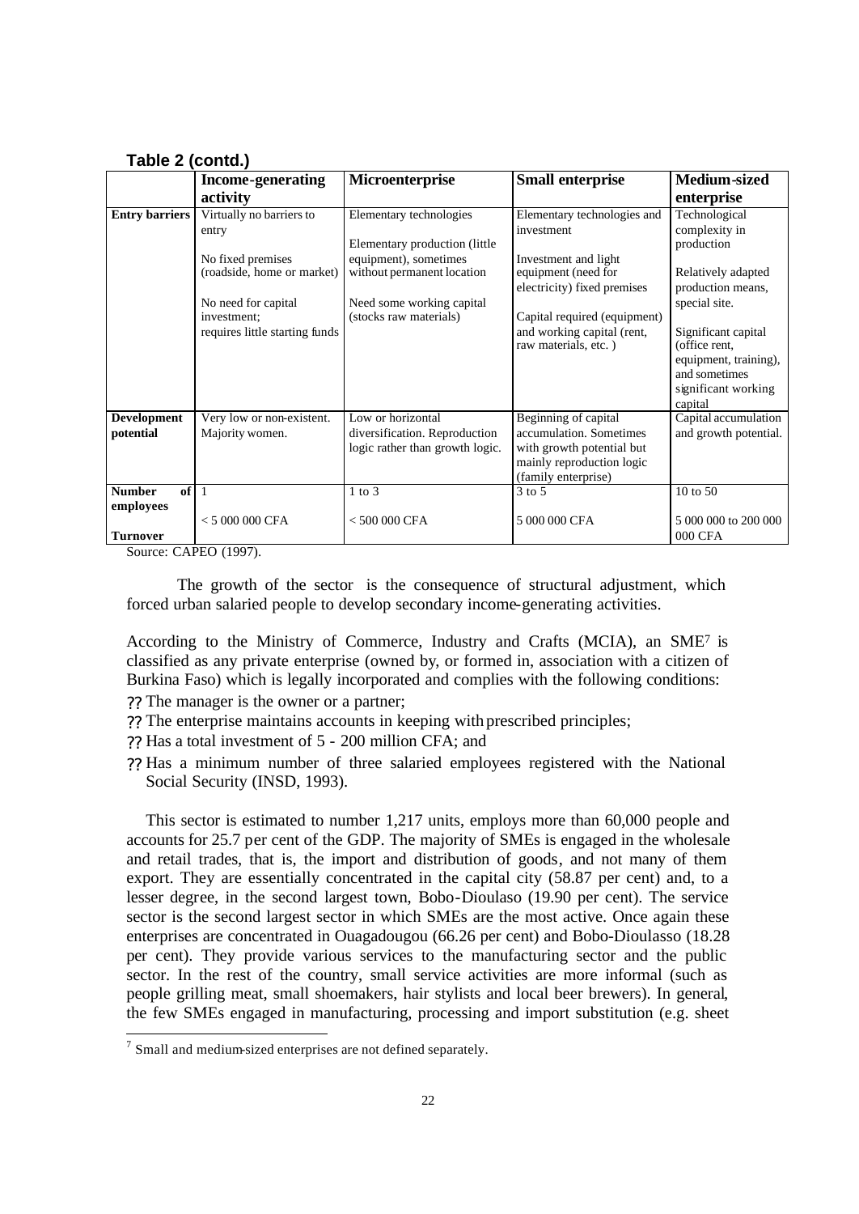**Table 2 (contd.)**

| | Income-generating activity | Microenterprise | Small enterprise | Medium-sized enterprise |
|---|---|---|---|---|
| **Entry barriers** | Virtually no barriers to entry<br><br>No fixed premises (roadside, home or market)<br><br>No need for capital investment; requires little starting funds | Elementary technologies<br><br>Elementary production (little equipment), sometimes without permanent location<br><br>Need some working capital (stocks raw materials) | Elementary technologies and investment<br><br>Investment and light equipment (need for electricity) fixed premises<br><br>Capital required (equipment) and working capital (rent, raw materials, etc. ) | Technological complexity in production<br><br>Relatively adapted production means, special site.<br><br>Significant capital (office rent, equipment, training), and sometimes significant working capital |
| **Development potential** | Very low or non-existent. Majority women. | Low or horizontal diversification. Reproduction logic rather than growth logic. | Beginning of capital accumulation. Sometimes with growth potential but mainly reproduction logic (family enterprise) | Capital accumulation and growth potential. |
| **Number of employees** | 1 | 1 to 3 | 3 to 5 | 10 to 50 |
| **Turnover** | < 5 000 000 CFA | < 500 000 CFA | 5 000 000 CFA | 5 000 000 to 200 000 000 CFA |

Source: CAPEO (1997).

The growth of the sector is the consequence of structural adjustment, which forced urban salaried people to develop secondary income-generating activities.

According to the Ministry of Commerce, Industry and Crafts (MCIA), an SME[7] is classified as any private enterprise (owned by, or formed in, association with a citizen of Burkina Faso) which is legally incorporated and complies with the following conditions:

- The manager is the owner or a partner;
- The enterprise maintains accounts in keeping with prescribed principles;
- Has a total investment of 5 - 200 million CFA; and
- Has a minimum number of three salaried employees registered with the National Social Security (INSD, 1993).

This sector is estimated to number 1,217 units, employs more than 60,000 people and accounts for 25.7 per cent of the GDP. The majority of SMEs is engaged in the wholesale and retail trades, that is, the import and distribution of goods, and not many of them export. They are essentially concentrated in the capital city (58.87 per cent) and, to a lesser degree, in the second largest town, Bobo-Dioulaso (19.90 per cent). The service sector is the second largest sector in which SMEs are the most active. Once again these enterprises are concentrated in Ouagadougou (66.26 per cent) and Bobo-Dioulasso (18.28 per cent). They provide various services to the manufacturing sector and the public sector. In the rest of the country, small service activities are more informal (such as people grilling meat, small shoemakers, hair stylists and local beer brewers). In general, the few SMEs engaged in manufacturing, processing and import substitution (e.g. sheet

[7] Small and medium-sized enterprises are not defined separately.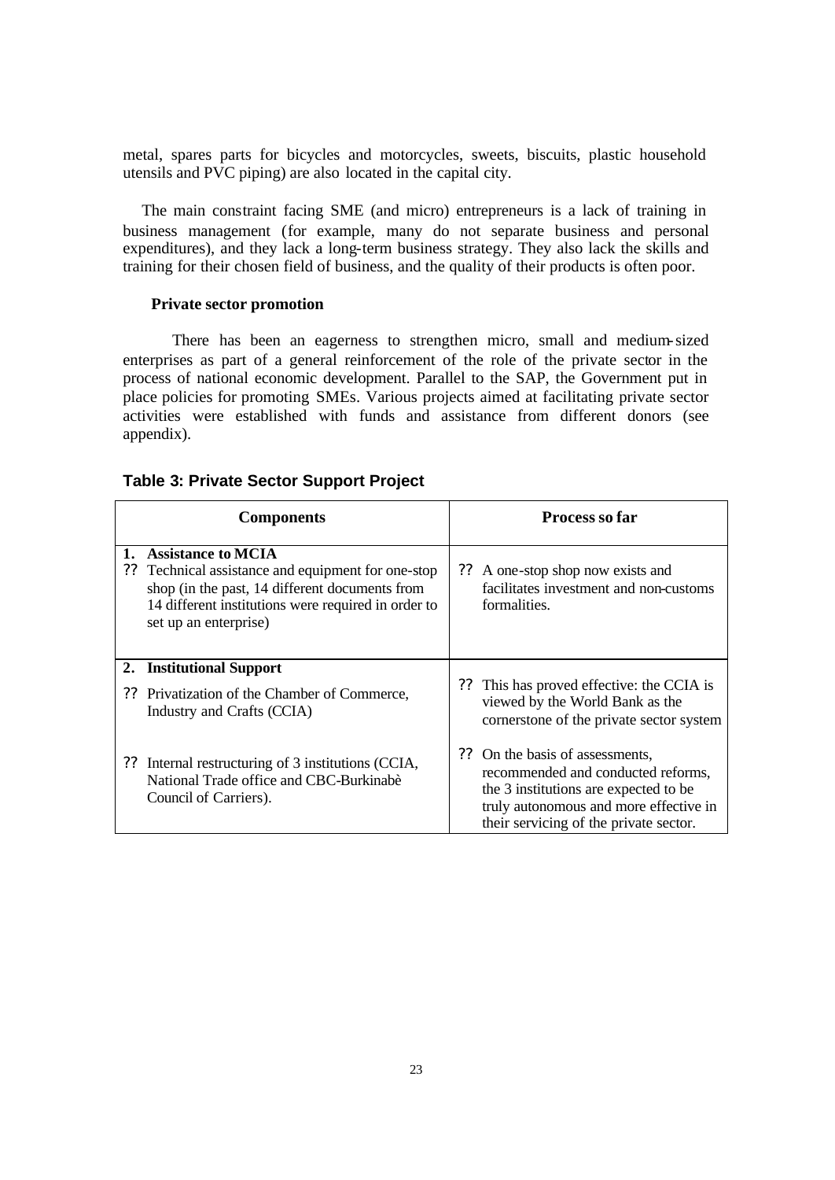metal, spares parts for bicycles and motorcycles, sweets, biscuits, plastic household utensils and PVC piping) are also located in the capital city.

The main constraint facing SME (and micro) entrepreneurs is a lack of training in business management (for example, many do not separate business and personal expenditures), and they lack a long-term business strategy. They also lack the skills and training for their chosen field of business, and the quality of their products is often poor.

**Private sector promotion**

There has been an eagerness to strengthen micro, small and medium-sized enterprises as part of a general reinforcement of the role of the private sector in the process of national economic development. Parallel to the SAP, the Government put in place policies for promoting SMEs. Various projects aimed at facilitating private sector activities were established with funds and assistance from different donors (see appendix).

**Table 3: Private Sector Support Project**

| Components | Process so far |
|---|---|
| **1. Assistance to MCIA**<br>?? Technical assistance and equipment for one-stop shop (in the past, 14 different documents from 14 different institutions were required in order to set up an enterprise) | ?? A one-stop shop now exists and facilitates investment and non-customs formalities. |
| **2. Institutional Support**<br>?? Privatization of the Chamber of Commerce, Industry and Crafts (CCIA) | ?? This has proved effective: the CCIA is viewed by the World Bank as the cornerstone of the private sector system |
| ?? Internal restructuring of 3 institutions (CCIA, National Trade office and CBC-Burkinabè Council of Carriers). | ?? On the basis of assessments, recommended and conducted reforms, the 3 institutions are expected to be truly autonomous and more effective in their servicing of the private sector. |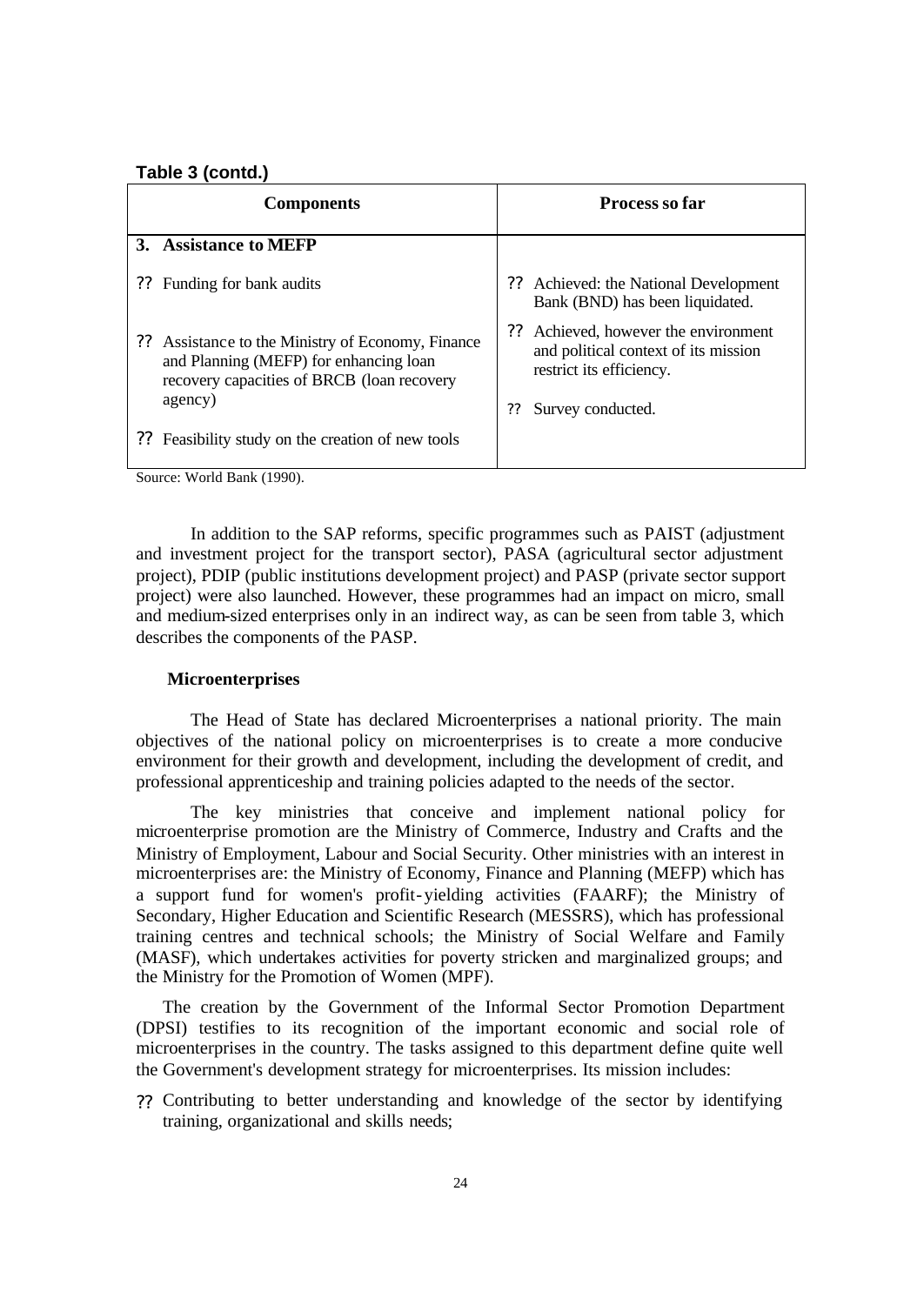**Table 3 (contd.)**

| Components | Process so far |
|---|---|
| **3. Assistance to MEFP** | |
| ?? Funding for bank audits | ?? Achieved: the National Development Bank (BND) has been liquidated. |
| ?? Assistance to the Ministry of Economy, Finance and Planning (MEFP) for enhancing loan recovery capacities of BRCB (loan recovery agency) | ?? Achieved, however the environment and political context of its mission restrict its efficiency. |
| ?? Feasibility study on the creation of new tools | ?? Survey conducted. |

Source: World Bank (1990).

In addition to the SAP reforms, specific programmes such as PAIST (adjustment and investment project for the transport sector), PASA (agricultural sector adjustment project), PDIP (public institutions development project) and PASP (private sector support project) were also launched. However, these programmes had an impact on micro, small and medium-sized enterprises only in an indirect way, as can be seen from table 3, which describes the components of the PASP.

**Microenterprises**

The Head of State has declared Microenterprises a national priority. The main objectives of the national policy on microenterprises is to create a more conducive environment for their growth and development, including the development of credit, and professional apprenticeship and training policies adapted to the needs of the sector.

The key ministries that conceive and implement national policy for microenterprise promotion are the Ministry of Commerce, Industry and Crafts and the Ministry of Employment, Labour and Social Security. Other ministries with an interest in microenterprises are: the Ministry of Economy, Finance and Planning (MEFP) which has a support fund for women's profit-yielding activities (FAARF); the Ministry of Secondary, Higher Education and Scientific Research (MESSRS), which has professional training centres and technical schools; the Ministry of Social Welfare and Family (MASF), which undertakes activities for poverty stricken and marginalized groups; and the Ministry for the Promotion of Women (MPF).

The creation by the Government of the Informal Sector Promotion Department (DPSI) testifies to its recognition of the important economic and social role of microenterprises in the country. The tasks assigned to this department define quite well the Government's development strategy for microenterprises. Its mission includes:

?? Contributing to better understanding and knowledge of the sector by identifying training, organizational and skills needs;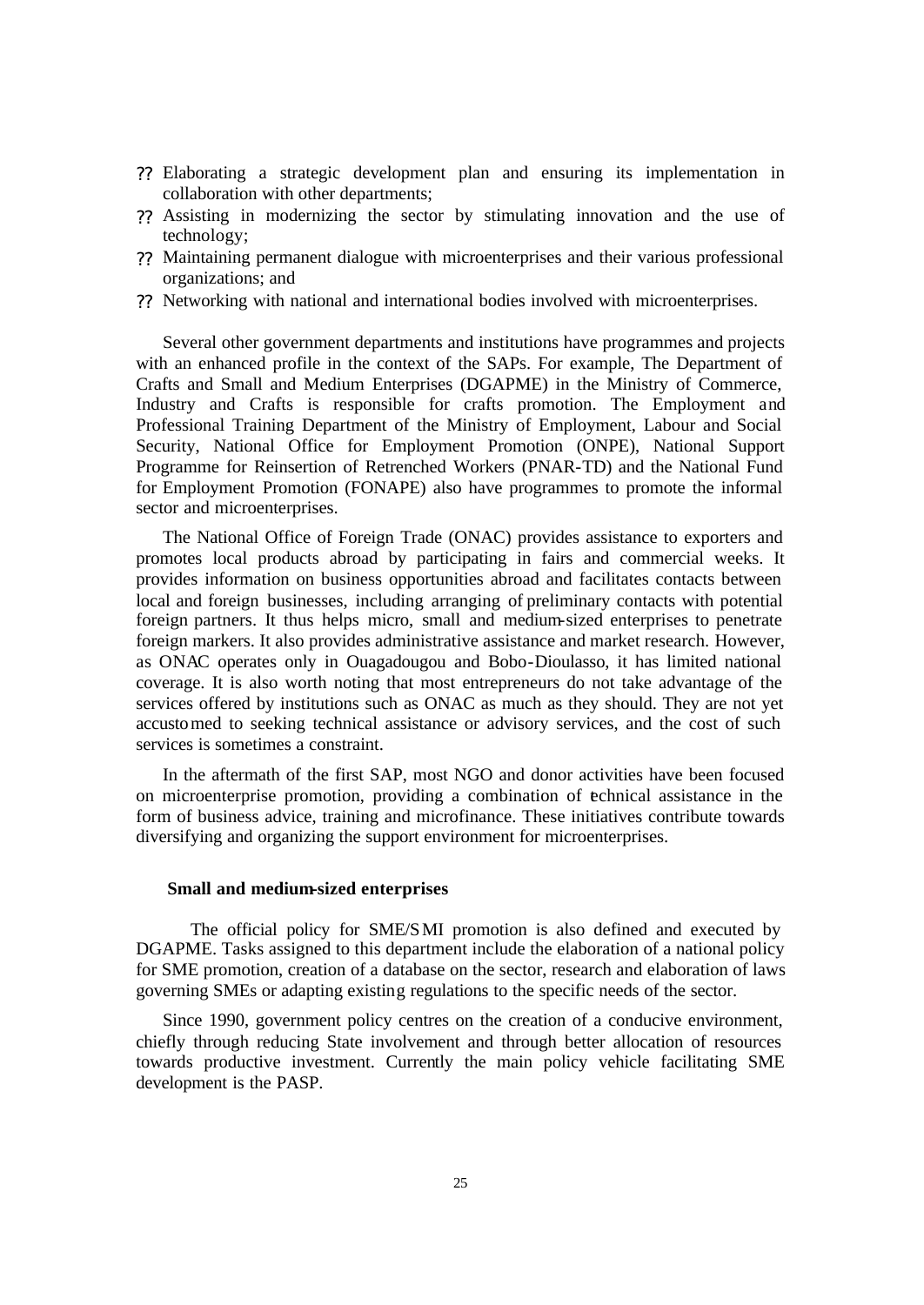- Elaborating a strategic development plan and ensuring its implementation in collaboration with other departments;
- Assisting in modernizing the sector by stimulating innovation and the use of technology;
- Maintaining permanent dialogue with microenterprises and their various professional organizations; and
- Networking with national and international bodies involved with microenterprises.

Several other government departments and institutions have programmes and projects with an enhanced profile in the context of the SAPs. For example, The Department of Crafts and Small and Medium Enterprises (DGAPME) in the Ministry of Commerce, Industry and Crafts is responsible for crafts promotion. The Employment and Professional Training Department of the Ministry of Employment, Labour and Social Security, National Office for Employment Promotion (ONPE), National Support Programme for Reinsertion of Retrenched Workers (PNAR-TD) and the National Fund for Employment Promotion (FONAPE) also have programmes to promote the informal sector and microenterprises.

The National Office of Foreign Trade (ONAC) provides assistance to exporters and promotes local products abroad by participating in fairs and commercial weeks. It provides information on business opportunities abroad and facilitates contacts between local and foreign businesses, including arranging of preliminary contacts with potential foreign partners. It thus helps micro, small and medium-sized enterprises to penetrate foreign markers. It also provides administrative assistance and market research. However, as ONAC operates only in Ouagadougou and Bobo-Dioulasso, it has limited national coverage. It is also worth noting that most entrepreneurs do not take advantage of the services offered by institutions such as ONAC as much as they should. They are not yet accustomed to seeking technical assistance or advisory services, and the cost of such services is sometimes a constraint.

In the aftermath of the first SAP, most NGO and donor activities have been focused on microenterprise promotion, providing a combination of technical assistance in the form of business advice, training and microfinance. These initiatives contribute towards diversifying and organizing the support environment for microenterprises.

**Small and medium-sized enterprises**

The official policy for SME/SMI promotion is also defined and executed by DGAPME. Tasks assigned to this department include the elaboration of a national policy for SME promotion, creation of a database on the sector, research and elaboration of laws governing SMEs or adapting existing regulations to the specific needs of the sector.

Since 1990, government policy centres on the creation of a conducive environment, chiefly through reducing State involvement and through better allocation of resources towards productive investment. Currently the main policy vehicle facilitating SME development is the PASP.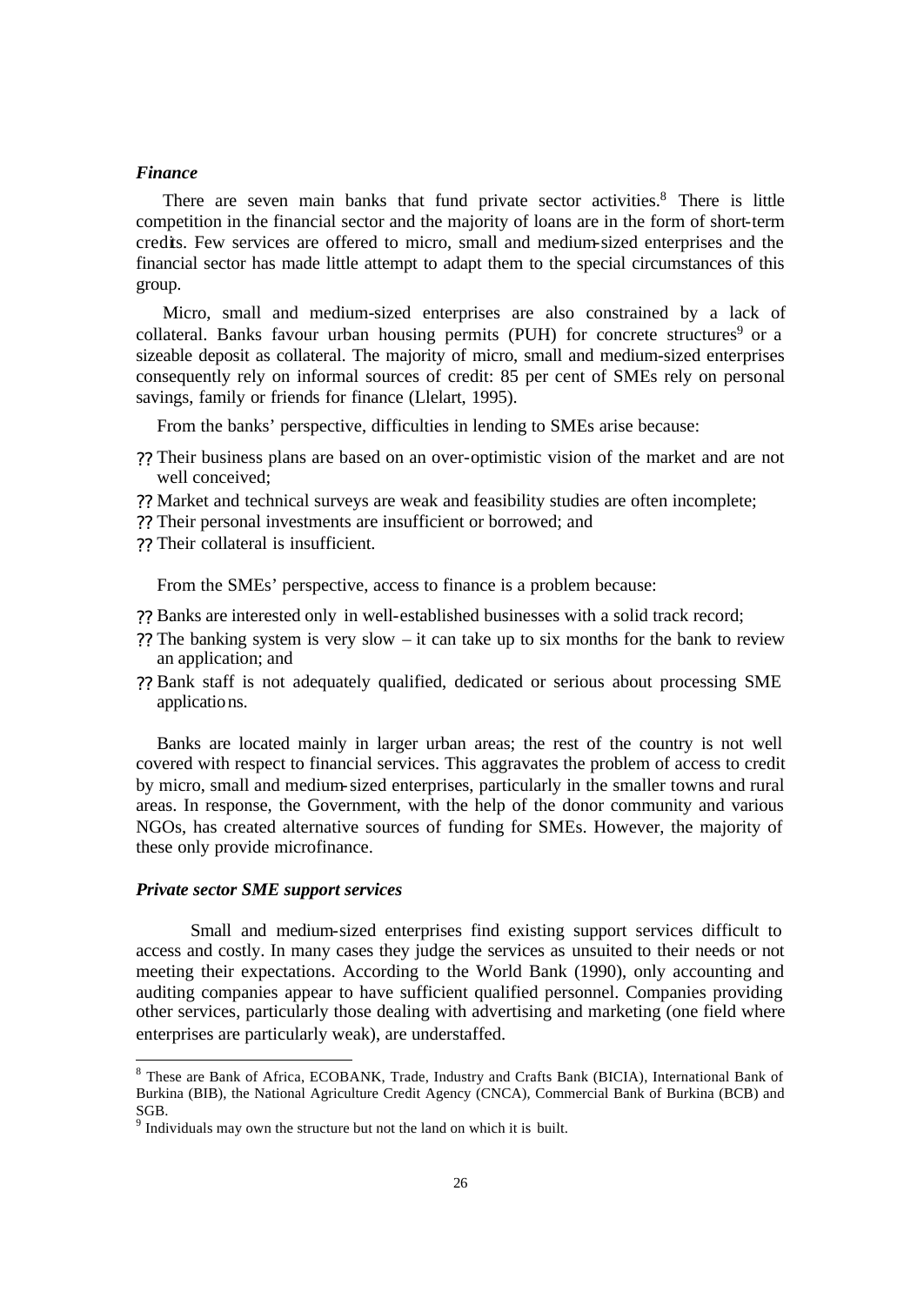### *Finance*

There are seven main banks that fund private sector activities.[8] There is little competition in the financial sector and the majority of loans are in the form of short-term credits. Few services are offered to micro, small and medium-sized enterprises and the financial sector has made little attempt to adapt them to the special circumstances of this group.

Micro, small and medium-sized enterprises are also constrained by a lack of collateral. Banks favour urban housing permits (PUH) for concrete structures[9] or a sizeable deposit as collateral. The majority of micro, small and medium-sized enterprises consequently rely on informal sources of credit: 85 per cent of SMEs rely on personal savings, family or friends for finance (Llelart, 1995).

From the banks' perspective, difficulties in lending to SMEs arise because:

- Their business plans are based on an over-optimistic vision of the market and are not well conceived;
- Market and technical surveys are weak and feasibility studies are often incomplete;
- Their personal investments are insufficient or borrowed; and
- Their collateral is insufficient.

From the SMEs' perspective, access to finance is a problem because:

- Banks are interested only in well-established businesses with a solid track record;
- The banking system is very slow – it can take up to six months for the bank to review an application; and
- Bank staff is not adequately qualified, dedicated or serious about processing SME applications.

Banks are located mainly in larger urban areas; the rest of the country is not well covered with respect to financial services. This aggravates the problem of access to credit by micro, small and medium-sized enterprises, particularly in the smaller towns and rural areas. In response, the Government, with the help of the donor community and various NGOs, has created alternative sources of funding for SMEs. However, the majority of these only provide microfinance.

### *Private sector SME support services*

Small and medium-sized enterprises find existing support services difficult to access and costly. In many cases they judge the services as unsuited to their needs or not meeting their expectations. According to the World Bank (1990), only accounting and auditing companies appear to have sufficient qualified personnel. Companies providing other services, particularly those dealing with advertising and marketing (one field where enterprises are particularly weak), are understaffed.

---

[8] These are Bank of Africa, ECOBANK, Trade, Industry and Crafts Bank (BICIA), International Bank of Burkina (BIB), the National Agriculture Credit Agency (CNCA), Commercial Bank of Burkina (BCB) and SGB.

[9] Individuals may own the structure but not the land on which it is built.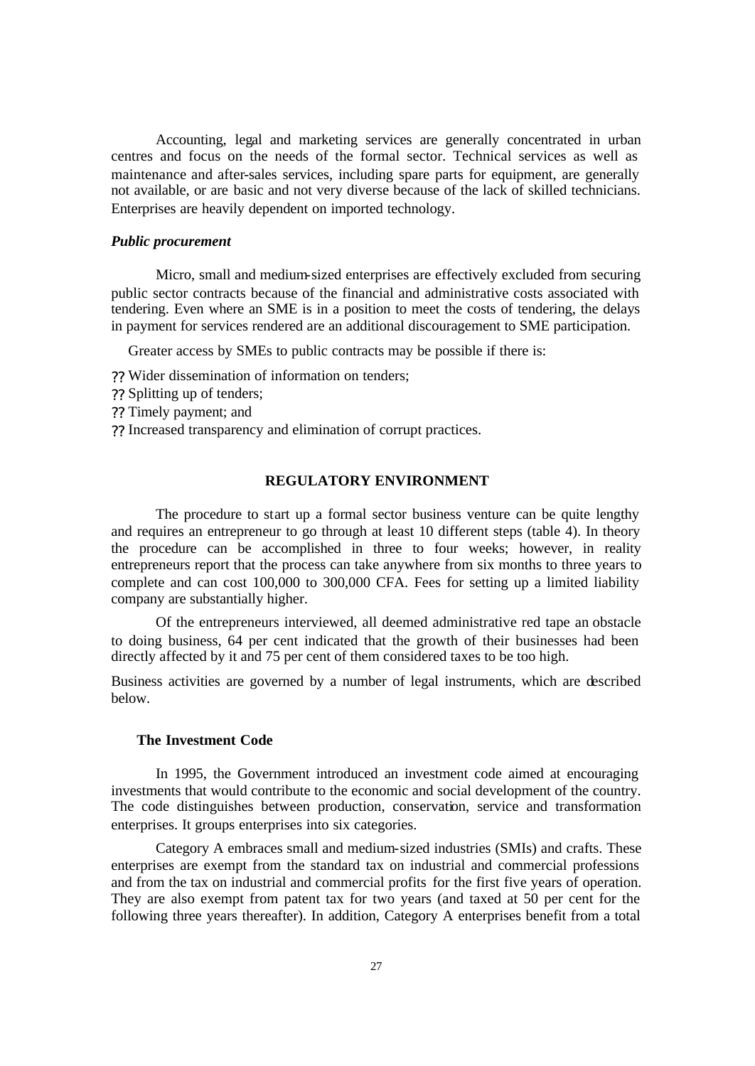Accounting, legal and marketing services are generally concentrated in urban centres and focus on the needs of the formal sector. Technical services as well as maintenance and after-sales services, including spare parts for equipment, are generally not available, or are basic and not very diverse because of the lack of skilled technicians. Enterprises are heavily dependent on imported technology.

***Public procurement***

Micro, small and medium-sized enterprises are effectively excluded from securing public sector contracts because of the financial and administrative costs associated with tendering. Even where an SME is in a position to meet the costs of tendering, the delays in payment for services rendered are an additional discouragement to SME participation.

Greater access by SMEs to public contracts may be possible if there is:

- Wider dissemination of information on tenders;
- Splitting up of tenders;
- Timely payment; and
- Increased transparency and elimination of corrupt practices.

## REGULATORY ENVIRONMENT

The procedure to start up a formal sector business venture can be quite lengthy and requires an entrepreneur to go through at least 10 different steps (table 4). In theory the procedure can be accomplished in three to four weeks; however, in reality entrepreneurs report that the process can take anywhere from six months to three years to complete and can cost 100,000 to 300,000 CFA. Fees for setting up a limited liability company are substantially higher.

Of the entrepreneurs interviewed, all deemed administrative red tape an obstacle to doing business, 64 per cent indicated that the growth of their businesses had been directly affected by it and 75 per cent of them considered taxes to be too high.

Business activities are governed by a number of legal instruments, which are described below.

### The Investment Code

In 1995, the Government introduced an investment code aimed at encouraging investments that would contribute to the economic and social development of the country. The code distinguishes between production, conservation, service and transformation enterprises. It groups enterprises into six categories.

Category A embraces small and medium-sized industries (SMIs) and crafts. These enterprises are exempt from the standard tax on industrial and commercial professions and from the tax on industrial and commercial profits for the first five years of operation. They are also exempt from patent tax for two years (and taxed at 50 per cent for the following three years thereafter). In addition, Category A enterprises benefit from a total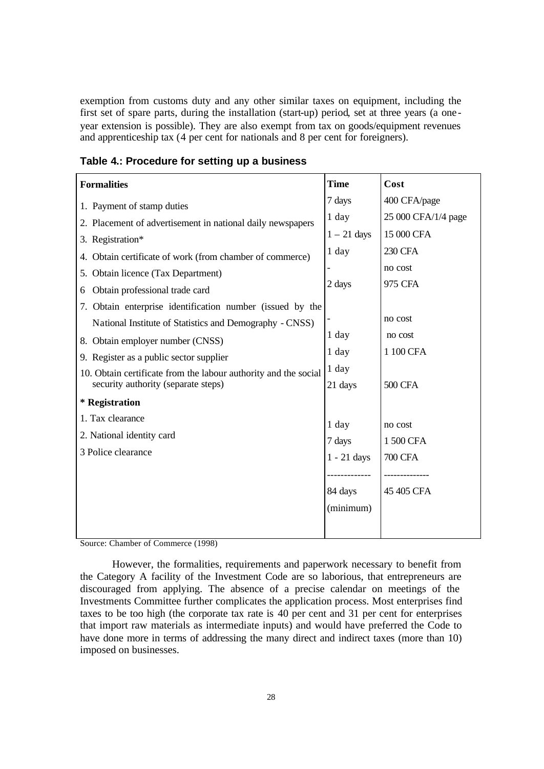exemption from customs duty and any other similar taxes on equipment, including the first set of spare parts, during the installation (start-up) period, set at three years (a one-year extension is possible). They are also exempt from tax on goods/equipment revenues and apprenticeship tax (4 per cent for nationals and 8 per cent for foreigners).

**Table 4.: Procedure for setting up a business**

| Formalities | Time | Cost |
|---|---|---|
| 1. Payment of stamp duties | 7 days | 400 CFA/page |
| 2. Placement of advertisement in national daily newspapers | 1 day | 25 000 CFA/1/4 page |
| 3. Registration* | 1 – 21 days | 15 000 CFA |
| 4. Obtain certificate of work (from chamber of commerce) | 1 day | 230 CFA |
| 5. Obtain licence (Tax Department) | - | no cost |
| 6 Obtain professional trade card | 2 days | 975 CFA |
| 7. Obtain enterprise identification number (issued by the National Institute of Statistics and Demography - CNSS) | - | no cost |
| 8. Obtain employer number (CNSS) | 1 day | no cost |
| 9. Register as a public sector supplier | 1 day | 1 100 CFA |
| 10. Obtain certificate from the labour authority and the social security authority (separate steps) | 1 day<br>21 days | 500 CFA |
| **\* Registration** | | |
| 1. Tax clearance | 1 day | no cost |
| 2. National identity card | 7 days | 1 500 CFA |
| 3 Police clearance | 1 - 21 days | 700 CFA |
| | 84 days (minimum) | 45 405 CFA |

Source: Chamber of Commerce (1998)

However, the formalities, requirements and paperwork necessary to benefit from the Category A facility of the Investment Code are so laborious, that entrepreneurs are discouraged from applying. The absence of a precise calendar on meetings of the Investments Committee further complicates the application process. Most enterprises find taxes to be too high (the corporate tax rate is 40 per cent and 31 per cent for enterprises that import raw materials as intermediate inputs) and would have preferred the Code to have done more in terms of addressing the many direct and indirect taxes (more than 10) imposed on businesses.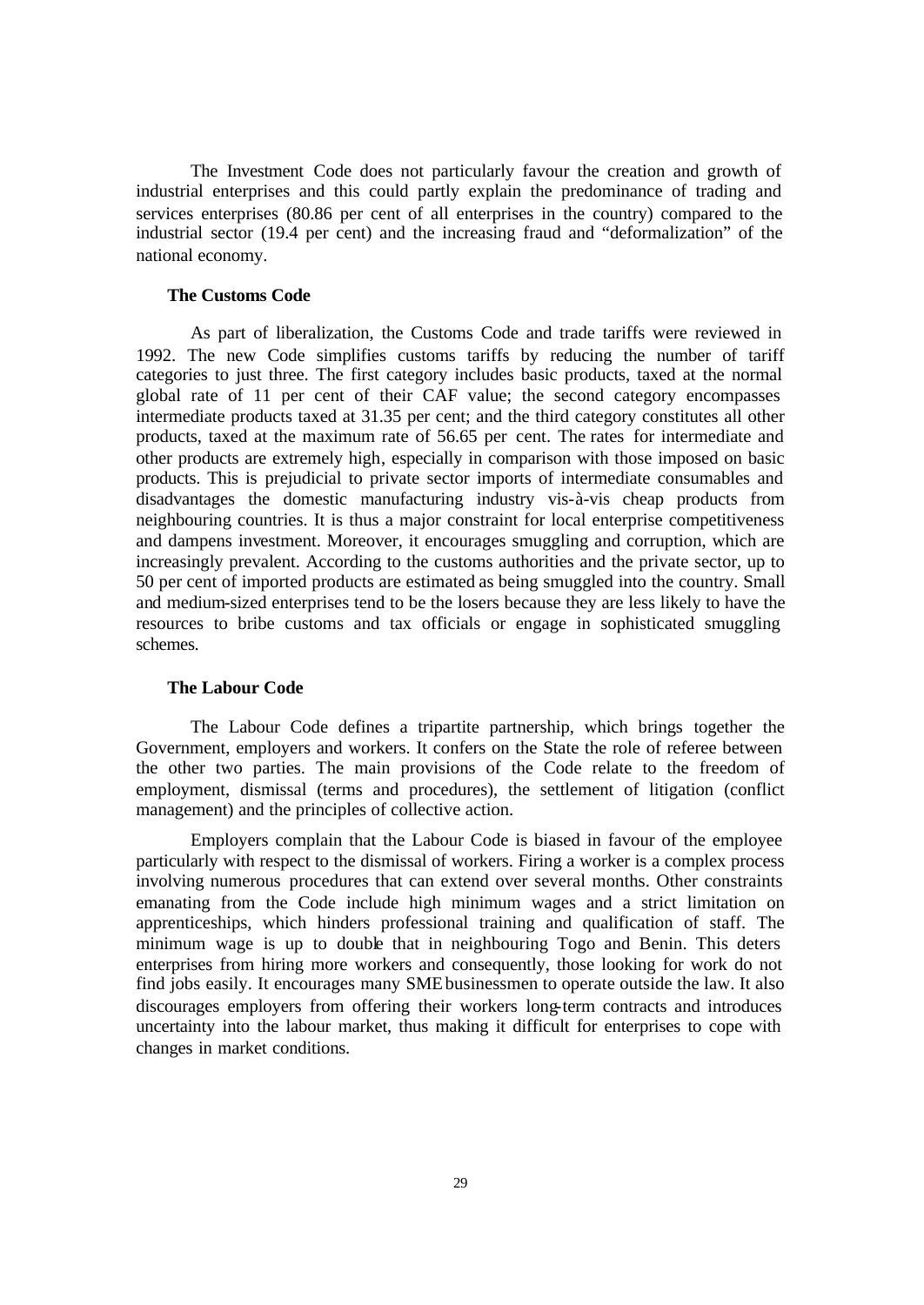The Investment Code does not particularly favour the creation and growth of industrial enterprises and this could partly explain the predominance of trading and services enterprises (80.86 per cent of all enterprises in the country) compared to the industrial sector (19.4 per cent) and the increasing fraud and "deformalization" of the national economy.

### The Customs Code

As part of liberalization, the Customs Code and trade tariffs were reviewed in 1992. The new Code simplifies customs tariffs by reducing the number of tariff categories to just three. The first category includes basic products, taxed at the normal global rate of 11 per cent of their CAF value; the second category encompasses intermediate products taxed at 31.35 per cent; and the third category constitutes all other products, taxed at the maximum rate of 56.65 per cent. The rates for intermediate and other products are extremely high, especially in comparison with those imposed on basic products. This is prejudicial to private sector imports of intermediate consumables and disadvantages the domestic manufacturing industry vis-à-vis cheap products from neighbouring countries. It is thus a major constraint for local enterprise competitiveness and dampens investment. Moreover, it encourages smuggling and corruption, which are increasingly prevalent. According to the customs authorities and the private sector, up to 50 per cent of imported products are estimated as being smuggled into the country. Small and medium-sized enterprises tend to be the losers because they are less likely to have the resources to bribe customs and tax officials or engage in sophisticated smuggling schemes.

### The Labour Code

The Labour Code defines a tripartite partnership, which brings together the Government, employers and workers. It confers on the State the role of referee between the other two parties. The main provisions of the Code relate to the freedom of employment, dismissal (terms and procedures), the settlement of litigation (conflict management) and the principles of collective action.

Employers complain that the Labour Code is biased in favour of the employee particularly with respect to the dismissal of workers. Firing a worker is a complex process involving numerous procedures that can extend over several months. Other constraints emanating from the Code include high minimum wages and a strict limitation on apprenticeships, which hinders professional training and qualification of staff. The minimum wage is up to double that in neighbouring Togo and Benin. This deters enterprises from hiring more workers and consequently, those looking for work do not find jobs easily. It encourages many SME businessmen to operate outside the law. It also discourages employers from offering their workers long-term contracts and introduces uncertainty into the labour market, thus making it difficult for enterprises to cope with changes in market conditions.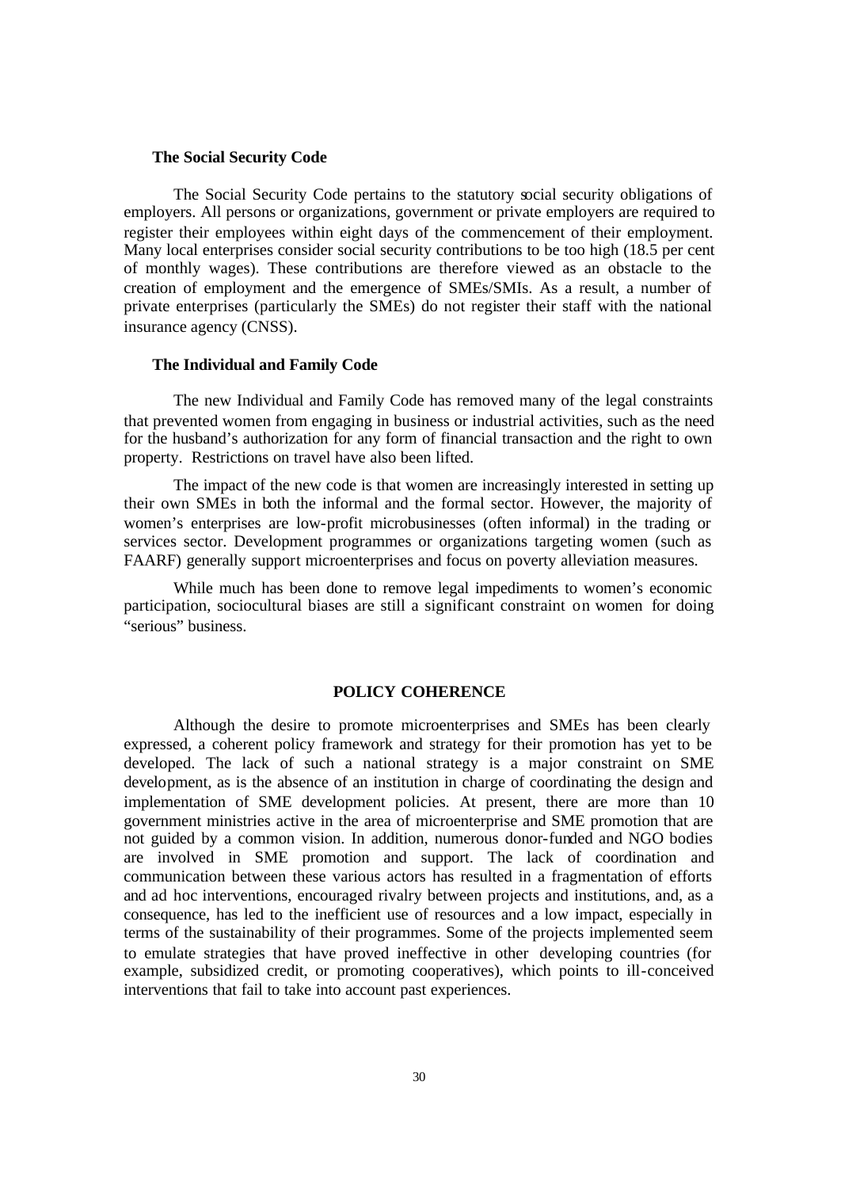### The Social Security Code

The Social Security Code pertains to the statutory social security obligations of employers. All persons or organizations, government or private employers are required to register their employees within eight days of the commencement of their employment. Many local enterprises consider social security contributions to be too high (18.5 per cent of monthly wages). These contributions are therefore viewed as an obstacle to the creation of employment and the emergence of SMEs/SMIs. As a result, a number of private enterprises (particularly the SMEs) do not register their staff with the national insurance agency (CNSS).

### The Individual and Family Code

The new Individual and Family Code has removed many of the legal constraints that prevented women from engaging in business or industrial activities, such as the need for the husband's authorization for any form of financial transaction and the right to own property. Restrictions on travel have also been lifted.

The impact of the new code is that women are increasingly interested in setting up their own SMEs in both the informal and the formal sector. However, the majority of women's enterprises are low-profit microbusinesses (often informal) in the trading or services sector. Development programmes or organizations targeting women (such as FAARF) generally support microenterprises and focus on poverty alleviation measures.

While much has been done to remove legal impediments to women's economic participation, sociocultural biases are still a significant constraint on women for doing "serious" business.

## POLICY COHERENCE

Although the desire to promote microenterprises and SMEs has been clearly expressed, a coherent policy framework and strategy for their promotion has yet to be developed. The lack of such a national strategy is a major constraint on SME development, as is the absence of an institution in charge of coordinating the design and implementation of SME development policies. At present, there are more than 10 government ministries active in the area of microenterprise and SME promotion that are not guided by a common vision. In addition, numerous donor-funded and NGO bodies are involved in SME promotion and support. The lack of coordination and communication between these various actors has resulted in a fragmentation of efforts and ad hoc interventions, encouraged rivalry between projects and institutions, and, as a consequence, has led to the inefficient use of resources and a low impact, especially in terms of the sustainability of their programmes. Some of the projects implemented seem to emulate strategies that have proved ineffective in other developing countries (for example, subsidized credit, or promoting cooperatives), which points to ill-conceived interventions that fail to take into account past experiences.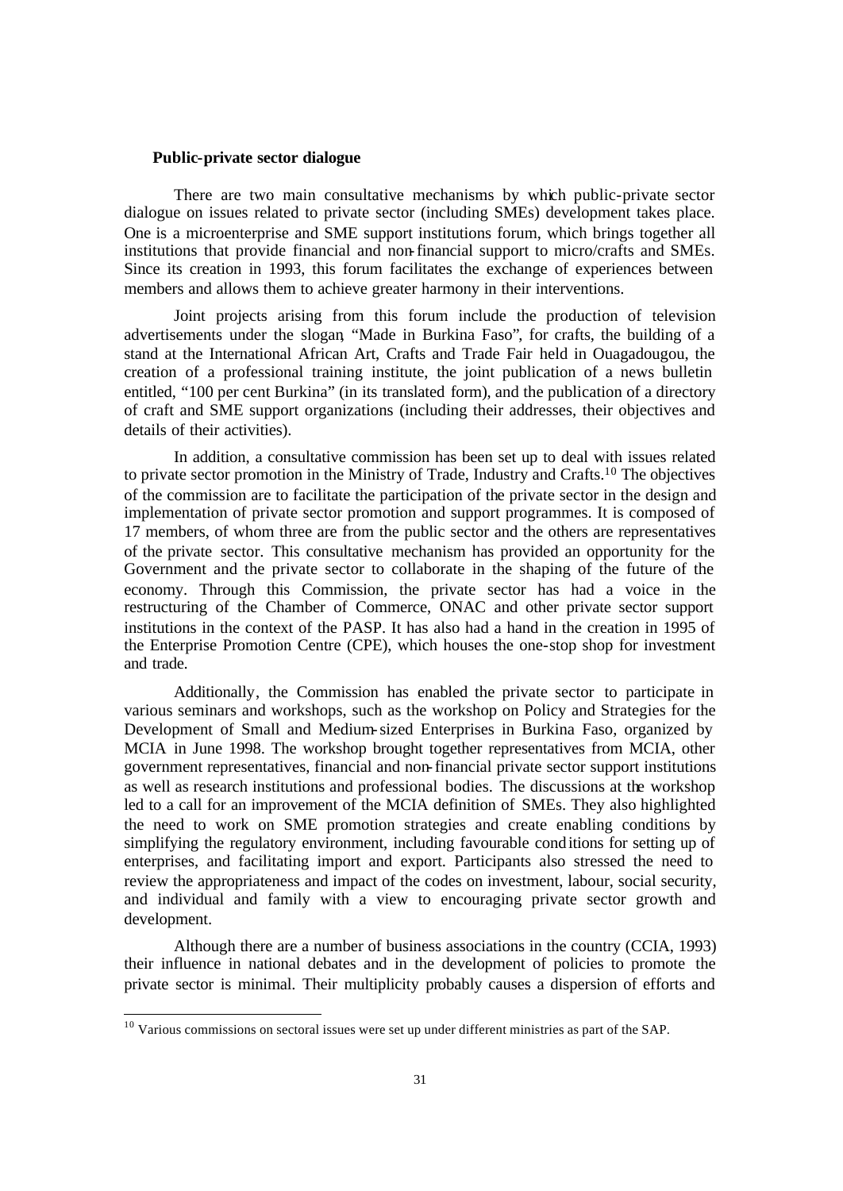**Public-private sector dialogue**

There are two main consultative mechanisms by which public-private sector dialogue on issues related to private sector (including SMEs) development takes place. One is a microenterprise and SME support institutions forum, which brings together all institutions that provide financial and non-financial support to micro/crafts and SMEs. Since its creation in 1993, this forum facilitates the exchange of experiences between members and allows them to achieve greater harmony in their interventions.

Joint projects arising from this forum include the production of television advertisements under the slogan, "Made in Burkina Faso", for crafts, the building of a stand at the International African Art, Crafts and Trade Fair held in Ouagadougou, the creation of a professional training institute, the joint publication of a news bulletin entitled, "100 per cent Burkina" (in its translated form), and the publication of a directory of craft and SME support organizations (including their addresses, their objectives and details of their activities).

In addition, a consultative commission has been set up to deal with issues related to private sector promotion in the Ministry of Trade, Industry and Crafts.[10] The objectives of the commission are to facilitate the participation of the private sector in the design and implementation of private sector promotion and support programmes. It is composed of 17 members, of whom three are from the public sector and the others are representatives of the private sector. This consultative mechanism has provided an opportunity for the Government and the private sector to collaborate in the shaping of the future of the economy. Through this Commission, the private sector has had a voice in the restructuring of the Chamber of Commerce, ONAC and other private sector support institutions in the context of the PASP. It has also had a hand in the creation in 1995 of the Enterprise Promotion Centre (CPE), which houses the one-stop shop for investment and trade.

Additionally, the Commission has enabled the private sector to participate in various seminars and workshops, such as the workshop on Policy and Strategies for the Development of Small and Medium-sized Enterprises in Burkina Faso, organized by MCIA in June 1998. The workshop brought together representatives from MCIA, other government representatives, financial and non-financial private sector support institutions as well as research institutions and professional bodies. The discussions at the workshop led to a call for an improvement of the MCIA definition of SMEs. They also highlighted the need to work on SME promotion strategies and create enabling conditions by simplifying the regulatory environment, including favourable conditions for setting up of enterprises, and facilitating import and export. Participants also stressed the need to review the appropriateness and impact of the codes on investment, labour, social security, and individual and family with a view to encouraging private sector growth and development.

Although there are a number of business associations in the country (CCIA, 1993) their influence in national debates and in the development of policies to promote the private sector is minimal. Their multiplicity probably causes a dispersion of efforts and

---

[10] Various commissions on sectoral issues were set up under different ministries as part of the SAP.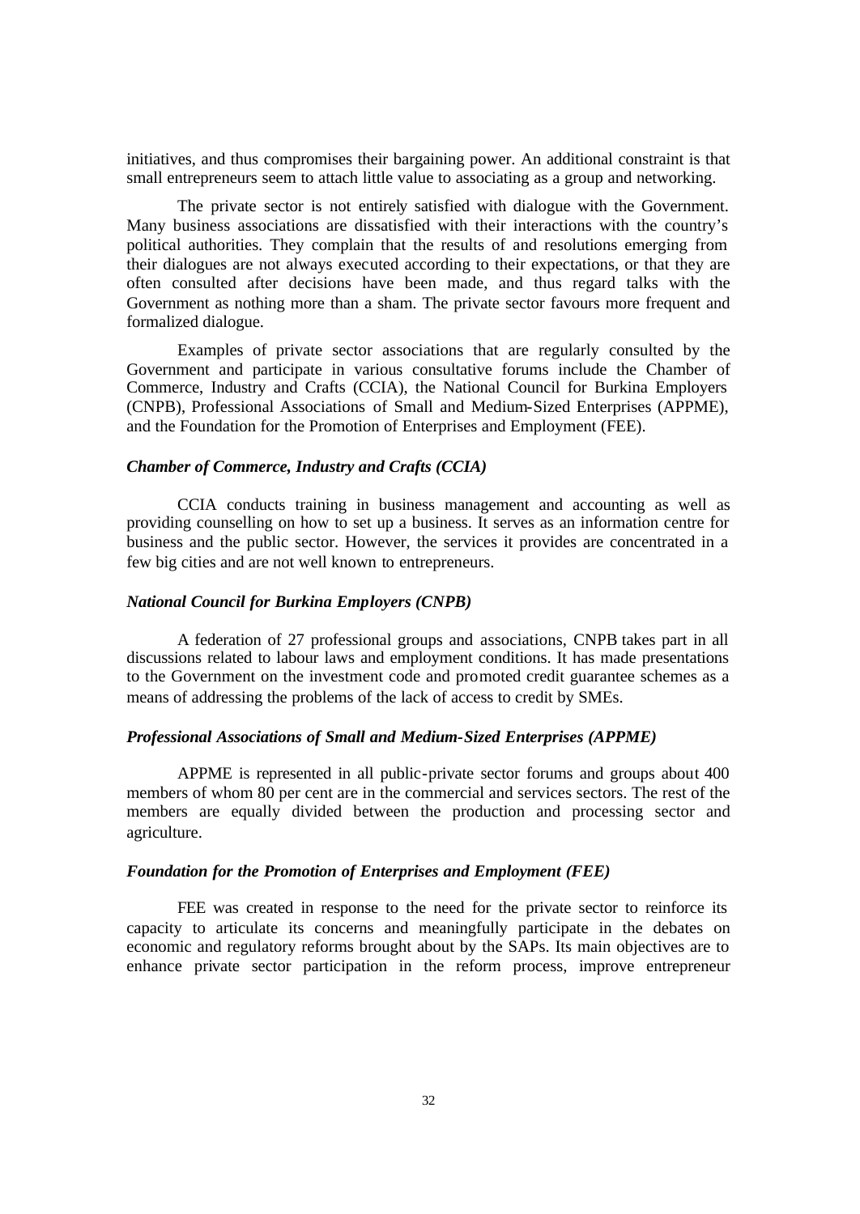initiatives, and thus compromises their bargaining power. An additional constraint is that small entrepreneurs seem to attach little value to associating as a group and networking.

The private sector is not entirely satisfied with dialogue with the Government. Many business associations are dissatisfied with their interactions with the country's political authorities. They complain that the results of and resolutions emerging from their dialogues are not always executed according to their expectations, or that they are often consulted after decisions have been made, and thus regard talks with the Government as nothing more than a sham. The private sector favours more frequent and formalized dialogue.

Examples of private sector associations that are regularly consulted by the Government and participate in various consultative forums include the Chamber of Commerce, Industry and Crafts (CCIA), the National Council for Burkina Employers (CNPB), Professional Associations of Small and Medium-Sized Enterprises (APPME), and the Foundation for the Promotion of Enterprises and Employment (FEE).

***Chamber of Commerce, Industry and Crafts (CCIA)***

CCIA conducts training in business management and accounting as well as providing counselling on how to set up a business. It serves as an information centre for business and the public sector. However, the services it provides are concentrated in a few big cities and are not well known to entrepreneurs.

***National Council for Burkina Employers (CNPB)***

A federation of 27 professional groups and associations, CNPB takes part in all discussions related to labour laws and employment conditions. It has made presentations to the Government on the investment code and promoted credit guarantee schemes as a means of addressing the problems of the lack of access to credit by SMEs.

***Professional Associations of Small and Medium-Sized Enterprises (APPME)***

APPME is represented in all public-private sector forums and groups about 400 members of whom 80 per cent are in the commercial and services sectors. The rest of the members are equally divided between the production and processing sector and agriculture.

***Foundation for the Promotion of Enterprises and Employment (FEE)***

FEE was created in response to the need for the private sector to reinforce its capacity to articulate its concerns and meaningfully participate in the debates on economic and regulatory reforms brought about by the SAPs. Its main objectives are to enhance private sector participation in the reform process, improve entrepreneur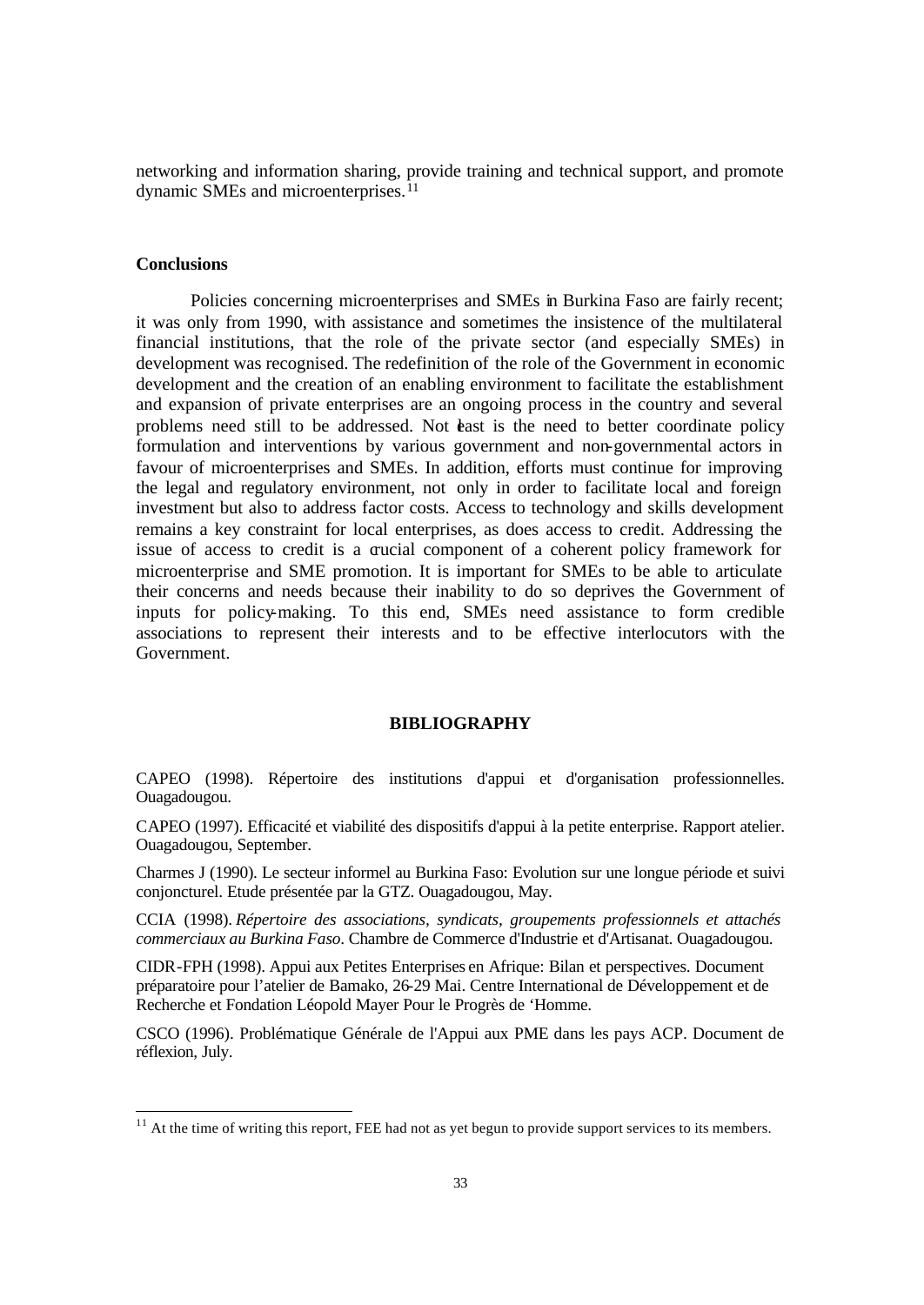networking and information sharing, provide training and technical support, and promote dynamic SMEs and microenterprises.[11]

**Conclusions**

Policies concerning microenterprises and SMEs in Burkina Faso are fairly recent; it was only from 1990, with assistance and sometimes the insistence of the multilateral financial institutions, that the role of the private sector (and especially SMEs) in development was recognised. The redefinition of the role of the Government in economic development and the creation of an enabling environment to facilitate the establishment and expansion of private enterprises are an ongoing process in the country and several problems need still to be addressed. Not least is the need to better coordinate policy formulation and interventions by various government and non-governmental actors in favour of microenterprises and SMEs. In addition, efforts must continue for improving the legal and regulatory environment, not only in order to facilitate local and foreign investment but also to address factor costs. Access to technology and skills development remains a key constraint for local enterprises, as does access to credit. Addressing the issue of access to credit is a crucial component of a coherent policy framework for microenterprise and SME promotion. It is important for SMEs to be able to articulate their concerns and needs because their inability to do so deprives the Government of inputs for policy-making. To this end, SMEs need assistance to form credible associations to represent their interests and to be effective interlocutors with the Government.

## BIBLIOGRAPHY

CAPEO (1998). Répertoire des institutions d'appui et d'organisation professionnelles. Ouagadougou.

CAPEO (1997). Efficacité et viabilité des dispositifs d'appui à la petite enterprise. Rapport atelier. Ouagadougou, September.

Charmes J (1990). Le secteur informel au Burkina Faso: Evolution sur une longue période et suivi conjoncturel. Etude présentée par la GTZ. Ouagadougou, May.

CCIA (1998). *Répertoire des associations, syndicats, groupements professionnels et attachés commerciaux au Burkina Faso*. Chambre de Commerce d'Industrie et d'Artisanat. Ouagadougou.

CIDR-FPH (1998). Appui aux Petites Enterprises en Afrique: Bilan et perspectives. Document préparatoire pour l'atelier de Bamako, 26-29 Mai. Centre International de Développement et de Recherche et Fondation Léopold Mayer Pour le Progrès de 'Homme.

CSCO (1996). Problématique Générale de l'Appui aux PME dans les pays ACP. Document de réflexion, July.

[11] At the time of writing this report, FEE had not as yet begun to provide support services to its members.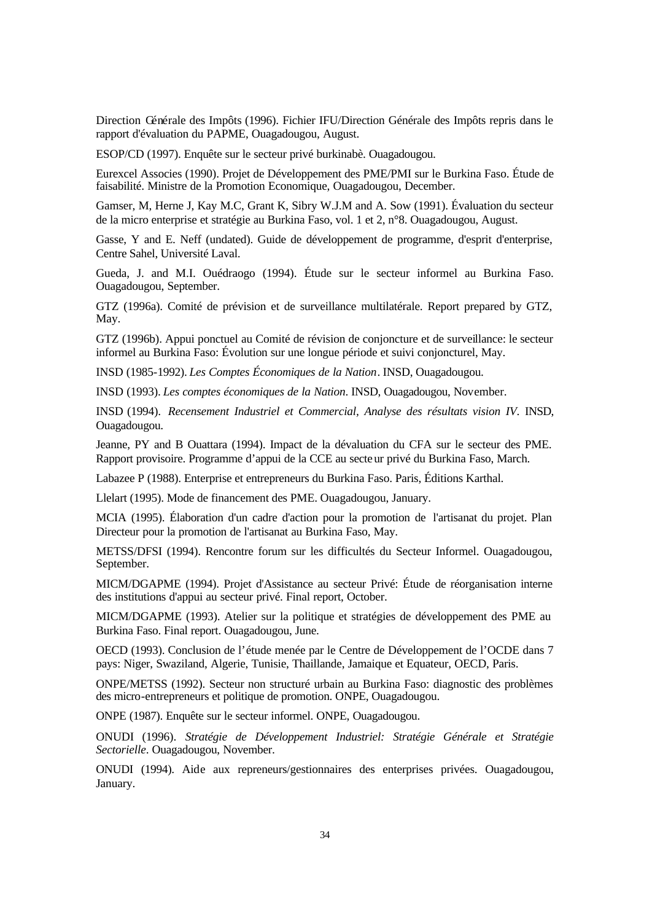Direction Générale des Impôts (1996). Fichier IFU/Direction Générale des Impôts repris dans le rapport d'évaluation du PAPME, Ouagadougou, August.

ESOP/CD (1997). Enquête sur le secteur privé burkinabè. Ouagadougou.

Eurexcel Associes (1990). Projet de Développement des PME/PMI sur le Burkina Faso. Étude de faisabilité. Ministre de la Promotion Economique, Ouagadougou, December.

Gamser, M, Herne J, Kay M.C, Grant K, Sibry W.J.M and A. Sow (1991). Évaluation du secteur de la micro enterprise et stratégie au Burkina Faso, vol. 1 et 2, n°8. Ouagadougou, August.

Gasse, Y and E. Neff (undated). Guide de développement de programme, d'esprit d'enterprise, Centre Sahel, Université Laval.

Gueda, J. and M.I. Ouédraogo (1994). Étude sur le secteur informel au Burkina Faso. Ouagadougou, September.

GTZ (1996a). Comité de prévision et de surveillance multilatérale. Report prepared by GTZ, May.

GTZ (1996b). Appui ponctuel au Comité de révision de conjoncture et de surveillance: le secteur informel au Burkina Faso: Évolution sur une longue période et suivi conjoncturel, May.

INSD (1985-1992). *Les Comptes Économiques de la Nation*. INSD, Ouagadougou.

INSD (1993). *Les comptes économiques de la Nation*. INSD, Ouagadougou, November.

INSD (1994). *Recensement Industriel et Commercial, Analyse des résultats vision IV*. INSD, Ouagadougou.

Jeanne, PY and B Ouattara (1994). Impact de la dévaluation du CFA sur le secteur des PME. Rapport provisoire. Programme d'appui de la CCE au secteur privé du Burkina Faso, March.

Labazee P (1988). Enterprise et entrepreneurs du Burkina Faso. Paris, Éditions Karthal.

Llelart (1995). Mode de financement des PME. Ouagadougou, January.

MCIA (1995). Élaboration d'un cadre d'action pour la promotion de l'artisanat du projet. Plan Directeur pour la promotion de l'artisanat au Burkina Faso, May.

METSS/DFSI (1994). Rencontre forum sur les difficultés du Secteur Informel. Ouagadougou, September.

MICM/DGAPME (1994). Projet d'Assistance au secteur Privé: Étude de réorganisation interne des institutions d'appui au secteur privé. Final report, October.

MICM/DGAPME (1993). Atelier sur la politique et stratégies de développement des PME au Burkina Faso. Final report. Ouagadougou, June.

OECD (1993). Conclusion de l'étude menée par le Centre de Développement de l'OCDE dans 7 pays: Niger, Swaziland, Algerie, Tunisie, Thaillande, Jamaique et Equateur, OECD, Paris.

ONPE/METSS (1992). Secteur non structuré urbain au Burkina Faso: diagnostic des problèmes des micro-entrepreneurs et politique de promotion. ONPE, Ouagadougou.

ONPE (1987). Enquête sur le secteur informel. ONPE, Ouagadougou.

ONUDI (1996). *Stratégie de Développement Industriel: Stratégie Générale et Stratégie Sectorielle*. Ouagadougou, November.

ONUDI (1994). Aide aux repreneurs/gestionnaires des enterprises privées. Ouagadougou, January.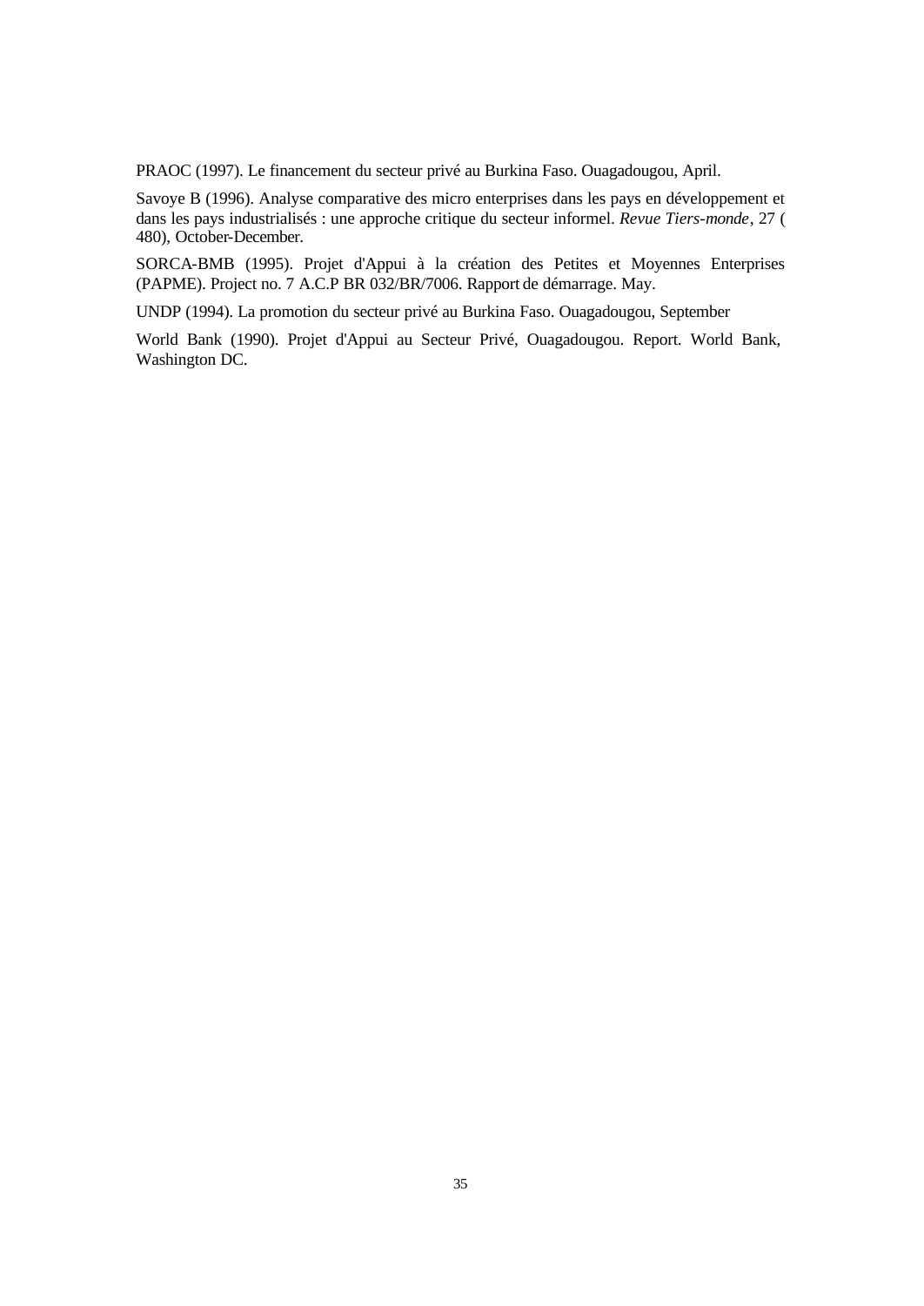PRAOC (1997). Le financement du secteur privé au Burkina Faso. Ouagadougou, April.

Savoye B (1996). Analyse comparative des micro enterprises dans les pays en développement et dans les pays industrialisés : une approche critique du secteur informel. *Revue Tiers-monde*, 27 ( 480), October-December.

SORCA-BMB (1995). Projet d'Appui à la création des Petites et Moyennes Enterprises (PAPME). Project no. 7 A.C.P BR 032/BR/7006. Rapport de démarrage. May.

UNDP (1994). La promotion du secteur privé au Burkina Faso. Ouagadougou, September

World Bank (1990). Projet d'Appui au Secteur Privé, Ouagadougou. Report. World Bank, Washington DC.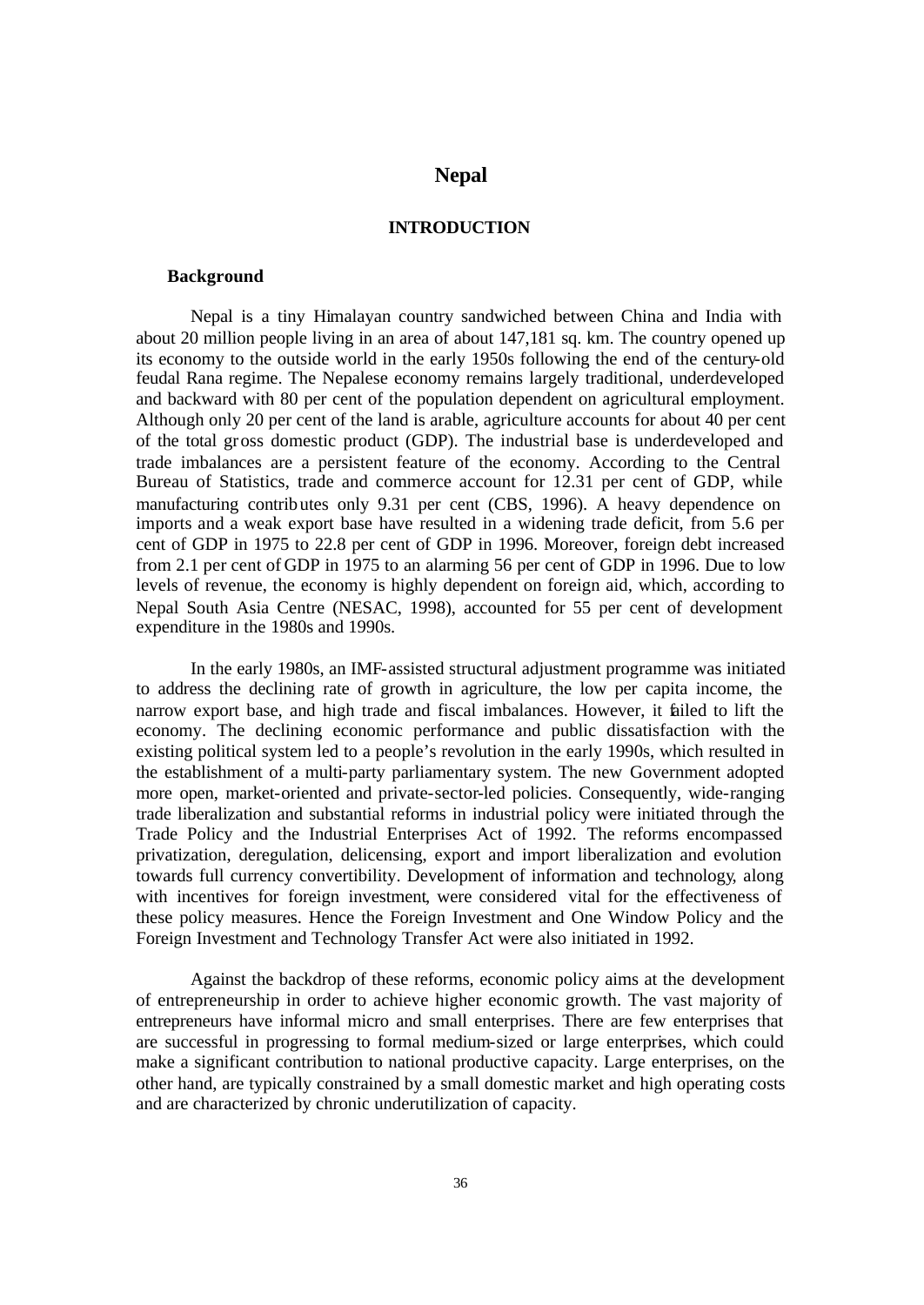# Nepal

## INTRODUCTION

### Background

Nepal is a tiny Himalayan country sandwiched between China and India with about 20 million people living in an area of about 147,181 sq. km. The country opened up its economy to the outside world in the early 1950s following the end of the century-old feudal Rana regime. The Nepalese economy remains largely traditional, underdeveloped and backward with 80 per cent of the population dependent on agricultural employment. Although only 20 per cent of the land is arable, agriculture accounts for about 40 per cent of the total gross domestic product (GDP). The industrial base is underdeveloped and trade imbalances are a persistent feature of the economy. According to the Central Bureau of Statistics, trade and commerce account for 12.31 per cent of GDP, while manufacturing contributes only 9.31 per cent (CBS, 1996). A heavy dependence on imports and a weak export base have resulted in a widening trade deficit, from 5.6 per cent of GDP in 1975 to 22.8 per cent of GDP in 1996. Moreover, foreign debt increased from 2.1 per cent of GDP in 1975 to an alarming 56 per cent of GDP in 1996. Due to low levels of revenue, the economy is highly dependent on foreign aid, which, according to Nepal South Asia Centre (NESAC, 1998), accounted for 55 per cent of development expenditure in the 1980s and 1990s.

In the early 1980s, an IMF-assisted structural adjustment programme was initiated to address the declining rate of growth in agriculture, the low per capita income, the narrow export base, and high trade and fiscal imbalances. However, it failed to lift the economy. The declining economic performance and public dissatisfaction with the existing political system led to a people's revolution in the early 1990s, which resulted in the establishment of a multi-party parliamentary system. The new Government adopted more open, market-oriented and private-sector-led policies. Consequently, wide-ranging trade liberalization and substantial reforms in industrial policy were initiated through the Trade Policy and the Industrial Enterprises Act of 1992. The reforms encompassed privatization, deregulation, delicensing, export and import liberalization and evolution towards full currency convertibility. Development of information and technology, along with incentives for foreign investment, were considered vital for the effectiveness of these policy measures. Hence the Foreign Investment and One Window Policy and the Foreign Investment and Technology Transfer Act were also initiated in 1992.

Against the backdrop of these reforms, economic policy aims at the development of entrepreneurship in order to achieve higher economic growth. The vast majority of entrepreneurs have informal micro and small enterprises. There are few enterprises that are successful in progressing to formal medium-sized or large enterprises, which could make a significant contribution to national productive capacity. Large enterprises, on the other hand, are typically constrained by a small domestic market and high operating costs and are characterized by chronic underutilization of capacity.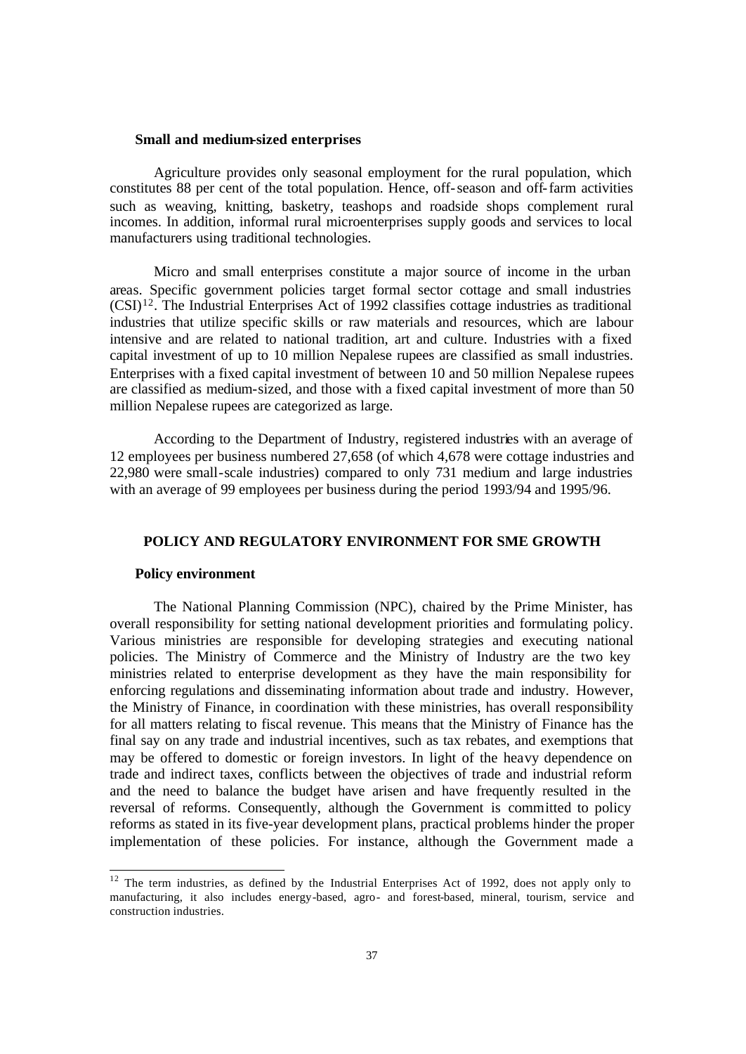**Small and medium-sized enterprises**

Agriculture provides only seasonal employment for the rural population, which constitutes 88 per cent of the total population. Hence, off-season and off-farm activities such as weaving, knitting, basketry, teashops and roadside shops complement rural incomes. In addition, informal rural microenterprises supply goods and services to local manufacturers using traditional technologies.

Micro and small enterprises constitute a major source of income in the urban areas. Specific government policies target formal sector cottage and small industries (CSI)[12]. The Industrial Enterprises Act of 1992 classifies cottage industries as traditional industries that utilize specific skills or raw materials and resources, which are labour intensive and are related to national tradition, art and culture. Industries with a fixed capital investment of up to 10 million Nepalese rupees are classified as small industries. Enterprises with a fixed capital investment of between 10 and 50 million Nepalese rupees are classified as medium-sized, and those with a fixed capital investment of more than 50 million Nepalese rupees are categorized as large.

According to the Department of Industry, registered industries with an average of 12 employees per business numbered 27,658 (of which 4,678 were cottage industries and 22,980 were small-scale industries) compared to only 731 medium and large industries with an average of 99 employees per business during the period 1993/94 and 1995/96.

## POLICY AND REGULATORY ENVIRONMENT FOR SME GROWTH

**Policy environment**

The National Planning Commission (NPC), chaired by the Prime Minister, has overall responsibility for setting national development priorities and formulating policy. Various ministries are responsible for developing strategies and executing national policies. The Ministry of Commerce and the Ministry of Industry are the two key ministries related to enterprise development as they have the main responsibility for enforcing regulations and disseminating information about trade and industry. However, the Ministry of Finance, in coordination with these ministries, has overall responsibility for all matters relating to fiscal revenue. This means that the Ministry of Finance has the final say on any trade and industrial incentives, such as tax rebates, and exemptions that may be offered to domestic or foreign investors. In light of the heavy dependence on trade and indirect taxes, conflicts between the objectives of trade and industrial reform and the need to balance the budget have arisen and have frequently resulted in the reversal of reforms. Consequently, although the Government is committed to policy reforms as stated in its five-year development plans, practical problems hinder the proper implementation of these policies. For instance, although the Government made a

[12] The term industries, as defined by the Industrial Enterprises Act of 1992, does not apply only to manufacturing, it also includes energy-based, agro- and forest-based, mineral, tourism, service and construction industries.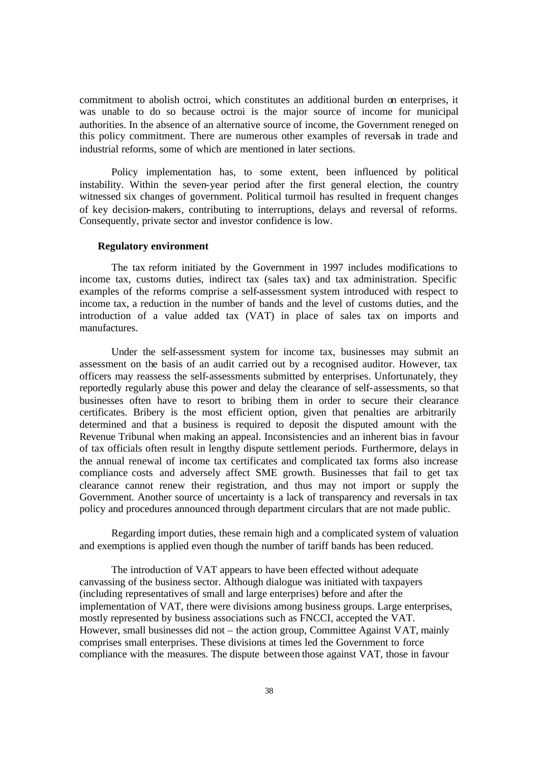commitment to abolish octroi, which constitutes an additional burden on enterprises, it was unable to do so because octroi is the major source of income for municipal authorities. In the absence of an alternative source of income, the Government reneged on this policy commitment. There are numerous other examples of reversals in trade and industrial reforms, some of which are mentioned in later sections.

Policy implementation has, to some extent, been influenced by political instability. Within the seven-year period after the first general election, the country witnessed six changes of government. Political turmoil has resulted in frequent changes of key decision-makers, contributing to interruptions, delays and reversal of reforms. Consequently, private sector and investor confidence is low.

**Regulatory environment**

The tax reform initiated by the Government in 1997 includes modifications to income tax, customs duties, indirect tax (sales tax) and tax administration. Specific examples of the reforms comprise a self-assessment system introduced with respect to income tax, a reduction in the number of bands and the level of customs duties, and the introduction of a value added tax (VAT) in place of sales tax on imports and manufactures.

Under the self-assessment system for income tax, businesses may submit an assessment on the basis of an audit carried out by a recognised auditor. However, tax officers may reassess the self-assessments submitted by enterprises. Unfortunately, they reportedly regularly abuse this power and delay the clearance of self-assessments, so that businesses often have to resort to bribing them in order to secure their clearance certificates. Bribery is the most efficient option, given that penalties are arbitrarily determined and that a business is required to deposit the disputed amount with the Revenue Tribunal when making an appeal. Inconsistencies and an inherent bias in favour of tax officials often result in lengthy dispute settlement periods. Furthermore, delays in the annual renewal of income tax certificates and complicated tax forms also increase compliance costs and adversely affect SME growth. Businesses that fail to get tax clearance cannot renew their registration, and thus may not import or supply the Government. Another source of uncertainty is a lack of transparency and reversals in tax policy and procedures announced through department circulars that are not made public.

Regarding import duties, these remain high and a complicated system of valuation and exemptions is applied even though the number of tariff bands has been reduced.

The introduction of VAT appears to have been effected without adequate canvassing of the business sector. Although dialogue was initiated with taxpayers (including representatives of small and large enterprises) before and after the implementation of VAT, there were divisions among business groups. Large enterprises, mostly represented by business associations such as FNCCI, accepted the VAT. However, small businesses did not – the action group, Committee Against VAT, mainly comprises small enterprises. These divisions at times led the Government to force compliance with the measures. The dispute between those against VAT, those in favour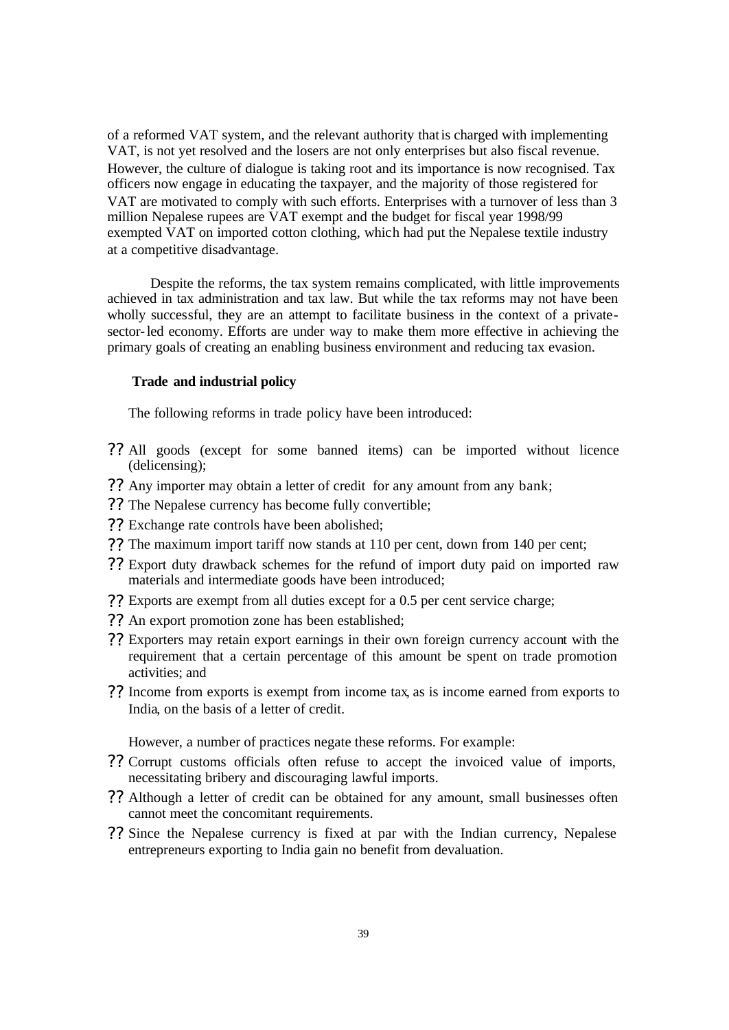of a reformed VAT system, and the relevant authority that is charged with implementing VAT, is not yet resolved and the losers are not only enterprises but also fiscal revenue. However, the culture of dialogue is taking root and its importance is now recognised. Tax officers now engage in educating the taxpayer, and the majority of those registered for VAT are motivated to comply with such efforts. Enterprises with a turnover of less than 3 million Nepalese rupees are VAT exempt and the budget for fiscal year 1998/99 exempted VAT on imported cotton clothing, which had put the Nepalese textile industry at a competitive disadvantage.

Despite the reforms, the tax system remains complicated, with little improvements achieved in tax administration and tax law. But while the tax reforms may not have been wholly successful, they are an attempt to facilitate business in the context of a private-sector-led economy. Efforts are under way to make them more effective in achieving the primary goals of creating an enabling business environment and reducing tax evasion.

**Trade and industrial policy**

The following reforms in trade policy have been introduced:

- All goods (except for some banned items) can be imported without licence (delicensing);
- Any importer may obtain a letter of credit for any amount from any bank;
- The Nepalese currency has become fully convertible;
- Exchange rate controls have been abolished;
- The maximum import tariff now stands at 110 per cent, down from 140 per cent;
- Export duty drawback schemes for the refund of import duty paid on imported raw materials and intermediate goods have been introduced;
- Exports are exempt from all duties except for a 0.5 per cent service charge;
- An export promotion zone has been established;
- Exporters may retain export earnings in their own foreign currency account with the requirement that a certain percentage of this amount be spent on trade promotion activities; and
- Income from exports is exempt from income tax, as is income earned from exports to India, on the basis of a letter of credit.

However, a number of practices negate these reforms. For example:

- Corrupt customs officials often refuse to accept the invoiced value of imports, necessitating bribery and discouraging lawful imports.
- Although a letter of credit can be obtained for any amount, small businesses often cannot meet the concomitant requirements.
- Since the Nepalese currency is fixed at par with the Indian currency, Nepalese entrepreneurs exporting to India gain no benefit from devaluation.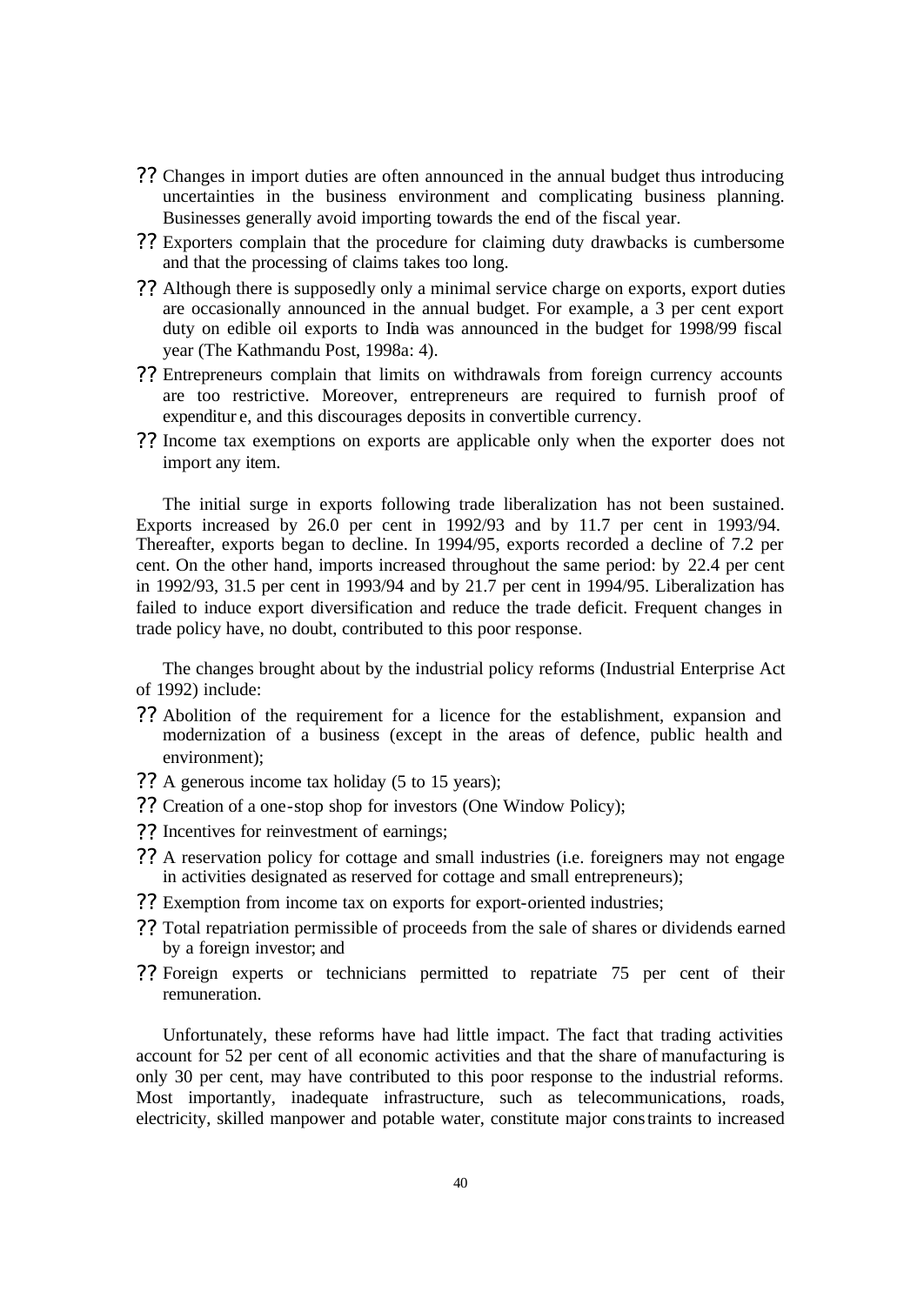- Changes in import duties are often announced in the annual budget thus introducing uncertainties in the business environment and complicating business planning. Businesses generally avoid importing towards the end of the fiscal year.
- Exporters complain that the procedure for claiming duty drawbacks is cumbersome and that the processing of claims takes too long.
- Although there is supposedly only a minimal service charge on exports, export duties are occasionally announced in the annual budget. For example, a 3 per cent export duty on edible oil exports to India was announced in the budget for 1998/99 fiscal year (The Kathmandu Post, 1998a: 4).
- Entrepreneurs complain that limits on withdrawals from foreign currency accounts are too restrictive. Moreover, entrepreneurs are required to furnish proof of expenditure, and this discourages deposits in convertible currency.
- Income tax exemptions on exports are applicable only when the exporter does not import any item.

The initial surge in exports following trade liberalization has not been sustained. Exports increased by 26.0 per cent in 1992/93 and by 11.7 per cent in 1993/94. Thereafter, exports began to decline. In 1994/95, exports recorded a decline of 7.2 per cent. On the other hand, imports increased throughout the same period: by 22.4 per cent in 1992/93, 31.5 per cent in 1993/94 and by 21.7 per cent in 1994/95. Liberalization has failed to induce export diversification and reduce the trade deficit. Frequent changes in trade policy have, no doubt, contributed to this poor response.

The changes brought about by the industrial policy reforms (Industrial Enterprise Act of 1992) include:

- Abolition of the requirement for a licence for the establishment, expansion and modernization of a business (except in the areas of defence, public health and environment);
- A generous income tax holiday (5 to 15 years);
- Creation of a one-stop shop for investors (One Window Policy);
- Incentives for reinvestment of earnings;
- A reservation policy for cottage and small industries (i.e. foreigners may not engage in activities designated as reserved for cottage and small entrepreneurs);
- Exemption from income tax on exports for export-oriented industries;
- Total repatriation permissible of proceeds from the sale of shares or dividends earned by a foreign investor; and
- Foreign experts or technicians permitted to repatriate 75 per cent of their remuneration.

Unfortunately, these reforms have had little impact. The fact that trading activities account for 52 per cent of all economic activities and that the share of manufacturing is only 30 per cent, may have contributed to this poor response to the industrial reforms. Most importantly, inadequate infrastructure, such as telecommunications, roads, electricity, skilled manpower and potable water, constitute major constraints to increased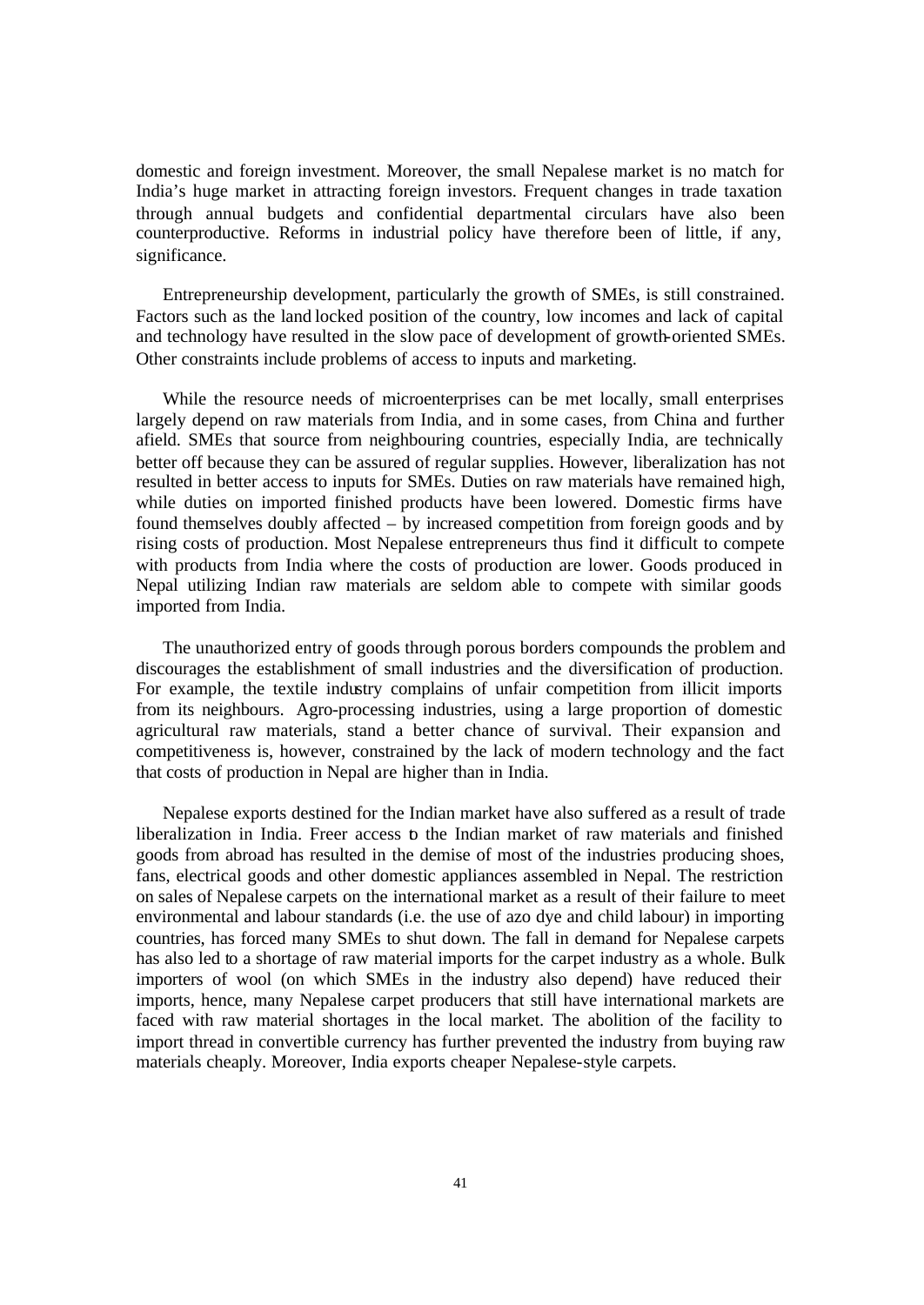domestic and foreign investment. Moreover, the small Nepalese market is no match for India's huge market in attracting foreign investors. Frequent changes in trade taxation through annual budgets and confidential departmental circulars have also been counterproductive. Reforms in industrial policy have therefore been of little, if any, significance.

Entrepreneurship development, particularly the growth of SMEs, is still constrained. Factors such as the land locked position of the country, low incomes and lack of capital and technology have resulted in the slow pace of development of growth-oriented SMEs. Other constraints include problems of access to inputs and marketing.

While the resource needs of microenterprises can be met locally, small enterprises largely depend on raw materials from India, and in some cases, from China and further afield. SMEs that source from neighbouring countries, especially India, are technically better off because they can be assured of regular supplies. However, liberalization has not resulted in better access to inputs for SMEs. Duties on raw materials have remained high, while duties on imported finished products have been lowered. Domestic firms have found themselves doubly affected – by increased competition from foreign goods and by rising costs of production. Most Nepalese entrepreneurs thus find it difficult to compete with products from India where the costs of production are lower. Goods produced in Nepal utilizing Indian raw materials are seldom able to compete with similar goods imported from India.

The unauthorized entry of goods through porous borders compounds the problem and discourages the establishment of small industries and the diversification of production. For example, the textile industry complains of unfair competition from illicit imports from its neighbours. Agro-processing industries, using a large proportion of domestic agricultural raw materials, stand a better chance of survival. Their expansion and competitiveness is, however, constrained by the lack of modern technology and the fact that costs of production in Nepal are higher than in India.

Nepalese exports destined for the Indian market have also suffered as a result of trade liberalization in India. Freer access to the Indian market of raw materials and finished goods from abroad has resulted in the demise of most of the industries producing shoes, fans, electrical goods and other domestic appliances assembled in Nepal. The restriction on sales of Nepalese carpets on the international market as a result of their failure to meet environmental and labour standards (i.e. the use of azo dye and child labour) in importing countries, has forced many SMEs to shut down. The fall in demand for Nepalese carpets has also led to a shortage of raw material imports for the carpet industry as a whole. Bulk importers of wool (on which SMEs in the industry also depend) have reduced their imports, hence, many Nepalese carpet producers that still have international markets are faced with raw material shortages in the local market. The abolition of the facility to import thread in convertible currency has further prevented the industry from buying raw materials cheaply. Moreover, India exports cheaper Nepalese-style carpets.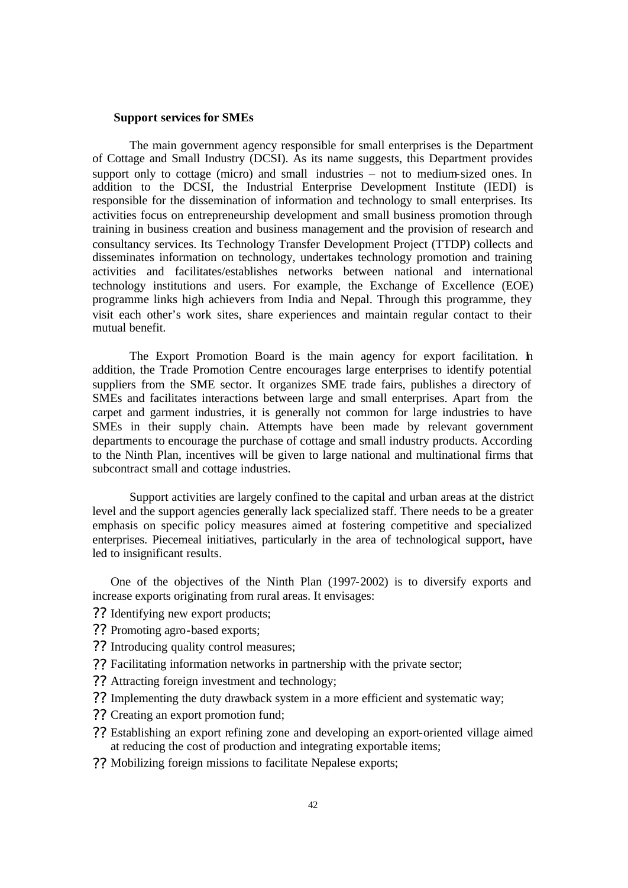### Support services for SMEs

The main government agency responsible for small enterprises is the Department of Cottage and Small Industry (DCSI). As its name suggests, this Department provides support only to cottage (micro) and small industries – not to medium-sized ones. In addition to the DCSI, the Industrial Enterprise Development Institute (IEDI) is responsible for the dissemination of information and technology to small enterprises. Its activities focus on entrepreneurship development and small business promotion through training in business creation and business management and the provision of research and consultancy services. Its Technology Transfer Development Project (TTDP) collects and disseminates information on technology, undertakes technology promotion and training activities and facilitates/establishes networks between national and international technology institutions and users. For example, the Exchange of Excellence (EOE) programme links high achievers from India and Nepal. Through this programme, they visit each other's work sites, share experiences and maintain regular contact to their mutual benefit.

The Export Promotion Board is the main agency for export facilitation. In addition, the Trade Promotion Centre encourages large enterprises to identify potential suppliers from the SME sector. It organizes SME trade fairs, publishes a directory of SMEs and facilitates interactions between large and small enterprises. Apart from the carpet and garment industries, it is generally not common for large industries to have SMEs in their supply chain. Attempts have been made by relevant government departments to encourage the purchase of cottage and small industry products. According to the Ninth Plan, incentives will be given to large national and multinational firms that subcontract small and cottage industries.

Support activities are largely confined to the capital and urban areas at the district level and the support agencies generally lack specialized staff. There needs to be a greater emphasis on specific policy measures aimed at fostering competitive and specialized enterprises. Piecemeal initiatives, particularly in the area of technological support, have led to insignificant results.

One of the objectives of the Ninth Plan (1997-2002) is to diversify exports and increase exports originating from rural areas. It envisages:

- Identifying new export products;
- Promoting agro-based exports;
- Introducing quality control measures;
- Facilitating information networks in partnership with the private sector;
- Attracting foreign investment and technology;
- Implementing the duty drawback system in a more efficient and systematic way;
- Creating an export promotion fund;
- Establishing an export refining zone and developing an export-oriented village aimed at reducing the cost of production and integrating exportable items;
- Mobilizing foreign missions to facilitate Nepalese exports;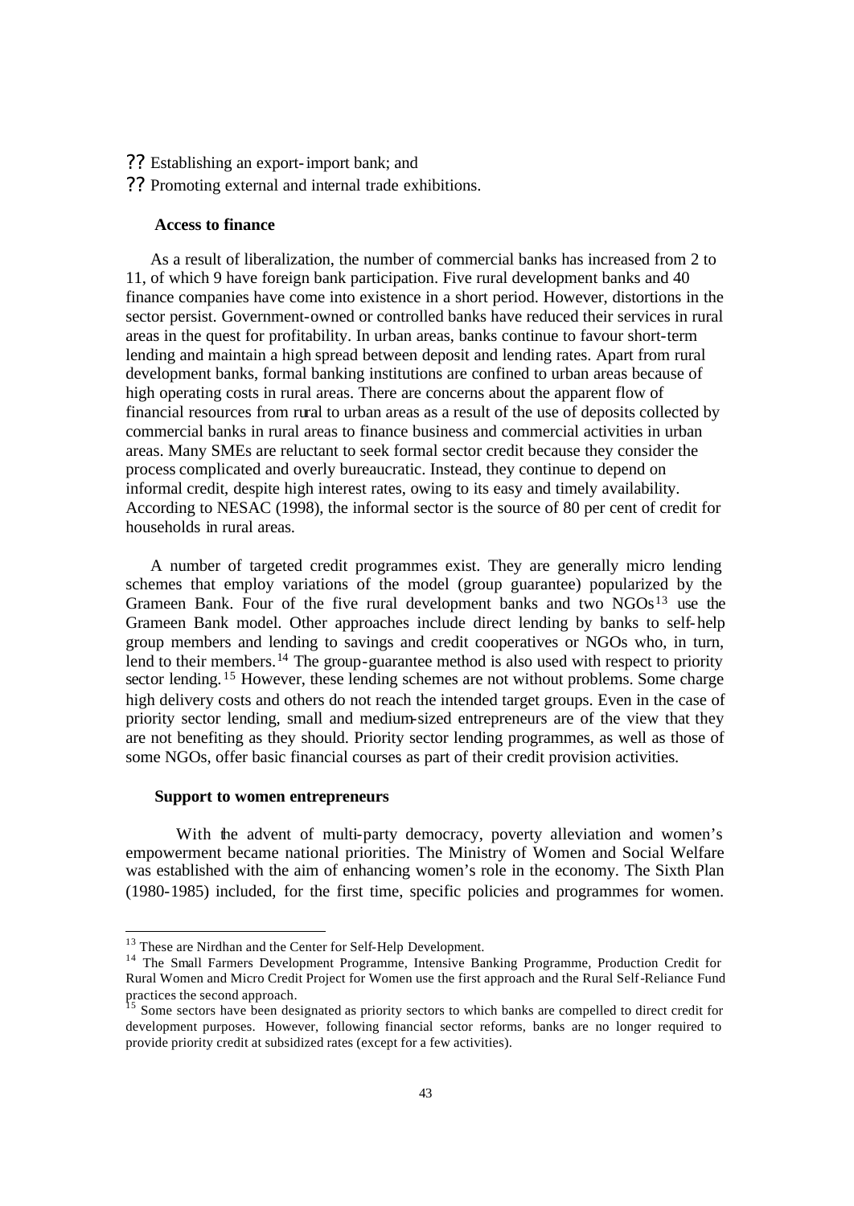- Establishing an export-import bank; and
- Promoting external and internal trade exhibitions.

**Access to finance**

As a result of liberalization, the number of commercial banks has increased from 2 to 11, of which 9 have foreign bank participation. Five rural development banks and 40 finance companies have come into existence in a short period. However, distortions in the sector persist. Government-owned or controlled banks have reduced their services in rural areas in the quest for profitability. In urban areas, banks continue to favour short-term lending and maintain a high spread between deposit and lending rates. Apart from rural development banks, formal banking institutions are confined to urban areas because of high operating costs in rural areas. There are concerns about the apparent flow of financial resources from rural to urban areas as a result of the use of deposits collected by commercial banks in rural areas to finance business and commercial activities in urban areas. Many SMEs are reluctant to seek formal sector credit because they consider the process complicated and overly bureaucratic. Instead, they continue to depend on informal credit, despite high interest rates, owing to its easy and timely availability. According to NESAC (1998), the informal sector is the source of 80 per cent of credit for households in rural areas.

A number of targeted credit programmes exist. They are generally micro lending schemes that employ variations of the model (group guarantee) popularized by the Grameen Bank. Four of the five rural development banks and two NGOs[13] use the Grameen Bank model. Other approaches include direct lending by banks to self-help group members and lending to savings and credit cooperatives or NGOs who, in turn, lend to their members.[14] The group-guarantee method is also used with respect to priority sector lending.[15] However, these lending schemes are not without problems. Some charge high delivery costs and others do not reach the intended target groups. Even in the case of priority sector lending, small and medium-sized entrepreneurs are of the view that they are not benefiting as they should. Priority sector lending programmes, as well as those of some NGOs, offer basic financial courses as part of their credit provision activities.

**Support to women entrepreneurs**

With the advent of multi-party democracy, poverty alleviation and women's empowerment became national priorities. The Ministry of Women and Social Welfare was established with the aim of enhancing women's role in the economy. The Sixth Plan (1980-1985) included, for the first time, specific policies and programmes for women.

---

[13] These are Nirdhan and the Center for Self-Help Development.

[14] The Small Farmers Development Programme, Intensive Banking Programme, Production Credit for Rural Women and Micro Credit Project for Women use the first approach and the Rural Self-Reliance Fund practices the second approach.

[15] Some sectors have been designated as priority sectors to which banks are compelled to direct credit for development purposes. However, following financial sector reforms, banks are no longer required to provide priority credit at subsidized rates (except for a few activities).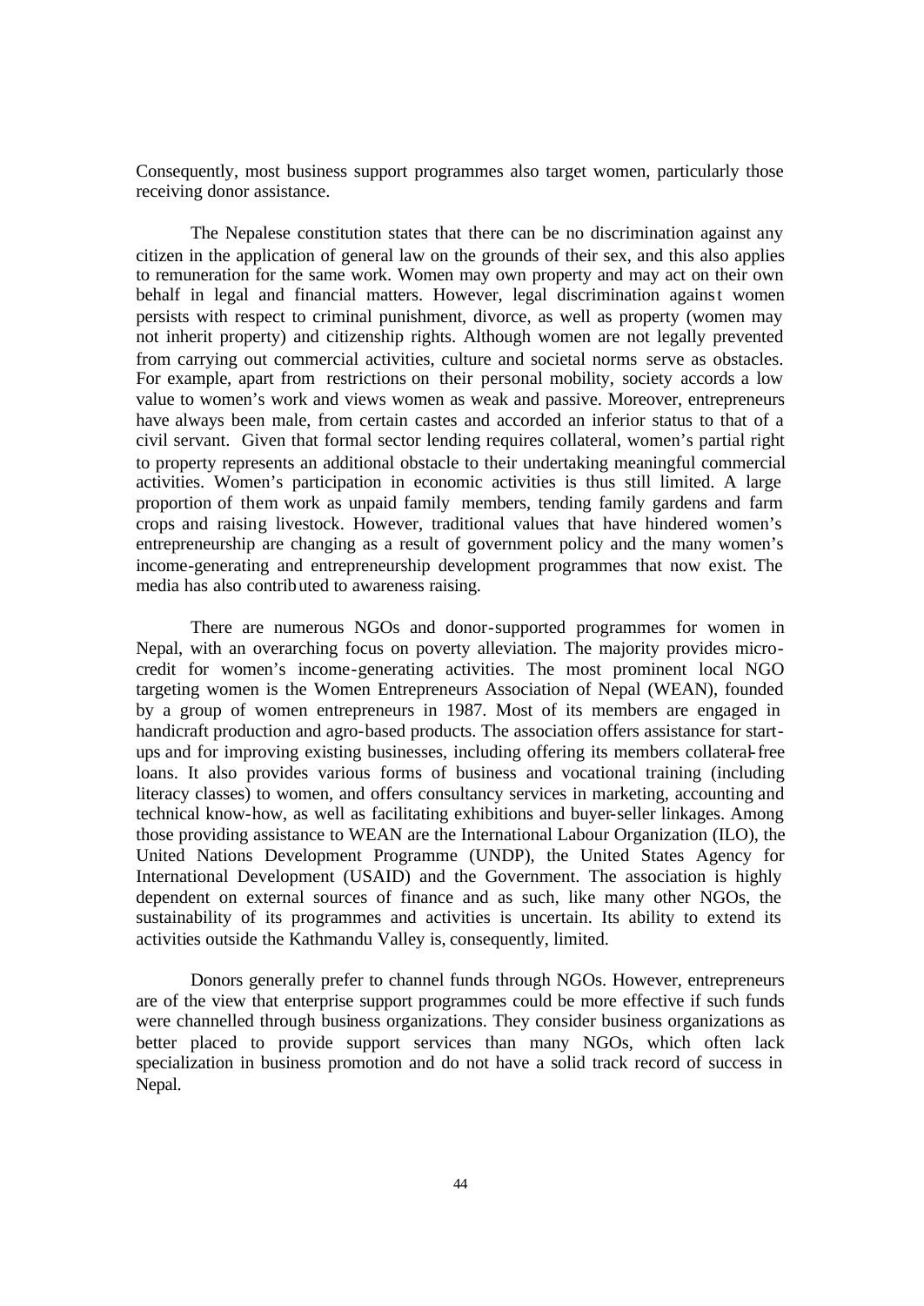Consequently, most business support programmes also target women, particularly those receiving donor assistance.

The Nepalese constitution states that there can be no discrimination against any citizen in the application of general law on the grounds of their sex, and this also applies to remuneration for the same work. Women may own property and may act on their own behalf in legal and financial matters. However, legal discrimination against women persists with respect to criminal punishment, divorce, as well as property (women may not inherit property) and citizenship rights. Although women are not legally prevented from carrying out commercial activities, culture and societal norms serve as obstacles. For example, apart from restrictions on their personal mobility, society accords a low value to women's work and views women as weak and passive. Moreover, entrepreneurs have always been male, from certain castes and accorded an inferior status to that of a civil servant. Given that formal sector lending requires collateral, women's partial right to property represents an additional obstacle to their undertaking meaningful commercial activities. Women's participation in economic activities is thus still limited. A large proportion of them work as unpaid family members, tending family gardens and farm crops and raising livestock. However, traditional values that have hindered women's entrepreneurship are changing as a result of government policy and the many women's income-generating and entrepreneurship development programmes that now exist. The media has also contributed to awareness raising.

There are numerous NGOs and donor-supported programmes for women in Nepal, with an overarching focus on poverty alleviation. The majority provides micro-credit for women's income-generating activities. The most prominent local NGO targeting women is the Women Entrepreneurs Association of Nepal (WEAN), founded by a group of women entrepreneurs in 1987. Most of its members are engaged in handicraft production and agro-based products. The association offers assistance for start-ups and for improving existing businesses, including offering its members collateral-free loans. It also provides various forms of business and vocational training (including literacy classes) to women, and offers consultancy services in marketing, accounting and technical know-how, as well as facilitating exhibitions and buyer-seller linkages. Among those providing assistance to WEAN are the International Labour Organization (ILO), the United Nations Development Programme (UNDP), the United States Agency for International Development (USAID) and the Government. The association is highly dependent on external sources of finance and as such, like many other NGOs, the sustainability of its programmes and activities is uncertain. Its ability to extend its activities outside the Kathmandu Valley is, consequently, limited.

Donors generally prefer to channel funds through NGOs. However, entrepreneurs are of the view that enterprise support programmes could be more effective if such funds were channelled through business organizations. They consider business organizations as better placed to provide support services than many NGOs, which often lack specialization in business promotion and do not have a solid track record of success in Nepal.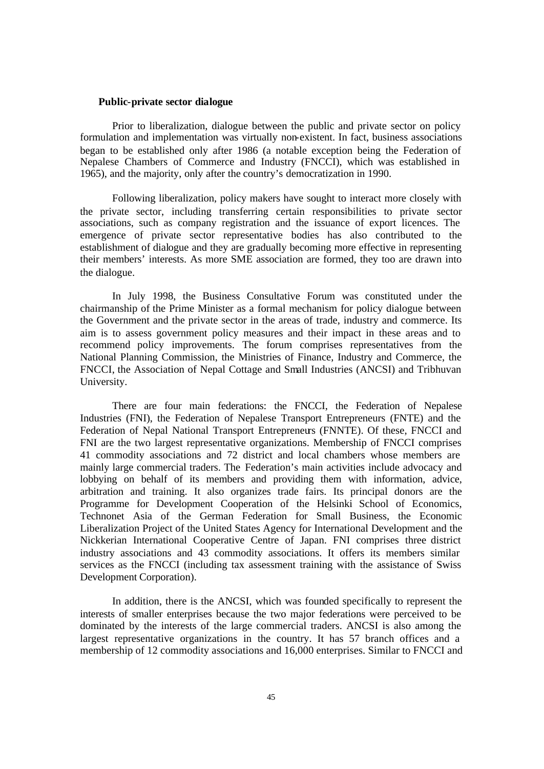**Public-private sector dialogue**

Prior to liberalization, dialogue between the public and private sector on policy formulation and implementation was virtually non-existent. In fact, business associations began to be established only after 1986 (a notable exception being the Federation of Nepalese Chambers of Commerce and Industry (FNCCI), which was established in 1965), and the majority, only after the country's democratization in 1990.

Following liberalization, policy makers have sought to interact more closely with the private sector, including transferring certain responsibilities to private sector associations, such as company registration and the issuance of export licences. The emergence of private sector representative bodies has also contributed to the establishment of dialogue and they are gradually becoming more effective in representing their members' interests. As more SME association are formed, they too are drawn into the dialogue.

In July 1998, the Business Consultative Forum was constituted under the chairmanship of the Prime Minister as a formal mechanism for policy dialogue between the Government and the private sector in the areas of trade, industry and commerce. Its aim is to assess government policy measures and their impact in these areas and to recommend policy improvements. The forum comprises representatives from the National Planning Commission, the Ministries of Finance, Industry and Commerce, the FNCCI, the Association of Nepal Cottage and Small Industries (ANCSI) and Tribhuvan University.

There are four main federations: the FNCCI, the Federation of Nepalese Industries (FNI), the Federation of Nepalese Transport Entrepreneurs (FNTE) and the Federation of Nepal National Transport Entrepreneurs (FNNTE). Of these, FNCCI and FNI are the two largest representative organizations. Membership of FNCCI comprises 41 commodity associations and 72 district and local chambers whose members are mainly large commercial traders. The Federation's main activities include advocacy and lobbying on behalf of its members and providing them with information, advice, arbitration and training. It also organizes trade fairs. Its principal donors are the Programme for Development Cooperation of the Helsinki School of Economics, Technonet Asia of the German Federation for Small Business, the Economic Liberalization Project of the United States Agency for International Development and the Nickkerian International Cooperative Centre of Japan. FNI comprises three district industry associations and 43 commodity associations. It offers its members similar services as the FNCCI (including tax assessment training with the assistance of Swiss Development Corporation).

In addition, there is the ANCSI, which was founded specifically to represent the interests of smaller enterprises because the two major federations were perceived to be dominated by the interests of the large commercial traders. ANCSI is also among the largest representative organizations in the country. It has 57 branch offices and a membership of 12 commodity associations and 16,000 enterprises. Similar to FNCCI and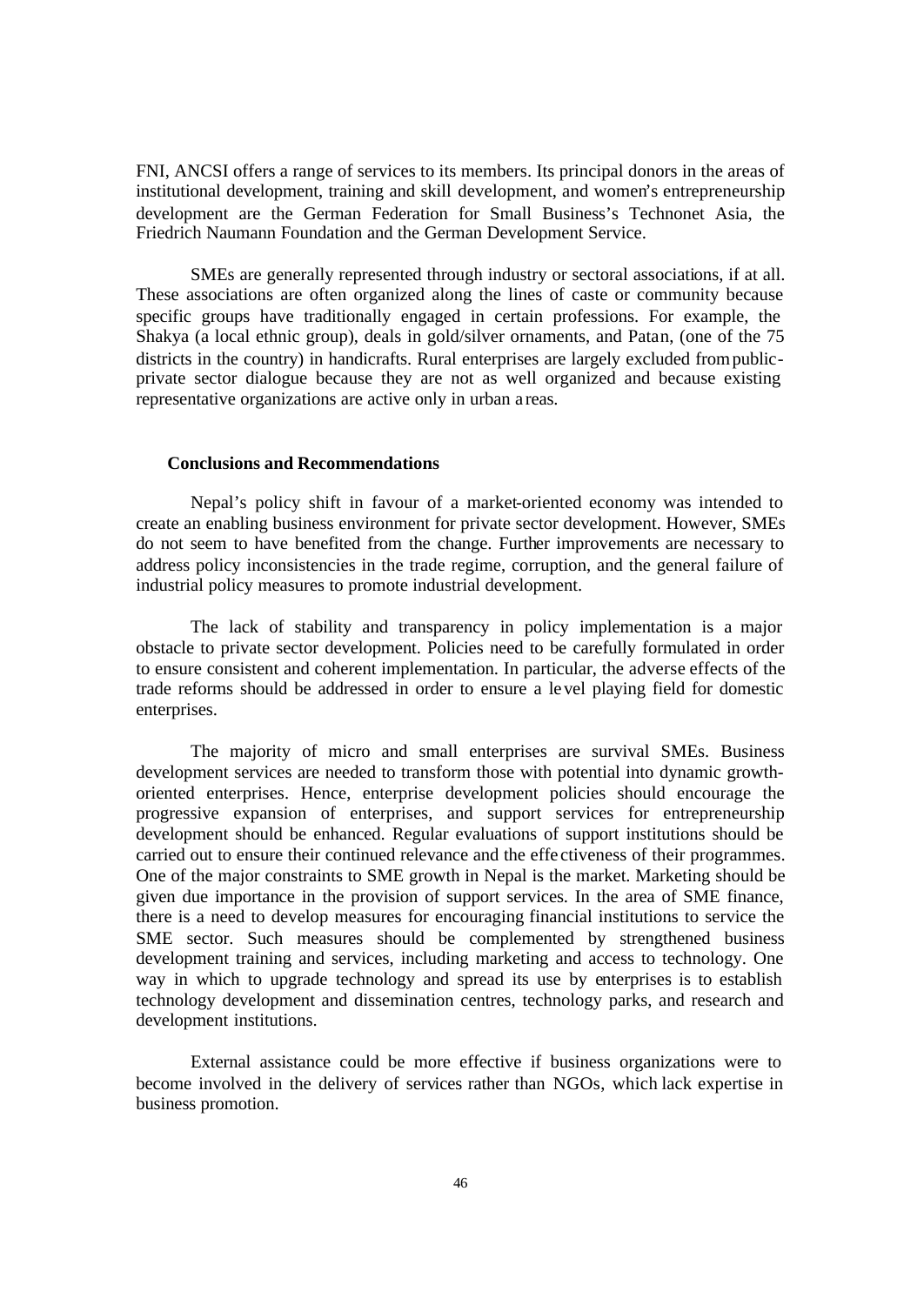FNI, ANCSI offers a range of services to its members. Its principal donors in the areas of institutional development, training and skill development, and women's entrepreneurship development are the German Federation for Small Business's Technonet Asia, the Friedrich Naumann Foundation and the German Development Service.

SMEs are generally represented through industry or sectoral associations, if at all. These associations are often organized along the lines of caste or community because specific groups have traditionally engaged in certain professions. For example, the Shakya (a local ethnic group), deals in gold/silver ornaments, and Patan, (one of the 75 districts in the country) in handicrafts. Rural enterprises are largely excluded from public-private sector dialogue because they are not as well organized and because existing representative organizations are active only in urban areas.

**Conclusions and Recommendations**

Nepal's policy shift in favour of a market-oriented economy was intended to create an enabling business environment for private sector development. However, SMEs do not seem to have benefited from the change. Further improvements are necessary to address policy inconsistencies in the trade regime, corruption, and the general failure of industrial policy measures to promote industrial development.

The lack of stability and transparency in policy implementation is a major obstacle to private sector development. Policies need to be carefully formulated in order to ensure consistent and coherent implementation. In particular, the adverse effects of the trade reforms should be addressed in order to ensure a level playing field for domestic enterprises.

The majority of micro and small enterprises are survival SMEs. Business development services are needed to transform those with potential into dynamic growth-oriented enterprises. Hence, enterprise development policies should encourage the progressive expansion of enterprises, and support services for entrepreneurship development should be enhanced. Regular evaluations of support institutions should be carried out to ensure their continued relevance and the effectiveness of their programmes. One of the major constraints to SME growth in Nepal is the market. Marketing should be given due importance in the provision of support services. In the area of SME finance, there is a need to develop measures for encouraging financial institutions to service the SME sector. Such measures should be complemented by strengthened business development training and services, including marketing and access to technology. One way in which to upgrade technology and spread its use by enterprises is to establish technology development and dissemination centres, technology parks, and research and development institutions.

External assistance could be more effective if business organizations were to become involved in the delivery of services rather than NGOs, which lack expertise in business promotion.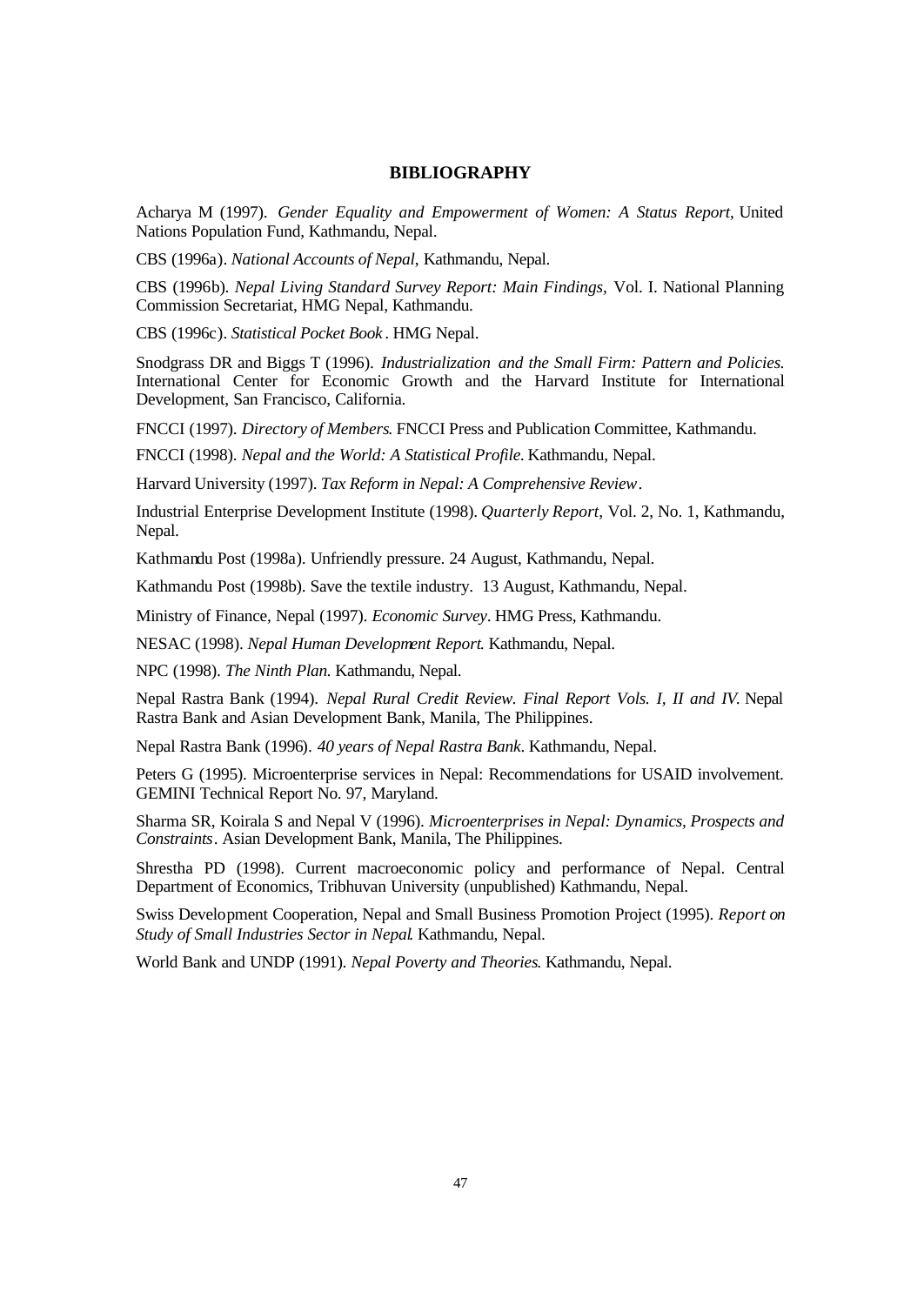# BIBLIOGRAPHY

Acharya M (1997). *Gender Equality and Empowerment of Women: A Status Report*, United Nations Population Fund, Kathmandu, Nepal.

CBS (1996a). *National Accounts of Nepal*, Kathmandu, Nepal.

CBS (1996b). *Nepal Living Standard Survey Report: Main Findings,* Vol. I. National Planning Commission Secretariat, HMG Nepal, Kathmandu.

CBS (1996c). *Statistical Pocket Book*. HMG Nepal.

Snodgrass DR and Biggs T (1996). *Industrialization and the Small Firm: Pattern and Policies.* International Center for Economic Growth and the Harvard Institute for International Development, San Francisco, California.

FNCCI (1997). *Directory of Members*. FNCCI Press and Publication Committee, Kathmandu.

FNCCI (1998). *Nepal and the World: A Statistical Profile.* Kathmandu, Nepal.

Harvard University (1997). *Tax Reform in Nepal: A Comprehensive Review*.

Industrial Enterprise Development Institute (1998). *Quarterly Report,* Vol. 2, No. 1, Kathmandu, Nepal.

Kathmandu Post (1998a). Unfriendly pressure. 24 August, Kathmandu, Nepal.

Kathmandu Post (1998b). Save the textile industry. 13 August, Kathmandu, Nepal.

Ministry of Finance, Nepal (1997). *Economic Survey*. HMG Press, Kathmandu.

NESAC (1998). *Nepal Human Development Report*. Kathmandu, Nepal.

NPC (1998). *The Ninth Plan.* Kathmandu, Nepal.

Nepal Rastra Bank (1994). *Nepal Rural Credit Review. Final Report Vols. I, II and IV.* Nepal Rastra Bank and Asian Development Bank, Manila, The Philippines.

Nepal Rastra Bank (1996). *40 years of Nepal Rastra Bank*. Kathmandu, Nepal.

Peters G (1995). Microenterprise services in Nepal: Recommendations for USAID involvement. GEMINI Technical Report No. 97, Maryland.

Sharma SR, Koirala S and Nepal V (1996). *Microenterprises in Nepal: Dynamics, Prospects and Constraints*. Asian Development Bank, Manila, The Philippines.

Shrestha PD (1998). Current macroeconomic policy and performance of Nepal. Central Department of Economics, Tribhuvan University (unpublished) Kathmandu, Nepal.

Swiss Development Cooperation, Nepal and Small Business Promotion Project (1995). *Report on Study of Small Industries Sector in Nepal*. Kathmandu, Nepal.

World Bank and UNDP (1991). *Nepal Poverty and Theories*. Kathmandu, Nepal.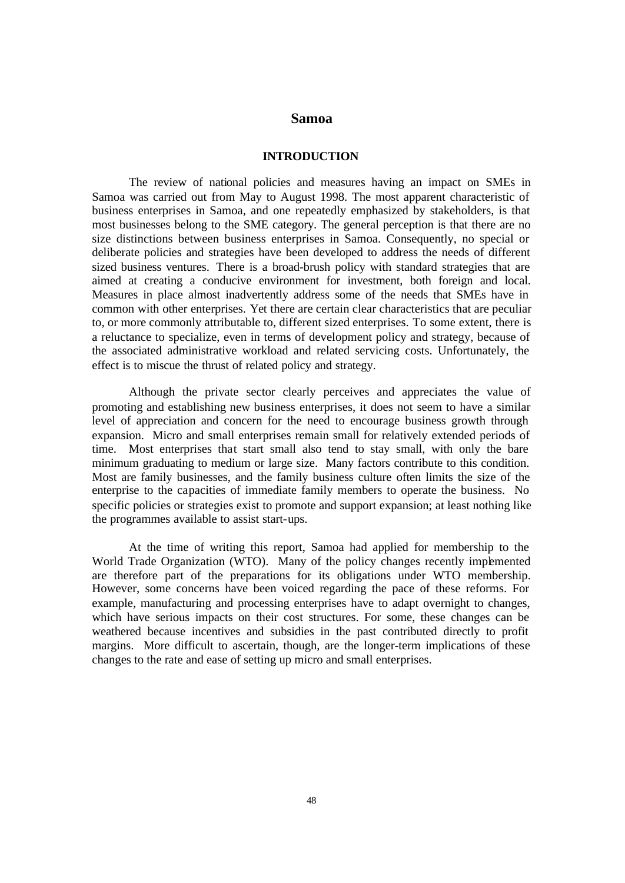# Samoa

## INTRODUCTION

The review of national policies and measures having an impact on SMEs in Samoa was carried out from May to August 1998. The most apparent characteristic of business enterprises in Samoa, and one repeatedly emphasized by stakeholders, is that most businesses belong to the SME category. The general perception is that there are no size distinctions between business enterprises in Samoa. Consequently, no special or deliberate policies and strategies have been developed to address the needs of different sized business ventures. There is a broad-brush policy with standard strategies that are aimed at creating a conducive environment for investment, both foreign and local. Measures in place almost inadvertently address some of the needs that SMEs have in common with other enterprises. Yet there are certain clear characteristics that are peculiar to, or more commonly attributable to, different sized enterprises. To some extent, there is a reluctance to specialize, even in terms of development policy and strategy, because of the associated administrative workload and related servicing costs. Unfortunately, the effect is to miscue the thrust of related policy and strategy.

Although the private sector clearly perceives and appreciates the value of promoting and establishing new business enterprises, it does not seem to have a similar level of appreciation and concern for the need to encourage business growth through expansion. Micro and small enterprises remain small for relatively extended periods of time. Most enterprises that start small also tend to stay small, with only the bare minimum graduating to medium or large size. Many factors contribute to this condition. Most are family businesses, and the family business culture often limits the size of the enterprise to the capacities of immediate family members to operate the business. No specific policies or strategies exist to promote and support expansion; at least nothing like the programmes available to assist start-ups.

At the time of writing this report, Samoa had applied for membership to the World Trade Organization (WTO). Many of the policy changes recently implemented are therefore part of the preparations for its obligations under WTO membership. However, some concerns have been voiced regarding the pace of these reforms. For example, manufacturing and processing enterprises have to adapt overnight to changes, which have serious impacts on their cost structures. For some, these changes can be weathered because incentives and subsidies in the past contributed directly to profit margins. More difficult to ascertain, though, are the longer-term implications of these changes to the rate and ease of setting up micro and small enterprises.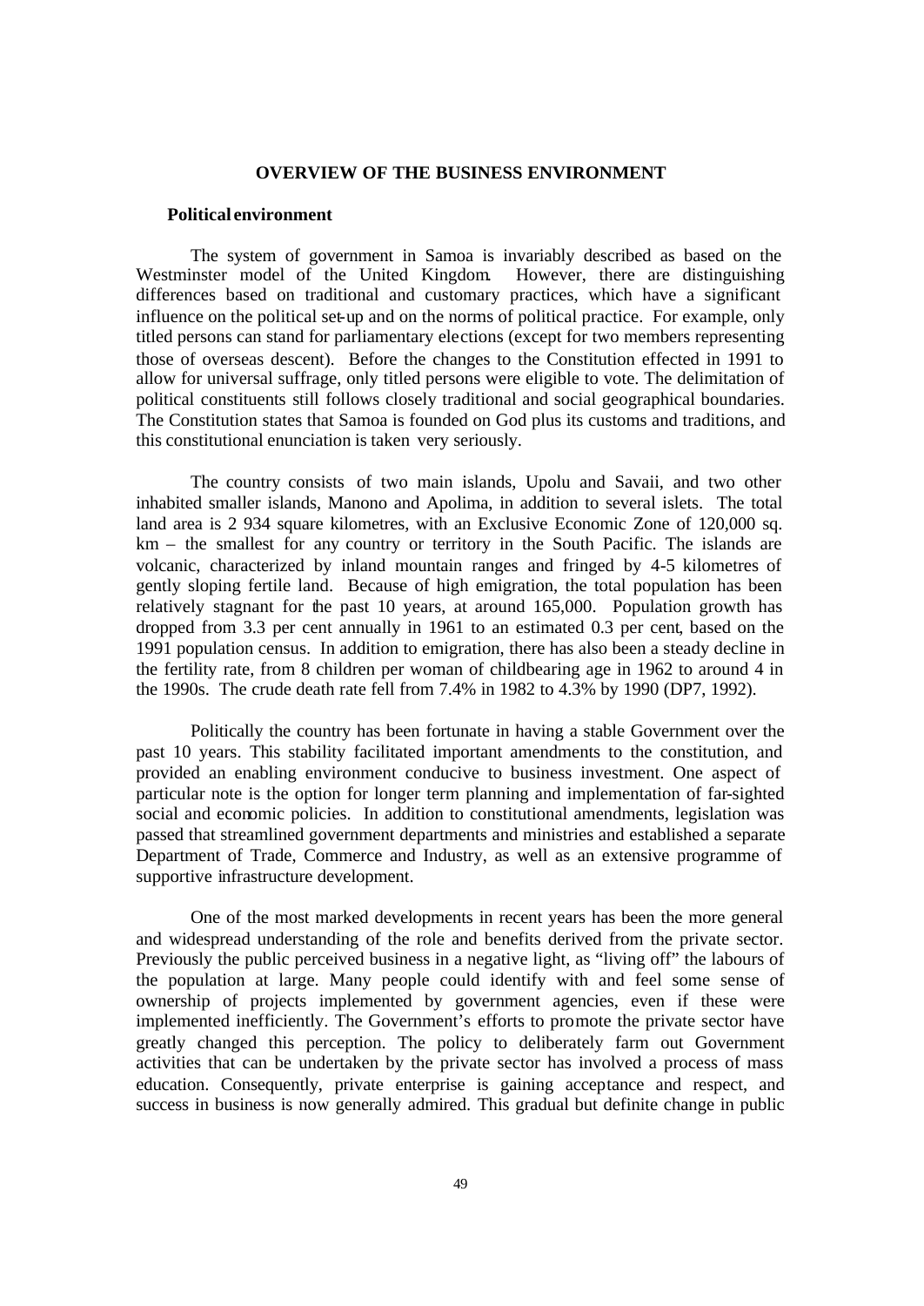## OVERVIEW OF THE BUSINESS ENVIRONMENT

### Political environment

The system of government in Samoa is invariably described as based on the Westminster model of the United Kingdom. However, there are distinguishing differences based on traditional and customary practices, which have a significant influence on the political set-up and on the norms of political practice. For example, only titled persons can stand for parliamentary elections (except for two members representing those of overseas descent). Before the changes to the Constitution effected in 1991 to allow for universal suffrage, only titled persons were eligible to vote. The delimitation of political constituents still follows closely traditional and social geographical boundaries. The Constitution states that Samoa is founded on God plus its customs and traditions, and this constitutional enunciation is taken very seriously.

The country consists of two main islands, Upolu and Savaii, and two other inhabited smaller islands, Manono and Apolima, in addition to several islets. The total land area is 2 934 square kilometres, with an Exclusive Economic Zone of 120,000 sq. km – the smallest for any country or territory in the South Pacific. The islands are volcanic, characterized by inland mountain ranges and fringed by 4-5 kilometres of gently sloping fertile land. Because of high emigration, the total population has been relatively stagnant for the past 10 years, at around 165,000. Population growth has dropped from 3.3 per cent annually in 1961 to an estimated 0.3 per cent, based on the 1991 population census. In addition to emigration, there has also been a steady decline in the fertility rate, from 8 children per woman of childbearing age in 1962 to around 4 in the 1990s. The crude death rate fell from 7.4% in 1982 to 4.3% by 1990 (DP7, 1992).

Politically the country has been fortunate in having a stable Government over the past 10 years. This stability facilitated important amendments to the constitution, and provided an enabling environment conducive to business investment. One aspect of particular note is the option for longer term planning and implementation of far-sighted social and economic policies. In addition to constitutional amendments, legislation was passed that streamlined government departments and ministries and established a separate Department of Trade, Commerce and Industry, as well as an extensive programme of supportive infrastructure development.

One of the most marked developments in recent years has been the more general and widespread understanding of the role and benefits derived from the private sector. Previously the public perceived business in a negative light, as "living off" the labours of the population at large. Many people could identify with and feel some sense of ownership of projects implemented by government agencies, even if these were implemented inefficiently. The Government's efforts to promote the private sector have greatly changed this perception. The policy to deliberately farm out Government activities that can be undertaken by the private sector has involved a process of mass education. Consequently, private enterprise is gaining acceptance and respect, and success in business is now generally admired. This gradual but definite change in public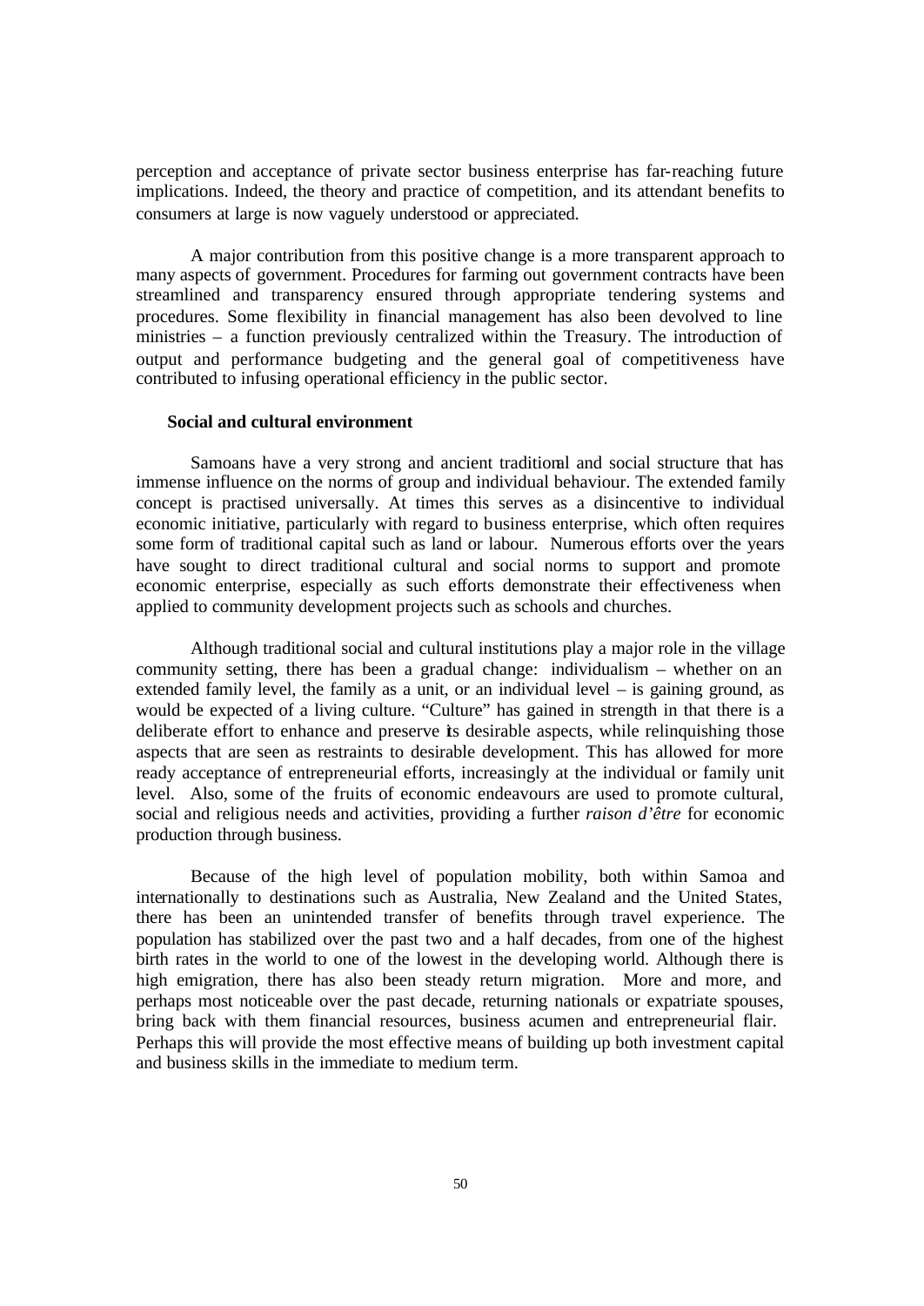perception and acceptance of private sector business enterprise has far-reaching future implications. Indeed, the theory and practice of competition, and its attendant benefits to consumers at large is now vaguely understood or appreciated.

A major contribution from this positive change is a more transparent approach to many aspects of government. Procedures for farming out government contracts have been streamlined and transparency ensured through appropriate tendering systems and procedures. Some flexibility in financial management has also been devolved to line ministries – a function previously centralized within the Treasury. The introduction of output and performance budgeting and the general goal of competitiveness have contributed to infusing operational efficiency in the public sector.

### Social and cultural environment

Samoans have a very strong and ancient traditional and social structure that has immense influence on the norms of group and individual behaviour. The extended family concept is practised universally. At times this serves as a disincentive to individual economic initiative, particularly with regard to business enterprise, which often requires some form of traditional capital such as land or labour. Numerous efforts over the years have sought to direct traditional cultural and social norms to support and promote economic enterprise, especially as such efforts demonstrate their effectiveness when applied to community development projects such as schools and churches.

Although traditional social and cultural institutions play a major role in the village community setting, there has been a gradual change: individualism – whether on an extended family level, the family as a unit, or an individual level – is gaining ground, as would be expected of a living culture. "Culture" has gained in strength in that there is a deliberate effort to enhance and preserve its desirable aspects, while relinquishing those aspects that are seen as restraints to desirable development. This has allowed for more ready acceptance of entrepreneurial efforts, increasingly at the individual or family unit level. Also, some of the fruits of economic endeavours are used to promote cultural, social and religious needs and activities, providing a further *raison d'être* for economic production through business.

Because of the high level of population mobility, both within Samoa and internationally to destinations such as Australia, New Zealand and the United States, there has been an unintended transfer of benefits through travel experience. The population has stabilized over the past two and a half decades, from one of the highest birth rates in the world to one of the lowest in the developing world. Although there is high emigration, there has also been steady return migration. More and more, and perhaps most noticeable over the past decade, returning nationals or expatriate spouses, bring back with them financial resources, business acumen and entrepreneurial flair. Perhaps this will provide the most effective means of building up both investment capital and business skills in the immediate to medium term.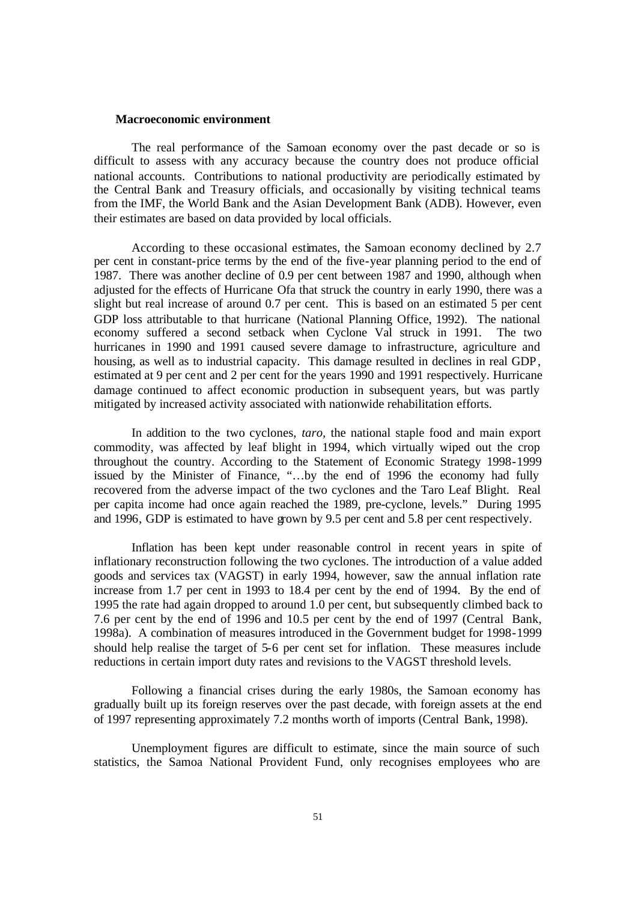**Macroeconomic environment**

The real performance of the Samoan economy over the past decade or so is difficult to assess with any accuracy because the country does not produce official national accounts. Contributions to national productivity are periodically estimated by the Central Bank and Treasury officials, and occasionally by visiting technical teams from the IMF, the World Bank and the Asian Development Bank (ADB). However, even their estimates are based on data provided by local officials.

According to these occasional estimates, the Samoan economy declined by 2.7 per cent in constant-price terms by the end of the five-year planning period to the end of 1987. There was another decline of 0.9 per cent between 1987 and 1990, although when adjusted for the effects of Hurricane Ofa that struck the country in early 1990, there was a slight but real increase of around 0.7 per cent. This is based on an estimated 5 per cent GDP loss attributable to that hurricane (National Planning Office, 1992). The national economy suffered a second setback when Cyclone Val struck in 1991. The two hurricanes in 1990 and 1991 caused severe damage to infrastructure, agriculture and housing, as well as to industrial capacity. This damage resulted in declines in real GDP, estimated at 9 per cent and 2 per cent for the years 1990 and 1991 respectively. Hurricane damage continued to affect economic production in subsequent years, but was partly mitigated by increased activity associated with nationwide rehabilitation efforts.

In addition to the two cyclones, *taro,* the national staple food and main export commodity, was affected by leaf blight in 1994, which virtually wiped out the crop throughout the country. According to the Statement of Economic Strategy 1998-1999 issued by the Minister of Finance, "…by the end of 1996 the economy had fully recovered from the adverse impact of the two cyclones and the Taro Leaf Blight. Real per capita income had once again reached the 1989, pre-cyclone, levels." During 1995 and 1996, GDP is estimated to have grown by 9.5 per cent and 5.8 per cent respectively.

Inflation has been kept under reasonable control in recent years in spite of inflationary reconstruction following the two cyclones. The introduction of a value added goods and services tax (VAGST) in early 1994, however, saw the annual inflation rate increase from 1.7 per cent in 1993 to 18.4 per cent by the end of 1994. By the end of 1995 the rate had again dropped to around 1.0 per cent, but subsequently climbed back to 7.6 per cent by the end of 1996 and 10.5 per cent by the end of 1997 (Central Bank, 1998a). A combination of measures introduced in the Government budget for 1998-1999 should help realise the target of 5-6 per cent set for inflation. These measures include reductions in certain import duty rates and revisions to the VAGST threshold levels.

Following a financial crises during the early 1980s, the Samoan economy has gradually built up its foreign reserves over the past decade, with foreign assets at the end of 1997 representing approximately 7.2 months worth of imports (Central Bank, 1998).

Unemployment figures are difficult to estimate, since the main source of such statistics, the Samoa National Provident Fund, only recognises employees who are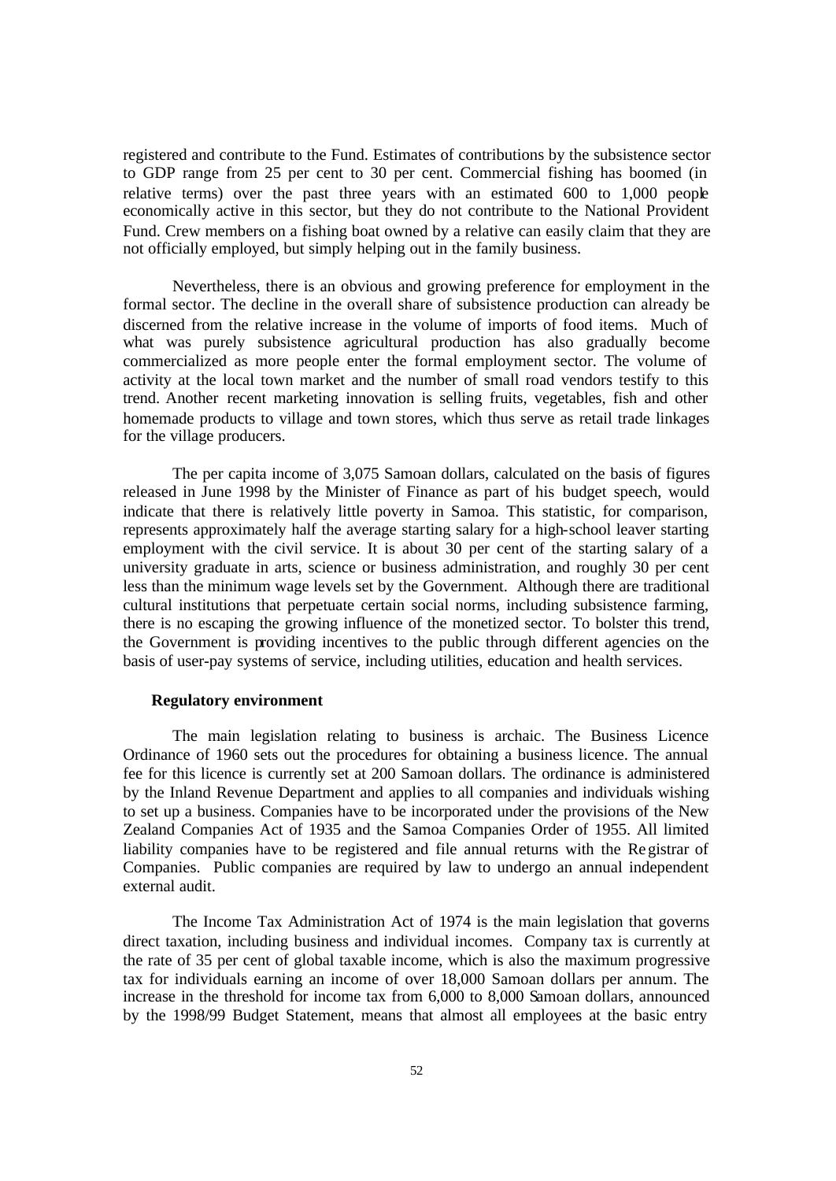registered and contribute to the Fund. Estimates of contributions by the subsistence sector to GDP range from 25 per cent to 30 per cent. Commercial fishing has boomed (in relative terms) over the past three years with an estimated 600 to 1,000 people economically active in this sector, but they do not contribute to the National Provident Fund. Crew members on a fishing boat owned by a relative can easily claim that they are not officially employed, but simply helping out in the family business.

Nevertheless, there is an obvious and growing preference for employment in the formal sector. The decline in the overall share of subsistence production can already be discerned from the relative increase in the volume of imports of food items. Much of what was purely subsistence agricultural production has also gradually become commercialized as more people enter the formal employment sector. The volume of activity at the local town market and the number of small road vendors testify to this trend. Another recent marketing innovation is selling fruits, vegetables, fish and other homemade products to village and town stores, which thus serve as retail trade linkages for the village producers.

The per capita income of 3,075 Samoan dollars, calculated on the basis of figures released in June 1998 by the Minister of Finance as part of his budget speech, would indicate that there is relatively little poverty in Samoa. This statistic, for comparison, represents approximately half the average starting salary for a high-school leaver starting employment with the civil service. It is about 30 per cent of the starting salary of a university graduate in arts, science or business administration, and roughly 30 per cent less than the minimum wage levels set by the Government. Although there are traditional cultural institutions that perpetuate certain social norms, including subsistence farming, there is no escaping the growing influence of the monetized sector. To bolster this trend, the Government is providing incentives to the public through different agencies on the basis of user-pay systems of service, including utilities, education and health services.

**Regulatory environment**

The main legislation relating to business is archaic. The Business Licence Ordinance of 1960 sets out the procedures for obtaining a business licence. The annual fee for this licence is currently set at 200 Samoan dollars. The ordinance is administered by the Inland Revenue Department and applies to all companies and individuals wishing to set up a business. Companies have to be incorporated under the provisions of the New Zealand Companies Act of 1935 and the Samoa Companies Order of 1955. All limited liability companies have to be registered and file annual returns with the Registrar of Companies. Public companies are required by law to undergo an annual independent external audit.

The Income Tax Administration Act of 1974 is the main legislation that governs direct taxation, including business and individual incomes. Company tax is currently at the rate of 35 per cent of global taxable income, which is also the maximum progressive tax for individuals earning an income of over 18,000 Samoan dollars per annum. The increase in the threshold for income tax from 6,000 to 8,000 Samoan dollars, announced by the 1998/99 Budget Statement, means that almost all employees at the basic entry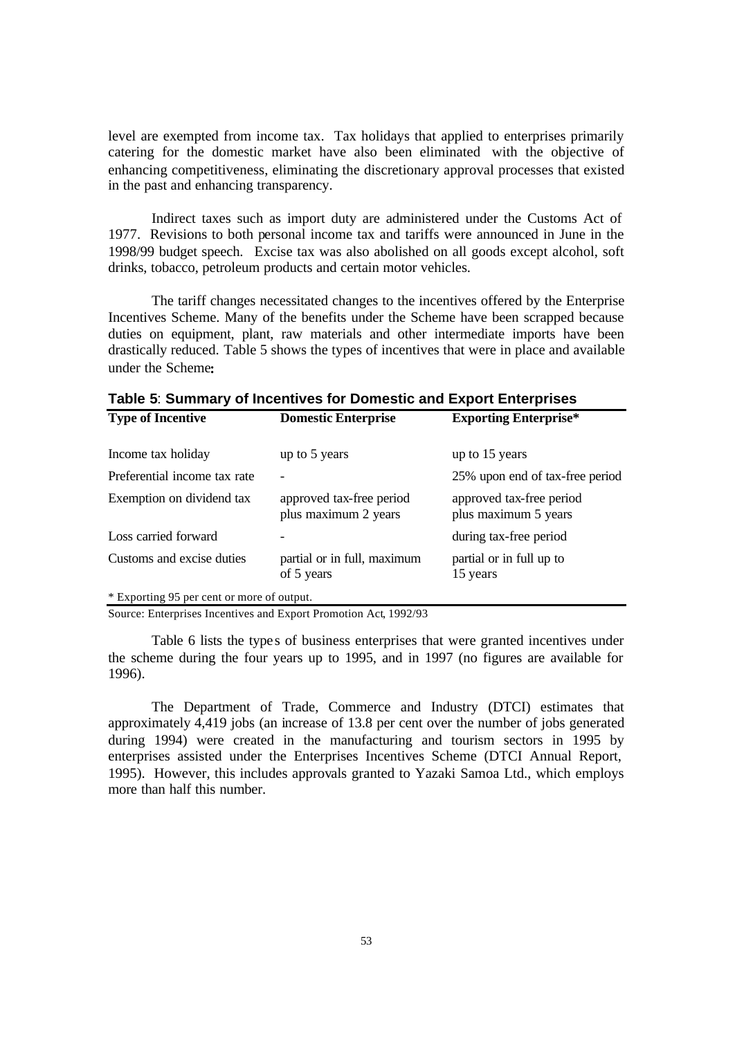level are exempted from income tax. Tax holidays that applied to enterprises primarily catering for the domestic market have also been eliminated with the objective of enhancing competitiveness, eliminating the discretionary approval processes that existed in the past and enhancing transparency.

Indirect taxes such as import duty are administered under the Customs Act of 1977. Revisions to both personal income tax and tariffs were announced in June in the 1998/99 budget speech. Excise tax was also abolished on all goods except alcohol, soft drinks, tobacco, petroleum products and certain motor vehicles.

The tariff changes necessitated changes to the incentives offered by the Enterprise Incentives Scheme. Many of the benefits under the Scheme have been scrapped because duties on equipment, plant, raw materials and other intermediate imports have been drastically reduced. Table 5 shows the types of incentives that were in place and available under the Scheme:

**Table 5**: **Summary of Incentives for Domestic and Export Enterprises**

| Type of Incentive | Domestic Enterprise | Exporting Enterprise* |
|---|---|---|
| Income tax holiday | up to 5 years | up to 15 years |
| Preferential income tax rate | - | 25% upon end of tax-free period |
| Exemption on dividend tax | approved tax-free period plus maximum 2 years | approved tax-free period plus maximum 5 years |
| Loss carried forward | - | during tax-free period |
| Customs and excise duties | partial or in full, maximum of 5 years | partial or in full up to 15 years |

\* Exporting 95 per cent or more of output.

Source: Enterprises Incentives and Export Promotion Act, 1992/93

Table 6 lists the types of business enterprises that were granted incentives under the scheme during the four years up to 1995, and in 1997 (no figures are available for 1996).

The Department of Trade, Commerce and Industry (DTCI) estimates that approximately 4,419 jobs (an increase of 13.8 per cent over the number of jobs generated during 1994) were created in the manufacturing and tourism sectors in 1995 by enterprises assisted under the Enterprises Incentives Scheme (DTCI Annual Report, 1995). However, this includes approvals granted to Yazaki Samoa Ltd., which employs more than half this number.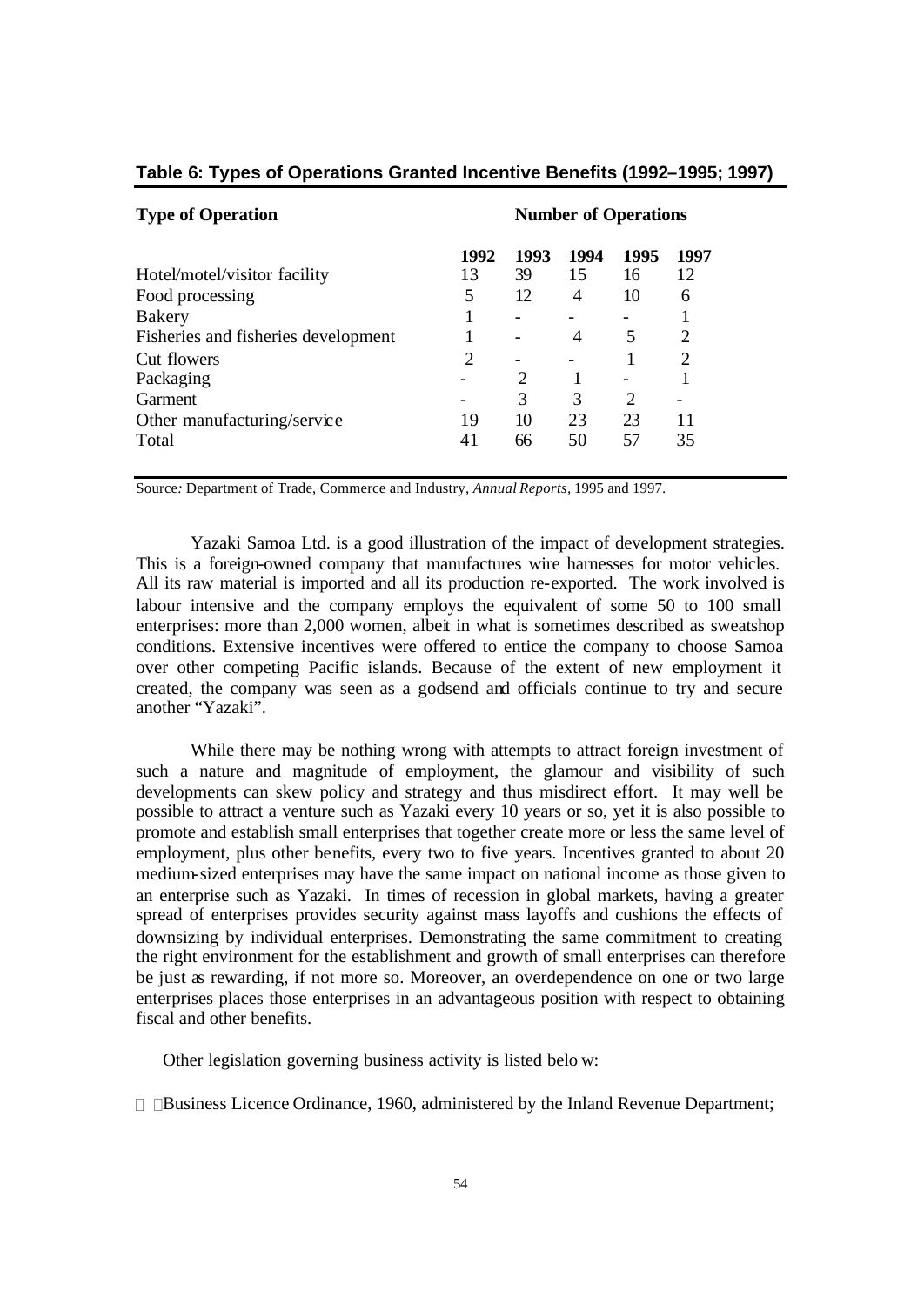**Table 6: Types of Operations Granted Incentive Benefits (1992–1995; 1997)**

| Type of Operation | Number of Operations | | | | |
|---|---|---|---|---|---|
| | 1992 | 1993 | 1994 | 1995 | 1997 |
| Hotel/motel/visitor facility | 13 | 39 | 15 | 16 | 12 |
| Food processing | 5 | 12 | 4 | 10 | 6 |
| Bakery | 1 | - | - | - | 1 |
| Fisheries and fisheries development | 1 | - | 4 | 5 | 2 |
| Cut flowers | 2 | - | - | 1 | 2 |
| Packaging | - | 2 | 1 | - | 1 |
| Garment | - | 3 | 3 | 2 | - |
| Other manufacturing/service | 19 | 10 | 23 | 23 | 11 |
| Total | 41 | 66 | 50 | 57 | 35 |

Source: Department of Trade, Commerce and Industry, *Annual Reports*, 1995 and 1997.

Yazaki Samoa Ltd. is a good illustration of the impact of development strategies. This is a foreign-owned company that manufactures wire harnesses for motor vehicles. All its raw material is imported and all its production re-exported. The work involved is labour intensive and the company employs the equivalent of some 50 to 100 small enterprises: more than 2,000 women, albeit in what is sometimes described as sweatshop conditions. Extensive incentives were offered to entice the company to choose Samoa over other competing Pacific islands. Because of the extent of new employment it created, the company was seen as a godsend and officials continue to try and secure another "Yazaki".

While there may be nothing wrong with attempts to attract foreign investment of such a nature and magnitude of employment, the glamour and visibility of such developments can skew policy and strategy and thus misdirect effort. It may well be possible to attract a venture such as Yazaki every 10 years or so, yet it is also possible to promote and establish small enterprises that together create more or less the same level of employment, plus other benefits, every two to five years. Incentives granted to about 20 medium-sized enterprises may have the same impact on national income as those given to an enterprise such as Yazaki. In times of recession in global markets, having a greater spread of enterprises provides security against mass layoffs and cushions the effects of downsizing by individual enterprises. Demonstrating the same commitment to creating the right environment for the establishment and growth of small enterprises can therefore be just as rewarding, if not more so. Moreover, an overdependence on one or two large enterprises places those enterprises in an advantageous position with respect to obtaining fiscal and other benefits.

Other legislation governing business activity is listed below:

- Business Licence Ordinance, 1960, administered by the Inland Revenue Department;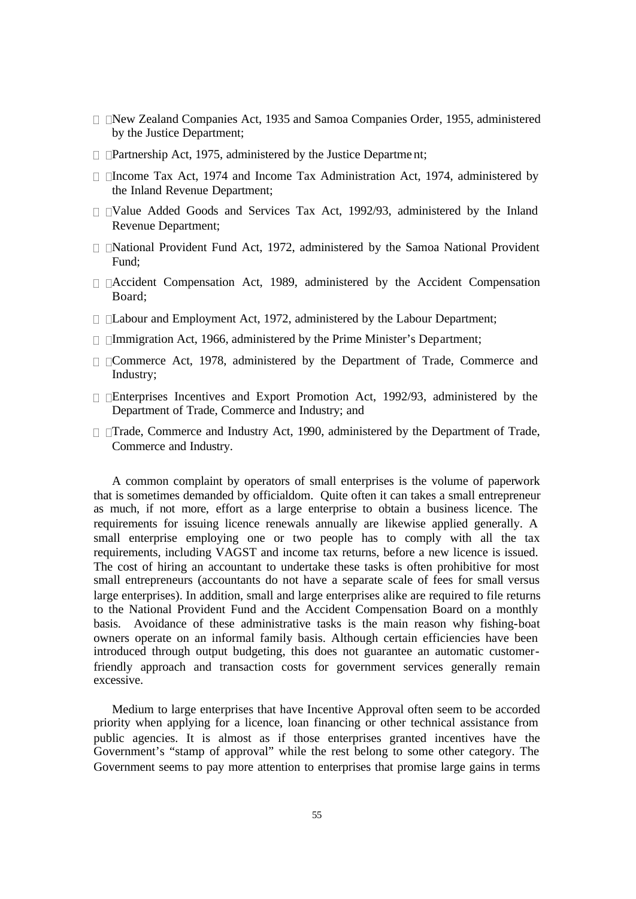- New Zealand Companies Act, 1935 and Samoa Companies Order, 1955, administered by the Justice Department;
- Partnership Act, 1975, administered by the Justice Department;
- Income Tax Act, 1974 and Income Tax Administration Act, 1974, administered by the Inland Revenue Department;
- Value Added Goods and Services Tax Act, 1992/93, administered by the Inland Revenue Department;
- National Provident Fund Act, 1972, administered by the Samoa National Provident Fund;
- Accident Compensation Act, 1989, administered by the Accident Compensation Board;
- Labour and Employment Act, 1972, administered by the Labour Department;
- Immigration Act, 1966, administered by the Prime Minister's Department;
- Commerce Act, 1978, administered by the Department of Trade, Commerce and Industry;
- Enterprises Incentives and Export Promotion Act, 1992/93, administered by the Department of Trade, Commerce and Industry; and
- Trade, Commerce and Industry Act, 1990, administered by the Department of Trade, Commerce and Industry.

A common complaint by operators of small enterprises is the volume of paperwork that is sometimes demanded by officialdom. Quite often it can takes a small entrepreneur as much, if not more, effort as a large enterprise to obtain a business licence. The requirements for issuing licence renewals annually are likewise applied generally. A small enterprise employing one or two people has to comply with all the tax requirements, including VAGST and income tax returns, before a new licence is issued. The cost of hiring an accountant to undertake these tasks is often prohibitive for most small entrepreneurs (accountants do not have a separate scale of fees for small versus large enterprises). In addition, small and large enterprises alike are required to file returns to the National Provident Fund and the Accident Compensation Board on a monthly basis. Avoidance of these administrative tasks is the main reason why fishing-boat owners operate on an informal family basis. Although certain efficiencies have been introduced through output budgeting, this does not guarantee an automatic customer-friendly approach and transaction costs for government services generally remain excessive.

Medium to large enterprises that have Incentive Approval often seem to be accorded priority when applying for a licence, loan financing or other technical assistance from public agencies. It is almost as if those enterprises granted incentives have the Government's "stamp of approval" while the rest belong to some other category. The Government seems to pay more attention to enterprises that promise large gains in terms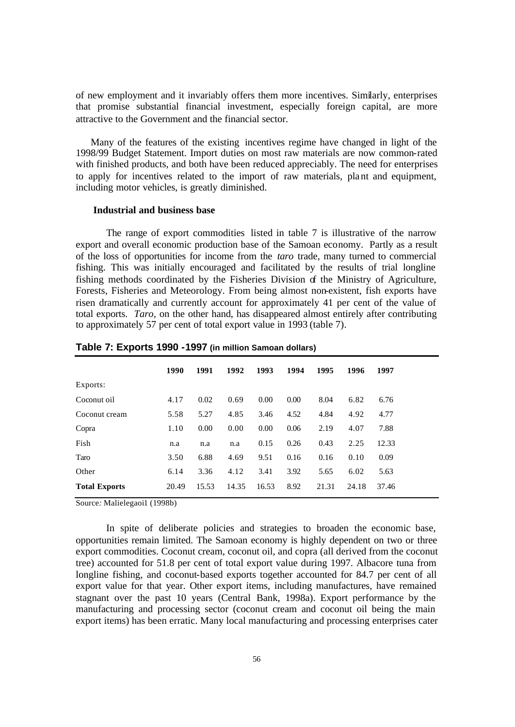of new employment and it invariably offers them more incentives. Similarly, enterprises that promise substantial financial investment, especially foreign capital, are more attractive to the Government and the financial sector.

Many of the features of the existing incentives regime have changed in light of the 1998/99 Budget Statement. Import duties on most raw materials are now common-rated with finished products, and both have been reduced appreciably. The need for enterprises to apply for incentives related to the import of raw materials, plant and equipment, including motor vehicles, is greatly diminished.

### Industrial and business base

The range of export commodities listed in table 7 is illustrative of the narrow export and overall economic production base of the Samoan economy. Partly as a result of the loss of opportunities for income from the *taro* trade, many turned to commercial fishing. This was initially encouraged and facilitated by the results of trial longline fishing methods coordinated by the Fisheries Division of the Ministry of Agriculture, Forests, Fisheries and Meteorology. From being almost non-existent, fish exports have risen dramatically and currently account for approximately 41 per cent of the value of total exports. *Taro*, on the other hand, has disappeared almost entirely after contributing to approximately 57 per cent of total export value in 1993 (table 7).

**Table 7: Exports 1990 -1997 (in million Samoan dollars)**

| | 1990 | 1991 | 1992 | 1993 | 1994 | 1995 | 1996 | 1997 |
|---|---|---|---|---|---|---|---|---|
| Exports: | | | | | | | | |
| Coconut oil | 4.17 | 0.02 | 0.69 | 0.00 | 0.00 | 8.04 | 6.82 | 6.76 |
| Coconut cream | 5.58 | 5.27 | 4.85 | 3.46 | 4.52 | 4.84 | 4.92 | 4.77 |
| Copra | 1.10 | 0.00 | 0.00 | 0.00 | 0.06 | 2.19 | 4.07 | 7.88 |
| Fish | n.a | n.a | n.a | 0.15 | 0.26 | 0.43 | 2.25 | 12.33 |
| Taro | 3.50 | 6.88 | 4.69 | 9.51 | 0.16 | 0.16 | 0.10 | 0.09 |
| Other | 6.14 | 3.36 | 4.12 | 3.41 | 3.92 | 5.65 | 6.02 | 5.63 |
| **Total Exports** | 20.49 | 15.53 | 14.35 | 16.53 | 8.92 | 21.31 | 24.18 | 37.46 |

Source*:* Malielegaoi1 (1998b)

In spite of deliberate policies and strategies to broaden the economic base, opportunities remain limited. The Samoan economy is highly dependent on two or three export commodities. Coconut cream, coconut oil, and copra (all derived from the coconut tree) accounted for 51.8 per cent of total export value during 1997. Albacore tuna from longline fishing, and coconut-based exports together accounted for 84.7 per cent of all export value for that year. Other export items, including manufactures, have remained stagnant over the past 10 years (Central Bank, 1998a). Export performance by the manufacturing and processing sector (coconut cream and coconut oil being the main export items) has been erratic. Many local manufacturing and processing enterprises cater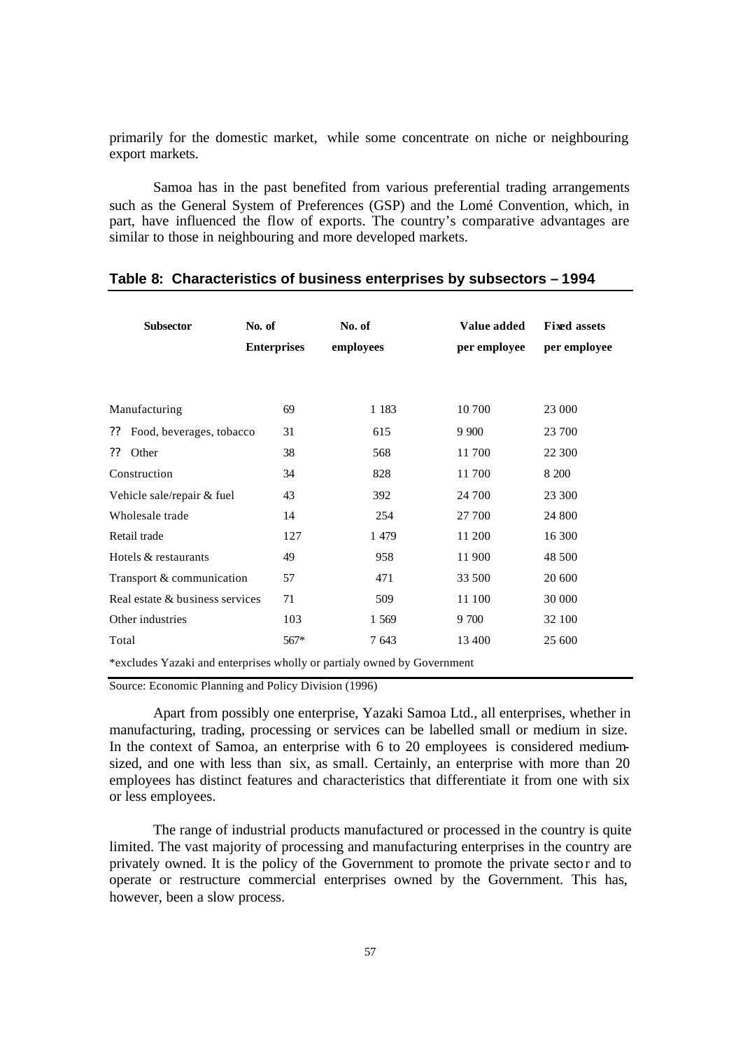primarily for the domestic market, while some concentrate on niche or neighbouring export markets.

Samoa has in the past benefited from various preferential trading arrangements such as the General System of Preferences (GSP) and the Lomé Convention, which, in part, have influenced the flow of exports. The country's comparative advantages are similar to those in neighbouring and more developed markets.

**Table 8: Characteristics of business enterprises by subsectors – 1994**

| Subsector | No. of Enterprises | No. of employees | Value added per employee | Fixed assets per employee |
|---|---|---|---|---|
| Manufacturing | 69 | 1 183 | 10 700 | 23 000 |
| ?? Food, beverages, tobacco | 31 | 615 | 9 900 | 23 700 |
| ?? Other | 38 | 568 | 11 700 | 22 300 |
| Construction | 34 | 828 | 11 700 | 8 200 |
| Vehicle sale/repair & fuel | 43 | 392 | 24 700 | 23 300 |
| Wholesale trade | 14 | 254 | 27 700 | 24 800 |
| Retail trade | 127 | 1 479 | 11 200 | 16 300 |
| Hotels & restaurants | 49 | 958 | 11 900 | 48 500 |
| Transport & communication | 57 | 471 | 33 500 | 20 600 |
| Real estate & business services | 71 | 509 | 11 100 | 30 000 |
| Other industries | 103 | 1 569 | 9 700 | 32 100 |
| Total | 567* | 7 643 | 13 400 | 25 600 |

*excludes Yazaki and enterprises wholly or partialy owned by Government

Source: Economic Planning and Policy Division (1996)

Apart from possibly one enterprise, Yazaki Samoa Ltd., all enterprises, whether in manufacturing, trading, processing or services can be labelled small or medium in size. In the context of Samoa, an enterprise with 6 to 20 employees is considered medium-sized, and one with less than six, as small. Certainly, an enterprise with more than 20 employees has distinct features and characteristics that differentiate it from one with six or less employees.

The range of industrial products manufactured or processed in the country is quite limited. The vast majority of processing and manufacturing enterprises in the country are privately owned. It is the policy of the Government to promote the private sector and to operate or restructure commercial enterprises owned by the Government. This has, however, been a slow process.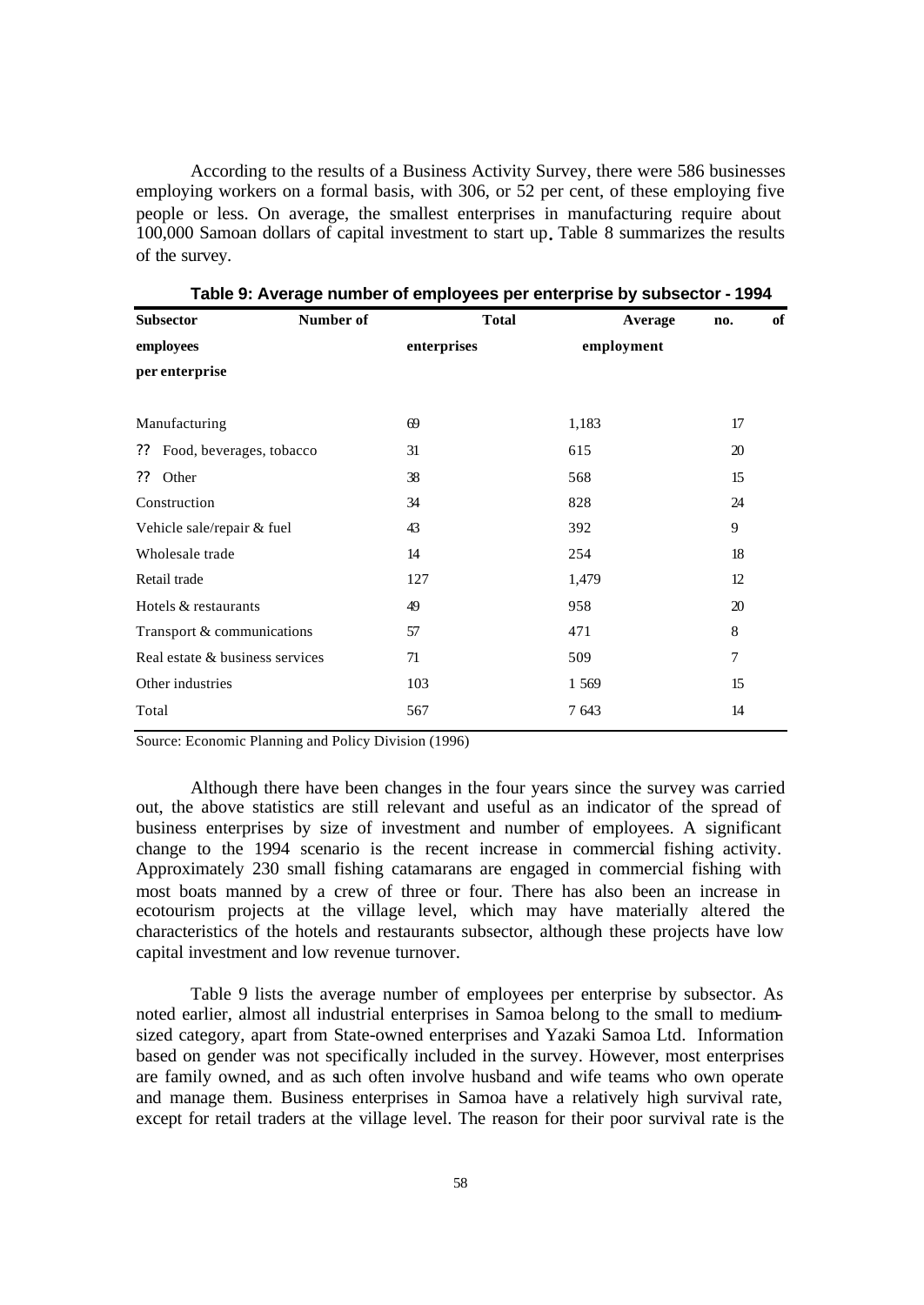According to the results of a Business Activity Survey, there were 586 businesses employing workers on a formal basis, with 306, or 52 per cent, of these employing five people or less. On average, the smallest enterprises in manufacturing require about 100,000 Samoan dollars of capital investment to start up. Table 8 summarizes the results of the survey.

**Table 9: Average number of employees per enterprise by subsector - 1994**

| Subsector | Number of enterprises | Total employment | Average no. of employees per enterprise |
|---|---|---|---|
| Manufacturing | 69 | 1,183 | 17 |
| ?? Food, beverages, tobacco | 31 | 615 | 20 |
| ?? Other | 38 | 568 | 15 |
| Construction | 34 | 828 | 24 |
| Vehicle sale/repair & fuel | 43 | 392 | 9 |
| Wholesale trade | 14 | 254 | 18 |
| Retail trade | 127 | 1,479 | 12 |
| Hotels & restaurants | 49 | 958 | 20 |
| Transport & communications | 57 | 471 | 8 |
| Real estate & business services | 71 | 509 | 7 |
| Other industries | 103 | 1 569 | 15 |
| Total | 567 | 7 643 | 14 |

Source: Economic Planning and Policy Division (1996)

Although there have been changes in the four years since the survey was carried out, the above statistics are still relevant and useful as an indicator of the spread of business enterprises by size of investment and number of employees. A significant change to the 1994 scenario is the recent increase in commercial fishing activity. Approximately 230 small fishing catamarans are engaged in commercial fishing with most boats manned by a crew of three or four. There has also been an increase in ecotourism projects at the village level, which may have materially altered the characteristics of the hotels and restaurants subsector, although these projects have low capital investment and low revenue turnover.

Table 9 lists the average number of employees per enterprise by subsector. As noted earlier, almost all industrial enterprises in Samoa belong to the small to medium-sized category, apart from State-owned enterprises and Yazaki Samoa Ltd. Information based on gender was not specifically included in the survey. However, most enterprises are family owned, and as such often involve husband and wife teams who own operate and manage them. Business enterprises in Samoa have a relatively high survival rate, except for retail traders at the village level. The reason for their poor survival rate is the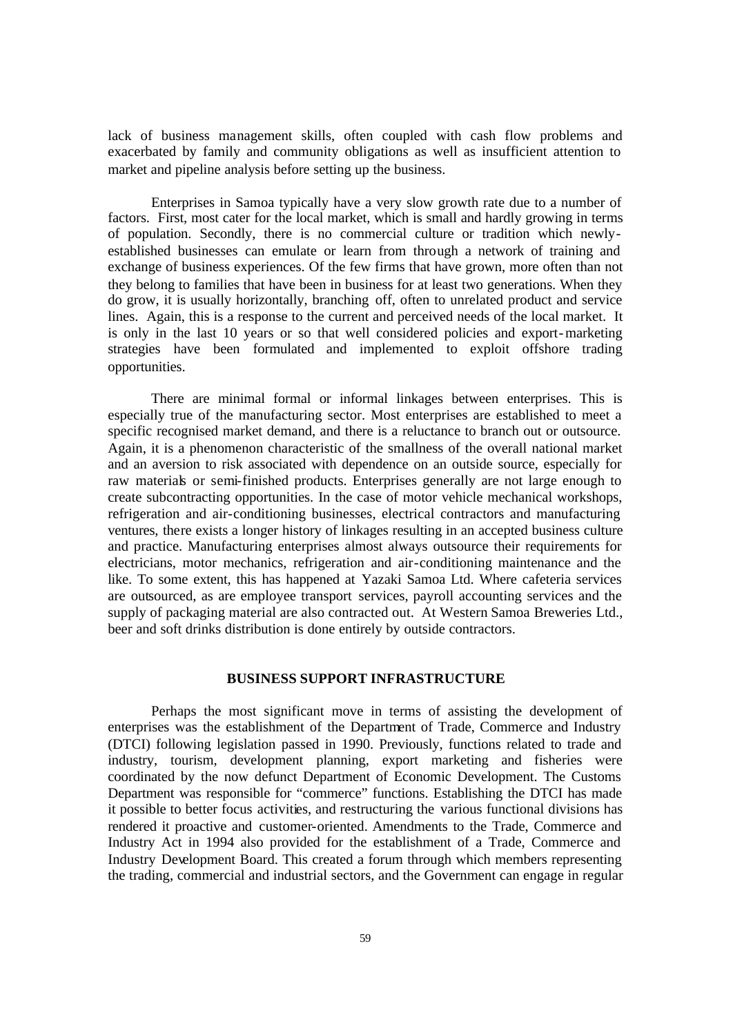lack of business management skills, often coupled with cash flow problems and exacerbated by family and community obligations as well as insufficient attention to market and pipeline analysis before setting up the business.

Enterprises in Samoa typically have a very slow growth rate due to a number of factors. First, most cater for the local market, which is small and hardly growing in terms of population. Secondly, there is no commercial culture or tradition which newly-established businesses can emulate or learn from through a network of training and exchange of business experiences. Of the few firms that have grown, more often than not they belong to families that have been in business for at least two generations. When they do grow, it is usually horizontally, branching off, often to unrelated product and service lines. Again, this is a response to the current and perceived needs of the local market. It is only in the last 10 years or so that well considered policies and export-marketing strategies have been formulated and implemented to exploit offshore trading opportunities.

There are minimal formal or informal linkages between enterprises. This is especially true of the manufacturing sector. Most enterprises are established to meet a specific recognised market demand, and there is a reluctance to branch out or outsource. Again, it is a phenomenon characteristic of the smallness of the overall national market and an aversion to risk associated with dependence on an outside source, especially for raw materials or semi-finished products. Enterprises generally are not large enough to create subcontracting opportunities. In the case of motor vehicle mechanical workshops, refrigeration and air-conditioning businesses, electrical contractors and manufacturing ventures, there exists a longer history of linkages resulting in an accepted business culture and practice. Manufacturing enterprises almost always outsource their requirements for electricians, motor mechanics, refrigeration and air-conditioning maintenance and the like. To some extent, this has happened at Yazaki Samoa Ltd. Where cafeteria services are outsourced, as are employee transport services, payroll accounting services and the supply of packaging material are also contracted out. At Western Samoa Breweries Ltd., beer and soft drinks distribution is done entirely by outside contractors.

## BUSINESS SUPPORT INFRASTRUCTURE

Perhaps the most significant move in terms of assisting the development of enterprises was the establishment of the Department of Trade, Commerce and Industry (DTCI) following legislation passed in 1990. Previously, functions related to trade and industry, tourism, development planning, export marketing and fisheries were coordinated by the now defunct Department of Economic Development. The Customs Department was responsible for "commerce" functions. Establishing the DTCI has made it possible to better focus activities, and restructuring the various functional divisions has rendered it proactive and customer-oriented. Amendments to the Trade, Commerce and Industry Act in 1994 also provided for the establishment of a Trade, Commerce and Industry Development Board. This created a forum through which members representing the trading, commercial and industrial sectors, and the Government can engage in regular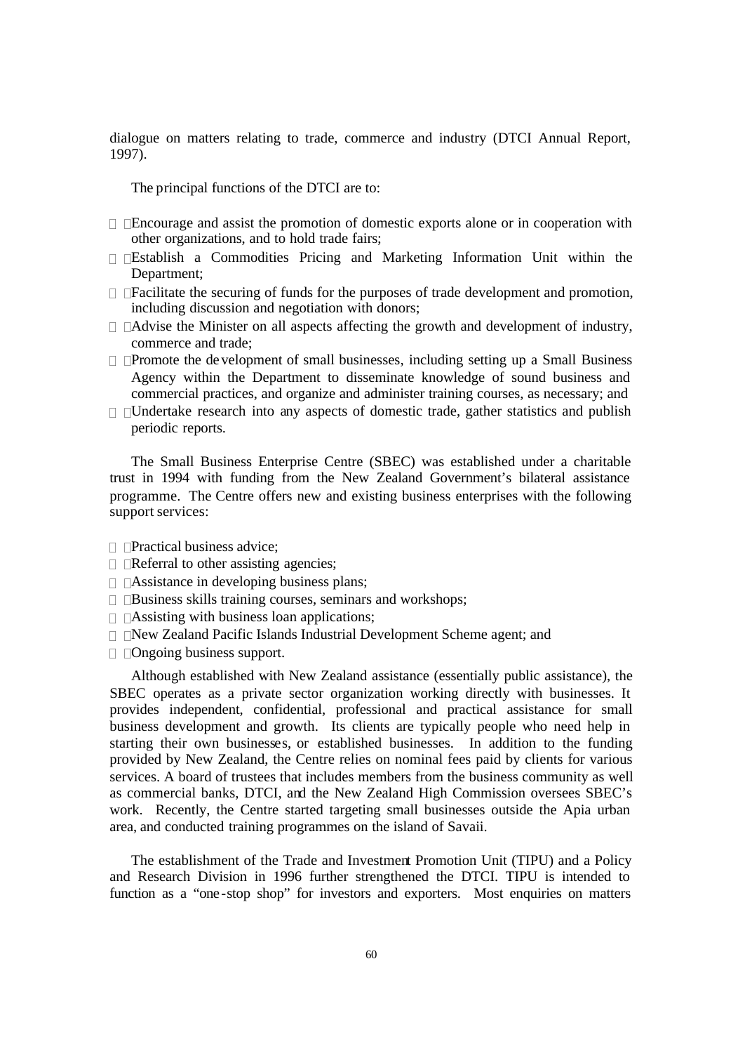dialogue on matters relating to trade, commerce and industry (DTCI Annual Report, 1997).

The principal functions of the DTCI are to:

- Encourage and assist the promotion of domestic exports alone or in cooperation with other organizations, and to hold trade fairs;
- Establish a Commodities Pricing and Marketing Information Unit within the Department;
- Facilitate the securing of funds for the purposes of trade development and promotion, including discussion and negotiation with donors;
- Advise the Minister on all aspects affecting the growth and development of industry, commerce and trade;
- Promote the development of small businesses, including setting up a Small Business Agency within the Department to disseminate knowledge of sound business and commercial practices, and organize and administer training courses, as necessary; and
- Undertake research into any aspects of domestic trade, gather statistics and publish periodic reports.

The Small Business Enterprise Centre (SBEC) was established under a charitable trust in 1994 with funding from the New Zealand Government's bilateral assistance programme. The Centre offers new and existing business enterprises with the following support services:

- Practical business advice;
- Referral to other assisting agencies;
- Assistance in developing business plans;
- Business skills training courses, seminars and workshops;
- Assisting with business loan applications;
- New Zealand Pacific Islands Industrial Development Scheme agent; and
- Ongoing business support.

Although established with New Zealand assistance (essentially public assistance), the SBEC operates as a private sector organization working directly with businesses. It provides independent, confidential, professional and practical assistance for small business development and growth. Its clients are typically people who need help in starting their own businesses, or established businesses. In addition to the funding provided by New Zealand, the Centre relies on nominal fees paid by clients for various services. A board of trustees that includes members from the business community as well as commercial banks, DTCI, and the New Zealand High Commission oversees SBEC's work. Recently, the Centre started targeting small businesses outside the Apia urban area, and conducted training programmes on the island of Savaii.

The establishment of the Trade and Investment Promotion Unit (TIPU) and a Policy and Research Division in 1996 further strengthened the DTCI. TIPU is intended to function as a "one-stop shop" for investors and exporters. Most enquiries on matters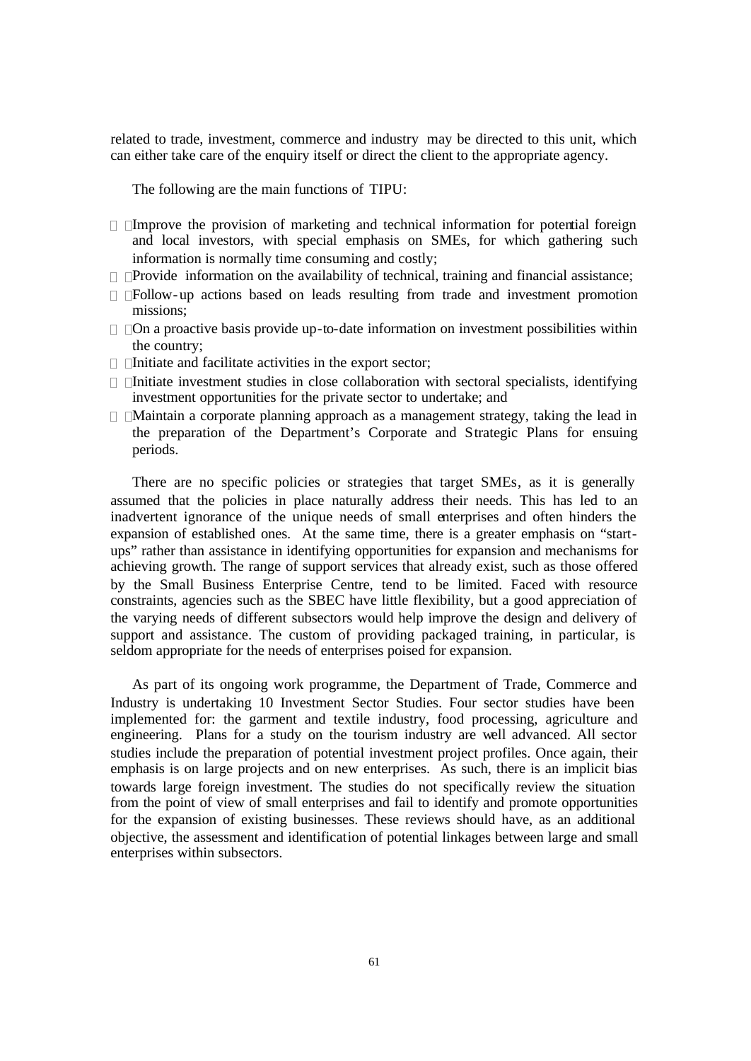related to trade, investment, commerce and industry may be directed to this unit, which can either take care of the enquiry itself or direct the client to the appropriate agency.

The following are the main functions of TIPU:

- Improve the provision of marketing and technical information for potential foreign and local investors, with special emphasis on SMEs, for which gathering such information is normally time consuming and costly;
- Provide information on the availability of technical, training and financial assistance;
- Follow-up actions based on leads resulting from trade and investment promotion missions;
- On a proactive basis provide up-to-date information on investment possibilities within the country;
- Initiate and facilitate activities in the export sector;
- Initiate investment studies in close collaboration with sectoral specialists, identifying investment opportunities for the private sector to undertake; and
- Maintain a corporate planning approach as a management strategy, taking the lead in the preparation of the Department's Corporate and Strategic Plans for ensuing periods.

There are no specific policies or strategies that target SMEs, as it is generally assumed that the policies in place naturally address their needs. This has led to an inadvertent ignorance of the unique needs of small enterprises and often hinders the expansion of established ones. At the same time, there is a greater emphasis on "start-ups" rather than assistance in identifying opportunities for expansion and mechanisms for achieving growth. The range of support services that already exist, such as those offered by the Small Business Enterprise Centre, tend to be limited. Faced with resource constraints, agencies such as the SBEC have little flexibility, but a good appreciation of the varying needs of different subsectors would help improve the design and delivery of support and assistance. The custom of providing packaged training, in particular, is seldom appropriate for the needs of enterprises poised for expansion.

As part of its ongoing work programme, the Department of Trade, Commerce and Industry is undertaking 10 Investment Sector Studies. Four sector studies have been implemented for: the garment and textile industry, food processing, agriculture and engineering. Plans for a study on the tourism industry are well advanced. All sector studies include the preparation of potential investment project profiles. Once again, their emphasis is on large projects and on new enterprises. As such, there is an implicit bias towards large foreign investment. The studies do not specifically review the situation from the point of view of small enterprises and fail to identify and promote opportunities for the expansion of existing businesses. These reviews should have, as an additional objective, the assessment and identification of potential linkages between large and small enterprises within subsectors.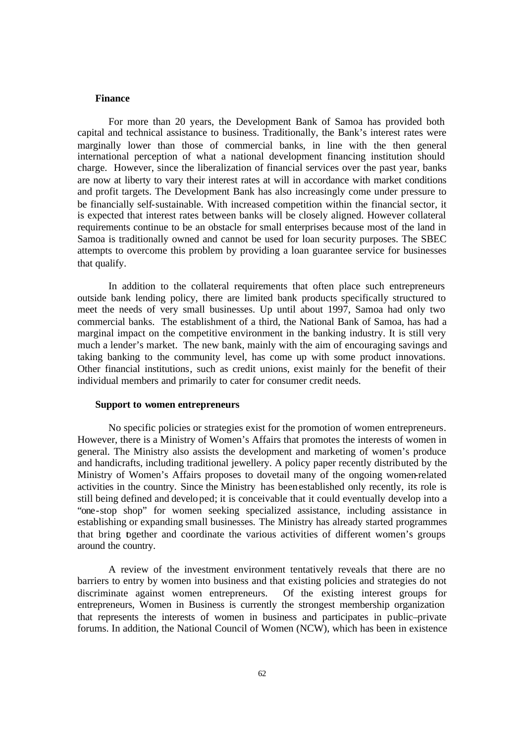### Finance

For more than 20 years, the Development Bank of Samoa has provided both capital and technical assistance to business. Traditionally, the Bank's interest rates were marginally lower than those of commercial banks, in line with the then general international perception of what a national development financing institution should charge. However, since the liberalization of financial services over the past year, banks are now at liberty to vary their interest rates at will in accordance with market conditions and profit targets. The Development Bank has also increasingly come under pressure to be financially self-sustainable. With increased competition within the financial sector, it is expected that interest rates between banks will be closely aligned. However collateral requirements continue to be an obstacle for small enterprises because most of the land in Samoa is traditionally owned and cannot be used for loan security purposes. The SBEC attempts to overcome this problem by providing a loan guarantee service for businesses that qualify.

In addition to the collateral requirements that often place such entrepreneurs outside bank lending policy, there are limited bank products specifically structured to meet the needs of very small businesses. Up until about 1997, Samoa had only two commercial banks. The establishment of a third, the National Bank of Samoa, has had a marginal impact on the competitive environment in the banking industry. It is still very much a lender's market. The new bank, mainly with the aim of encouraging savings and taking banking to the community level, has come up with some product innovations. Other financial institutions, such as credit unions, exist mainly for the benefit of their individual members and primarily to cater for consumer credit needs.

### Support to women entrepreneurs

No specific policies or strategies exist for the promotion of women entrepreneurs. However, there is a Ministry of Women's Affairs that promotes the interests of women in general. The Ministry also assists the development and marketing of women's produce and handicrafts, including traditional jewellery. A policy paper recently distributed by the Ministry of Women's Affairs proposes to dovetail many of the ongoing women-related activities in the country. Since the Ministry has been established only recently, its role is still being defined and developed; it is conceivable that it could eventually develop into a "one-stop shop" for women seeking specialized assistance, including assistance in establishing or expanding small businesses. The Ministry has already started programmes that bring together and coordinate the various activities of different women's groups around the country.

A review of the investment environment tentatively reveals that there are no barriers to entry by women into business and that existing policies and strategies do not discriminate against women entrepreneurs. Of the existing interest groups for entrepreneurs, Women in Business is currently the strongest membership organization that represents the interests of women in business and participates in public–private forums. In addition, the National Council of Women (NCW), which has been in existence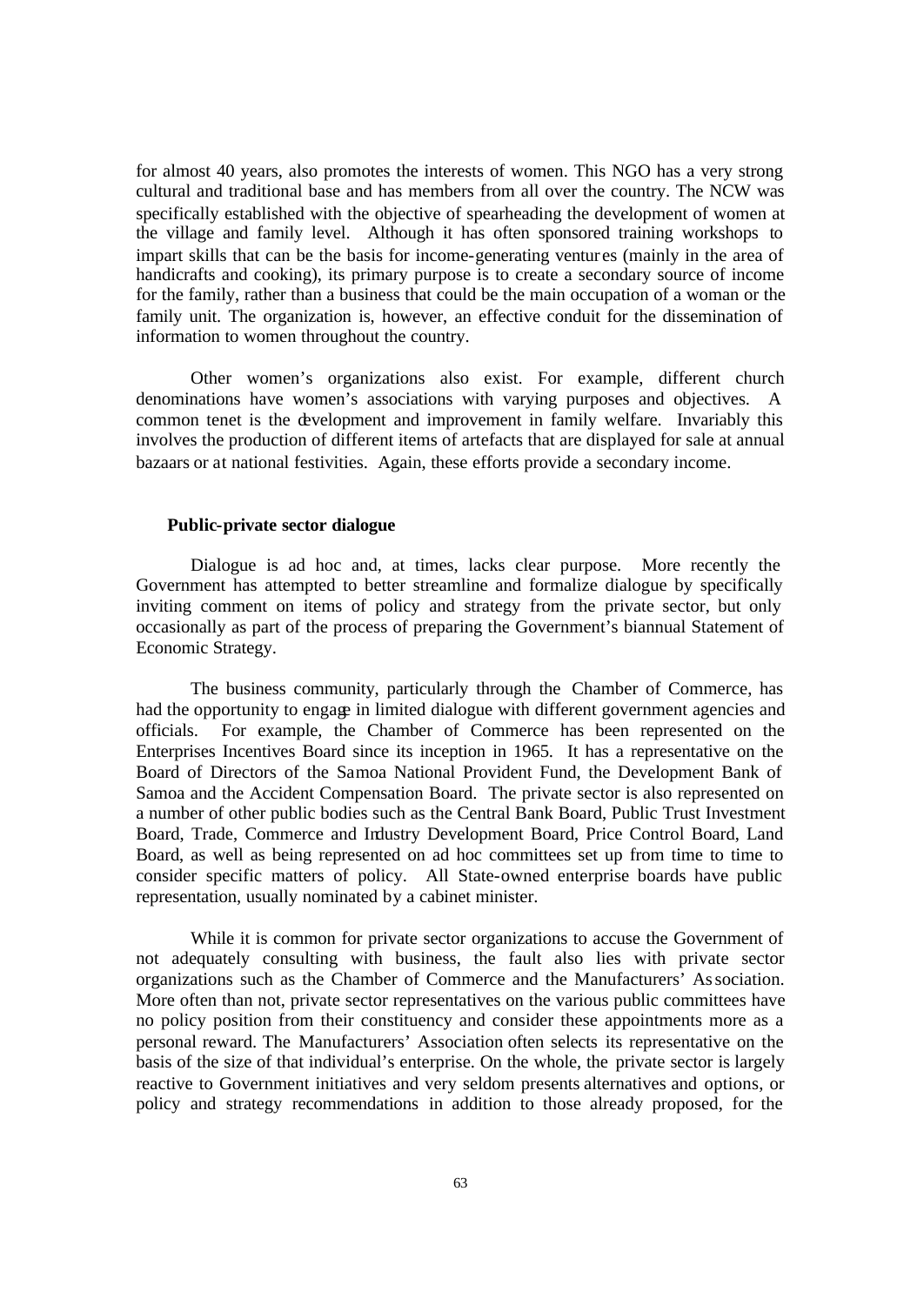for almost 40 years, also promotes the interests of women. This NGO has a very strong cultural and traditional base and has members from all over the country. The NCW was specifically established with the objective of spearheading the development of women at the village and family level. Although it has often sponsored training workshops to impart skills that can be the basis for income-generating ventures (mainly in the area of handicrafts and cooking), its primary purpose is to create a secondary source of income for the family, rather than a business that could be the main occupation of a woman or the family unit. The organization is, however, an effective conduit for the dissemination of information to women throughout the country.

Other women's organizations also exist. For example, different church denominations have women's associations with varying purposes and objectives. A common tenet is the development and improvement in family welfare. Invariably this involves the production of different items of artefacts that are displayed for sale at annual bazaars or at national festivities. Again, these efforts provide a secondary income.

**Public-private sector dialogue**

Dialogue is ad hoc and, at times, lacks clear purpose. More recently the Government has attempted to better streamline and formalize dialogue by specifically inviting comment on items of policy and strategy from the private sector, but only occasionally as part of the process of preparing the Government's biannual Statement of Economic Strategy.

The business community, particularly through the Chamber of Commerce, has had the opportunity to engage in limited dialogue with different government agencies and officials. For example, the Chamber of Commerce has been represented on the Enterprises Incentives Board since its inception in 1965. It has a representative on the Board of Directors of the Samoa National Provident Fund, the Development Bank of Samoa and the Accident Compensation Board. The private sector is also represented on a number of other public bodies such as the Central Bank Board, Public Trust Investment Board, Trade, Commerce and Industry Development Board, Price Control Board, Land Board, as well as being represented on ad hoc committees set up from time to time to consider specific matters of policy. All State-owned enterprise boards have public representation, usually nominated by a cabinet minister.

While it is common for private sector organizations to accuse the Government of not adequately consulting with business, the fault also lies with private sector organizations such as the Chamber of Commerce and the Manufacturers' Association. More often than not, private sector representatives on the various public committees have no policy position from their constituency and consider these appointments more as a personal reward. The Manufacturers' Association often selects its representative on the basis of the size of that individual's enterprise. On the whole, the private sector is largely reactive to Government initiatives and very seldom presents alternatives and options, or policy and strategy recommendations in addition to those already proposed, for the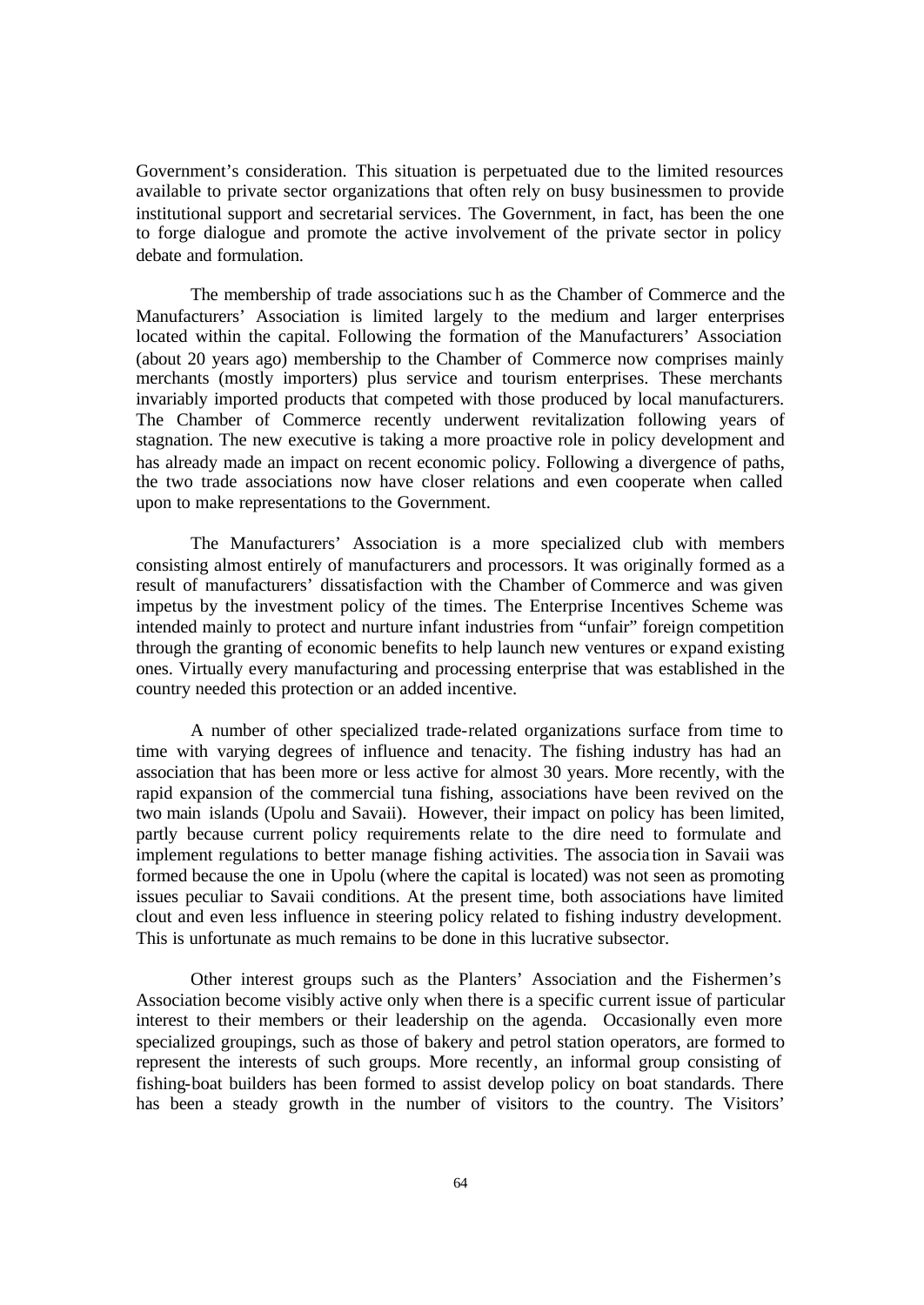Government's consideration. This situation is perpetuated due to the limited resources available to private sector organizations that often rely on busy businessmen to provide institutional support and secretarial services. The Government, in fact, has been the one to forge dialogue and promote the active involvement of the private sector in policy debate and formulation.

The membership of trade associations such as the Chamber of Commerce and the Manufacturers' Association is limited largely to the medium and larger enterprises located within the capital. Following the formation of the Manufacturers' Association (about 20 years ago) membership to the Chamber of Commerce now comprises mainly merchants (mostly importers) plus service and tourism enterprises. These merchants invariably imported products that competed with those produced by local manufacturers. The Chamber of Commerce recently underwent revitalization following years of stagnation. The new executive is taking a more proactive role in policy development and has already made an impact on recent economic policy. Following a divergence of paths, the two trade associations now have closer relations and even cooperate when called upon to make representations to the Government.

The Manufacturers' Association is a more specialized club with members consisting almost entirely of manufacturers and processors. It was originally formed as a result of manufacturers' dissatisfaction with the Chamber of Commerce and was given impetus by the investment policy of the times. The Enterprise Incentives Scheme was intended mainly to protect and nurture infant industries from "unfair" foreign competition through the granting of economic benefits to help launch new ventures or expand existing ones. Virtually every manufacturing and processing enterprise that was established in the country needed this protection or an added incentive.

A number of other specialized trade-related organizations surface from time to time with varying degrees of influence and tenacity. The fishing industry has had an association that has been more or less active for almost 30 years. More recently, with the rapid expansion of the commercial tuna fishing, associations have been revived on the two main islands (Upolu and Savaii). However, their impact on policy has been limited, partly because current policy requirements relate to the dire need to formulate and implement regulations to better manage fishing activities. The association in Savaii was formed because the one in Upolu (where the capital is located) was not seen as promoting issues peculiar to Savaii conditions. At the present time, both associations have limited clout and even less influence in steering policy related to fishing industry development. This is unfortunate as much remains to be done in this lucrative subsector.

Other interest groups such as the Planters' Association and the Fishermen's Association become visibly active only when there is a specific current issue of particular interest to their members or their leadership on the agenda. Occasionally even more specialized groupings, such as those of bakery and petrol station operators, are formed to represent the interests of such groups. More recently, an informal group consisting of fishing-boat builders has been formed to assist develop policy on boat standards. There has been a steady growth in the number of visitors to the country. The Visitors'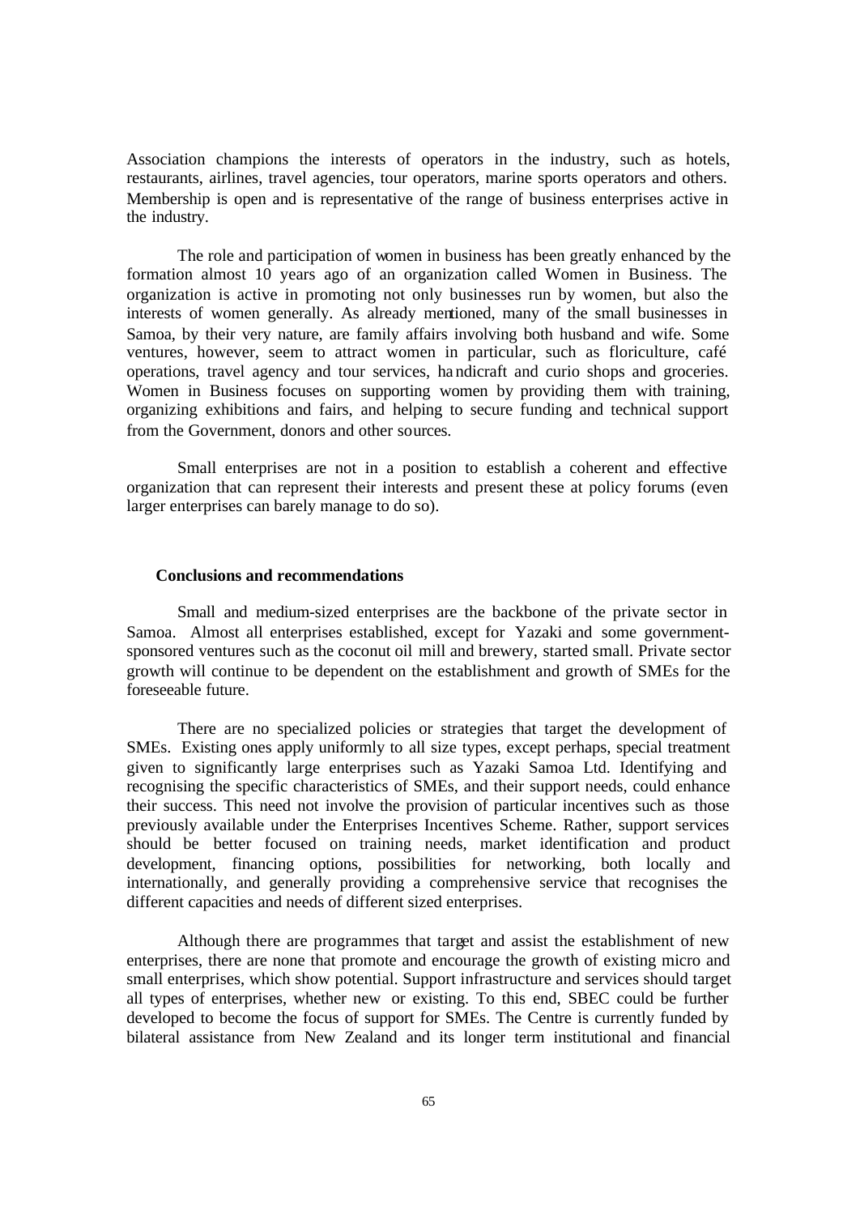Association champions the interests of operators in the industry, such as hotels, restaurants, airlines, travel agencies, tour operators, marine sports operators and others. Membership is open and is representative of the range of business enterprises active in the industry.

The role and participation of women in business has been greatly enhanced by the formation almost 10 years ago of an organization called Women in Business. The organization is active in promoting not only businesses run by women, but also the interests of women generally. As already mentioned, many of the small businesses in Samoa, by their very nature, are family affairs involving both husband and wife. Some ventures, however, seem to attract women in particular, such as floriculture, café operations, travel agency and tour services, handicraft and curio shops and groceries. Women in Business focuses on supporting women by providing them with training, organizing exhibitions and fairs, and helping to secure funding and technical support from the Government, donors and other sources.

Small enterprises are not in a position to establish a coherent and effective organization that can represent their interests and present these at policy forums (even larger enterprises can barely manage to do so).

## Conclusions and recommendations

Small and medium-sized enterprises are the backbone of the private sector in Samoa. Almost all enterprises established, except for Yazaki and some government-sponsored ventures such as the coconut oil mill and brewery, started small. Private sector growth will continue to be dependent on the establishment and growth of SMEs for the foreseeable future.

There are no specialized policies or strategies that target the development of SMEs. Existing ones apply uniformly to all size types, except perhaps, special treatment given to significantly large enterprises such as Yazaki Samoa Ltd. Identifying and recognising the specific characteristics of SMEs, and their support needs, could enhance their success. This need not involve the provision of particular incentives such as those previously available under the Enterprises Incentives Scheme. Rather, support services should be better focused on training needs, market identification and product development, financing options, possibilities for networking, both locally and internationally, and generally providing a comprehensive service that recognises the different capacities and needs of different sized enterprises.

Although there are programmes that target and assist the establishment of new enterprises, there are none that promote and encourage the growth of existing micro and small enterprises, which show potential. Support infrastructure and services should target all types of enterprises, whether new or existing. To this end, SBEC could be further developed to become the focus of support for SMEs. The Centre is currently funded by bilateral assistance from New Zealand and its longer term institutional and financial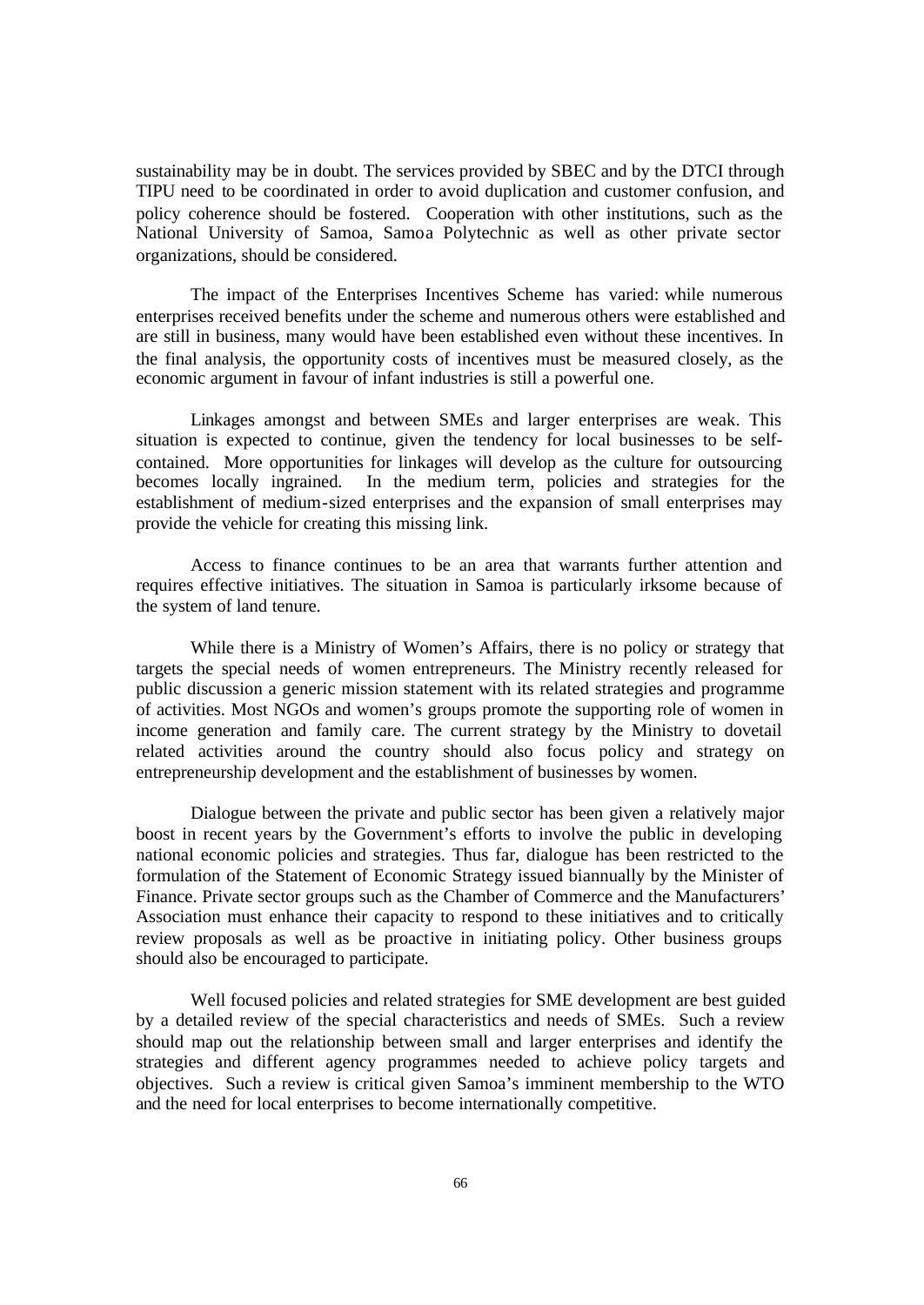sustainability may be in doubt. The services provided by SBEC and by the DTCI through TIPU need to be coordinated in order to avoid duplication and customer confusion, and policy coherence should be fostered. Cooperation with other institutions, such as the National University of Samoa, Samoa Polytechnic as well as other private sector organizations, should be considered.

The impact of the Enterprises Incentives Scheme has varied: while numerous enterprises received benefits under the scheme and numerous others were established and are still in business, many would have been established even without these incentives. In the final analysis, the opportunity costs of incentives must be measured closely, as the economic argument in favour of infant industries is still a powerful one.

Linkages amongst and between SMEs and larger enterprises are weak. This situation is expected to continue, given the tendency for local businesses to be self-contained. More opportunities for linkages will develop as the culture for outsourcing becomes locally ingrained. In the medium term, policies and strategies for the establishment of medium-sized enterprises and the expansion of small enterprises may provide the vehicle for creating this missing link.

Access to finance continues to be an area that warrants further attention and requires effective initiatives. The situation in Samoa is particularly irksome because of the system of land tenure.

While there is a Ministry of Women's Affairs, there is no policy or strategy that targets the special needs of women entrepreneurs. The Ministry recently released for public discussion a generic mission statement with its related strategies and programme of activities. Most NGOs and women's groups promote the supporting role of women in income generation and family care. The current strategy by the Ministry to dovetail related activities around the country should also focus policy and strategy on entrepreneurship development and the establishment of businesses by women.

Dialogue between the private and public sector has been given a relatively major boost in recent years by the Government's efforts to involve the public in developing national economic policies and strategies. Thus far, dialogue has been restricted to the formulation of the Statement of Economic Strategy issued biannually by the Minister of Finance. Private sector groups such as the Chamber of Commerce and the Manufacturers' Association must enhance their capacity to respond to these initiatives and to critically review proposals as well as be proactive in initiating policy. Other business groups should also be encouraged to participate.

Well focused policies and related strategies for SME development are best guided by a detailed review of the special characteristics and needs of SMEs. Such a review should map out the relationship between small and larger enterprises and identify the strategies and different agency programmes needed to achieve policy targets and objectives. Such a review is critical given Samoa's imminent membership to the WTO and the need for local enterprises to become internationally competitive.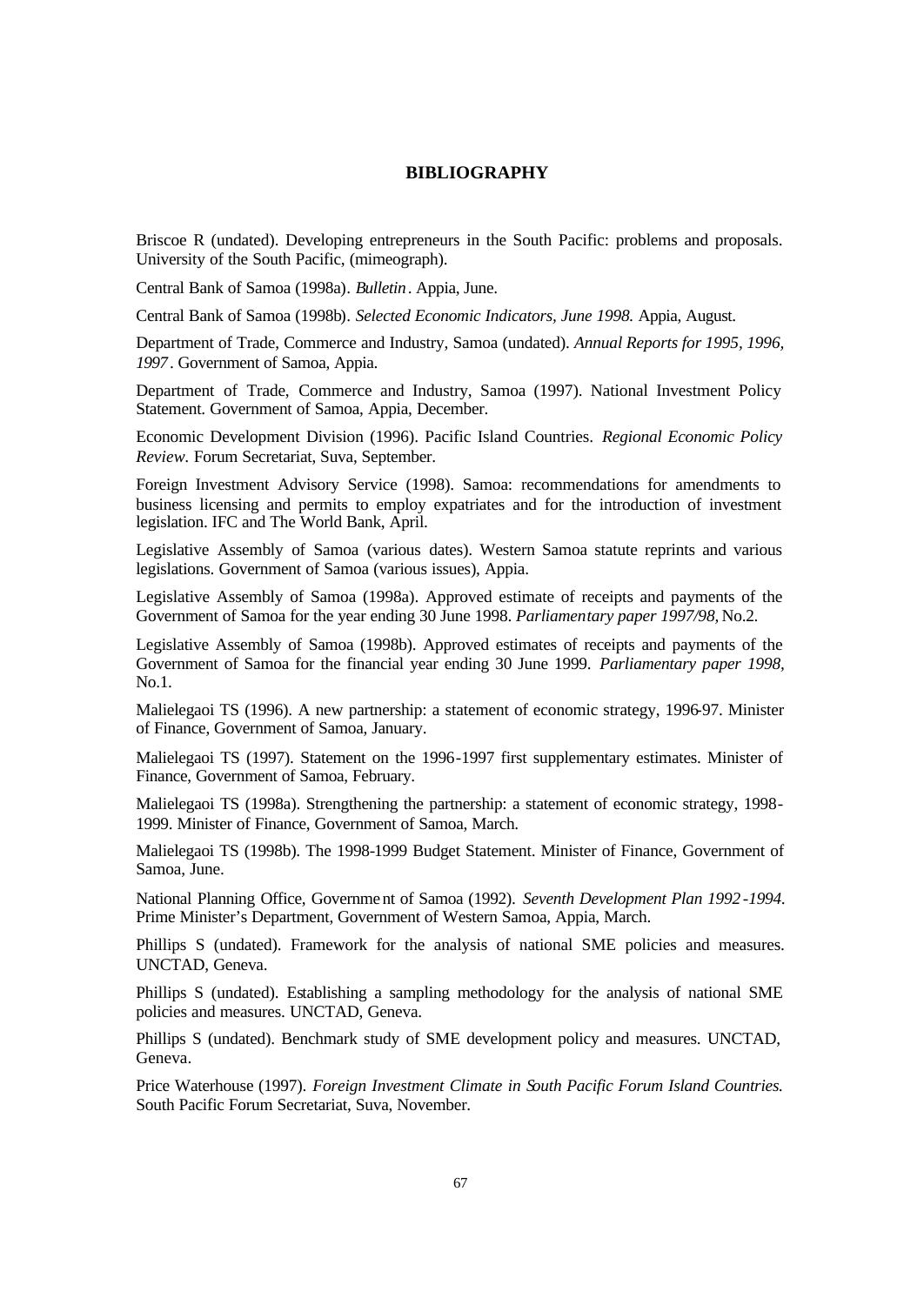## BIBLIOGRAPHY

Briscoe R (undated). Developing entrepreneurs in the South Pacific: problems and proposals. University of the South Pacific, (mimeograph).

Central Bank of Samoa (1998a). *Bulletin*. Appia, June.

Central Bank of Samoa (1998b). *Selected Economic Indicators, June 1998.* Appia, August.

Department of Trade, Commerce and Industry, Samoa (undated). *Annual Reports for 1995, 1996, 1997*. Government of Samoa, Appia.

Department of Trade, Commerce and Industry, Samoa (1997). National Investment Policy Statement. Government of Samoa, Appia, December.

Economic Development Division (1996). Pacific Island Countries. *Regional Economic Policy Review.* Forum Secretariat, Suva, September.

Foreign Investment Advisory Service (1998). Samoa: recommendations for amendments to business licensing and permits to employ expatriates and for the introduction of investment legislation. IFC and The World Bank, April.

Legislative Assembly of Samoa (various dates). Western Samoa statute reprints and various legislations. Government of Samoa (various issues), Appia.

Legislative Assembly of Samoa (1998a). Approved estimate of receipts and payments of the Government of Samoa for the year ending 30 June 1998. *Parliamentary paper 1997/98*, No.2.

Legislative Assembly of Samoa (1998b). Approved estimates of receipts and payments of the Government of Samoa for the financial year ending 30 June 1999. *Parliamentary paper 1998*, No.1.

Malielegaoi TS (1996). A new partnership: a statement of economic strategy, 1996-97. Minister of Finance, Government of Samoa, January.

Malielegaoi TS (1997). Statement on the 1996-1997 first supplementary estimates. Minister of Finance, Government of Samoa, February.

Malielegaoi TS (1998a). Strengthening the partnership: a statement of economic strategy, 1998-1999. Minister of Finance, Government of Samoa, March.

Malielegaoi TS (1998b). The 1998-1999 Budget Statement. Minister of Finance, Government of Samoa, June.

National Planning Office, Government of Samoa (1992). *Seventh Development Plan 1992-1994.* Prime Minister's Department, Government of Western Samoa, Appia, March.

Phillips S (undated). Framework for the analysis of national SME policies and measures. UNCTAD, Geneva.

Phillips S (undated). Establishing a sampling methodology for the analysis of national SME policies and measures. UNCTAD, Geneva.

Phillips S (undated). Benchmark study of SME development policy and measures. UNCTAD, Geneva.

Price Waterhouse (1997). *Foreign Investment Climate in South Pacific Forum Island Countries.* South Pacific Forum Secretariat, Suva, November.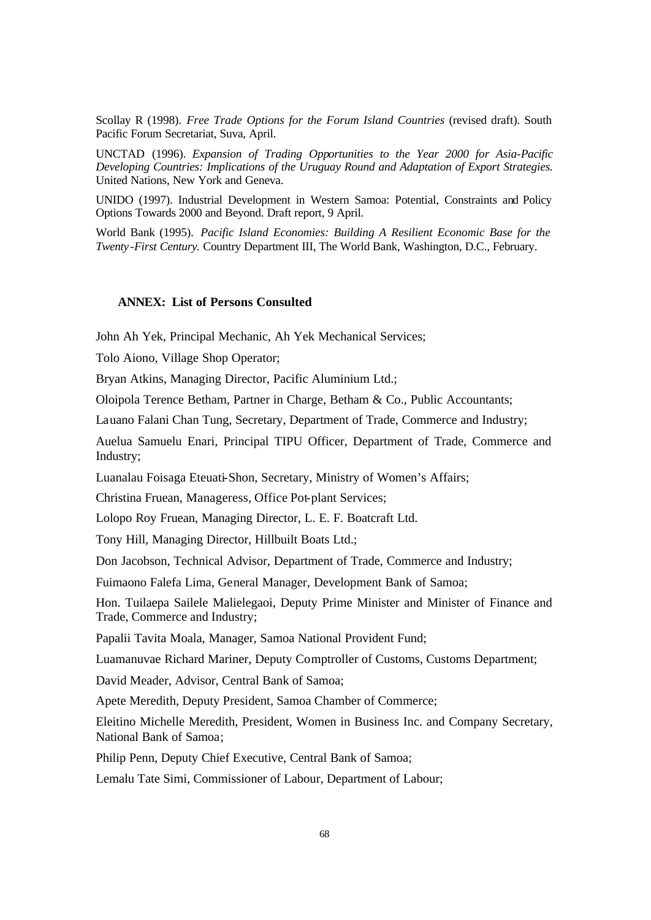Scollay R (1998). *Free Trade Options for the Forum Island Countries* (revised draft). South Pacific Forum Secretariat, Suva, April.

UNCTAD (1996). *Expansion of Trading Opportunities to the Year 2000 for Asia-Pacific Developing Countries: Implications of the Uruguay Round and Adaptation of Export Strategies.* United Nations, New York and Geneva.

UNIDO (1997). Industrial Development in Western Samoa: Potential, Constraints and Policy Options Towards 2000 and Beyond. Draft report, 9 April.

World Bank (1995). *Pacific Island Economies: Building A Resilient Economic Base for the Twenty-First Century.* Country Department III, The World Bank, Washington, D.C., February.

## ANNEX: List of Persons Consulted

John Ah Yek, Principal Mechanic, Ah Yek Mechanical Services;

Tolo Aiono, Village Shop Operator;

Bryan Atkins, Managing Director, Pacific Aluminium Ltd.;

Oloipola Terence Betham, Partner in Charge, Betham & Co., Public Accountants;

Lauano Falani Chan Tung, Secretary, Department of Trade, Commerce and Industry;

Auelua Samuelu Enari, Principal TIPU Officer, Department of Trade, Commerce and Industry;

Luanalau Foisaga Eteuati-Shon, Secretary, Ministry of Women's Affairs;

Christina Fruean, Manageress, Office Pot-plant Services;

Lolopo Roy Fruean, Managing Director, L. E. F. Boatcraft Ltd.

Tony Hill, Managing Director, Hillbuilt Boats Ltd.;

Don Jacobson, Technical Advisor, Department of Trade, Commerce and Industry;

Fuimaono Falefa Lima, General Manager, Development Bank of Samoa;

Hon. Tuilaepa Sailele Malielegaoi, Deputy Prime Minister and Minister of Finance and Trade, Commerce and Industry;

Papalii Tavita Moala, Manager, Samoa National Provident Fund;

Luamanuvae Richard Mariner, Deputy Comptroller of Customs, Customs Department;

David Meader, Advisor, Central Bank of Samoa;

Apete Meredith, Deputy President, Samoa Chamber of Commerce;

Eleitino Michelle Meredith, President, Women in Business Inc. and Company Secretary, National Bank of Samoa;

Philip Penn, Deputy Chief Executive, Central Bank of Samoa;

Lemalu Tate Simi, Commissioner of Labour, Department of Labour;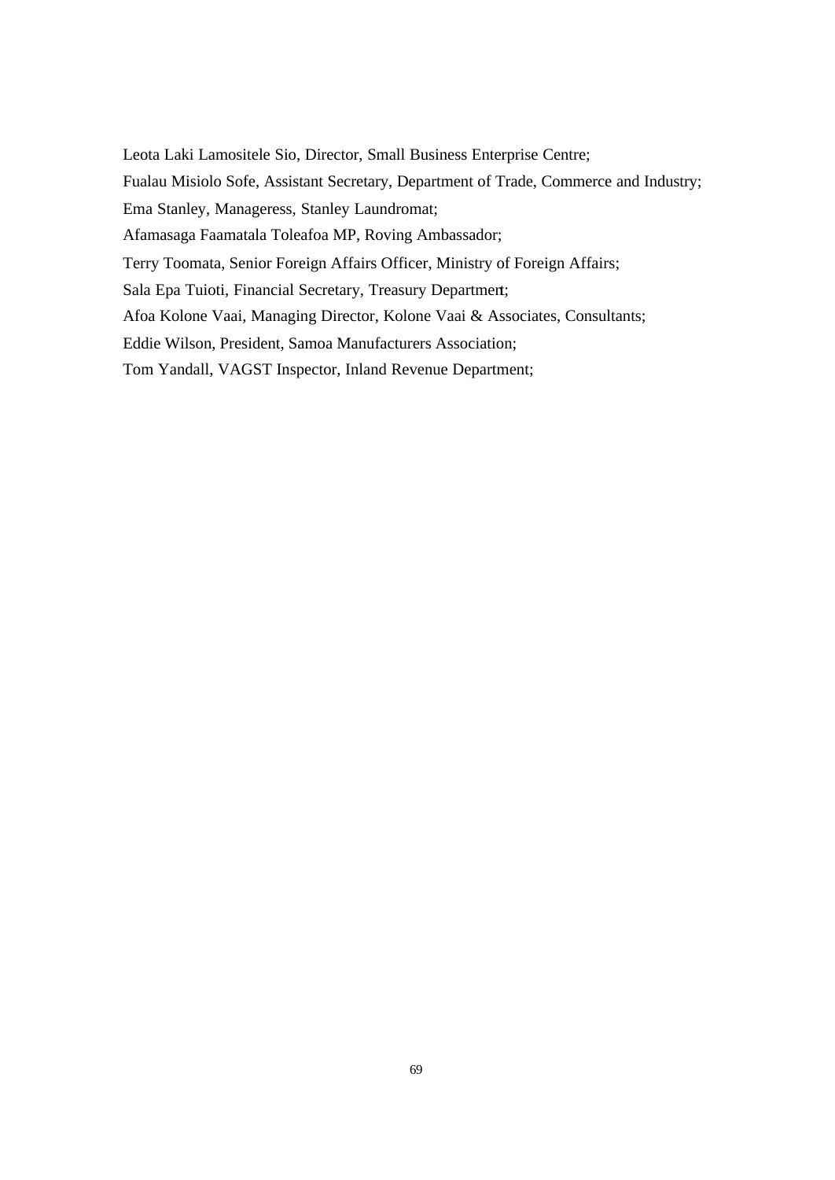Leota Laki Lamositele Sio, Director, Small Business Enterprise Centre;

Fualau Misiolo Sofe, Assistant Secretary, Department of Trade, Commerce and Industry;

Ema Stanley, Manageress, Stanley Laundromat;

Afamasaga Faamatala Toleafoa MP, Roving Ambassador;

Terry Toomata, Senior Foreign Affairs Officer, Ministry of Foreign Affairs;

Sala Epa Tuioti, Financial Secretary, Treasury Department;

Afoa Kolone Vaai, Managing Director, Kolone Vaai & Associates, Consultants;

Eddie Wilson, President, Samoa Manufacturers Association;

Tom Yandall, VAGST Inspector, Inland Revenue Department;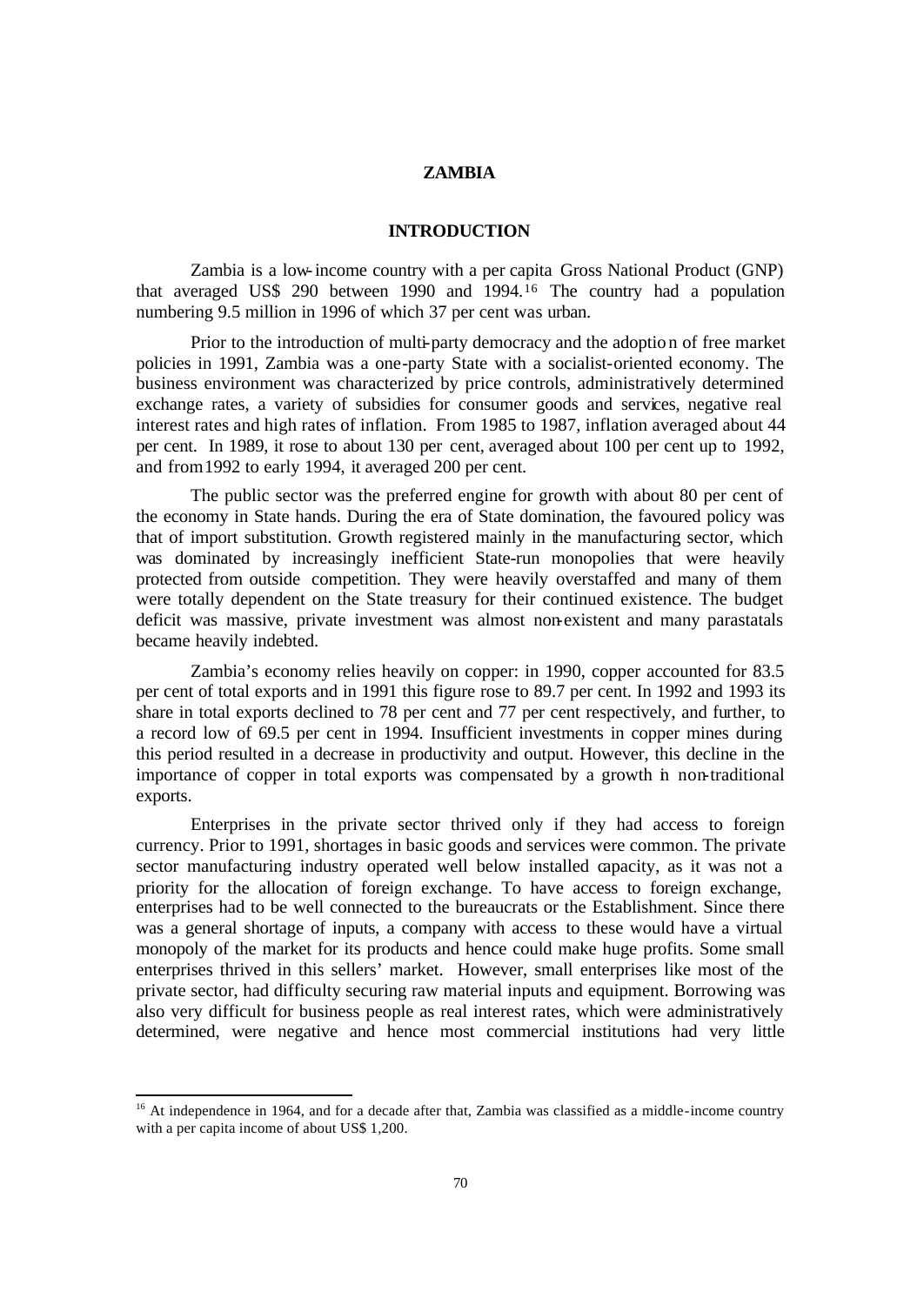# ZAMBIA

## INTRODUCTION

Zambia is a low-income country with a per capita Gross National Product (GNP) that averaged US$ 290 between 1990 and 1994.[16] The country had a population numbering 9.5 million in 1996 of which 37 per cent was urban.

Prior to the introduction of multi-party democracy and the adoption of free market policies in 1991, Zambia was a one-party State with a socialist-oriented economy. The business environment was characterized by price controls, administratively determined exchange rates, a variety of subsidies for consumer goods and services, negative real interest rates and high rates of inflation. From 1985 to 1987, inflation averaged about 44 per cent. In 1989, it rose to about 130 per cent, averaged about 100 per cent up to 1992, and from 1992 to early 1994, it averaged 200 per cent.

The public sector was the preferred engine for growth with about 80 per cent of the economy in State hands. During the era of State domination, the favoured policy was that of import substitution. Growth registered mainly in the manufacturing sector, which was dominated by increasingly inefficient State-run monopolies that were heavily protected from outside competition. They were heavily overstaffed and many of them were totally dependent on the State treasury for their continued existence. The budget deficit was massive, private investment was almost non-existent and many parastatals became heavily indebted.

Zambia's economy relies heavily on copper: in 1990, copper accounted for 83.5 per cent of total exports and in 1991 this figure rose to 89.7 per cent. In 1992 and 1993 its share in total exports declined to 78 per cent and 77 per cent respectively, and further, to a record low of 69.5 per cent in 1994. Insufficient investments in copper mines during this period resulted in a decrease in productivity and output. However, this decline in the importance of copper in total exports was compensated by a growth in non-traditional exports.

Enterprises in the private sector thrived only if they had access to foreign currency. Prior to 1991, shortages in basic goods and services were common. The private sector manufacturing industry operated well below installed capacity, as it was not a priority for the allocation of foreign exchange. To have access to foreign exchange, enterprises had to be well connected to the bureaucrats or the Establishment. Since there was a general shortage of inputs, a company with access to these would have a virtual monopoly of the market for its products and hence could make huge profits. Some small enterprises thrived in this sellers' market. However, small enterprises like most of the private sector, had difficulty securing raw material inputs and equipment. Borrowing was also very difficult for business people as real interest rates, which were administratively determined, were negative and hence most commercial institutions had very little

[16] At independence in 1964, and for a decade after that, Zambia was classified as a middle-income country with a per capita income of about US$ 1,200.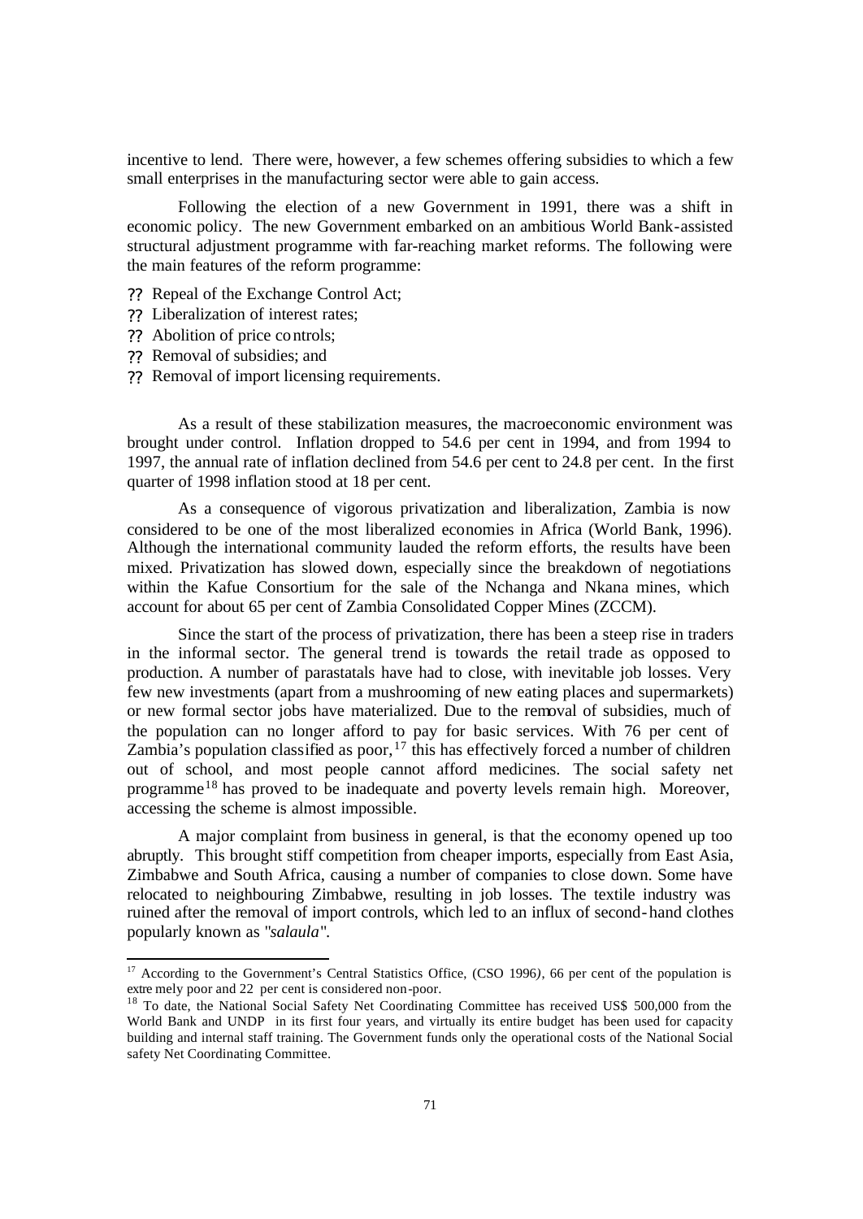incentive to lend. There were, however, a few schemes offering subsidies to which a few small enterprises in the manufacturing sector were able to gain access.

Following the election of a new Government in 1991, there was a shift in economic policy. The new Government embarked on an ambitious World Bank-assisted structural adjustment programme with far-reaching market reforms. The following were the main features of the reform programme:

- Repeal of the Exchange Control Act;
- Liberalization of interest rates;
- Abolition of price controls;
- Removal of subsidies; and
- Removal of import licensing requirements.

As a result of these stabilization measures, the macroeconomic environment was brought under control. Inflation dropped to 54.6 per cent in 1994, and from 1994 to 1997, the annual rate of inflation declined from 54.6 per cent to 24.8 per cent. In the first quarter of 1998 inflation stood at 18 per cent.

As a consequence of vigorous privatization and liberalization, Zambia is now considered to be one of the most liberalized economies in Africa (World Bank, 1996). Although the international community lauded the reform efforts, the results have been mixed. Privatization has slowed down, especially since the breakdown of negotiations within the Kafue Consortium for the sale of the Nchanga and Nkana mines, which account for about 65 per cent of Zambia Consolidated Copper Mines (ZCCM).

Since the start of the process of privatization, there has been a steep rise in traders in the informal sector. The general trend is towards the retail trade as opposed to production. A number of parastatals have had to close, with inevitable job losses. Very few new investments (apart from a mushrooming of new eating places and supermarkets) or new formal sector jobs have materialized. Due to the removal of subsidies, much of the population can no longer afford to pay for basic services. With 76 per cent of Zambia's population classified as poor,[17] this has effectively forced a number of children out of school, and most people cannot afford medicines. The social safety net programme[18] has proved to be inadequate and poverty levels remain high. Moreover, accessing the scheme is almost impossible.

A major complaint from business in general, is that the economy opened up too abruptly. This brought stiff competition from cheaper imports, especially from East Asia, Zimbabwe and South Africa, causing a number of companies to close down. Some have relocated to neighbouring Zimbabwe, resulting in job losses. The textile industry was ruined after the removal of import controls, which led to an influx of second-hand clothes popularly known as "*salaula*".

---

[17] According to the Government's Central Statistics Office, (CSO 1996), 66 per cent of the population is extremely poor and 22 per cent is considered non-poor.

[18] To date, the National Social Safety Net Coordinating Committee has received US$ 500,000 from the World Bank and UNDP in its first four years, and virtually its entire budget has been used for capacity building and internal staff training. The Government funds only the operational costs of the National Social safety Net Coordinating Committee.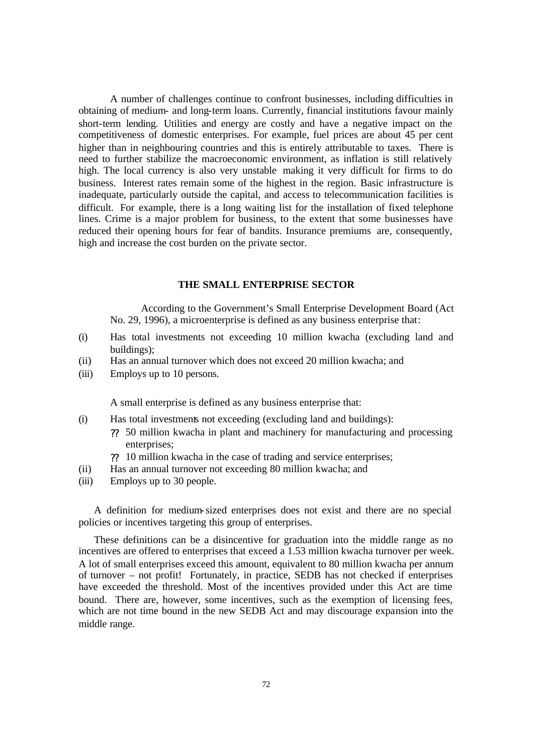A number of challenges continue to confront businesses, including difficulties in obtaining of medium- and long-term loans. Currently, financial institutions favour mainly short-term lending. Utilities and energy are costly and have a negative impact on the competitiveness of domestic enterprises. For example, fuel prices are about 45 per cent higher than in neighbouring countries and this is entirely attributable to taxes. There is need to further stabilize the macroeconomic environment, as inflation is still relatively high. The local currency is also very unstable making it very difficult for firms to do business. Interest rates remain some of the highest in the region. Basic infrastructure is inadequate, particularly outside the capital, and access to telecommunication facilities is difficult. For example, there is a long waiting list for the installation of fixed telephone lines. Crime is a major problem for business, to the extent that some businesses have reduced their opening hours for fear of bandits. Insurance premiums are, consequently, high and increase the cost burden on the private sector.

## THE SMALL ENTERPRISE SECTOR

According to the Government's Small Enterprise Development Board (Act No. 29, 1996), a microenterprise is defined as any business enterprise that:

(i) Has total investments not exceeding 10 million kwacha (excluding land and buildings);
(ii) Has an annual turnover which does not exceed 20 million kwacha; and
(iii) Employs up to 10 persons.

A small enterprise is defined as any business enterprise that:

(i) Has total investments not exceeding (excluding land and buildings):
    - 50 million kwacha in plant and machinery for manufacturing and processing enterprises;
    - 10 million kwacha in the case of trading and service enterprises;
(ii) Has an annual turnover not exceeding 80 million kwacha; and
(iii) Employs up to 30 people.

A definition for medium-sized enterprises does not exist and there are no special policies or incentives targeting this group of enterprises.

These definitions can be a disincentive for graduation into the middle range as no incentives are offered to enterprises that exceed a 1.53 million kwacha turnover per week. A lot of small enterprises exceed this amount, equivalent to 80 million kwacha per annum of turnover – not profit! Fortunately, in practice, SEDB has not checked if enterprises have exceeded the threshold. Most of the incentives provided under this Act are time bound. There are, however, some incentives, such as the exemption of licensing fees, which are not time bound in the new SEDB Act and may discourage expansion into the middle range.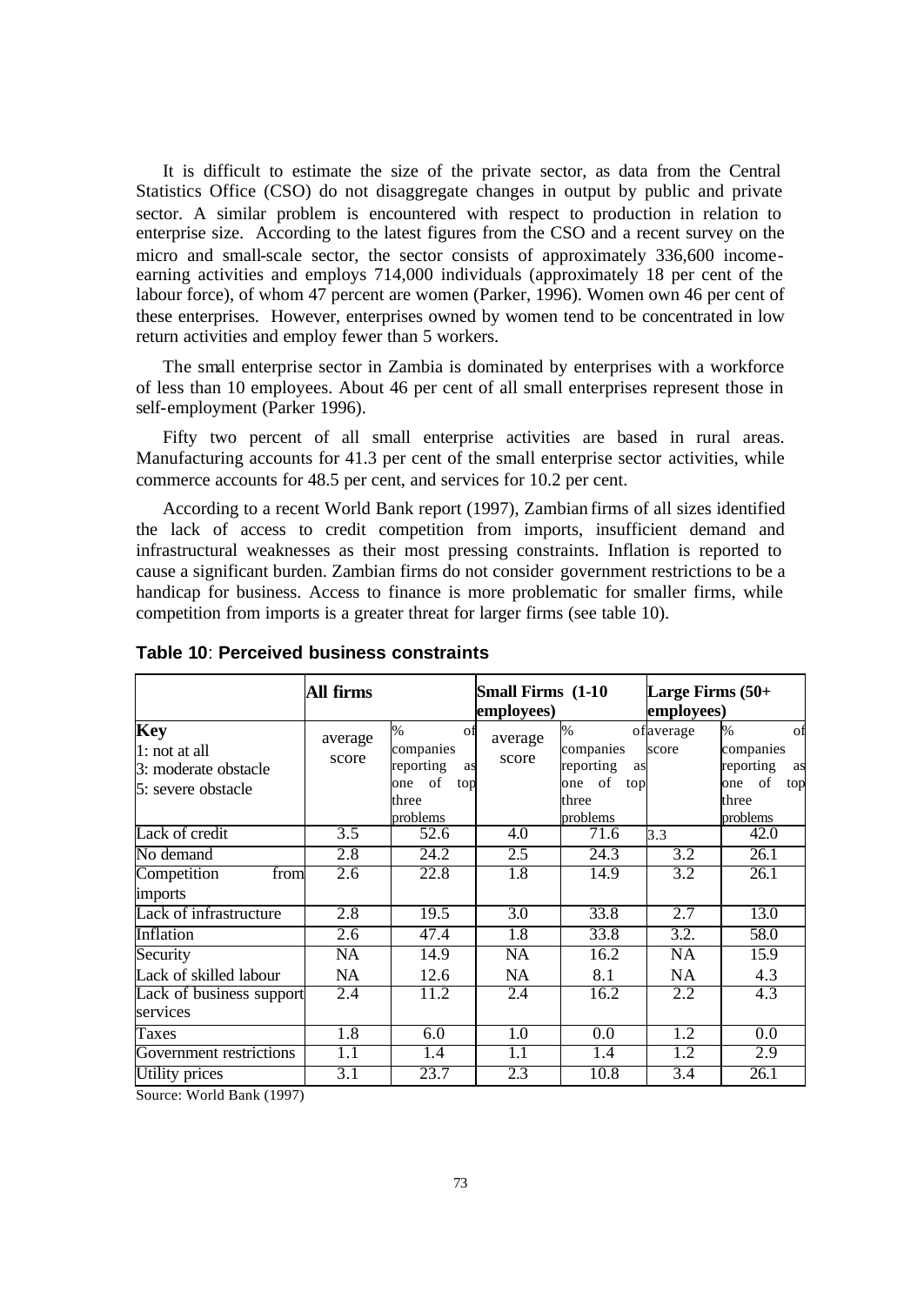It is difficult to estimate the size of the private sector, as data from the Central Statistics Office (CSO) do not disaggregate changes in output by public and private sector. A similar problem is encountered with respect to production in relation to enterprise size. According to the latest figures from the CSO and a recent survey on the micro and small-scale sector, the sector consists of approximately 336,600 income-earning activities and employs 714,000 individuals (approximately 18 per cent of the labour force), of whom 47 percent are women (Parker, 1996). Women own 46 per cent of these enterprises. However, enterprises owned by women tend to be concentrated in low return activities and employ fewer than 5 workers.

The small enterprise sector in Zambia is dominated by enterprises with a workforce of less than 10 employees. About 46 per cent of all small enterprises represent those in self-employment (Parker 1996).

Fifty two percent of all small enterprise activities are based in rural areas. Manufacturing accounts for 41.3 per cent of the small enterprise sector activities, while commerce accounts for 48.5 per cent, and services for 10.2 per cent.

According to a recent World Bank report (1997), Zambian firms of all sizes identified the lack of access to credit competition from imports, insufficient demand and infrastructural weaknesses as their most pressing constraints. Inflation is reported to cause a significant burden. Zambian firms do not consider government restrictions to be a handicap for business. Access to finance is more problematic for smaller firms, while competition from imports is a greater threat for larger firms (see table 10).

**Table 10**: **Perceived business constraints**

| | **All firms** | | **Small Firms (1-10 employees)** | | **Large Firms (50+ employees)** | |
|---|---|---|---|---|---|---|
| **Key**<br>1: not at all<br>3: moderate obstacle<br>5: severe obstacle | average score | % of companies reporting as one of top three problems | average score | % of companies reporting as one of top three problems | average score | % of companies reporting as one of top three problems |
| Lack of credit | 3.5 | 52.6 | 4.0 | 71.6 | 3.3 | 42.0 |
| No demand | 2.8 | 24.2 | 2.5 | 24.3 | 3.2 | 26.1 |
| Competition from imports | 2.6 | 22.8 | 1.8 | 14.9 | 3.2 | 26.1 |
| Lack of infrastructure | 2.8 | 19.5 | 3.0 | 33.8 | 2.7 | 13.0 |
| Inflation | 2.6 | 47.4 | 1.8 | 33.8 | 3.2. | 58.0 |
| Security | NA | 14.9 | NA | 16.2 | NA | 15.9 |
| Lack of skilled labour | NA | 12.6 | NA | 8.1 | NA | 4.3 |
| Lack of business support services | 2.4 | 11.2 | 2.4 | 16.2 | 2.2 | 4.3 |
| Taxes | 1.8 | 6.0 | 1.0 | 0.0 | 1.2 | 0.0 |
| Government restrictions | 1.1 | 1.4 | 1.1 | 1.4 | 1.2 | 2.9 |
| Utility prices | 3.1 | 23.7 | 2.3 | 10.8 | 3.4 | 26.1 |

Source: World Bank (1997)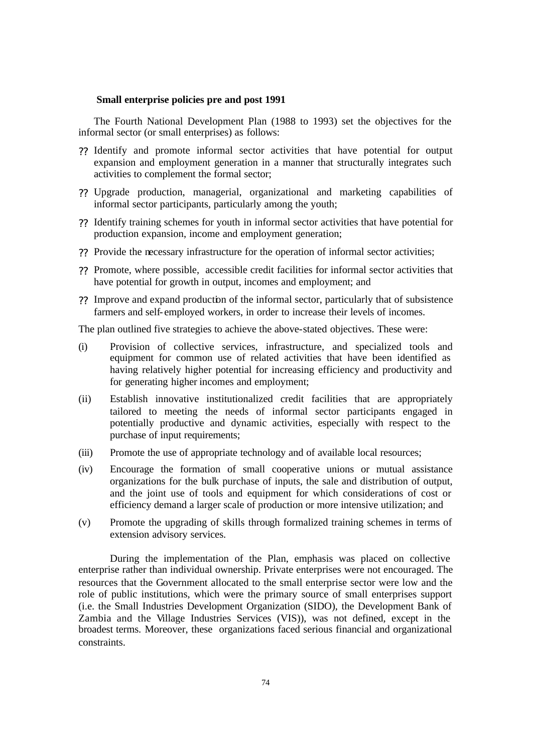### Small enterprise policies pre and post 1991

The Fourth National Development Plan (1988 to 1993) set the objectives for the informal sector (or small enterprises) as follows:

- Identify and promote informal sector activities that have potential for output expansion and employment generation in a manner that structurally integrates such activities to complement the formal sector;
- Upgrade production, managerial, organizational and marketing capabilities of informal sector participants, particularly among the youth;
- Identify training schemes for youth in informal sector activities that have potential for production expansion, income and employment generation;
- Provide the necessary infrastructure for the operation of informal sector activities;
- Promote, where possible, accessible credit facilities for informal sector activities that have potential for growth in output, incomes and employment; and
- Improve and expand production of the informal sector, particularly that of subsistence farmers and self-employed workers, in order to increase their levels of incomes.

The plan outlined five strategies to achieve the above-stated objectives. These were:

(i) Provision of collective services, infrastructure, and specialized tools and equipment for common use of related activities that have been identified as having relatively higher potential for increasing efficiency and productivity and for generating higher incomes and employment;

(ii) Establish innovative institutionalized credit facilities that are appropriately tailored to meeting the needs of informal sector participants engaged in potentially productive and dynamic activities, especially with respect to the purchase of input requirements;

(iii) Promote the use of appropriate technology and of available local resources;

(iv) Encourage the formation of small cooperative unions or mutual assistance organizations for the bulk purchase of inputs, the sale and distribution of output, and the joint use of tools and equipment for which considerations of cost or efficiency demand a larger scale of production or more intensive utilization; and

(v) Promote the upgrading of skills through formalized training schemes in terms of extension advisory services.

During the implementation of the Plan, emphasis was placed on collective enterprise rather than individual ownership. Private enterprises were not encouraged. The resources that the Government allocated to the small enterprise sector were low and the role of public institutions, which were the primary source of small enterprises support (i.e. the Small Industries Development Organization (SIDO), the Development Bank of Zambia and the Village Industries Services (VIS)), was not defined, except in the broadest terms. Moreover, these organizations faced serious financial and organizational constraints.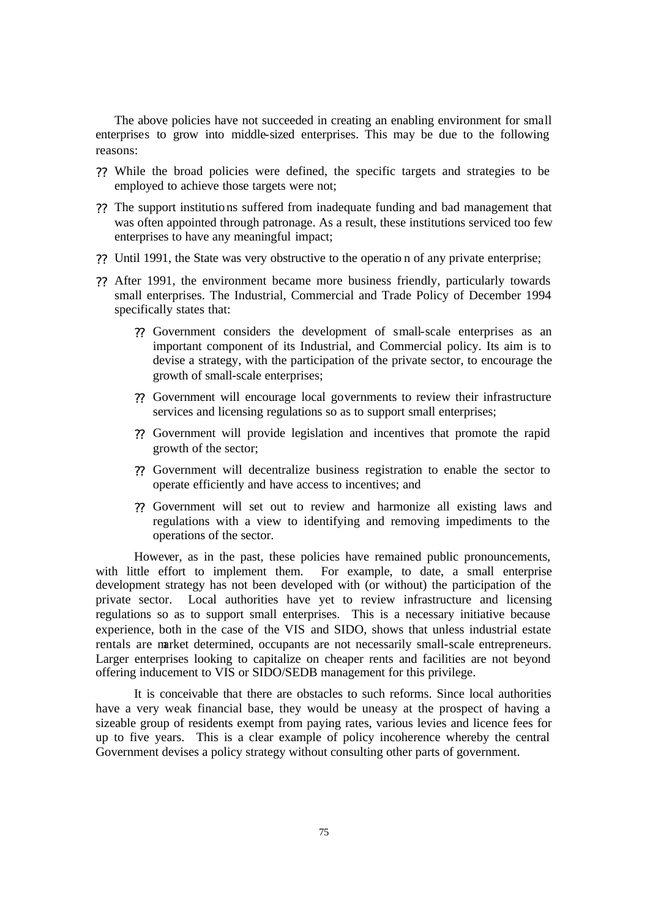The above policies have not succeeded in creating an enabling environment for small enterprises to grow into middle-sized enterprises. This may be due to the following reasons:

- While the broad policies were defined, the specific targets and strategies to be employed to achieve those targets were not;
- The support institutions suffered from inadequate funding and bad management that was often appointed through patronage. As a result, these institutions serviced too few enterprises to have any meaningful impact;
- Until 1991, the State was very obstructive to the operation of any private enterprise;
- After 1991, the environment became more business friendly, particularly towards small enterprises. The Industrial, Commercial and Trade Policy of December 1994 specifically states that:
    - Government considers the development of small-scale enterprises as an important component of its Industrial, and Commercial policy. Its aim is to devise a strategy, with the participation of the private sector, to encourage the growth of small-scale enterprises;
    - Government will encourage local governments to review their infrastructure services and licensing regulations so as to support small enterprises;
    - Government will provide legislation and incentives that promote the rapid growth of the sector;
    - Government will decentralize business registration to enable the sector to operate efficiently and have access to incentives; and
    - Government will set out to review and harmonize all existing laws and regulations with a view to identifying and removing impediments to the operations of the sector.

However, as in the past, these policies have remained public pronouncements, with little effort to implement them. For example, to date, a small enterprise development strategy has not been developed with (or without) the participation of the private sector. Local authorities have yet to review infrastructure and licensing regulations so as to support small enterprises. This is a necessary initiative because experience, both in the case of the VIS and SIDO, shows that unless industrial estate rentals are market determined, occupants are not necessarily small-scale entrepreneurs. Larger enterprises looking to capitalize on cheaper rents and facilities are not beyond offering inducement to VIS or SIDO/SEDB management for this privilege.

It is conceivable that there are obstacles to such reforms. Since local authorities have a very weak financial base, they would be uneasy at the prospect of having a sizeable group of residents exempt from paying rates, various levies and licence fees for up to five years. This is a clear example of policy incoherence whereby the central Government devises a policy strategy without consulting other parts of government.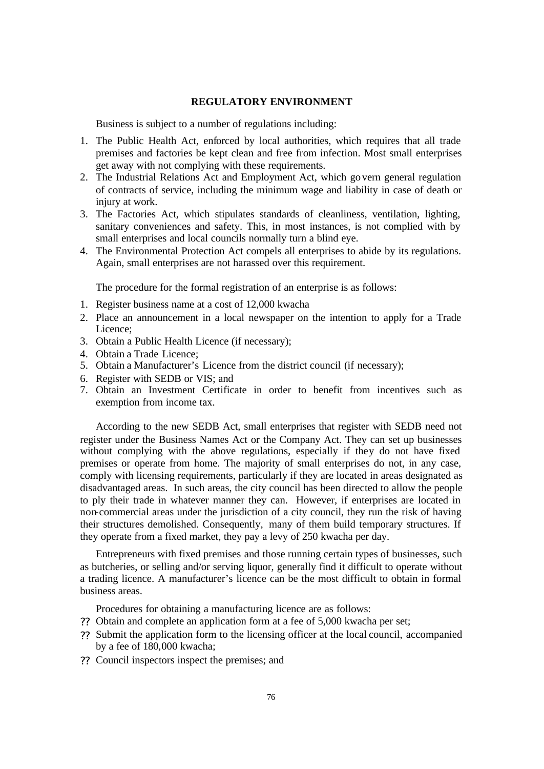## REGULATORY ENVIRONMENT

Business is subject to a number of regulations including:

1. The Public Health Act, enforced by local authorities, which requires that all trade premises and factories be kept clean and free from infection. Most small enterprises get away with not complying with these requirements.
2. The Industrial Relations Act and Employment Act, which govern general regulation of contracts of service, including the minimum wage and liability in case of death or injury at work.
3. The Factories Act, which stipulates standards of cleanliness, ventilation, lighting, sanitary conveniences and safety. This, in most instances, is not complied with by small enterprises and local councils normally turn a blind eye.
4. The Environmental Protection Act compels all enterprises to abide by its regulations. Again, small enterprises are not harassed over this requirement.

The procedure for the formal registration of an enterprise is as follows:

1. Register business name at a cost of 12,000 kwacha
2. Place an announcement in a local newspaper on the intention to apply for a Trade Licence;
3. Obtain a Public Health Licence (if necessary);
4. Obtain a Trade Licence;
5. Obtain a Manufacturer's Licence from the district council (if necessary);
6. Register with SEDB or VIS; and
7. Obtain an Investment Certificate in order to benefit from incentives such as exemption from income tax.

According to the new SEDB Act, small enterprises that register with SEDB need not register under the Business Names Act or the Company Act. They can set up businesses without complying with the above regulations, especially if they do not have fixed premises or operate from home. The majority of small enterprises do not, in any case, comply with licensing requirements, particularly if they are located in areas designated as disadvantaged areas. In such areas, the city council has been directed to allow the people to ply their trade in whatever manner they can. However, if enterprises are located in non-commercial areas under the jurisdiction of a city council, they run the risk of having their structures demolished. Consequently, many of them build temporary structures. If they operate from a fixed market, they pay a levy of 250 kwacha per day.

Entrepreneurs with fixed premises and those running certain types of businesses, such as butcheries, or selling and/or serving liquor, generally find it difficult to operate without a trading licence. A manufacturer's licence can be the most difficult to obtain in formal business areas.

Procedures for obtaining a manufacturing licence are as follows:

- Obtain and complete an application form at a fee of 5,000 kwacha per set;
- Submit the application form to the licensing officer at the local council, accompanied by a fee of 180,000 kwacha;
- Council inspectors inspect the premises; and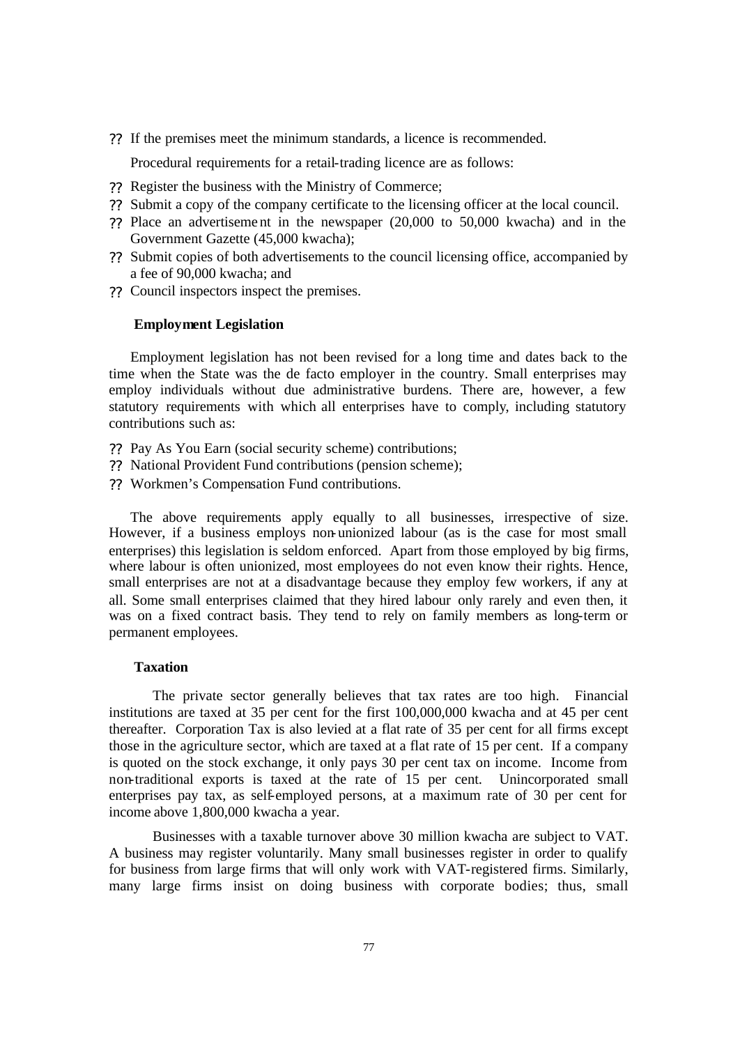- If the premises meet the minimum standards, a licence is recommended.

  Procedural requirements for a retail-trading licence are as follows:

- Register the business with the Ministry of Commerce;
- Submit a copy of the company certificate to the licensing officer at the local council.
- Place an advertisement in the newspaper (20,000 to 50,000 kwacha) and in the Government Gazette (45,000 kwacha);
- Submit copies of both advertisements to the council licensing office, accompanied by a fee of 90,000 kwacha; and
- Council inspectors inspect the premises.

### Employment Legislation

Employment legislation has not been revised for a long time and dates back to the time when the State was the de facto employer in the country. Small enterprises may employ individuals without due administrative burdens. There are, however, a few statutory requirements with which all enterprises have to comply, including statutory contributions such as:

- Pay As You Earn (social security scheme) contributions;
- National Provident Fund contributions (pension scheme);
- Workmen's Compensation Fund contributions.

The above requirements apply equally to all businesses, irrespective of size. However, if a business employs non-unionized labour (as is the case for most small enterprises) this legislation is seldom enforced. Apart from those employed by big firms, where labour is often unionized, most employees do not even know their rights. Hence, small enterprises are not at a disadvantage because they employ few workers, if any at all. Some small enterprises claimed that they hired labour only rarely and even then, it was on a fixed contract basis. They tend to rely on family members as long-term or permanent employees.

### Taxation

The private sector generally believes that tax rates are too high. Financial institutions are taxed at 35 per cent for the first 100,000,000 kwacha and at 45 per cent thereafter. Corporation Tax is also levied at a flat rate of 35 per cent for all firms except those in the agriculture sector, which are taxed at a flat rate of 15 per cent. If a company is quoted on the stock exchange, it only pays 30 per cent tax on income. Income from non-traditional exports is taxed at the rate of 15 per cent. Unincorporated small enterprises pay tax, as self-employed persons, at a maximum rate of 30 per cent for income above 1,800,000 kwacha a year.

Businesses with a taxable turnover above 30 million kwacha are subject to VAT. A business may register voluntarily. Many small businesses register in order to qualify for business from large firms that will only work with VAT-registered firms. Similarly, many large firms insist on doing business with corporate bodies; thus, small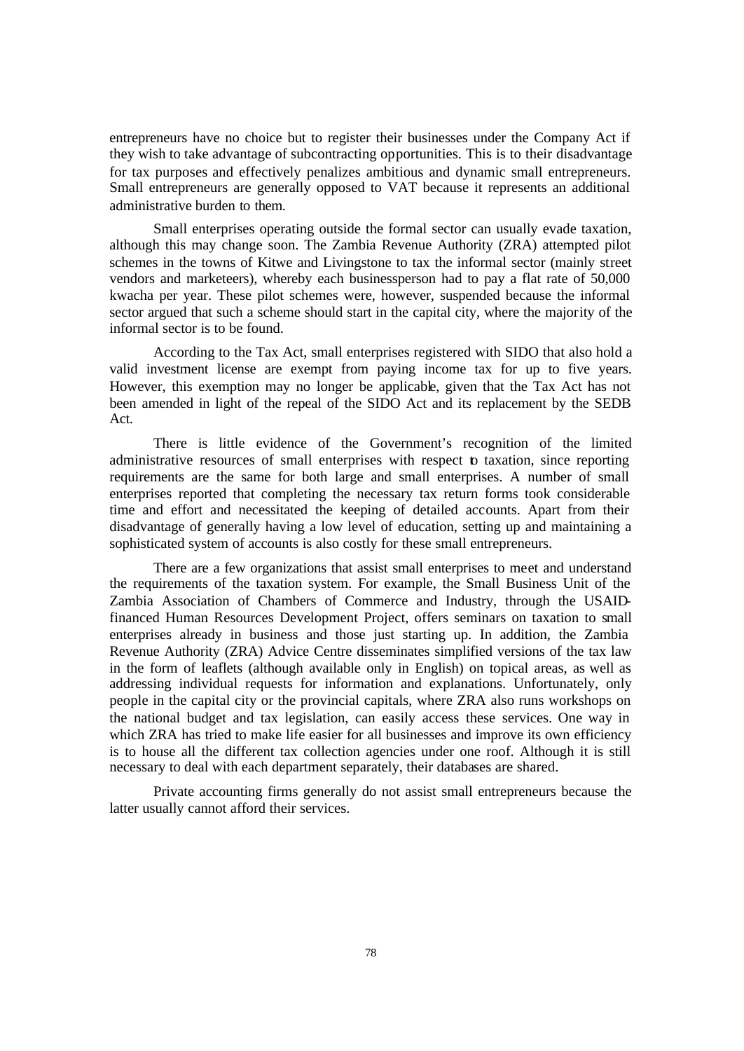entrepreneurs have no choice but to register their businesses under the Company Act if they wish to take advantage of subcontracting opportunities. This is to their disadvantage for tax purposes and effectively penalizes ambitious and dynamic small entrepreneurs. Small entrepreneurs are generally opposed to VAT because it represents an additional administrative burden to them.

Small enterprises operating outside the formal sector can usually evade taxation, although this may change soon. The Zambia Revenue Authority (ZRA) attempted pilot schemes in the towns of Kitwe and Livingstone to tax the informal sector (mainly street vendors and marketeers), whereby each businessperson had to pay a flat rate of 50,000 kwacha per year. These pilot schemes were, however, suspended because the informal sector argued that such a scheme should start in the capital city, where the majority of the informal sector is to be found.

According to the Tax Act, small enterprises registered with SIDO that also hold a valid investment license are exempt from paying income tax for up to five years. However, this exemption may no longer be applicable, given that the Tax Act has not been amended in light of the repeal of the SIDO Act and its replacement by the SEDB Act.

There is little evidence of the Government's recognition of the limited administrative resources of small enterprises with respect to taxation, since reporting requirements are the same for both large and small enterprises. A number of small enterprises reported that completing the necessary tax return forms took considerable time and effort and necessitated the keeping of detailed accounts. Apart from their disadvantage of generally having a low level of education, setting up and maintaining a sophisticated system of accounts is also costly for these small entrepreneurs.

There are a few organizations that assist small enterprises to meet and understand the requirements of the taxation system. For example, the Small Business Unit of the Zambia Association of Chambers of Commerce and Industry, through the USAID-financed Human Resources Development Project, offers seminars on taxation to small enterprises already in business and those just starting up. In addition, the Zambia Revenue Authority (ZRA) Advice Centre disseminates simplified versions of the tax law in the form of leaflets (although available only in English) on topical areas, as well as addressing individual requests for information and explanations. Unfortunately, only people in the capital city or the provincial capitals, where ZRA also runs workshops on the national budget and tax legislation, can easily access these services. One way in which ZRA has tried to make life easier for all businesses and improve its own efficiency is to house all the different tax collection agencies under one roof. Although it is still necessary to deal with each department separately, their databases are shared.

Private accounting firms generally do not assist small entrepreneurs because the latter usually cannot afford their services.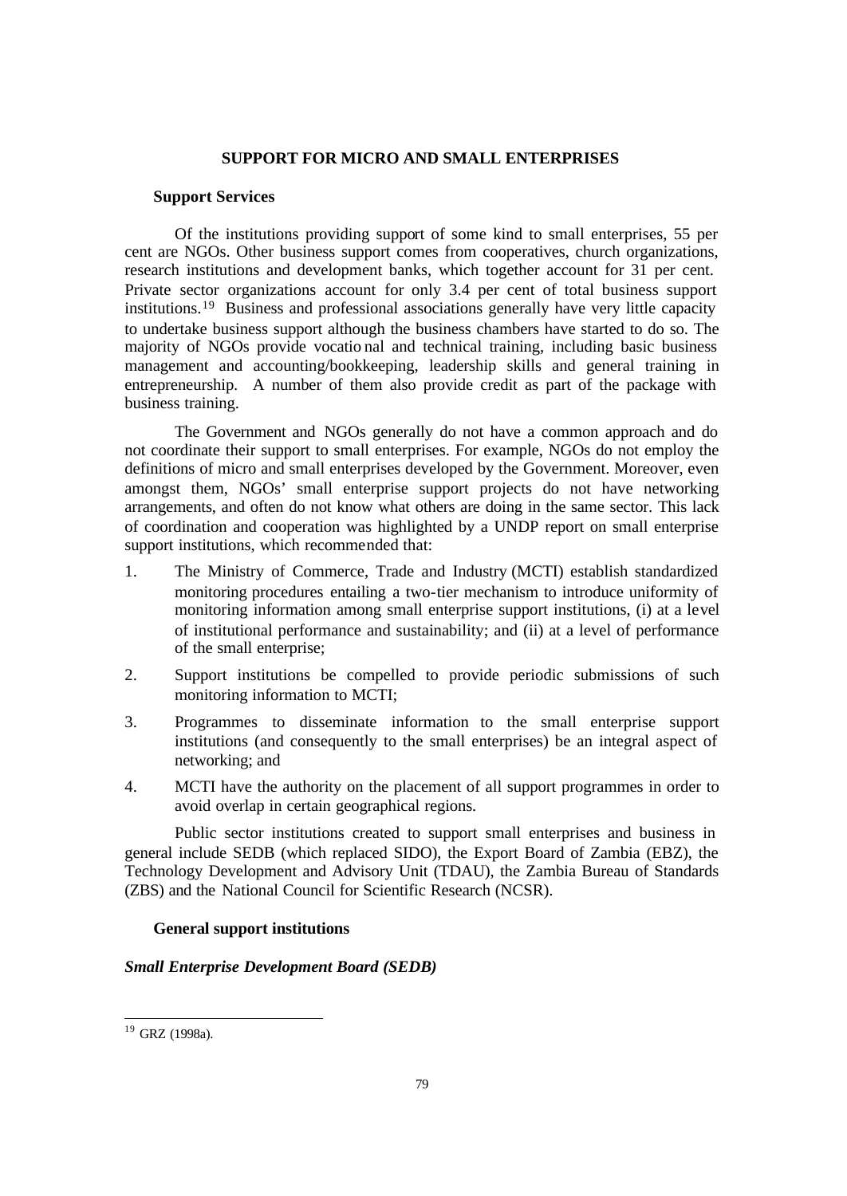## SUPPORT FOR MICRO AND SMALL ENTERPRISES

### Support Services

Of the institutions providing support of some kind to small enterprises, 55 per cent are NGOs. Other business support comes from cooperatives, church organizations, research institutions and development banks, which together account for 31 per cent. Private sector organizations account for only 3.4 per cent of total business support institutions.[19] Business and professional associations generally have very little capacity to undertake business support although the business chambers have started to do so. The majority of NGOs provide vocational and technical training, including basic business management and accounting/bookkeeping, leadership skills and general training in entrepreneurship. A number of them also provide credit as part of the package with business training.

The Government and NGOs generally do not have a common approach and do not coordinate their support to small enterprises. For example, NGOs do not employ the definitions of micro and small enterprises developed by the Government. Moreover, even amongst them, NGOs' small enterprise support projects do not have networking arrangements, and often do not know what others are doing in the same sector. This lack of coordination and cooperation was highlighted by a UNDP report on small enterprise support institutions, which recommended that:

1. The Ministry of Commerce, Trade and Industry (MCTI) establish standardized monitoring procedures entailing a two-tier mechanism to introduce uniformity of monitoring information among small enterprise support institutions, (i) at a level of institutional performance and sustainability; and (ii) at a level of performance of the small enterprise;
2. Support institutions be compelled to provide periodic submissions of such monitoring information to MCTI;
3. Programmes to disseminate information to the small enterprise support institutions (and consequently to the small enterprises) be an integral aspect of networking; and
4. MCTI have the authority on the placement of all support programmes in order to avoid overlap in certain geographical regions.

Public sector institutions created to support small enterprises and business in general include SEDB (which replaced SIDO), the Export Board of Zambia (EBZ), the Technology Development and Advisory Unit (TDAU), the Zambia Bureau of Standards (ZBS) and the National Council for Scientific Research (NCSR).

### General support institutions

#### *Small Enterprise Development Board (SEDB)*

[19] GRZ (1998a).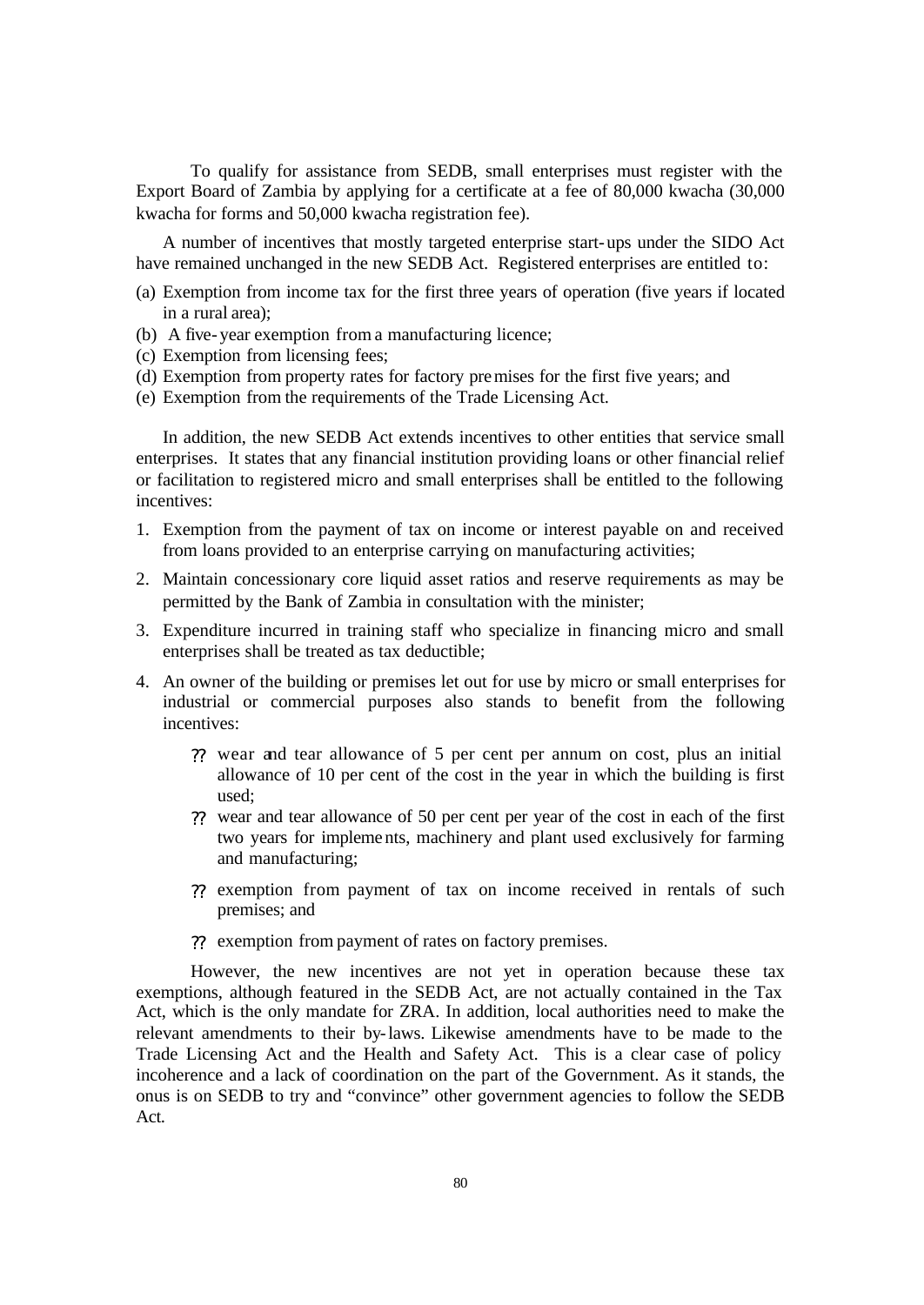To qualify for assistance from SEDB, small enterprises must register with the Export Board of Zambia by applying for a certificate at a fee of 80,000 kwacha (30,000 kwacha for forms and 50,000 kwacha registration fee).

A number of incentives that mostly targeted enterprise start-ups under the SIDO Act have remained unchanged in the new SEDB Act. Registered enterprises are entitled to:

(a) Exemption from income tax for the first three years of operation (five years if located in a rural area);
(b) A five-year exemption from a manufacturing licence;
(c) Exemption from licensing fees;
(d) Exemption from property rates for factory premises for the first five years; and
(e) Exemption from the requirements of the Trade Licensing Act.

In addition, the new SEDB Act extends incentives to other entities that service small enterprises. It states that any financial institution providing loans or other financial relief or facilitation to registered micro and small enterprises shall be entitled to the following incentives:

1. Exemption from the payment of tax on income or interest payable on and received from loans provided to an enterprise carrying on manufacturing activities;
2. Maintain concessionary core liquid asset ratios and reserve requirements as may be permitted by the Bank of Zambia in consultation with the minister;
3. Expenditure incurred in training staff who specialize in financing micro and small enterprises shall be treated as tax deductible;
4. An owner of the building or premises let out for use by micro or small enterprises for industrial or commercial purposes also stands to benefit from the following incentives:
    - wear and tear allowance of 5 per cent per annum on cost, plus an initial allowance of 10 per cent of the cost in the year in which the building is first used;
    - wear and tear allowance of 50 per cent per year of the cost in each of the first two years for implements, machinery and plant used exclusively for farming and manufacturing;
    - exemption from payment of tax on income received in rentals of such premises; and
    - exemption from payment of rates on factory premises.

However, the new incentives are not yet in operation because these tax exemptions, although featured in the SEDB Act, are not actually contained in the Tax Act, which is the only mandate for ZRA. In addition, local authorities need to make the relevant amendments to their by-laws. Likewise amendments have to be made to the Trade Licensing Act and the Health and Safety Act. This is a clear case of policy incoherence and a lack of coordination on the part of the Government. As it stands, the onus is on SEDB to try and "convince" other government agencies to follow the SEDB Act.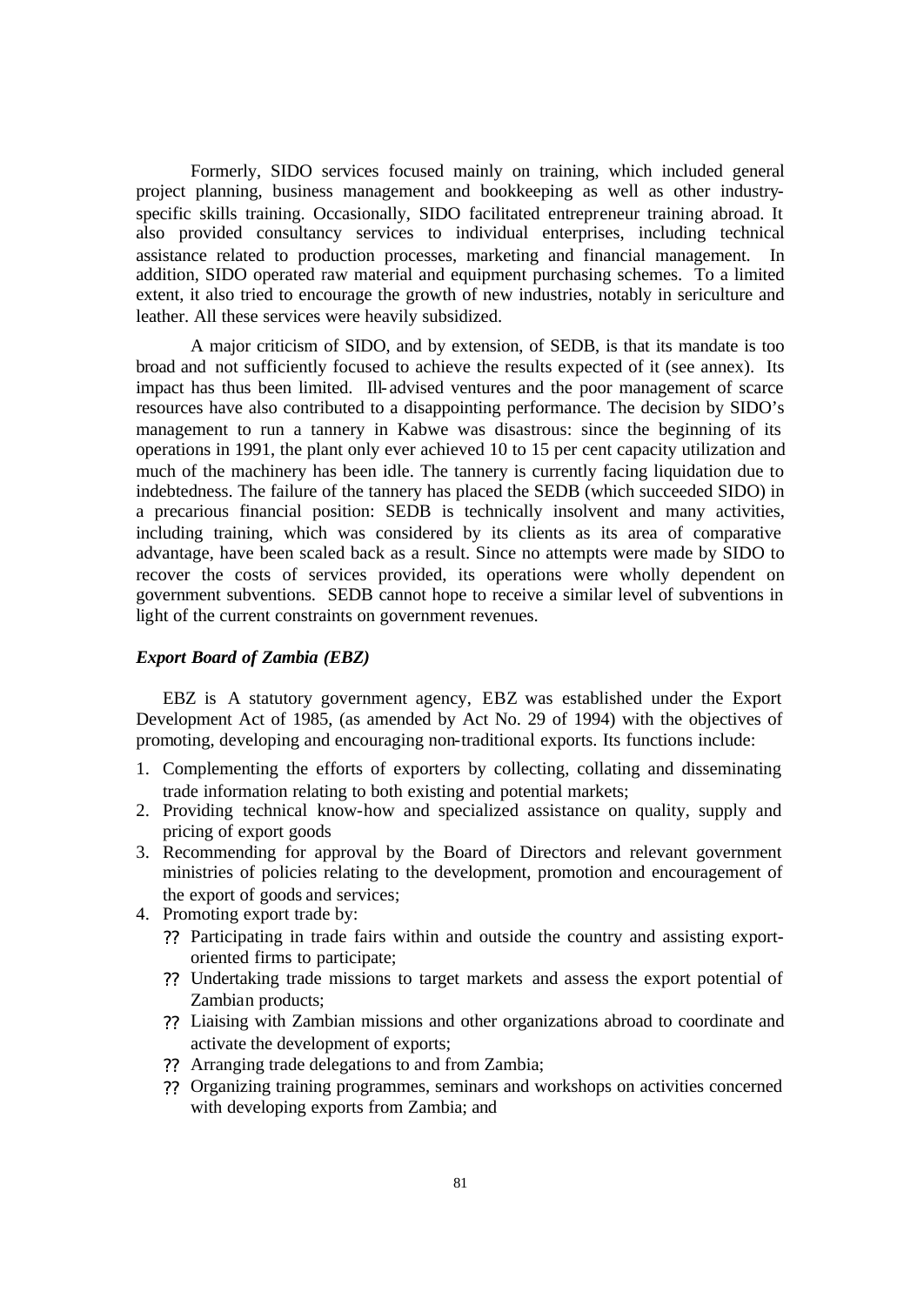Formerly, SIDO services focused mainly on training, which included general project planning, business management and bookkeeping as well as other industry-specific skills training. Occasionally, SIDO facilitated entrepreneur training abroad. It also provided consultancy services to individual enterprises, including technical assistance related to production processes, marketing and financial management. In addition, SIDO operated raw material and equipment purchasing schemes. To a limited extent, it also tried to encourage the growth of new industries, notably in sericulture and leather. All these services were heavily subsidized.

A major criticism of SIDO, and by extension, of SEDB, is that its mandate is too broad and not sufficiently focused to achieve the results expected of it (see annex). Its impact has thus been limited. Ill-advised ventures and the poor management of scarce resources have also contributed to a disappointing performance. The decision by SIDO's management to run a tannery in Kabwe was disastrous: since the beginning of its operations in 1991, the plant only ever achieved 10 to 15 per cent capacity utilization and much of the machinery has been idle. The tannery is currently facing liquidation due to indebtedness. The failure of the tannery has placed the SEDB (which succeeded SIDO) in a precarious financial position: SEDB is technically insolvent and many activities, including training, which was considered by its clients as its area of comparative advantage, have been scaled back as a result. Since no attempts were made by SIDO to recover the costs of services provided, its operations were wholly dependent on government subventions. SEDB cannot hope to receive a similar level of subventions in light of the current constraints on government revenues.

### *Export Board of Zambia (EBZ)*

EBZ is A statutory government agency, EBZ was established under the Export Development Act of 1985, (as amended by Act No. 29 of 1994) with the objectives of promoting, developing and encouraging non-traditional exports. Its functions include:

1. Complementing the efforts of exporters by collecting, collating and disseminating trade information relating to both existing and potential markets;
2. Providing technical know-how and specialized assistance on quality, supply and pricing of export goods
3. Recommending for approval by the Board of Directors and relevant government ministries of policies relating to the development, promotion and encouragement of the export of goods and services;
4. Promoting export trade by:
   - Participating in trade fairs within and outside the country and assisting export-oriented firms to participate;
   - Undertaking trade missions to target markets and assess the export potential of Zambian products;
   - Liaising with Zambian missions and other organizations abroad to coordinate and activate the development of exports;
   - Arranging trade delegations to and from Zambia;
   - Organizing training programmes, seminars and workshops on activities concerned with developing exports from Zambia; and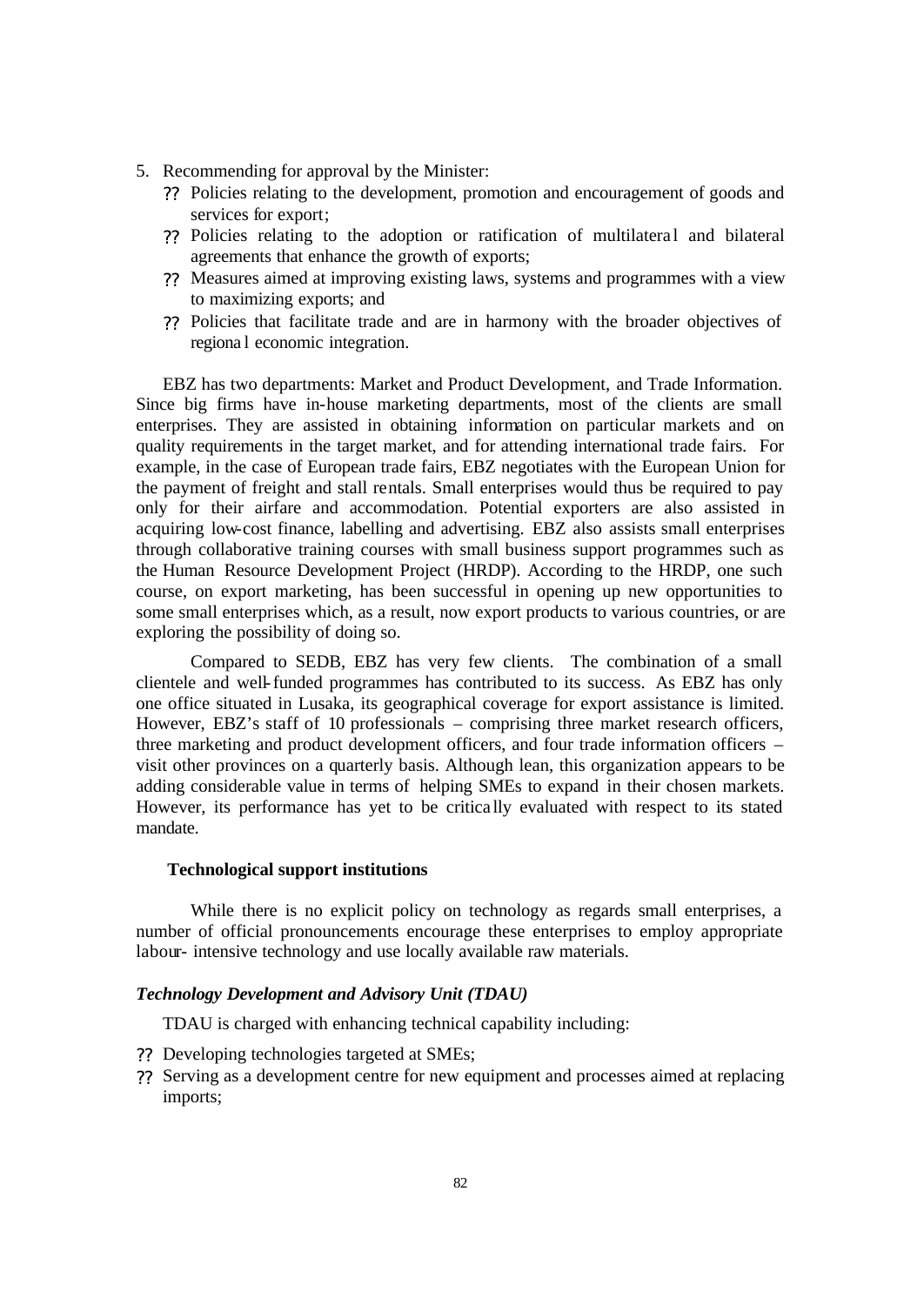5. Recommending for approval by the Minister:
   - Policies relating to the development, promotion and encouragement of goods and services for export;
   - Policies relating to the adoption or ratification of multilateral and bilateral agreements that enhance the growth of exports;
   - Measures aimed at improving existing laws, systems and programmes with a view to maximizing exports; and
   - Policies that facilitate trade and are in harmony with the broader objectives of regional economic integration.

EBZ has two departments: Market and Product Development, and Trade Information. Since big firms have in-house marketing departments, most of the clients are small enterprises. They are assisted in obtaining information on particular markets and on quality requirements in the target market, and for attending international trade fairs. For example, in the case of European trade fairs, EBZ negotiates with the European Union for the payment of freight and stall rentals. Small enterprises would thus be required to pay only for their airfare and accommodation. Potential exporters are also assisted in acquiring low-cost finance, labelling and advertising. EBZ also assists small enterprises through collaborative training courses with small business support programmes such as the Human Resource Development Project (HRDP). According to the HRDP, one such course, on export marketing, has been successful in opening up new opportunities to some small enterprises which, as a result, now export products to various countries, or are exploring the possibility of doing so.

Compared to SEDB, EBZ has very few clients. The combination of a small clientele and well-funded programmes has contributed to its success. As EBZ has only one office situated in Lusaka, its geographical coverage for export assistance is limited. However, EBZ's staff of 10 professionals – comprising three market research officers, three marketing and product development officers, and four trade information officers – visit other provinces on a quarterly basis. Although lean, this organization appears to be adding considerable value in terms of helping SMEs to expand in their chosen markets. However, its performance has yet to be critically evaluated with respect to its stated mandate.

### Technological support institutions

While there is no explicit policy on technology as regards small enterprises, a number of official pronouncements encourage these enterprises to employ appropriate labour- intensive technology and use locally available raw materials.

#### *Technology Development and Advisory Unit (TDAU)*

TDAU is charged with enhancing technical capability including:

- Developing technologies targeted at SMEs;
- Serving as a development centre for new equipment and processes aimed at replacing imports;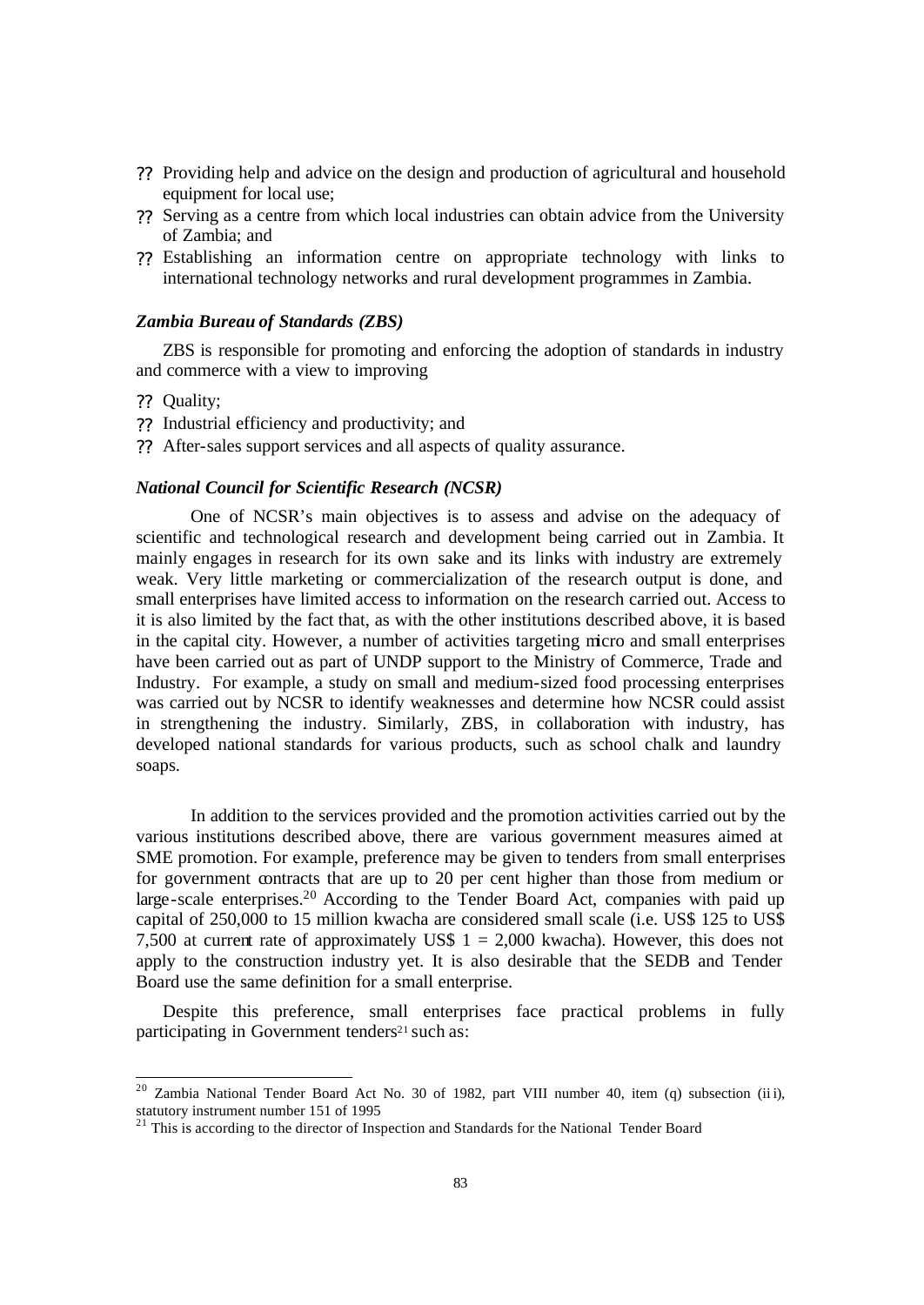- Providing help and advice on the design and production of agricultural and household equipment for local use;
- Serving as a centre from which local industries can obtain advice from the University of Zambia; and
- Establishing an information centre on appropriate technology with links to international technology networks and rural development programmes in Zambia.

***Zambia Bureau of Standards (ZBS)***

ZBS is responsible for promoting and enforcing the adoption of standards in industry and commerce with a view to improving

- Quality;
- Industrial efficiency and productivity; and
- After-sales support services and all aspects of quality assurance.

***National Council for Scientific Research (NCSR)***

One of NCSR's main objectives is to assess and advise on the adequacy of scientific and technological research and development being carried out in Zambia. It mainly engages in research for its own sake and its links with industry are extremely weak. Very little marketing or commercialization of the research output is done, and small enterprises have limited access to information on the research carried out. Access to it is also limited by the fact that, as with the other institutions described above, it is based in the capital city. However, a number of activities targeting micro and small enterprises have been carried out as part of UNDP support to the Ministry of Commerce, Trade and Industry. For example, a study on small and medium-sized food processing enterprises was carried out by NCSR to identify weaknesses and determine how NCSR could assist in strengthening the industry. Similarly, ZBS, in collaboration with industry, has developed national standards for various products, such as school chalk and laundry soaps.

In addition to the services provided and the promotion activities carried out by the various institutions described above, there are various government measures aimed at SME promotion. For example, preference may be given to tenders from small enterprises for government contracts that are up to 20 per cent higher than those from medium or large-scale enterprises.[20] According to the Tender Board Act, companies with paid up capital of 250,000 to 15 million kwacha are considered small scale (i.e. US$ 125 to US$ 7,500 at current rate of approximately US$ 1 = 2,000 kwacha). However, this does not apply to the construction industry yet. It is also desirable that the SEDB and Tender Board use the same definition for a small enterprise.

Despite this preference, small enterprises face practical problems in fully participating in Government tenders[21] such as:

---

[20] Zambia National Tender Board Act No. 30 of 1982, part VIII number 40, item (q) subsection (iii), statutory instrument number 151 of 1995

[21] This is according to the director of Inspection and Standards for the National Tender Board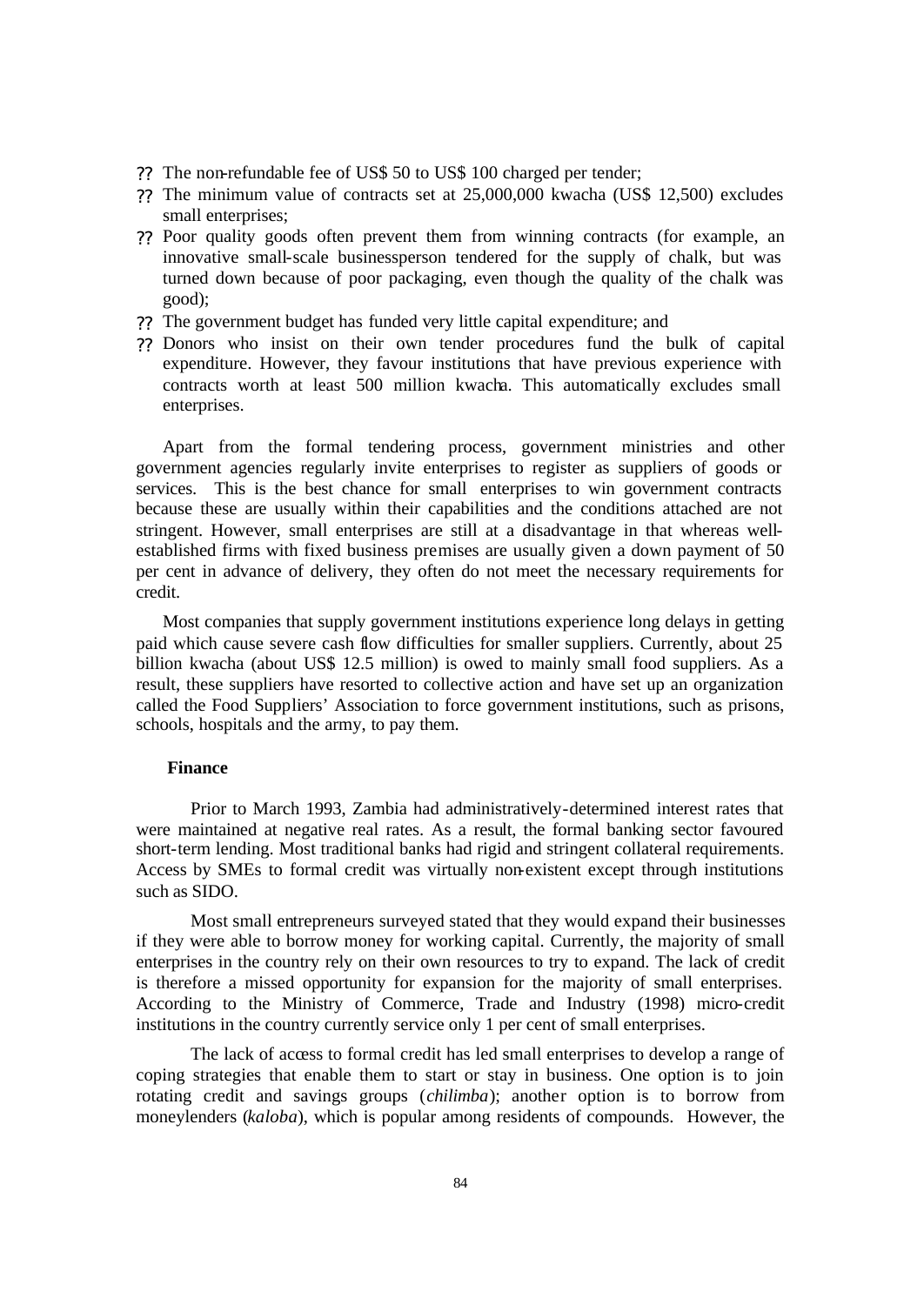- The non-refundable fee of US$ 50 to US$ 100 charged per tender;
- The minimum value of contracts set at 25,000,000 kwacha (US$ 12,500) excludes small enterprises;
- Poor quality goods often prevent them from winning contracts (for example, an innovative small-scale businessperson tendered for the supply of chalk, but was turned down because of poor packaging, even though the quality of the chalk was good);
- The government budget has funded very little capital expenditure; and
- Donors who insist on their own tender procedures fund the bulk of capital expenditure. However, they favour institutions that have previous experience with contracts worth at least 500 million kwacha. This automatically excludes small enterprises.

Apart from the formal tendering process, government ministries and other government agencies regularly invite enterprises to register as suppliers of goods or services. This is the best chance for small enterprises to win government contracts because these are usually within their capabilities and the conditions attached are not stringent. However, small enterprises are still at a disadvantage in that whereas well-established firms with fixed business premises are usually given a down payment of 50 per cent in advance of delivery, they often do not meet the necessary requirements for credit.

Most companies that supply government institutions experience long delays in getting paid which cause severe cash flow difficulties for smaller suppliers. Currently, about 25 billion kwacha (about US$ 12.5 million) is owed to mainly small food suppliers. As a result, these suppliers have resorted to collective action and have set up an organization called the Food Suppliers' Association to force government institutions, such as prisons, schools, hospitals and the army, to pay them.

**Finance**

Prior to March 1993, Zambia had administratively-determined interest rates that were maintained at negative real rates. As a result, the formal banking sector favoured short-term lending. Most traditional banks had rigid and stringent collateral requirements. Access by SMEs to formal credit was virtually non-existent except through institutions such as SIDO.

Most small entrepreneurs surveyed stated that they would expand their businesses if they were able to borrow money for working capital. Currently, the majority of small enterprises in the country rely on their own resources to try to expand. The lack of credit is therefore a missed opportunity for expansion for the majority of small enterprises. According to the Ministry of Commerce, Trade and Industry (1998) micro-credit institutions in the country currently service only 1 per cent of small enterprises.

The lack of access to formal credit has led small enterprises to develop a range of coping strategies that enable them to start or stay in business. One option is to join rotating credit and savings groups (*chilimba*); another option is to borrow from moneylenders (*kaloba*), which is popular among residents of compounds. However, the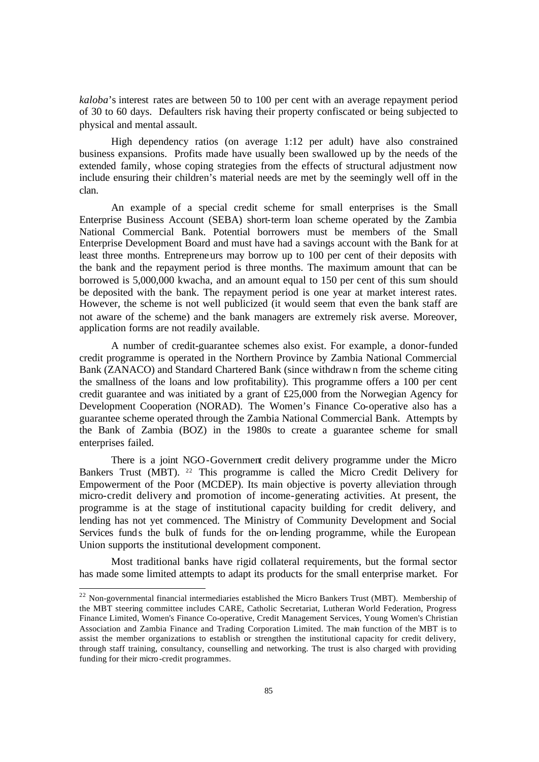*kaloba*'s interest rates are between 50 to 100 per cent with an average repayment period of 30 to 60 days. Defaulters risk having their property confiscated or being subjected to physical and mental assault.

High dependency ratios (on average 1:12 per adult) have also constrained business expansions. Profits made have usually been swallowed up by the needs of the extended family, whose coping strategies from the effects of structural adjustment now include ensuring their children's material needs are met by the seemingly well off in the clan.

An example of a special credit scheme for small enterprises is the Small Enterprise Business Account (SEBA) short-term loan scheme operated by the Zambia National Commercial Bank. Potential borrowers must be members of the Small Enterprise Development Board and must have had a savings account with the Bank for at least three months. Entrepreneurs may borrow up to 100 per cent of their deposits with the bank and the repayment period is three months. The maximum amount that can be borrowed is 5,000,000 kwacha, and an amount equal to 150 per cent of this sum should be deposited with the bank. The repayment period is one year at market interest rates. However, the scheme is not well publicized (it would seem that even the bank staff are not aware of the scheme) and the bank managers are extremely risk averse. Moreover, application forms are not readily available.

A number of credit-guarantee schemes also exist. For example, a donor-funded credit programme is operated in the Northern Province by Zambia National Commercial Bank (ZANACO) and Standard Chartered Bank (since withdrawn from the scheme citing the smallness of the loans and low profitability). This programme offers a 100 per cent credit guarantee and was initiated by a grant of £25,000 from the Norwegian Agency for Development Cooperation (NORAD). The Women's Finance Co-operative also has a guarantee scheme operated through the Zambia National Commercial Bank. Attempts by the Bank of Zambia (BOZ) in the 1980s to create a guarantee scheme for small enterprises failed.

There is a joint NGO-Government credit delivery programme under the Micro Bankers Trust (MBT). [22] This programme is called the Micro Credit Delivery for Empowerment of the Poor (MCDEP). Its main objective is poverty alleviation through micro-credit delivery and promotion of income-generating activities. At present, the programme is at the stage of institutional capacity building for credit delivery, and lending has not yet commenced. The Ministry of Community Development and Social Services funds the bulk of funds for the on-lending programme, while the European Union supports the institutional development component.

Most traditional banks have rigid collateral requirements, but the formal sector has made some limited attempts to adapt its products for the small enterprise market. For

---

[22] Non-governmental financial intermediaries established the Micro Bankers Trust (MBT). Membership of the MBT steering committee includes CARE, Catholic Secretariat, Lutheran World Federation, Progress Finance Limited, Women's Finance Co-operative, Credit Management Services, Young Women's Christian Association and Zambia Finance and Trading Corporation Limited. The main function of the MBT is to assist the member organizations to establish or strengthen the institutional capacity for credit delivery, through staff training, consultancy, counselling and networking. The trust is also charged with providing funding for their micro-credit programmes.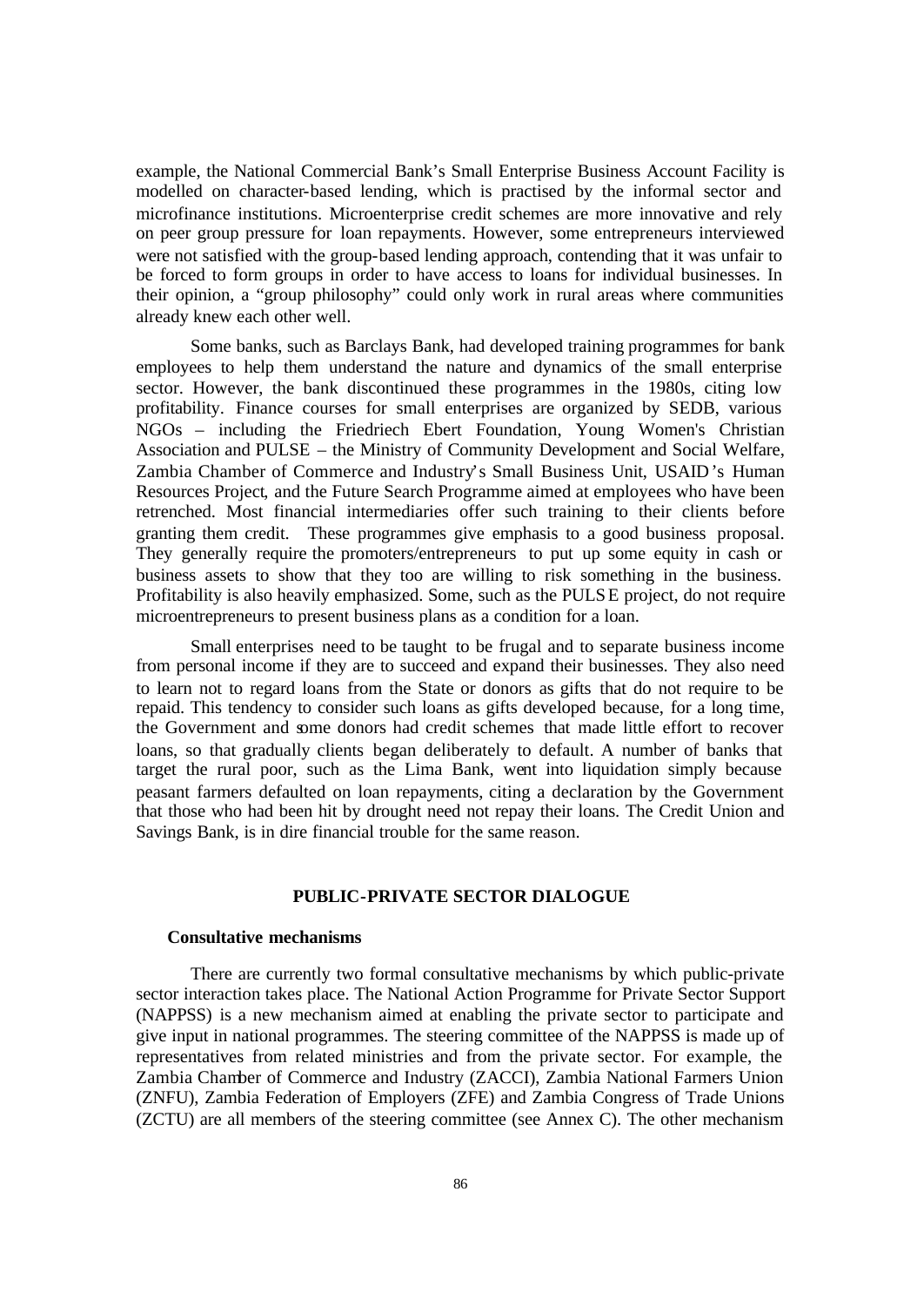example, the National Commercial Bank's Small Enterprise Business Account Facility is modelled on character-based lending, which is practised by the informal sector and microfinance institutions. Microenterprise credit schemes are more innovative and rely on peer group pressure for loan repayments. However, some entrepreneurs interviewed were not satisfied with the group-based lending approach, contending that it was unfair to be forced to form groups in order to have access to loans for individual businesses. In their opinion, a "group philosophy" could only work in rural areas where communities already knew each other well.

Some banks, such as Barclays Bank, had developed training programmes for bank employees to help them understand the nature and dynamics of the small enterprise sector. However, the bank discontinued these programmes in the 1980s, citing low profitability. Finance courses for small enterprises are organized by SEDB, various NGOs – including the Friedriech Ebert Foundation, Young Women's Christian Association and PULSE – the Ministry of Community Development and Social Welfare, Zambia Chamber of Commerce and Industry's Small Business Unit, USAID's Human Resources Project, and the Future Search Programme aimed at employees who have been retrenched. Most financial intermediaries offer such training to their clients before granting them credit. These programmes give emphasis to a good business proposal. They generally require the promoters/entrepreneurs to put up some equity in cash or business assets to show that they too are willing to risk something in the business. Profitability is also heavily emphasized. Some, such as the PULSE project, do not require microentrepreneurs to present business plans as a condition for a loan.

Small enterprises need to be taught to be frugal and to separate business income from personal income if they are to succeed and expand their businesses. They also need to learn not to regard loans from the State or donors as gifts that do not require to be repaid. This tendency to consider such loans as gifts developed because, for a long time, the Government and some donors had credit schemes that made little effort to recover loans, so that gradually clients began deliberately to default. A number of banks that target the rural poor, such as the Lima Bank, went into liquidation simply because peasant farmers defaulted on loan repayments, citing a declaration by the Government that those who had been hit by drought need not repay their loans. The Credit Union and Savings Bank, is in dire financial trouble for the same reason.

## PUBLIC-PRIVATE SECTOR DIALOGUE

### Consultative mechanisms

There are currently two formal consultative mechanisms by which public-private sector interaction takes place. The National Action Programme for Private Sector Support (NAPPSS) is a new mechanism aimed at enabling the private sector to participate and give input in national programmes. The steering committee of the NAPPSS is made up of representatives from related ministries and from the private sector. For example, the Zambia Chamber of Commerce and Industry (ZACCI), Zambia National Farmers Union (ZNFU), Zambia Federation of Employers (ZFE) and Zambia Congress of Trade Unions (ZCTU) are all members of the steering committee (see Annex C). The other mechanism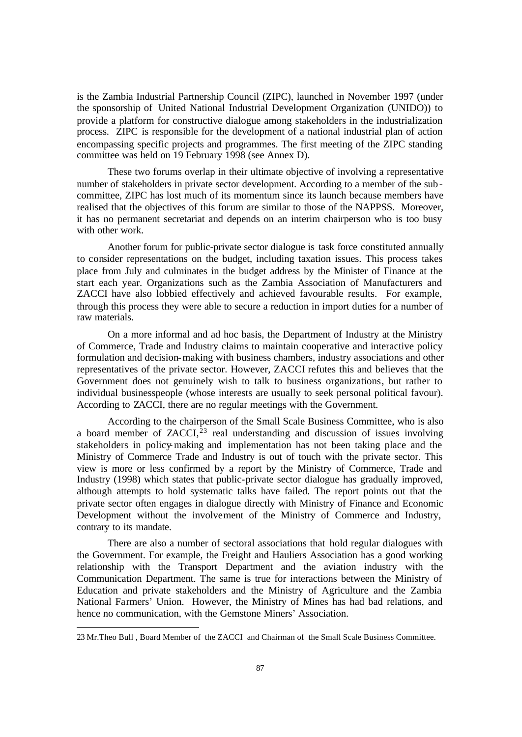is the Zambia Industrial Partnership Council (ZIPC), launched in November 1997 (under the sponsorship of United National Industrial Development Organization (UNIDO)) to provide a platform for constructive dialogue among stakeholders in the industrialization process. ZIPC is responsible for the development of a national industrial plan of action encompassing specific projects and programmes. The first meeting of the ZIPC standing committee was held on 19 February 1998 (see Annex D).

These two forums overlap in their ultimate objective of involving a representative number of stakeholders in private sector development. According to a member of the sub-committee, ZIPC has lost much of its momentum since its launch because members have realised that the objectives of this forum are similar to those of the NAPPSS. Moreover, it has no permanent secretariat and depends on an interim chairperson who is too busy with other work.

Another forum for public-private sector dialogue is task force constituted annually to consider representations on the budget, including taxation issues. This process takes place from July and culminates in the budget address by the Minister of Finance at the start each year. Organizations such as the Zambia Association of Manufacturers and ZACCI have also lobbied effectively and achieved favourable results. For example, through this process they were able to secure a reduction in import duties for a number of raw materials.

On a more informal and ad hoc basis, the Department of Industry at the Ministry of Commerce, Trade and Industry claims to maintain cooperative and interactive policy formulation and decision-making with business chambers, industry associations and other representatives of the private sector. However, ZACCI refutes this and believes that the Government does not genuinely wish to talk to business organizations, but rather to individual businesspeople (whose interests are usually to seek personal political favour). According to ZACCI, there are no regular meetings with the Government.

According to the chairperson of the Small Scale Business Committee, who is also a board member of ZACCI,[23] real understanding and discussion of issues involving stakeholders in policy-making and implementation has not been taking place and the Ministry of Commerce Trade and Industry is out of touch with the private sector. This view is more or less confirmed by a report by the Ministry of Commerce, Trade and Industry (1998) which states that public-private sector dialogue has gradually improved, although attempts to hold systematic talks have failed. The report points out that the private sector often engages in dialogue directly with Ministry of Finance and Economic Development without the involvement of the Ministry of Commerce and Industry, contrary to its mandate.

There are also a number of sectoral associations that hold regular dialogues with the Government. For example, the Freight and Hauliers Association has a good working relationship with the Transport Department and the aviation industry with the Communication Department. The same is true for interactions between the Ministry of Education and private stakeholders and the Ministry of Agriculture and the Zambia National Farmers' Union. However, the Ministry of Mines has had bad relations, and hence no communication, with the Gemstone Miners' Association.

---

23 Mr.Theo Bull , Board Member of the ZACCI and Chairman of the Small Scale Business Committee.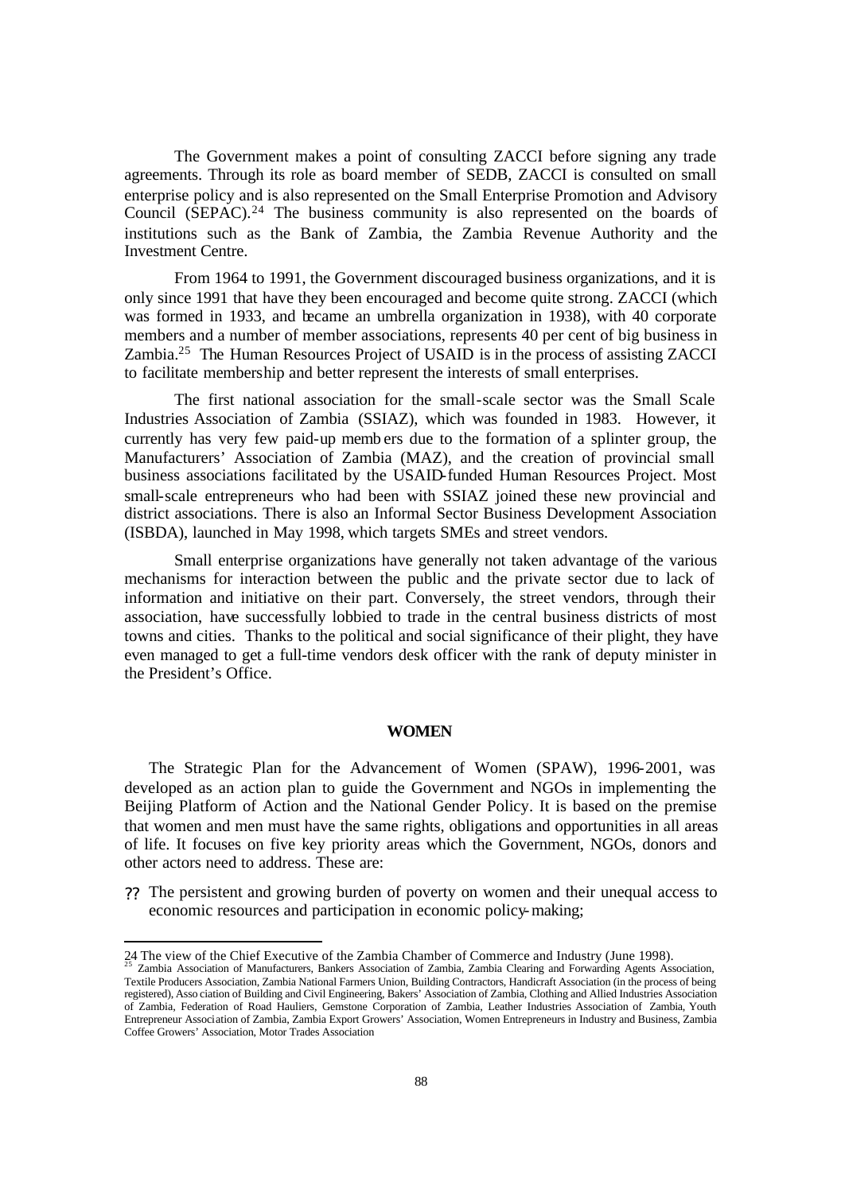The Government makes a point of consulting ZACCI before signing any trade agreements. Through its role as board member of SEDB, ZACCI is consulted on small enterprise policy and is also represented on the Small Enterprise Promotion and Advisory Council (SEPAC).[24] The business community is also represented on the boards of institutions such as the Bank of Zambia, the Zambia Revenue Authority and the Investment Centre.

From 1964 to 1991, the Government discouraged business organizations, and it is only since 1991 that have they been encouraged and become quite strong. ZACCI (which was formed in 1933, and became an umbrella organization in 1938), with 40 corporate members and a number of member associations, represents 40 per cent of big business in Zambia.[25] The Human Resources Project of USAID is in the process of assisting ZACCI to facilitate membership and better represent the interests of small enterprises.

The first national association for the small-scale sector was the Small Scale Industries Association of Zambia (SSIAZ), which was founded in 1983. However, it currently has very few paid-up members due to the formation of a splinter group, the Manufacturers' Association of Zambia (MAZ), and the creation of provincial small business associations facilitated by the USAID-funded Human Resources Project. Most small-scale entrepreneurs who had been with SSIAZ joined these new provincial and district associations. There is also an Informal Sector Business Development Association (ISBDA), launched in May 1998, which targets SMEs and street vendors.

Small enterprise organizations have generally not taken advantage of the various mechanisms for interaction between the public and the private sector due to lack of information and initiative on their part. Conversely, the street vendors, through their association, have successfully lobbied to trade in the central business districts of most towns and cities. Thanks to the political and social significance of their plight, they have even managed to get a full-time vendors desk officer with the rank of deputy minister in the President's Office.

## WOMEN

The Strategic Plan for the Advancement of Women (SPAW), 1996-2001, was developed as an action plan to guide the Government and NGOs in implementing the Beijing Platform of Action and the National Gender Policy. It is based on the premise that women and men must have the same rights, obligations and opportunities in all areas of life. It focuses on five key priority areas which the Government, NGOs, donors and other actors need to address. These are:

- The persistent and growing burden of poverty on women and their unequal access to economic resources and participation in economic policy-making;

---

24 The view of the Chief Executive of the Zambia Chamber of Commerce and Industry (June 1998).

25 Zambia Association of Manufacturers, Bankers Association of Zambia, Zambia Clearing and Forwarding Agents Association, Textile Producers Association, Zambia National Farmers Union, Building Contractors, Handicraft Association (in the process of being registered), Association of Building and Civil Engineering, Bakers' Association of Zambia, Clothing and Allied Industries Association of Zambia, Federation of Road Hauliers, Gemstone Corporation of Zambia, Leather Industries Association of Zambia, Youth Entrepreneur Association of Zambia, Zambia Export Growers' Association, Women Entrepreneurs in Industry and Business, Zambia Coffee Growers' Association, Motor Trades Association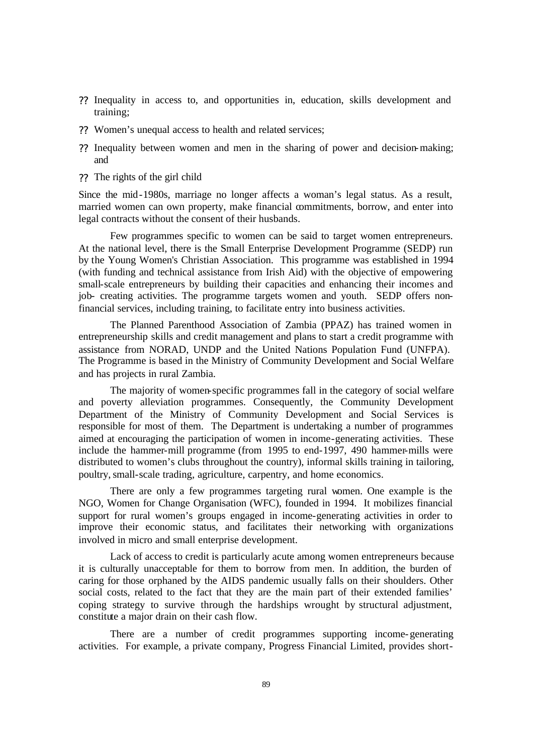- Inequality in access to, and opportunities in, education, skills development and training;
- Women's unequal access to health and related services;
- Inequality between women and men in the sharing of power and decision-making; and
- The rights of the girl child

Since the mid-1980s, marriage no longer affects a woman's legal status. As a result, married women can own property, make financial commitments, borrow, and enter into legal contracts without the consent of their husbands.

Few programmes specific to women can be said to target women entrepreneurs. At the national level, there is the Small Enterprise Development Programme (SEDP) run by the Young Women's Christian Association. This programme was established in 1994 (with funding and technical assistance from Irish Aid) with the objective of empowering small-scale entrepreneurs by building their capacities and enhancing their incomes and job- creating activities. The programme targets women and youth. SEDP offers non-financial services, including training, to facilitate entry into business activities.

The Planned Parenthood Association of Zambia (PPAZ) has trained women in entrepreneurship skills and credit management and plans to start a credit programme with assistance from NORAD, UNDP and the United Nations Population Fund (UNFPA). The Programme is based in the Ministry of Community Development and Social Welfare and has projects in rural Zambia.

The majority of women-specific programmes fall in the category of social welfare and poverty alleviation programmes. Consequently, the Community Development Department of the Ministry of Community Development and Social Services is responsible for most of them. The Department is undertaking a number of programmes aimed at encouraging the participation of women in income-generating activities. These include the hammer-mill programme (from 1995 to end-1997, 490 hammer-mills were distributed to women's clubs throughout the country), informal skills training in tailoring, poultry, small-scale trading, agriculture, carpentry, and home economics.

There are only a few programmes targeting rural women. One example is the NGO, Women for Change Organisation (WFC), founded in 1994. It mobilizes financial support for rural women's groups engaged in income-generating activities in order to improve their economic status, and facilitates their networking with organizations involved in micro and small enterprise development.

Lack of access to credit is particularly acute among women entrepreneurs because it is culturally unacceptable for them to borrow from men. In addition, the burden of caring for those orphaned by the AIDS pandemic usually falls on their shoulders. Other social costs, related to the fact that they are the main part of their extended families' coping strategy to survive through the hardships wrought by structural adjustment, constitute a major drain on their cash flow.

There are a number of credit programmes supporting income-generating activities. For example, a private company, Progress Financial Limited, provides short-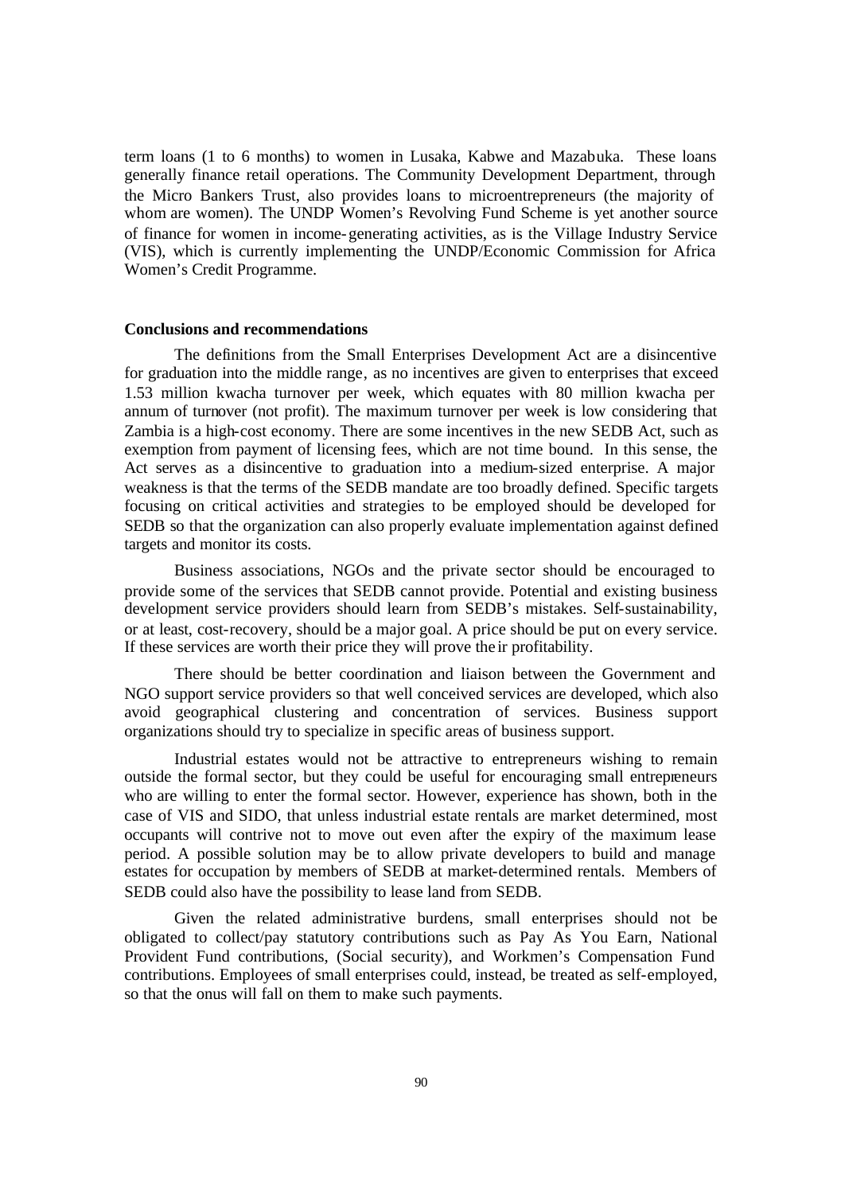term loans (1 to 6 months) to women in Lusaka, Kabwe and Mazabuka. These loans generally finance retail operations. The Community Development Department, through the Micro Bankers Trust, also provides loans to microentrepreneurs (the majority of whom are women). The UNDP Women's Revolving Fund Scheme is yet another source of finance for women in income-generating activities, as is the Village Industry Service (VIS), which is currently implementing the UNDP/Economic Commission for Africa Women's Credit Programme.

**Conclusions and recommendations**

The definitions from the Small Enterprises Development Act are a disincentive for graduation into the middle range, as no incentives are given to enterprises that exceed 1.53 million kwacha turnover per week, which equates with 80 million kwacha per annum of turnover (not profit). The maximum turnover per week is low considering that Zambia is a high-cost economy. There are some incentives in the new SEDB Act, such as exemption from payment of licensing fees, which are not time bound. In this sense, the Act serves as a disincentive to graduation into a medium-sized enterprise. A major weakness is that the terms of the SEDB mandate are too broadly defined. Specific targets focusing on critical activities and strategies to be employed should be developed for SEDB so that the organization can also properly evaluate implementation against defined targets and monitor its costs.

Business associations, NGOs and the private sector should be encouraged to provide some of the services that SEDB cannot provide. Potential and existing business development service providers should learn from SEDB's mistakes. Self-sustainability, or at least, cost-recovery, should be a major goal. A price should be put on every service. If these services are worth their price they will prove their profitability.

There should be better coordination and liaison between the Government and NGO support service providers so that well conceived services are developed, which also avoid geographical clustering and concentration of services. Business support organizations should try to specialize in specific areas of business support.

Industrial estates would not be attractive to entrepreneurs wishing to remain outside the formal sector, but they could be useful for encouraging small entrepreneurs who are willing to enter the formal sector. However, experience has shown, both in the case of VIS and SIDO, that unless industrial estate rentals are market determined, most occupants will contrive not to move out even after the expiry of the maximum lease period. A possible solution may be to allow private developers to build and manage estates for occupation by members of SEDB at market-determined rentals. Members of SEDB could also have the possibility to lease land from SEDB.

Given the related administrative burdens, small enterprises should not be obligated to collect/pay statutory contributions such as Pay As You Earn, National Provident Fund contributions, (Social security), and Workmen's Compensation Fund contributions. Employees of small enterprises could, instead, be treated as self-employed, so that the onus will fall on them to make such payments.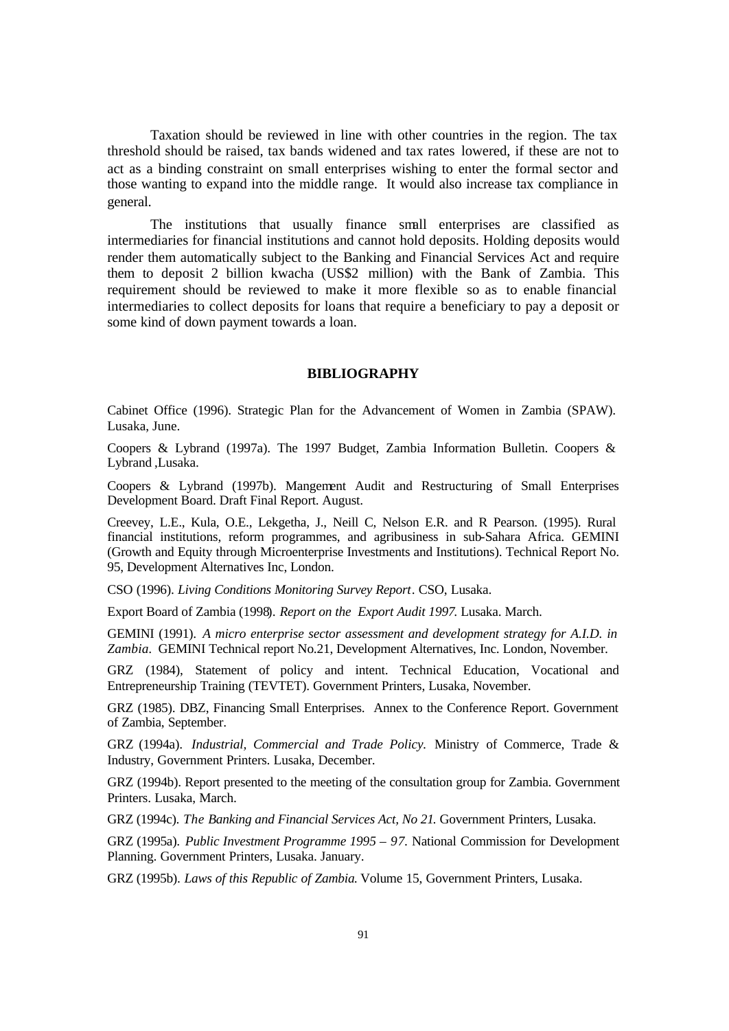Taxation should be reviewed in line with other countries in the region. The tax threshold should be raised, tax bands widened and tax rates lowered, if these are not to act as a binding constraint on small enterprises wishing to enter the formal sector and those wanting to expand into the middle range. It would also increase tax compliance in general.

The institutions that usually finance small enterprises are classified as intermediaries for financial institutions and cannot hold deposits. Holding deposits would render them automatically subject to the Banking and Financial Services Act and require them to deposit 2 billion kwacha (US$2 million) with the Bank of Zambia. This requirement should be reviewed to make it more flexible so as to enable financial intermediaries to collect deposits for loans that require a beneficiary to pay a deposit or some kind of down payment towards a loan.

## BIBLIOGRAPHY

Cabinet Office (1996). Strategic Plan for the Advancement of Women in Zambia (SPAW). Lusaka, June.

Coopers & Lybrand (1997a). The 1997 Budget, Zambia Information Bulletin. Coopers & Lybrand ,Lusaka.

Coopers & Lybrand (1997b). Mangement Audit and Restructuring of Small Enterprises Development Board. Draft Final Report. August.

Creevey, L.E., Kula, O.E., Lekgetha, J., Neill C, Nelson E.R. and R Pearson. (1995). Rural financial institutions, reform programmes, and agribusiness in sub-Sahara Africa. GEMINI (Growth and Equity through Microenterprise Investments and Institutions). Technical Report No. 95, Development Alternatives Inc, London.

CSO (1996). *Living Conditions Monitoring Survey Report*. CSO, Lusaka.

Export Board of Zambia (1998). *Report on the Export Audit 1997.* Lusaka. March.

GEMINI (1991). *A micro enterprise sector assessment and development strategy for A.I.D. in Zambia*. GEMINI Technical report No.21, Development Alternatives, Inc. London, November.

GRZ (1984), Statement of policy and intent. Technical Education, Vocational and Entrepreneurship Training (TEVTET). Government Printers, Lusaka, November.

GRZ (1985). DBZ, Financing Small Enterprises. Annex to the Conference Report. Government of Zambia, September.

GRZ (1994a). *Industrial, Commercial and Trade Policy.* Ministry of Commerce, Trade & Industry, Government Printers. Lusaka, December.

GRZ (1994b). Report presented to the meeting of the consultation group for Zambia. Government Printers. Lusaka, March.

GRZ (1994c). *The Banking and Financial Services Act, No 21.* Government Printers, Lusaka.

GRZ (1995a). *Public Investment Programme 1995 – 97.* National Commission for Development Planning. Government Printers, Lusaka. January.

GRZ (1995b). *Laws of this Republic of Zambia.* Volume 15, Government Printers, Lusaka.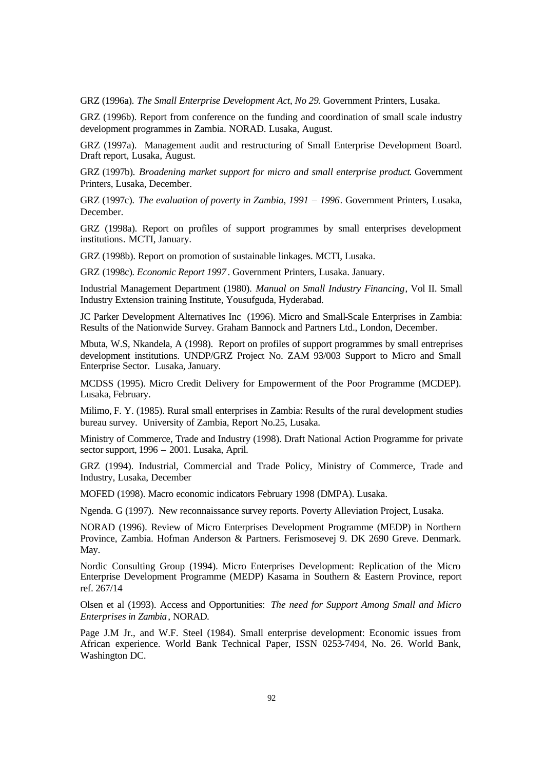GRZ (1996a). *The Small Enterprise Development Act, No 29*. Government Printers, Lusaka.

GRZ (1996b). Report from conference on the funding and coordination of small scale industry development programmes in Zambia. NORAD. Lusaka, August.

GRZ (1997a). Management audit and restructuring of Small Enterprise Development Board. Draft report, Lusaka, August.

GRZ (1997b). *Broadening market support for micro and small enterprise product*. Government Printers, Lusaka, December.

GRZ (1997c). *The evaluation of poverty in Zambia, 1991 – 1996*. Government Printers, Lusaka, December.

GRZ (1998a). Report on profiles of support programmes by small enterprises development institutions. MCTI, January.

GRZ (1998b). Report on promotion of sustainable linkages. MCTI, Lusaka.

GRZ (1998c). *Economic Report 1997*. Government Printers, Lusaka. January.

Industrial Management Department (1980). *Manual on Small Industry Financing*, Vol II. Small Industry Extension training Institute, Yousufguda, Hyderabad.

JC Parker Development Alternatives Inc (1996). Micro and Small-Scale Enterprises in Zambia: Results of the Nationwide Survey. Graham Bannock and Partners Ltd., London, December.

Mbuta, W.S, Nkandela, A (1998). Report on profiles of support programmes by small entreprises development institutions. UNDP/GRZ Project No. ZAM 93/003 Support to Micro and Small Enterprise Sector. Lusaka, January.

MCDSS (1995). Micro Credit Delivery for Empowerment of the Poor Programme (MCDEP). Lusaka, February.

Milimo, F. Y. (1985). Rural small enterprises in Zambia: Results of the rural development studies bureau survey. University of Zambia, Report No.25, Lusaka.

Ministry of Commerce, Trade and Industry (1998). Draft National Action Programme for private sector support, 1996 – 2001. Lusaka, April.

GRZ (1994). Industrial, Commercial and Trade Policy, Ministry of Commerce, Trade and Industry, Lusaka, December

MOFED (1998). Macro economic indicators February 1998 (DMPA). Lusaka.

Ngenda. G (1997). New reconnaissance survey reports. Poverty Alleviation Project, Lusaka.

NORAD (1996). Review of Micro Enterprises Development Programme (MEDP) in Northern Province, Zambia. Hofman Anderson & Partners. Ferismosevej 9. DK 2690 Greve. Denmark. May.

Nordic Consulting Group (1994). Micro Enterprises Development: Replication of the Micro Enterprise Development Programme (MEDP) Kasama in Southern & Eastern Province, report ref. 267/14

Olsen et al (1993). Access and Opportunities: *The need for Support Among Small and Micro Enterprises in Zambia*, NORAD.

Page J.M Jr., and W.F. Steel (1984). Small enterprise development: Economic issues from African experience. World Bank Technical Paper, ISSN 0253-7494, No. 26. World Bank, Washington DC.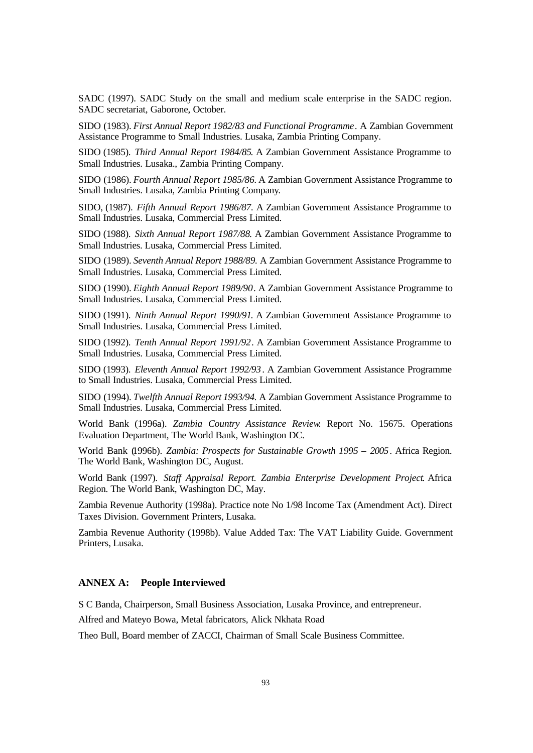SADC (1997). SADC Study on the small and medium scale enterprise in the SADC region. SADC secretariat, Gaborone, October.

SIDO (1983). *First Annual Report 1982/83 and Functional Programme*. A Zambian Government Assistance Programme to Small Industries. Lusaka, Zambia Printing Company.

SIDO (1985). *Third Annual Report 1984/85*. A Zambian Government Assistance Programme to Small Industries. Lusaka., Zambia Printing Company.

SIDO (1986). *Fourth Annual Report 1985/86*. A Zambian Government Assistance Programme to Small Industries. Lusaka, Zambia Printing Company.

SIDO, (1987). *Fifth Annual Report 1986/87*. A Zambian Government Assistance Programme to Small Industries. Lusaka, Commercial Press Limited.

SIDO (1988). *Sixth Annual Report 1987/88*. A Zambian Government Assistance Programme to Small Industries. Lusaka, Commercial Press Limited.

SIDO (1989). *Seventh Annual Report 1988/89*. A Zambian Government Assistance Programme to Small Industries. Lusaka, Commercial Press Limited.

SIDO (1990). *Eighth Annual Report 1989/90*. A Zambian Government Assistance Programme to Small Industries. Lusaka, Commercial Press Limited.

SIDO (1991). *Ninth Annual Report 1990/91*. A Zambian Government Assistance Programme to Small Industries. Lusaka, Commercial Press Limited.

SIDO (1992). *Tenth Annual Report 1991/92*. A Zambian Government Assistance Programme to Small Industries. Lusaka, Commercial Press Limited.

SIDO (1993). *Eleventh Annual Report 1992/93*. A Zambian Government Assistance Programme to Small Industries. Lusaka, Commercial Press Limited.

SIDO (1994). *Twelfth Annual Report 1993/94*. A Zambian Government Assistance Programme to Small Industries. Lusaka, Commercial Press Limited.

World Bank (1996a). *Zambia Country Assistance Review*. Report No. 15675. Operations Evaluation Department, The World Bank, Washington DC.

World Bank (1996b). *Zambia: Prospects for Sustainable Growth 1995 – 2005*. Africa Region. The World Bank, Washington DC, August.

World Bank (1997). *Staff Appraisal Report. Zambia Enterprise Development Project*. Africa Region. The World Bank, Washington DC, May.

Zambia Revenue Authority (1998a). Practice note No 1/98 Income Tax (Amendment Act). Direct Taxes Division. Government Printers, Lusaka.

Zambia Revenue Authority (1998b). Value Added Tax: The VAT Liability Guide. Government Printers, Lusaka.

## ANNEX A: People Interviewed

S C Banda, Chairperson, Small Business Association, Lusaka Province, and entrepreneur.

Alfred and Mateyo Bowa, Metal fabricators, Alick Nkhata Road

Theo Bull, Board member of ZACCI, Chairman of Small Scale Business Committee.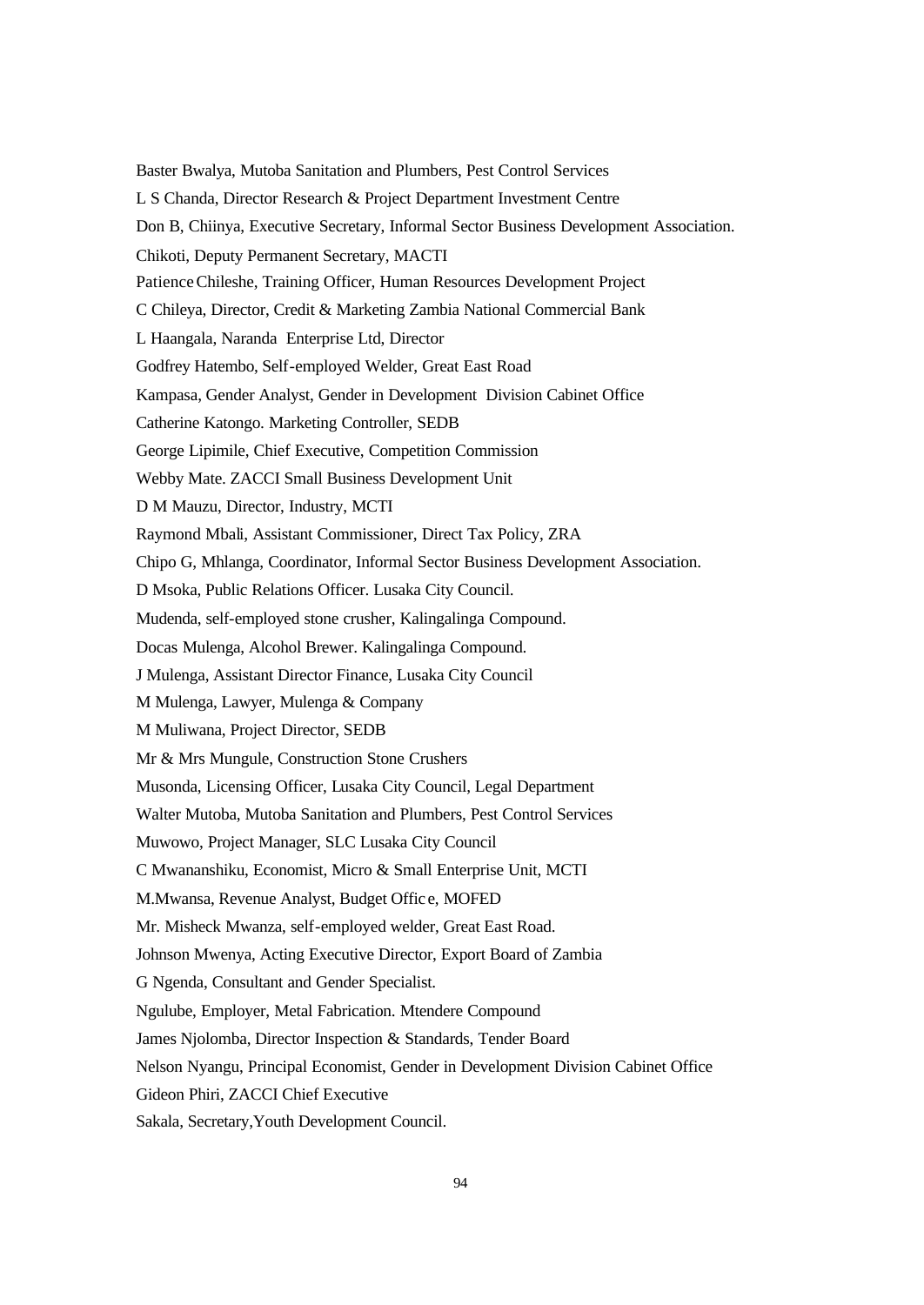Baster Bwalya, Mutoba Sanitation and Plumbers, Pest Control Services

L S Chanda, Director Research & Project Department Investment Centre

Don B, Chiinya, Executive Secretary, Informal Sector Business Development Association.

Chikoti, Deputy Permanent Secretary, MACTI

Patience Chileshe, Training Officer, Human Resources Development Project

C Chileya, Director, Credit & Marketing Zambia National Commercial Bank

L Haangala, Naranda Enterprise Ltd, Director

Godfrey Hatembo, Self-employed Welder, Great East Road

Kampasa, Gender Analyst, Gender in Development Division Cabinet Office

Catherine Katongo. Marketing Controller, SEDB

George Lipimile, Chief Executive, Competition Commission

Webby Mate. ZACCI Small Business Development Unit

D M Mauzu, Director, Industry, MCTI

Raymond Mbali, Assistant Commissioner, Direct Tax Policy, ZRA

Chipo G, Mhlanga, Coordinator, Informal Sector Business Development Association.

D Msoka, Public Relations Officer. Lusaka City Council.

Mudenda, self-employed stone crusher, Kalingalinga Compound.

Docas Mulenga, Alcohol Brewer. Kalingalinga Compound.

J Mulenga, Assistant Director Finance, Lusaka City Council

M Mulenga, Lawyer, Mulenga & Company

M Muliwana, Project Director, SEDB

Mr & Mrs Mungule, Construction Stone Crushers

Musonda, Licensing Officer, Lusaka City Council, Legal Department

Walter Mutoba, Mutoba Sanitation and Plumbers, Pest Control Services

Muwowo, Project Manager, SLC Lusaka City Council

C Mwananshiku, Economist, Micro & Small Enterprise Unit, MCTI

M.Mwansa, Revenue Analyst, Budget Office, MOFED

Mr. Misheck Mwanza, self-employed welder, Great East Road.

Johnson Mwenya, Acting Executive Director, Export Board of Zambia

G Ngenda, Consultant and Gender Specialist.

Ngulube, Employer, Metal Fabrication. Mtendere Compound

James Njolomba, Director Inspection & Standards, Tender Board

Nelson Nyangu, Principal Economist, Gender in Development Division Cabinet Office

Gideon Phiri, ZACCI Chief Executive

Sakala, Secretary,Youth Development Council.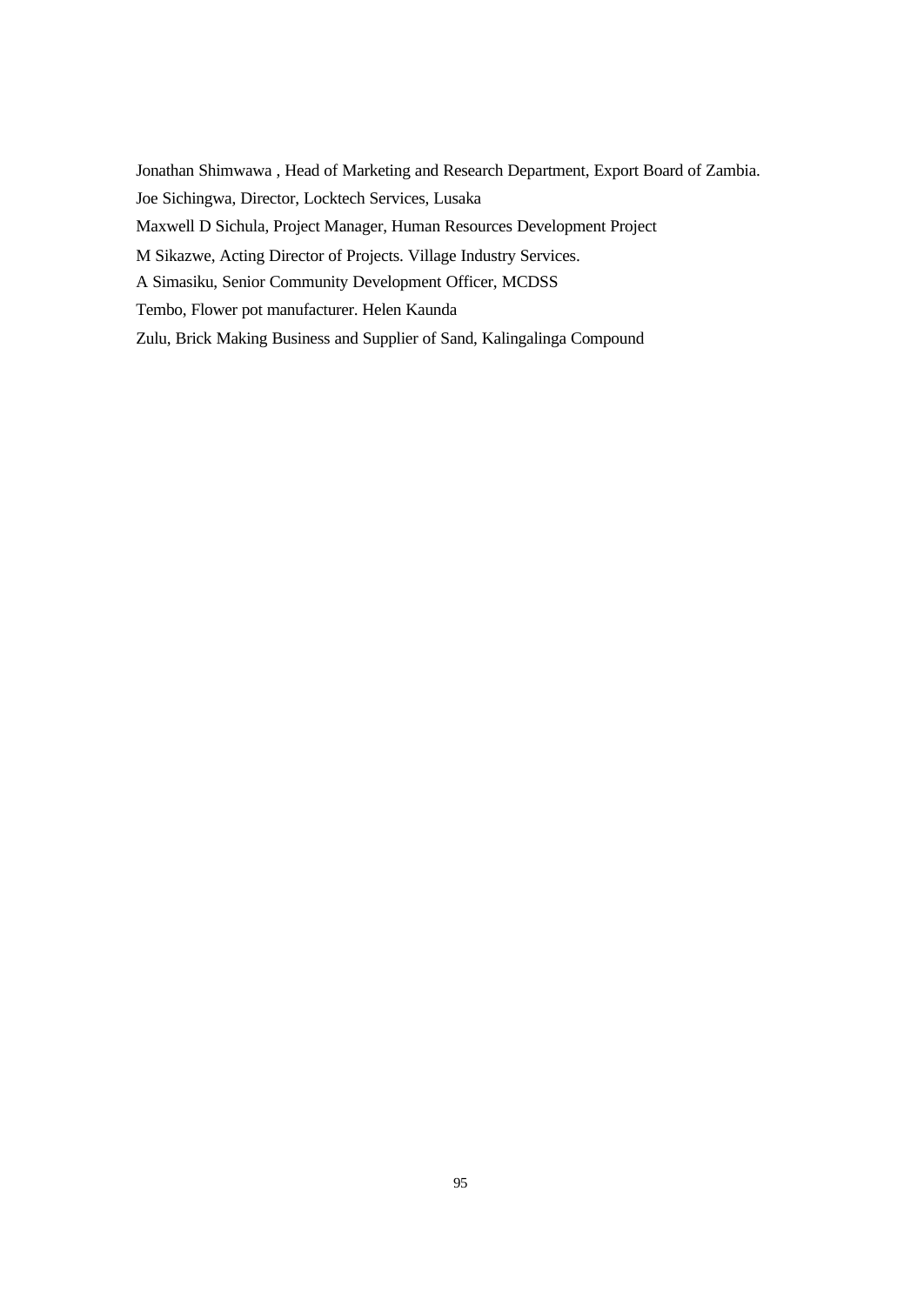Jonathan Shimwawa , Head of Marketing and Research Department, Export Board of Zambia.

Joe Sichingwa, Director, Locktech Services, Lusaka

Maxwell D Sichula, Project Manager, Human Resources Development Project

M Sikazwe, Acting Director of Projects. Village Industry Services.

A Simasiku, Senior Community Development Officer, MCDSS

Tembo, Flower pot manufacturer. Helen Kaunda

Zulu, Brick Making Business and Supplier of Sand, Kalingalinga Compound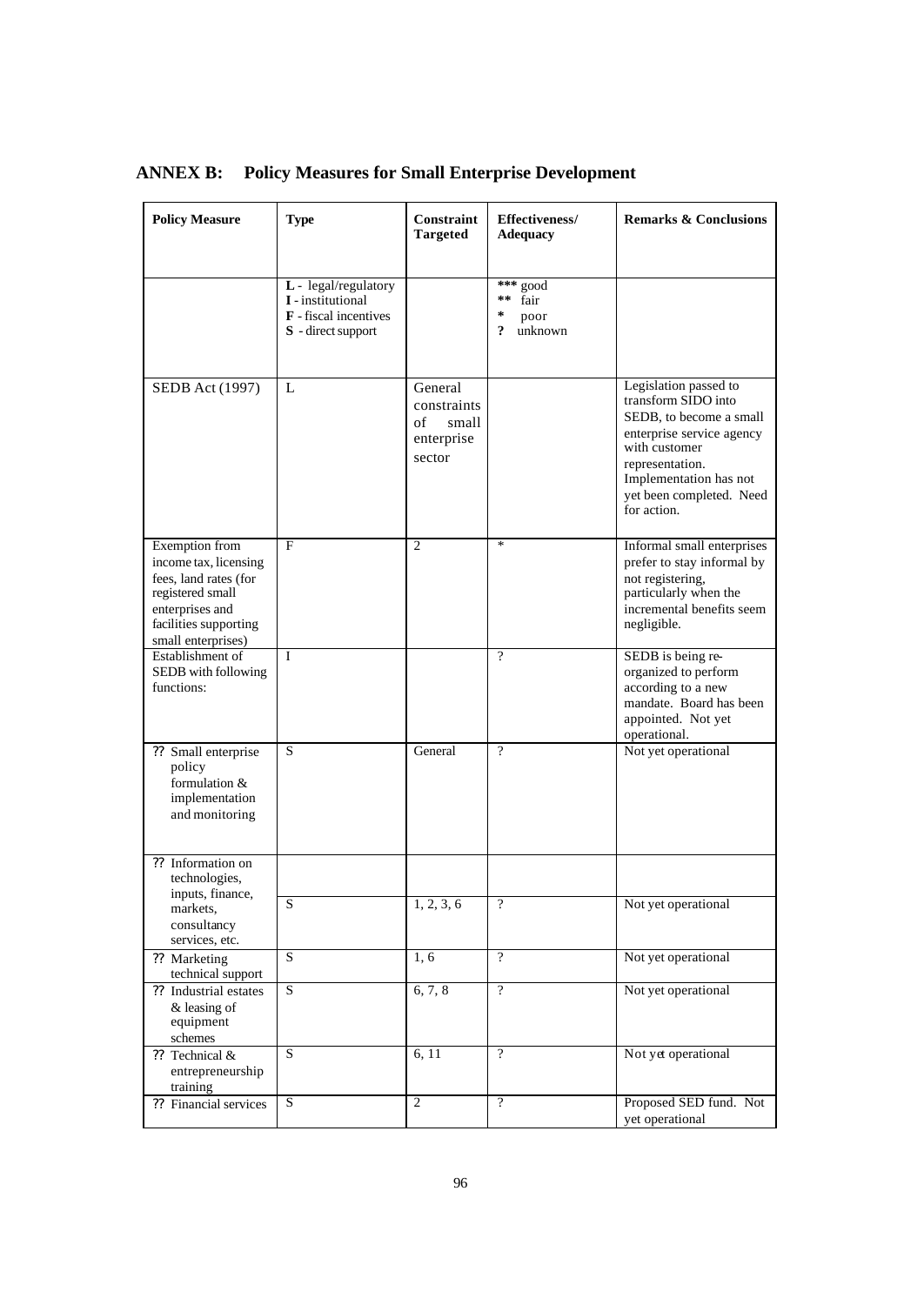## ANNEX B: Policy Measures for Small Enterprise Development

| Policy Measure | Type | Constraint Targeted | Effectiveness/ Adequacy | Remarks & Conclusions |
|---|---|---|---|---|
| | L - legal/regulatory<br>I - institutional<br>F - fiscal incentives<br>S - direct support | | *** good<br>** fair<br>* poor<br>? unknown | |
| SEDB Act (1997) | L | General constraints of small enterprise sector | | Legislation passed to transform SIDO into SEDB, to become a small enterprise service agency with customer representation. Implementation has not yet been completed. Need for action. |
| Exemption from income tax, licensing fees, land rates (for registered small enterprises and facilities supporting small enterprises) | F | 2 | * | Informal small enterprises prefer to stay informal by not registering, particularly when the incremental benefits seem negligible. |
| Establishment of SEDB with following functions: | I | | ? | SEDB is being re-organized to perform according to a new mandate. Board has been appointed. Not yet operational. |
| ?? Small enterprise policy formulation & implementation and monitoring | S | General | ? | Not yet operational |
| ?? Information on technologies, inputs, finance, markets, consultancy services, etc. | S | 1, 2, 3, 6 | ? | Not yet operational |
| ?? Marketing technical support | S | 1, 6 | ? | Not yet operational |
| ?? Industrial estates & leasing of equipment schemes | S | 6, 7, 8 | ? | Not yet operational |
| ?? Technical & entrepreneurship training | S | 6, 11 | ? | Not yet operational |
| ?? Financial services | S | 2 | ? | Proposed SED fund. Not yet operational |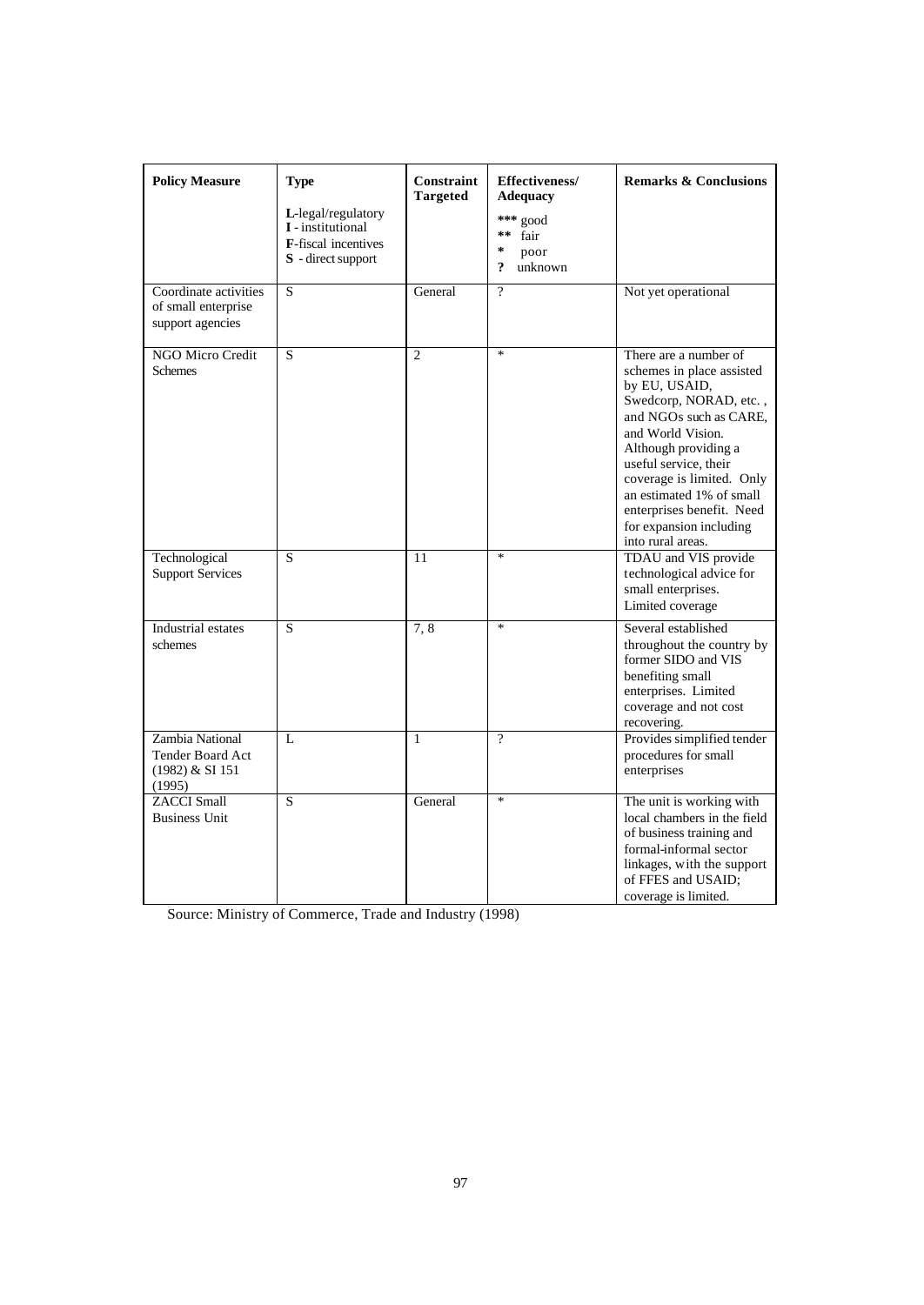| **Policy Measure** | **Type**<br>**L**-legal/regulatory<br>**I** - institutional<br>**F**-fiscal incentives<br>**S** - direct support | **Constraint Targeted** | **Effectiveness/ Adequacy**<br>*** good<br>** fair<br>* poor<br>? unknown | **Remarks & Conclusions** |
|---|---|---|---|---|
| Coordinate activities of small enterprise support agencies | S | General | ? | Not yet operational |
| NGO Micro Credit Schemes | S | 2 | * | There are a number of schemes in place assisted by EU, USAID, Swedcorp, NORAD, etc. , and NGOs such as CARE, and World Vision. Although providing a useful service, their coverage is limited. Only an estimated 1% of small enterprises benefit. Need for expansion including into rural areas. |
| Technological Support Services | S | 11 | * | TDAU and VIS provide technological advice for small enterprises. Limited coverage |
| Industrial estates schemes | S | 7, 8 | * | Several established throughout the country by former SIDO and VIS benefiting small enterprises. Limited coverage and not cost recovering. |
| Zambia National Tender Board Act (1982) & SI 151 (1995) | L | 1 | ? | Provides simplified tender procedures for small enterprises |
| ZACCI Small Business Unit | S | General | * | The unit is working with local chambers in the field of business training and formal-informal sector linkages, with the support of FFES and USAID; coverage is limited. |

Source: Ministry of Commerce, Trade and Industry (1998)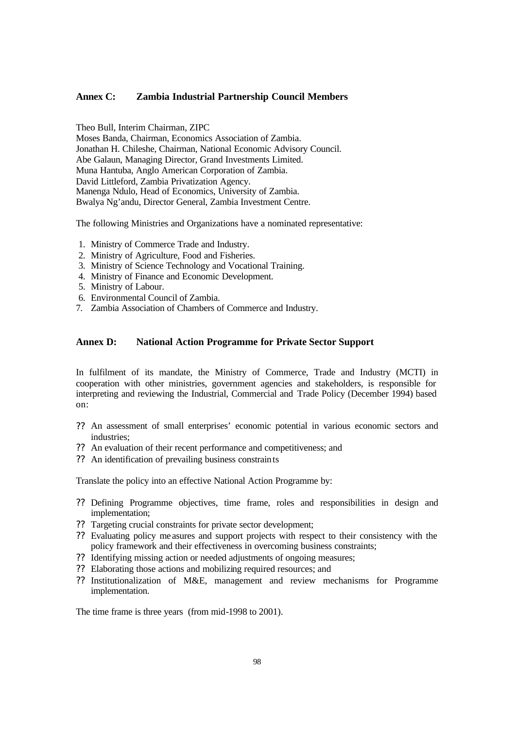## Annex C: Zambia Industrial Partnership Council Members

Theo Bull, Interim Chairman, ZIPC
Moses Banda, Chairman, Economics Association of Zambia.
Jonathan H. Chileshe, Chairman, National Economic Advisory Council.
Abe Galaun, Managing Director, Grand Investments Limited.
Muna Hantuba, Anglo American Corporation of Zambia.
David Littleford, Zambia Privatization Agency.
Manenga Ndulo, Head of Economics, University of Zambia.
Bwalya Ng'andu, Director General, Zambia Investment Centre.

The following Ministries and Organizations have a nominated representative:

1. Ministry of Commerce Trade and Industry.
2. Ministry of Agriculture, Food and Fisheries.
3. Ministry of Science Technology and Vocational Training.
4. Ministry of Finance and Economic Development.
5. Ministry of Labour.
6. Environmental Council of Zambia.
7. Zambia Association of Chambers of Commerce and Industry.

## Annex D: National Action Programme for Private Sector Support

In fulfilment of its mandate, the Ministry of Commerce, Trade and Industry (MCTI) in cooperation with other ministries, government agencies and stakeholders, is responsible for interpreting and reviewing the Industrial, Commercial and Trade Policy (December 1994) based on:

- An assessment of small enterprises' economic potential in various economic sectors and industries;
- An evaluation of their recent performance and competitiveness; and
- An identification of prevailing business constraints

Translate the policy into an effective National Action Programme by:

- Defining Programme objectives, time frame, roles and responsibilities in design and implementation;
- Targeting crucial constraints for private sector development;
- Evaluating policy measures and support projects with respect to their consistency with the policy framework and their effectiveness in overcoming business constraints;
- Identifying missing action or needed adjustments of ongoing measures;
- Elaborating those actions and mobilizing required resources; and
- Institutionalization of M&E, management and review mechanisms for Programme implementation.

The time frame is three years (from mid-1998 to 2001).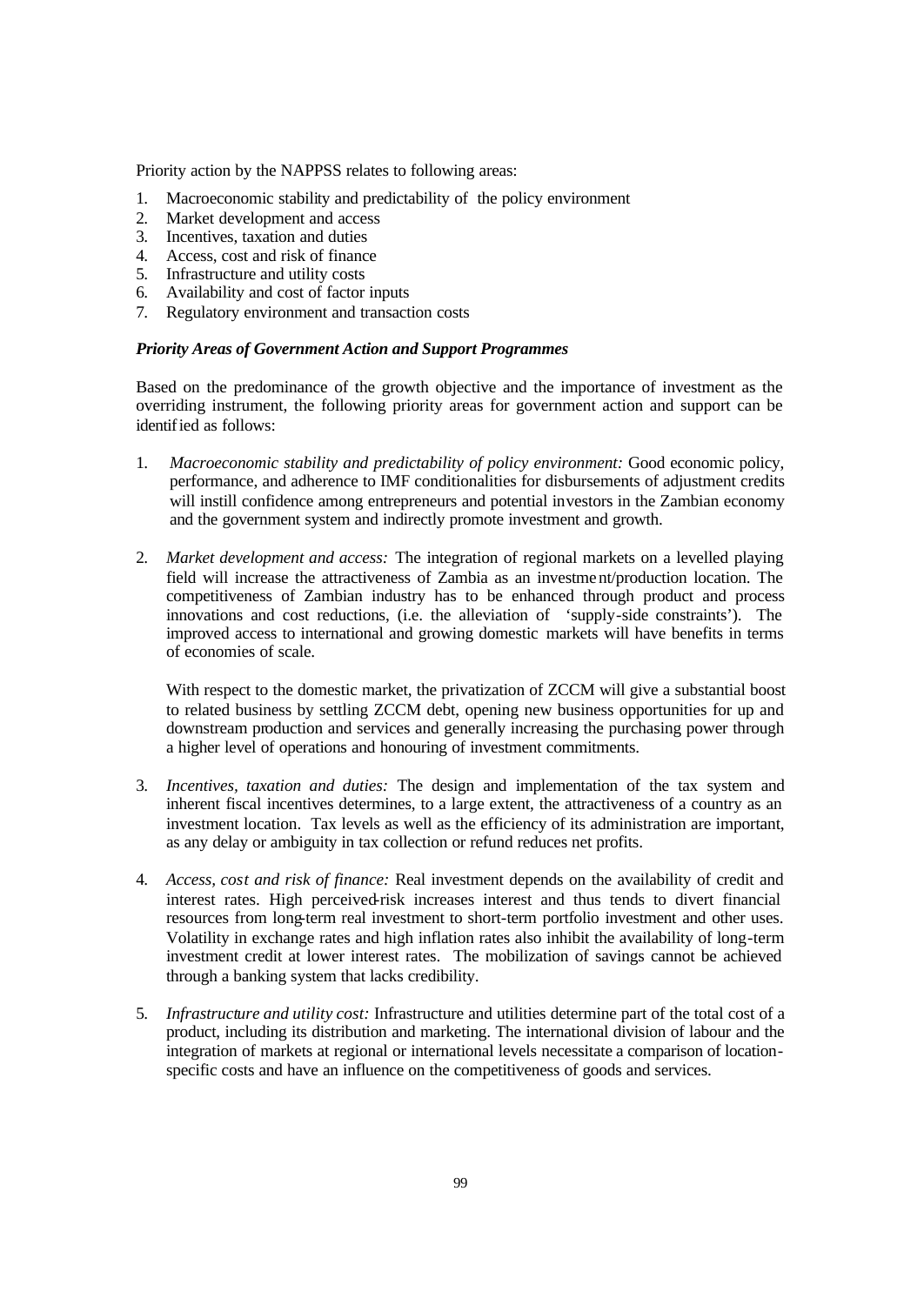Priority action by the NAPPSS relates to following areas:

1. Macroeconomic stability and predictability of the policy environment
2. Market development and access
3. Incentives, taxation and duties
4. Access, cost and risk of finance
5. Infrastructure and utility costs
6. Availability and cost of factor inputs
7. Regulatory environment and transaction costs

***Priority Areas of Government Action and Support Programmes***

Based on the predominance of the growth objective and the importance of investment as the overriding instrument, the following priority areas for government action and support can be identified as follows:

1. *Macroeconomic stability and predictability of policy environment:* Good economic policy, performance, and adherence to IMF conditionalities for disbursements of adjustment credits will instill confidence among entrepreneurs and potential investors in the Zambian economy and the government system and indirectly promote investment and growth.

2. *Market development and access:* The integration of regional markets on a levelled playing field will increase the attractiveness of Zambia as an investment/production location. The competitiveness of Zambian industry has to be enhanced through product and process innovations and cost reductions, (i.e. the alleviation of 'supply-side constraints'). The improved access to international and growing domestic markets will have benefits in terms of economies of scale.

   With respect to the domestic market, the privatization of ZCCM will give a substantial boost to related business by settling ZCCM debt, opening new business opportunities for up and downstream production and services and generally increasing the purchasing power through a higher level of operations and honouring of investment commitments.

3. *Incentives, taxation and duties:* The design and implementation of the tax system and inherent fiscal incentives determines, to a large extent, the attractiveness of a country as an investment location. Tax levels as well as the efficiency of its administration are important, as any delay or ambiguity in tax collection or refund reduces net profits.

4. *Access, cost and risk of finance:* Real investment depends on the availability of credit and interest rates. High perceived-risk increases interest and thus tends to divert financial resources from long-term real investment to short-term portfolio investment and other uses. Volatility in exchange rates and high inflation rates also inhibit the availability of long-term investment credit at lower interest rates. The mobilization of savings cannot be achieved through a banking system that lacks credibility.

5. *Infrastructure and utility cost:* Infrastructure and utilities determine part of the total cost of a product, including its distribution and marketing. The international division of labour and the integration of markets at regional or international levels necessitate a comparison of location-specific costs and have an influence on the competitiveness of goods and services.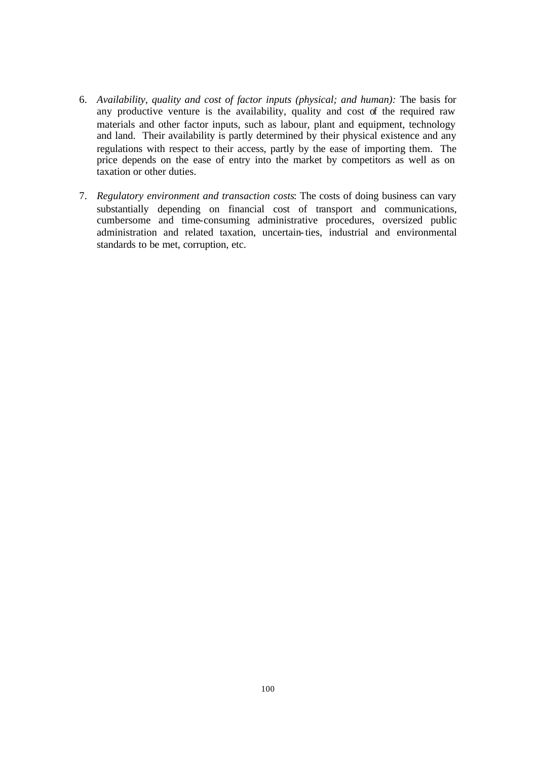6. *Availability, quality and cost of factor inputs (physical; and human):* The basis for any productive venture is the availability, quality and cost of the required raw materials and other factor inputs, such as labour, plant and equipment, technology and land. Their availability is partly determined by their physical existence and any regulations with respect to their access, partly by the ease of importing them. The price depends on the ease of entry into the market by competitors as well as on taxation or other duties.

7. *Regulatory environment and transaction costs*: The costs of doing business can vary substantially depending on financial cost of transport and communications, cumbersome and time-consuming administrative procedures, oversized public administration and related taxation, uncertain-ties, industrial and environmental standards to be met, corruption, etc.